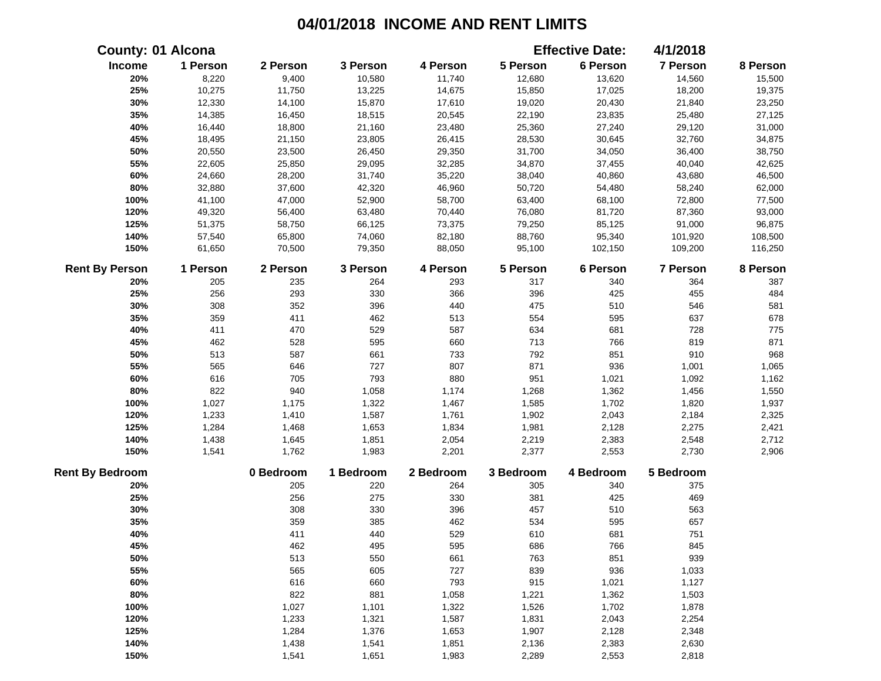# 04/01/2018 INCOME AND RENT LIMITS

**County: 01 Alcona** **Effective Date: 4/1/2018**

| Income | 1 Person | 2 Person | 3 Person | 4 Person | 5 Person | 6 Person | 7 Person | 8 Person |
|---|---|---|---|---|---|---|---|---|
| 20% | 8,220 | 9,400 | 10,580 | 11,740 | 12,680 | 13,620 | 14,560 | 15,500 |
| 25% | 10,275 | 11,750 | 13,225 | 14,675 | 15,850 | 17,025 | 18,200 | 19,375 |
| 30% | 12,330 | 14,100 | 15,870 | 17,610 | 19,020 | 20,430 | 21,840 | 23,250 |
| 35% | 14,385 | 16,450 | 18,515 | 20,545 | 22,190 | 23,835 | 25,480 | 27,125 |
| 40% | 16,440 | 18,800 | 21,160 | 23,480 | 25,360 | 27,240 | 29,120 | 31,000 |
| 45% | 18,495 | 21,150 | 23,805 | 26,415 | 28,530 | 30,645 | 32,760 | 34,875 |
| 50% | 20,550 | 23,500 | 26,450 | 29,350 | 31,700 | 34,050 | 36,400 | 38,750 |
| 55% | 22,605 | 25,850 | 29,095 | 32,285 | 34,870 | 37,455 | 40,040 | 42,625 |
| 60% | 24,660 | 28,200 | 31,740 | 35,220 | 38,040 | 40,860 | 43,680 | 46,500 |
| 80% | 32,880 | 37,600 | 42,320 | 46,960 | 50,720 | 54,480 | 58,240 | 62,000 |
| 100% | 41,100 | 47,000 | 52,900 | 58,700 | 63,400 | 68,100 | 72,800 | 77,500 |
| 120% | 49,320 | 56,400 | 63,480 | 70,440 | 76,080 | 81,720 | 87,360 | 93,000 |
| 125% | 51,375 | 58,750 | 66,125 | 73,375 | 79,250 | 85,125 | 91,000 | 96,875 |
| 140% | 57,540 | 65,800 | 74,060 | 82,180 | 88,760 | 95,340 | 101,920 | 108,500 |
| 150% | 61,650 | 70,500 | 79,350 | 88,050 | 95,100 | 102,150 | 109,200 | 116,250 |

| Rent By Person | 1 Person | 2 Person | 3 Person | 4 Person | 5 Person | 6 Person | 7 Person | 8 Person |
|---|---|---|---|---|---|---|---|---|
| 20% | 205 | 235 | 264 | 293 | 317 | 340 | 364 | 387 |
| 25% | 256 | 293 | 330 | 366 | 396 | 425 | 455 | 484 |
| 30% | 308 | 352 | 396 | 440 | 475 | 510 | 546 | 581 |
| 35% | 359 | 411 | 462 | 513 | 554 | 595 | 637 | 678 |
| 40% | 411 | 470 | 529 | 587 | 634 | 681 | 728 | 775 |
| 45% | 462 | 528 | 595 | 660 | 713 | 766 | 819 | 871 |
| 50% | 513 | 587 | 661 | 733 | 792 | 851 | 910 | 968 |
| 55% | 565 | 646 | 727 | 807 | 871 | 936 | 1,001 | 1,065 |
| 60% | 616 | 705 | 793 | 880 | 951 | 1,021 | 1,092 | 1,162 |
| 80% | 822 | 940 | 1,058 | 1,174 | 1,268 | 1,362 | 1,456 | 1,550 |
| 100% | 1,027 | 1,175 | 1,322 | 1,467 | 1,585 | 1,702 | 1,820 | 1,937 |
| 120% | 1,233 | 1,410 | 1,587 | 1,761 | 1,902 | 2,043 | 2,184 | 2,325 |
| 125% | 1,284 | 1,468 | 1,653 | 1,834 | 1,981 | 2,128 | 2,275 | 2,421 |
| 140% | 1,438 | 1,645 | 1,851 | 2,054 | 2,219 | 2,383 | 2,548 | 2,712 |
| 150% | 1,541 | 1,762 | 1,983 | 2,201 | 2,377 | 2,553 | 2,730 | 2,906 |

| Rent By Bedroom | 0 Bedroom | 1 Bedroom | 2 Bedroom | 3 Bedroom | 4 Bedroom | 5 Bedroom |
|---|---|---|---|---|---|---|
| 20% | 205 | 220 | 264 | 305 | 340 | 375 |
| 25% | 256 | 275 | 330 | 381 | 425 | 469 |
| 30% | 308 | 330 | 396 | 457 | 510 | 563 |
| 35% | 359 | 385 | 462 | 534 | 595 | 657 |
| 40% | 411 | 440 | 529 | 610 | 681 | 751 |
| 45% | 462 | 495 | 595 | 686 | 766 | 845 |
| 50% | 513 | 550 | 661 | 763 | 851 | 939 |
| 55% | 565 | 605 | 727 | 839 | 936 | 1,033 |
| 60% | 616 | 660 | 793 | 915 | 1,021 | 1,127 |
| 80% | 822 | 881 | 1,058 | 1,221 | 1,362 | 1,503 |
| 100% | 1,027 | 1,101 | 1,322 | 1,526 | 1,702 | 1,878 |
| 120% | 1,233 | 1,321 | 1,587 | 1,831 | 2,043 | 2,254 |
| 125% | 1,284 | 1,376 | 1,653 | 1,907 | 2,128 | 2,348 |
| 140% | 1,438 | 1,541 | 1,851 | 2,136 | 2,383 | 2,630 |
| 150% | 1,541 | 1,651 | 1,983 | 2,289 | 2,553 | 2,818 |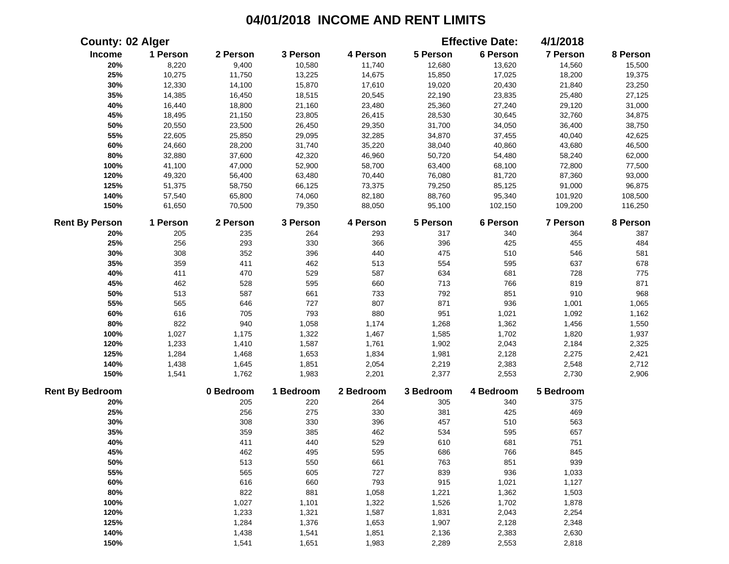# 04/01/2018 INCOME AND RENT LIMITS

**County: 02 Alger** **Effective Date: 4/1/2018**

| Income | 1 Person | 2 Person | 3 Person | 4 Person | 5 Person | 6 Person | 7 Person | 8 Person |
|---|---|---|---|---|---|---|---|---|
| 20% | 8,220 | 9,400 | 10,580 | 11,740 | 12,680 | 13,620 | 14,560 | 15,500 |
| 25% | 10,275 | 11,750 | 13,225 | 14,675 | 15,850 | 17,025 | 18,200 | 19,375 |
| 30% | 12,330 | 14,100 | 15,870 | 17,610 | 19,020 | 20,430 | 21,840 | 23,250 |
| 35% | 14,385 | 16,450 | 18,515 | 20,545 | 22,190 | 23,835 | 25,480 | 27,125 |
| 40% | 16,440 | 18,800 | 21,160 | 23,480 | 25,360 | 27,240 | 29,120 | 31,000 |
| 45% | 18,495 | 21,150 | 23,805 | 26,415 | 28,530 | 30,645 | 32,760 | 34,875 |
| 50% | 20,550 | 23,500 | 26,450 | 29,350 | 31,700 | 34,050 | 36,400 | 38,750 |
| 55% | 22,605 | 25,850 | 29,095 | 32,285 | 34,870 | 37,455 | 40,040 | 42,625 |
| 60% | 24,660 | 28,200 | 31,740 | 35,220 | 38,040 | 40,860 | 43,680 | 46,500 |
| 80% | 32,880 | 37,600 | 42,320 | 46,960 | 50,720 | 54,480 | 58,240 | 62,000 |
| 100% | 41,100 | 47,000 | 52,900 | 58,700 | 63,400 | 68,100 | 72,800 | 77,500 |
| 120% | 49,320 | 56,400 | 63,480 | 70,440 | 76,080 | 81,720 | 87,360 | 93,000 |
| 125% | 51,375 | 58,750 | 66,125 | 73,375 | 79,250 | 85,125 | 91,000 | 96,875 |
| 140% | 57,540 | 65,800 | 74,060 | 82,180 | 88,760 | 95,340 | 101,920 | 108,500 |
| 150% | 61,650 | 70,500 | 79,350 | 88,050 | 95,100 | 102,150 | 109,200 | 116,250 |

| Rent By Person | 1 Person | 2 Person | 3 Person | 4 Person | 5 Person | 6 Person | 7 Person | 8 Person |
|---|---|---|---|---|---|---|---|---|
| 20% | 205 | 235 | 264 | 293 | 317 | 340 | 364 | 387 |
| 25% | 256 | 293 | 330 | 366 | 396 | 425 | 455 | 484 |
| 30% | 308 | 352 | 396 | 440 | 475 | 510 | 546 | 581 |
| 35% | 359 | 411 | 462 | 513 | 554 | 595 | 637 | 678 |
| 40% | 411 | 470 | 529 | 587 | 634 | 681 | 728 | 775 |
| 45% | 462 | 528 | 595 | 660 | 713 | 766 | 819 | 871 |
| 50% | 513 | 587 | 661 | 733 | 792 | 851 | 910 | 968 |
| 55% | 565 | 646 | 727 | 807 | 871 | 936 | 1,001 | 1,065 |
| 60% | 616 | 705 | 793 | 880 | 951 | 1,021 | 1,092 | 1,162 |
| 80% | 822 | 940 | 1,058 | 1,174 | 1,268 | 1,362 | 1,456 | 1,550 |
| 100% | 1,027 | 1,175 | 1,322 | 1,467 | 1,585 | 1,702 | 1,820 | 1,937 |
| 120% | 1,233 | 1,410 | 1,587 | 1,761 | 1,902 | 2,043 | 2,184 | 2,325 |
| 125% | 1,284 | 1,468 | 1,653 | 1,834 | 1,981 | 2,128 | 2,275 | 2,421 |
| 140% | 1,438 | 1,645 | 1,851 | 2,054 | 2,219 | 2,383 | 2,548 | 2,712 |
| 150% | 1,541 | 1,762 | 1,983 | 2,201 | 2,377 | 2,553 | 2,730 | 2,906 |

| Rent By Bedroom | 0 Bedroom | 1 Bedroom | 2 Bedroom | 3 Bedroom | 4 Bedroom | 5 Bedroom |
|---|---|---|---|---|---|---|
| 20% | 205 | 220 | 264 | 305 | 340 | 375 |
| 25% | 256 | 275 | 330 | 381 | 425 | 469 |
| 30% | 308 | 330 | 396 | 457 | 510 | 563 |
| 35% | 359 | 385 | 462 | 534 | 595 | 657 |
| 40% | 411 | 440 | 529 | 610 | 681 | 751 |
| 45% | 462 | 495 | 595 | 686 | 766 | 845 |
| 50% | 513 | 550 | 661 | 763 | 851 | 939 |
| 55% | 565 | 605 | 727 | 839 | 936 | 1,033 |
| 60% | 616 | 660 | 793 | 915 | 1,021 | 1,127 |
| 80% | 822 | 881 | 1,058 | 1,221 | 1,362 | 1,503 |
| 100% | 1,027 | 1,101 | 1,322 | 1,526 | 1,702 | 1,878 |
| 120% | 1,233 | 1,321 | 1,587 | 1,831 | 2,043 | 2,254 |
| 125% | 1,284 | 1,376 | 1,653 | 1,907 | 2,128 | 2,348 |
| 140% | 1,438 | 1,541 | 1,851 | 2,136 | 2,383 | 2,630 |
| 150% | 1,541 | 1,651 | 1,983 | 2,289 | 2,553 | 2,818 |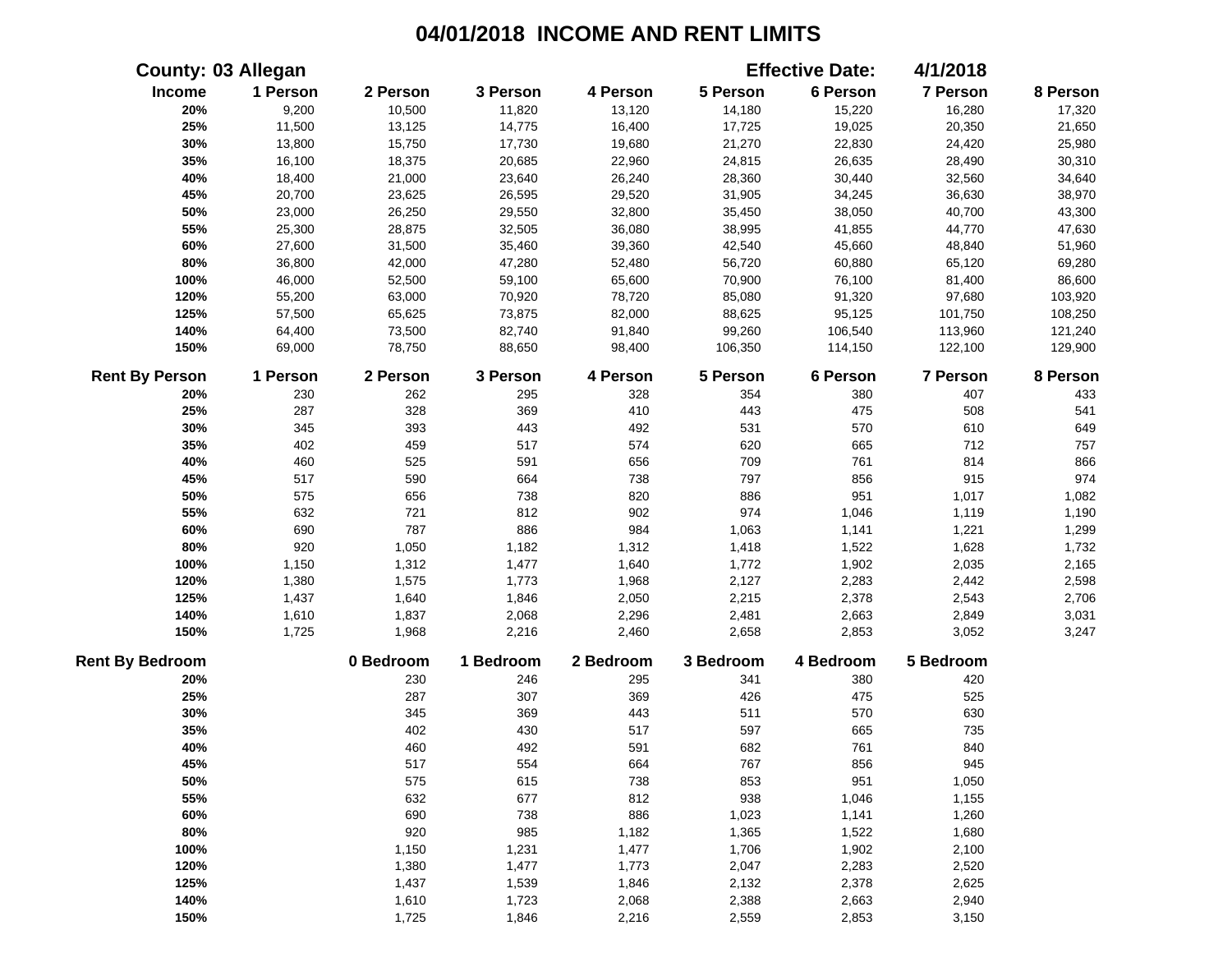# 04/01/2018 INCOME AND RENT LIMITS

**County: 03 Allegan** | **Effective Date: 4/1/2018**

| Income | 1 Person | 2 Person | 3 Person | 4 Person | 5 Person | 6 Person | 7 Person | 8 Person |
|---|---|---|---|---|---|---|---|---|
| 20% | 9,200 | 10,500 | 11,820 | 13,120 | 14,180 | 15,220 | 16,280 | 17,320 |
| 25% | 11,500 | 13,125 | 14,775 | 16,400 | 17,725 | 19,025 | 20,350 | 21,650 |
| 30% | 13,800 | 15,750 | 17,730 | 19,680 | 21,270 | 22,830 | 24,420 | 25,980 |
| 35% | 16,100 | 18,375 | 20,685 | 22,960 | 24,815 | 26,635 | 28,490 | 30,310 |
| 40% | 18,400 | 21,000 | 23,640 | 26,240 | 28,360 | 30,440 | 32,560 | 34,640 |
| 45% | 20,700 | 23,625 | 26,595 | 29,520 | 31,905 | 34,245 | 36,630 | 38,970 |
| 50% | 23,000 | 26,250 | 29,550 | 32,800 | 35,450 | 38,050 | 40,700 | 43,300 |
| 55% | 25,300 | 28,875 | 32,505 | 36,080 | 38,995 | 41,855 | 44,770 | 47,630 |
| 60% | 27,600 | 31,500 | 35,460 | 39,360 | 42,540 | 45,660 | 48,840 | 51,960 |
| 80% | 36,800 | 42,000 | 47,280 | 52,480 | 56,720 | 60,880 | 65,120 | 69,280 |
| 100% | 46,000 | 52,500 | 59,100 | 65,600 | 70,900 | 76,100 | 81,400 | 86,600 |
| 120% | 55,200 | 63,000 | 70,920 | 78,720 | 85,080 | 91,320 | 97,680 | 103,920 |
| 125% | 57,500 | 65,625 | 73,875 | 82,000 | 88,625 | 95,125 | 101,750 | 108,250 |
| 140% | 64,400 | 73,500 | 82,740 | 91,840 | 99,260 | 106,540 | 113,960 | 121,240 |
| 150% | 69,000 | 78,750 | 88,650 | 98,400 | 106,350 | 114,150 | 122,100 | 129,900 |

| Rent By Person | 1 Person | 2 Person | 3 Person | 4 Person | 5 Person | 6 Person | 7 Person | 8 Person |
|---|---|---|---|---|---|---|---|---|
| 20% | 230 | 262 | 295 | 328 | 354 | 380 | 407 | 433 |
| 25% | 287 | 328 | 369 | 410 | 443 | 475 | 508 | 541 |
| 30% | 345 | 393 | 443 | 492 | 531 | 570 | 610 | 649 |
| 35% | 402 | 459 | 517 | 574 | 620 | 665 | 712 | 757 |
| 40% | 460 | 525 | 591 | 656 | 709 | 761 | 814 | 866 |
| 45% | 517 | 590 | 664 | 738 | 797 | 856 | 915 | 974 |
| 50% | 575 | 656 | 738 | 820 | 886 | 951 | 1,017 | 1,082 |
| 55% | 632 | 721 | 812 | 902 | 974 | 1,046 | 1,119 | 1,190 |
| 60% | 690 | 787 | 886 | 984 | 1,063 | 1,141 | 1,221 | 1,299 |
| 80% | 920 | 1,050 | 1,182 | 1,312 | 1,418 | 1,522 | 1,628 | 1,732 |
| 100% | 1,150 | 1,312 | 1,477 | 1,640 | 1,772 | 1,902 | 2,035 | 2,165 |
| 120% | 1,380 | 1,575 | 1,773 | 1,968 | 2,127 | 2,283 | 2,442 | 2,598 |
| 125% | 1,437 | 1,640 | 1,846 | 2,050 | 2,215 | 2,378 | 2,543 | 2,706 |
| 140% | 1,610 | 1,837 | 2,068 | 2,296 | 2,481 | 2,663 | 2,849 | 3,031 |
| 150% | 1,725 | 1,968 | 2,216 | 2,460 | 2,658 | 2,853 | 3,052 | 3,247 |

| Rent By Bedroom | 0 Bedroom | 1 Bedroom | 2 Bedroom | 3 Bedroom | 4 Bedroom | 5 Bedroom |
|---|---|---|---|---|---|---|
| 20% | 230 | 246 | 295 | 341 | 380 | 420 |
| 25% | 287 | 307 | 369 | 426 | 475 | 525 |
| 30% | 345 | 369 | 443 | 511 | 570 | 630 |
| 35% | 402 | 430 | 517 | 597 | 665 | 735 |
| 40% | 460 | 492 | 591 | 682 | 761 | 840 |
| 45% | 517 | 554 | 664 | 767 | 856 | 945 |
| 50% | 575 | 615 | 738 | 853 | 951 | 1,050 |
| 55% | 632 | 677 | 812 | 938 | 1,046 | 1,155 |
| 60% | 690 | 738 | 886 | 1,023 | 1,141 | 1,260 |
| 80% | 920 | 985 | 1,182 | 1,365 | 1,522 | 1,680 |
| 100% | 1,150 | 1,231 | 1,477 | 1,706 | 1,902 | 2,100 |
| 120% | 1,380 | 1,477 | 1,773 | 2,047 | 2,283 | 2,520 |
| 125% | 1,437 | 1,539 | 1,846 | 2,132 | 2,378 | 2,625 |
| 140% | 1,610 | 1,723 | 2,068 | 2,388 | 2,663 | 2,940 |
| 150% | 1,725 | 1,846 | 2,216 | 2,559 | 2,853 | 3,150 |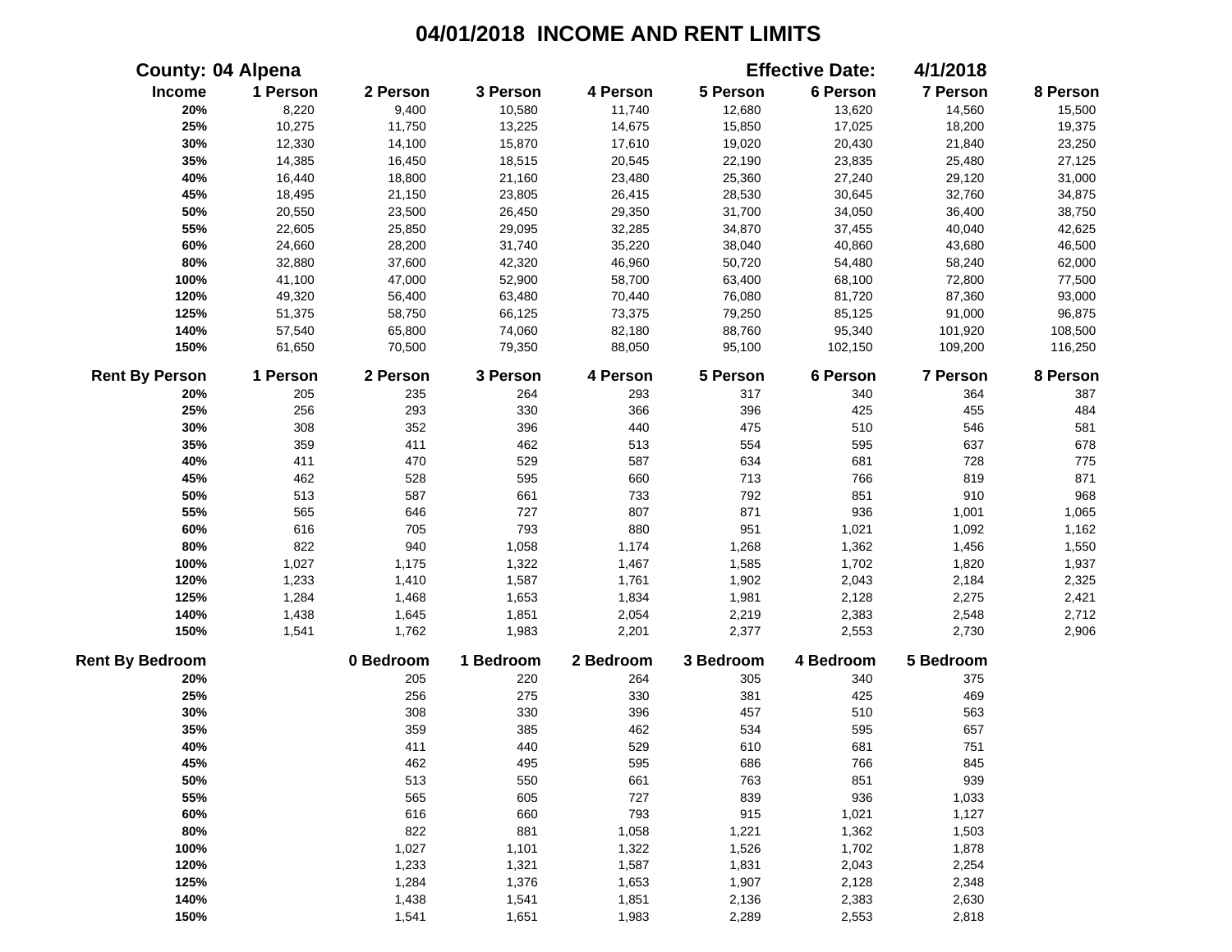# 04/01/2018 INCOME AND RENT LIMITS

**County: 04 Alpena** **Effective Date: 4/1/2018**

| Income | 1 Person | 2 Person | 3 Person | 4 Person | 5 Person | 6 Person | 7 Person | 8 Person |
|---|---|---|---|---|---|---|---|---|
| 20% | 8,220 | 9,400 | 10,580 | 11,740 | 12,680 | 13,620 | 14,560 | 15,500 |
| 25% | 10,275 | 11,750 | 13,225 | 14,675 | 15,850 | 17,025 | 18,200 | 19,375 |
| 30% | 12,330 | 14,100 | 15,870 | 17,610 | 19,020 | 20,430 | 21,840 | 23,250 |
| 35% | 14,385 | 16,450 | 18,515 | 20,545 | 22,190 | 23,835 | 25,480 | 27,125 |
| 40% | 16,440 | 18,800 | 21,160 | 23,480 | 25,360 | 27,240 | 29,120 | 31,000 |
| 45% | 18,495 | 21,150 | 23,805 | 26,415 | 28,530 | 30,645 | 32,760 | 34,875 |
| 50% | 20,550 | 23,500 | 26,450 | 29,350 | 31,700 | 34,050 | 36,400 | 38,750 |
| 55% | 22,605 | 25,850 | 29,095 | 32,285 | 34,870 | 37,455 | 40,040 | 42,625 |
| 60% | 24,660 | 28,200 | 31,740 | 35,220 | 38,040 | 40,860 | 43,680 | 46,500 |
| 80% | 32,880 | 37,600 | 42,320 | 46,960 | 50,720 | 54,480 | 58,240 | 62,000 |
| 100% | 41,100 | 47,000 | 52,900 | 58,700 | 63,400 | 68,100 | 72,800 | 77,500 |
| 120% | 49,320 | 56,400 | 63,480 | 70,440 | 76,080 | 81,720 | 87,360 | 93,000 |
| 125% | 51,375 | 58,750 | 66,125 | 73,375 | 79,250 | 85,125 | 91,000 | 96,875 |
| 140% | 57,540 | 65,800 | 74,060 | 82,180 | 88,760 | 95,340 | 101,920 | 108,500 |
| 150% | 61,650 | 70,500 | 79,350 | 88,050 | 95,100 | 102,150 | 109,200 | 116,250 |

| Rent By Person | 1 Person | 2 Person | 3 Person | 4 Person | 5 Person | 6 Person | 7 Person | 8 Person |
|---|---|---|---|---|---|---|---|---|
| 20% | 205 | 235 | 264 | 293 | 317 | 340 | 364 | 387 |
| 25% | 256 | 293 | 330 | 366 | 396 | 425 | 455 | 484 |
| 30% | 308 | 352 | 396 | 440 | 475 | 510 | 546 | 581 |
| 35% | 359 | 411 | 462 | 513 | 554 | 595 | 637 | 678 |
| 40% | 411 | 470 | 529 | 587 | 634 | 681 | 728 | 775 |
| 45% | 462 | 528 | 595 | 660 | 713 | 766 | 819 | 871 |
| 50% | 513 | 587 | 661 | 733 | 792 | 851 | 910 | 968 |
| 55% | 565 | 646 | 727 | 807 | 871 | 936 | 1,001 | 1,065 |
| 60% | 616 | 705 | 793 | 880 | 951 | 1,021 | 1,092 | 1,162 |
| 80% | 822 | 940 | 1,058 | 1,174 | 1,268 | 1,362 | 1,456 | 1,550 |
| 100% | 1,027 | 1,175 | 1,322 | 1,467 | 1,585 | 1,702 | 1,820 | 1,937 |
| 120% | 1,233 | 1,410 | 1,587 | 1,761 | 1,902 | 2,043 | 2,184 | 2,325 |
| 125% | 1,284 | 1,468 | 1,653 | 1,834 | 1,981 | 2,128 | 2,275 | 2,421 |
| 140% | 1,438 | 1,645 | 1,851 | 2,054 | 2,219 | 2,383 | 2,548 | 2,712 |
| 150% | 1,541 | 1,762 | 1,983 | 2,201 | 2,377 | 2,553 | 2,730 | 2,906 |

| Rent By Bedroom | 0 Bedroom | 1 Bedroom | 2 Bedroom | 3 Bedroom | 4 Bedroom | 5 Bedroom |
|---|---|---|---|---|---|---|
| 20% | 205 | 220 | 264 | 305 | 340 | 375 |
| 25% | 256 | 275 | 330 | 381 | 425 | 469 |
| 30% | 308 | 330 | 396 | 457 | 510 | 563 |
| 35% | 359 | 385 | 462 | 534 | 595 | 657 |
| 40% | 411 | 440 | 529 | 610 | 681 | 751 |
| 45% | 462 | 495 | 595 | 686 | 766 | 845 |
| 50% | 513 | 550 | 661 | 763 | 851 | 939 |
| 55% | 565 | 605 | 727 | 839 | 936 | 1,033 |
| 60% | 616 | 660 | 793 | 915 | 1,021 | 1,127 |
| 80% | 822 | 881 | 1,058 | 1,221 | 1,362 | 1,503 |
| 100% | 1,027 | 1,101 | 1,322 | 1,526 | 1,702 | 1,878 |
| 120% | 1,233 | 1,321 | 1,587 | 1,831 | 2,043 | 2,254 |
| 125% | 1,284 | 1,376 | 1,653 | 1,907 | 2,128 | 2,348 |
| 140% | 1,438 | 1,541 | 1,851 | 2,136 | 2,383 | 2,630 |
| 150% | 1,541 | 1,651 | 1,983 | 2,289 | 2,553 | 2,818 |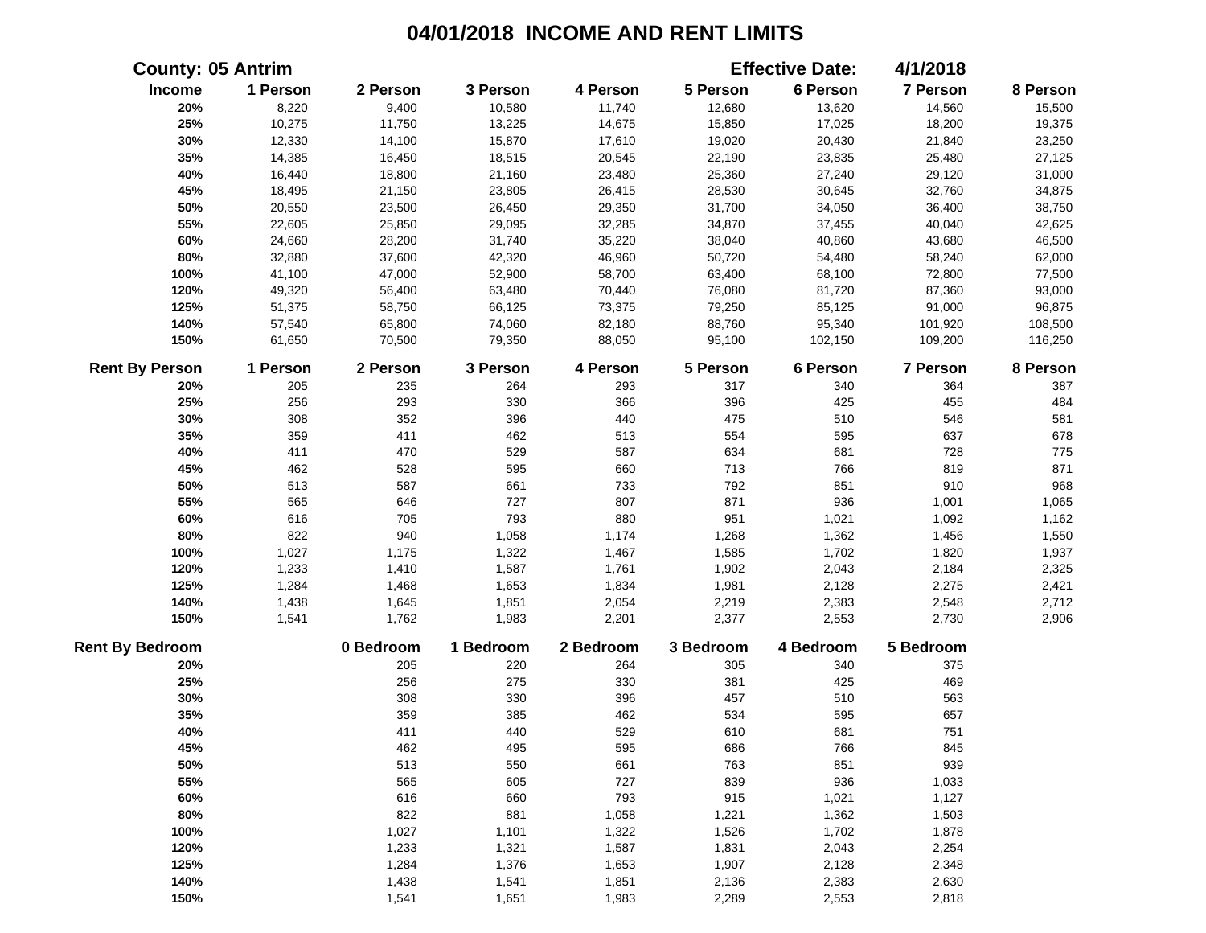# 04/01/2018 INCOME AND RENT LIMITS

**County: 05 Antrim** **Effective Date: 4/1/2018**

| Income | 1 Person | 2 Person | 3 Person | 4 Person | 5 Person | 6 Person | 7 Person | 8 Person |
|---|---|---|---|---|---|---|---|---|
| 20% | 8,220 | 9,400 | 10,580 | 11,740 | 12,680 | 13,620 | 14,560 | 15,500 |
| 25% | 10,275 | 11,750 | 13,225 | 14,675 | 15,850 | 17,025 | 18,200 | 19,375 |
| 30% | 12,330 | 14,100 | 15,870 | 17,610 | 19,020 | 20,430 | 21,840 | 23,250 |
| 35% | 14,385 | 16,450 | 18,515 | 20,545 | 22,190 | 23,835 | 25,480 | 27,125 |
| 40% | 16,440 | 18,800 | 21,160 | 23,480 | 25,360 | 27,240 | 29,120 | 31,000 |
| 45% | 18,495 | 21,150 | 23,805 | 26,415 | 28,530 | 30,645 | 32,760 | 34,875 |
| 50% | 20,550 | 23,500 | 26,450 | 29,350 | 31,700 | 34,050 | 36,400 | 38,750 |
| 55% | 22,605 | 25,850 | 29,095 | 32,285 | 34,870 | 37,455 | 40,040 | 42,625 |
| 60% | 24,660 | 28,200 | 31,740 | 35,220 | 38,040 | 40,860 | 43,680 | 46,500 |
| 80% | 32,880 | 37,600 | 42,320 | 46,960 | 50,720 | 54,480 | 58,240 | 62,000 |
| 100% | 41,100 | 47,000 | 52,900 | 58,700 | 63,400 | 68,100 | 72,800 | 77,500 |
| 120% | 49,320 | 56,400 | 63,480 | 70,440 | 76,080 | 81,720 | 87,360 | 93,000 |
| 125% | 51,375 | 58,750 | 66,125 | 73,375 | 79,250 | 85,125 | 91,000 | 96,875 |
| 140% | 57,540 | 65,800 | 74,060 | 82,180 | 88,760 | 95,340 | 101,920 | 108,500 |
| 150% | 61,650 | 70,500 | 79,350 | 88,050 | 95,100 | 102,150 | 109,200 | 116,250 |

| Rent By Person | 1 Person | 2 Person | 3 Person | 4 Person | 5 Person | 6 Person | 7 Person | 8 Person |
|---|---|---|---|---|---|---|---|---|
| 20% | 205 | 235 | 264 | 293 | 317 | 340 | 364 | 387 |
| 25% | 256 | 293 | 330 | 366 | 396 | 425 | 455 | 484 |
| 30% | 308 | 352 | 396 | 440 | 475 | 510 | 546 | 581 |
| 35% | 359 | 411 | 462 | 513 | 554 | 595 | 637 | 678 |
| 40% | 411 | 470 | 529 | 587 | 634 | 681 | 728 | 775 |
| 45% | 462 | 528 | 595 | 660 | 713 | 766 | 819 | 871 |
| 50% | 513 | 587 | 661 | 733 | 792 | 851 | 910 | 968 |
| 55% | 565 | 646 | 727 | 807 | 871 | 936 | 1,001 | 1,065 |
| 60% | 616 | 705 | 793 | 880 | 951 | 1,021 | 1,092 | 1,162 |
| 80% | 822 | 940 | 1,058 | 1,174 | 1,268 | 1,362 | 1,456 | 1,550 |
| 100% | 1,027 | 1,175 | 1,322 | 1,467 | 1,585 | 1,702 | 1,820 | 1,937 |
| 120% | 1,233 | 1,410 | 1,587 | 1,761 | 1,902 | 2,043 | 2,184 | 2,325 |
| 125% | 1,284 | 1,468 | 1,653 | 1,834 | 1,981 | 2,128 | 2,275 | 2,421 |
| 140% | 1,438 | 1,645 | 1,851 | 2,054 | 2,219 | 2,383 | 2,548 | 2,712 |
| 150% | 1,541 | 1,762 | 1,983 | 2,201 | 2,377 | 2,553 | 2,730 | 2,906 |

| Rent By Bedroom | 0 Bedroom | 1 Bedroom | 2 Bedroom | 3 Bedroom | 4 Bedroom | 5 Bedroom |
|---|---|---|---|---|---|---|
| 20% | 205 | 220 | 264 | 305 | 340 | 375 |
| 25% | 256 | 275 | 330 | 381 | 425 | 469 |
| 30% | 308 | 330 | 396 | 457 | 510 | 563 |
| 35% | 359 | 385 | 462 | 534 | 595 | 657 |
| 40% | 411 | 440 | 529 | 610 | 681 | 751 |
| 45% | 462 | 495 | 595 | 686 | 766 | 845 |
| 50% | 513 | 550 | 661 | 763 | 851 | 939 |
| 55% | 565 | 605 | 727 | 839 | 936 | 1,033 |
| 60% | 616 | 660 | 793 | 915 | 1,021 | 1,127 |
| 80% | 822 | 881 | 1,058 | 1,221 | 1,362 | 1,503 |
| 100% | 1,027 | 1,101 | 1,322 | 1,526 | 1,702 | 1,878 |
| 120% | 1,233 | 1,321 | 1,587 | 1,831 | 2,043 | 2,254 |
| 125% | 1,284 | 1,376 | 1,653 | 1,907 | 2,128 | 2,348 |
| 140% | 1,438 | 1,541 | 1,851 | 2,136 | 2,383 | 2,630 |
| 150% | 1,541 | 1,651 | 1,983 | 2,289 | 2,553 | 2,818 |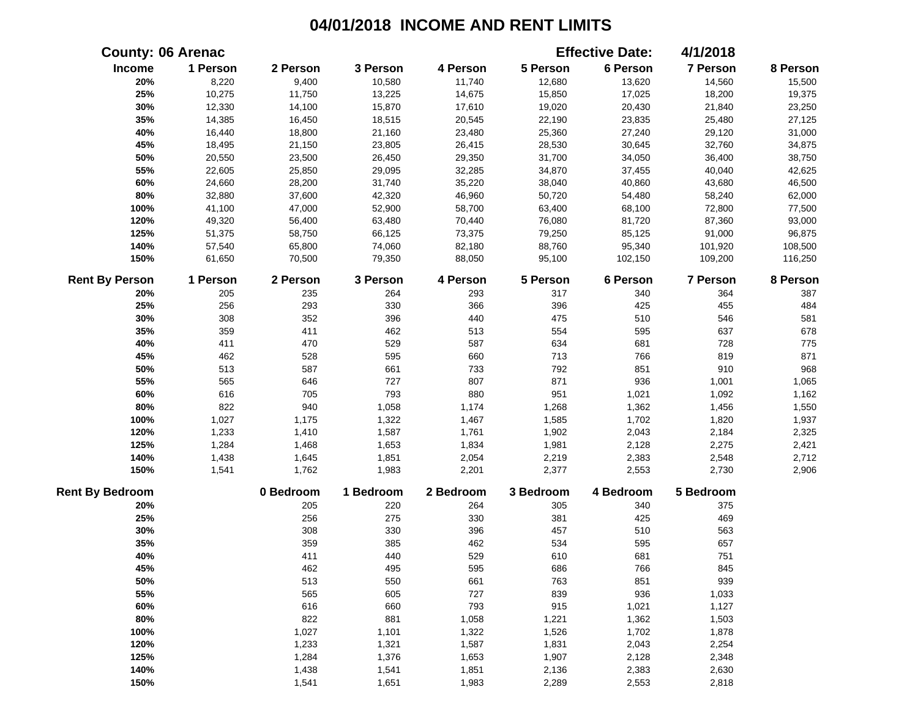# 04/01/2018 INCOME AND RENT LIMITS

**County: 06 Arenac** **Effective Date: 4/1/2018**

| Income | 1 Person | 2 Person | 3 Person | 4 Person | 5 Person | 6 Person | 7 Person | 8 Person |
|---|---|---|---|---|---|---|---|---|
| 20% | 8,220 | 9,400 | 10,580 | 11,740 | 12,680 | 13,620 | 14,560 | 15,500 |
| 25% | 10,275 | 11,750 | 13,225 | 14,675 | 15,850 | 17,025 | 18,200 | 19,375 |
| 30% | 12,330 | 14,100 | 15,870 | 17,610 | 19,020 | 20,430 | 21,840 | 23,250 |
| 35% | 14,385 | 16,450 | 18,515 | 20,545 | 22,190 | 23,835 | 25,480 | 27,125 |
| 40% | 16,440 | 18,800 | 21,160 | 23,480 | 25,360 | 27,240 | 29,120 | 31,000 |
| 45% | 18,495 | 21,150 | 23,805 | 26,415 | 28,530 | 30,645 | 32,760 | 34,875 |
| 50% | 20,550 | 23,500 | 26,450 | 29,350 | 31,700 | 34,050 | 36,400 | 38,750 |
| 55% | 22,605 | 25,850 | 29,095 | 32,285 | 34,870 | 37,455 | 40,040 | 42,625 |
| 60% | 24,660 | 28,200 | 31,740 | 35,220 | 38,040 | 40,860 | 43,680 | 46,500 |
| 80% | 32,880 | 37,600 | 42,320 | 46,960 | 50,720 | 54,480 | 58,240 | 62,000 |
| 100% | 41,100 | 47,000 | 52,900 | 58,700 | 63,400 | 68,100 | 72,800 | 77,500 |
| 120% | 49,320 | 56,400 | 63,480 | 70,440 | 76,080 | 81,720 | 87,360 | 93,000 |
| 125% | 51,375 | 58,750 | 66,125 | 73,375 | 79,250 | 85,125 | 91,000 | 96,875 |
| 140% | 57,540 | 65,800 | 74,060 | 82,180 | 88,760 | 95,340 | 101,920 | 108,500 |
| 150% | 61,650 | 70,500 | 79,350 | 88,050 | 95,100 | 102,150 | 109,200 | 116,250 |

| Rent By Person | 1 Person | 2 Person | 3 Person | 4 Person | 5 Person | 6 Person | 7 Person | 8 Person |
|---|---|---|---|---|---|---|---|---|
| 20% | 205 | 235 | 264 | 293 | 317 | 340 | 364 | 387 |
| 25% | 256 | 293 | 330 | 366 | 396 | 425 | 455 | 484 |
| 30% | 308 | 352 | 396 | 440 | 475 | 510 | 546 | 581 |
| 35% | 359 | 411 | 462 | 513 | 554 | 595 | 637 | 678 |
| 40% | 411 | 470 | 529 | 587 | 634 | 681 | 728 | 775 |
| 45% | 462 | 528 | 595 | 660 | 713 | 766 | 819 | 871 |
| 50% | 513 | 587 | 661 | 733 | 792 | 851 | 910 | 968 |
| 55% | 565 | 646 | 727 | 807 | 871 | 936 | 1,001 | 1,065 |
| 60% | 616 | 705 | 793 | 880 | 951 | 1,021 | 1,092 | 1,162 |
| 80% | 822 | 940 | 1,058 | 1,174 | 1,268 | 1,362 | 1,456 | 1,550 |
| 100% | 1,027 | 1,175 | 1,322 | 1,467 | 1,585 | 1,702 | 1,820 | 1,937 |
| 120% | 1,233 | 1,410 | 1,587 | 1,761 | 1,902 | 2,043 | 2,184 | 2,325 |
| 125% | 1,284 | 1,468 | 1,653 | 1,834 | 1,981 | 2,128 | 2,275 | 2,421 |
| 140% | 1,438 | 1,645 | 1,851 | 2,054 | 2,219 | 2,383 | 2,548 | 2,712 |
| 150% | 1,541 | 1,762 | 1,983 | 2,201 | 2,377 | 2,553 | 2,730 | 2,906 |

| Rent By Bedroom | 0 Bedroom | 1 Bedroom | 2 Bedroom | 3 Bedroom | 4 Bedroom | 5 Bedroom |
|---|---|---|---|---|---|---|
| 20% | 205 | 220 | 264 | 305 | 340 | 375 |
| 25% | 256 | 275 | 330 | 381 | 425 | 469 |
| 30% | 308 | 330 | 396 | 457 | 510 | 563 |
| 35% | 359 | 385 | 462 | 534 | 595 | 657 |
| 40% | 411 | 440 | 529 | 610 | 681 | 751 |
| 45% | 462 | 495 | 595 | 686 | 766 | 845 |
| 50% | 513 | 550 | 661 | 763 | 851 | 939 |
| 55% | 565 | 605 | 727 | 839 | 936 | 1,033 |
| 60% | 616 | 660 | 793 | 915 | 1,021 | 1,127 |
| 80% | 822 | 881 | 1,058 | 1,221 | 1,362 | 1,503 |
| 100% | 1,027 | 1,101 | 1,322 | 1,526 | 1,702 | 1,878 |
| 120% | 1,233 | 1,321 | 1,587 | 1,831 | 2,043 | 2,254 |
| 125% | 1,284 | 1,376 | 1,653 | 1,907 | 2,128 | 2,348 |
| 140% | 1,438 | 1,541 | 1,851 | 2,136 | 2,383 | 2,630 |
| 150% | 1,541 | 1,651 | 1,983 | 2,289 | 2,553 | 2,818 |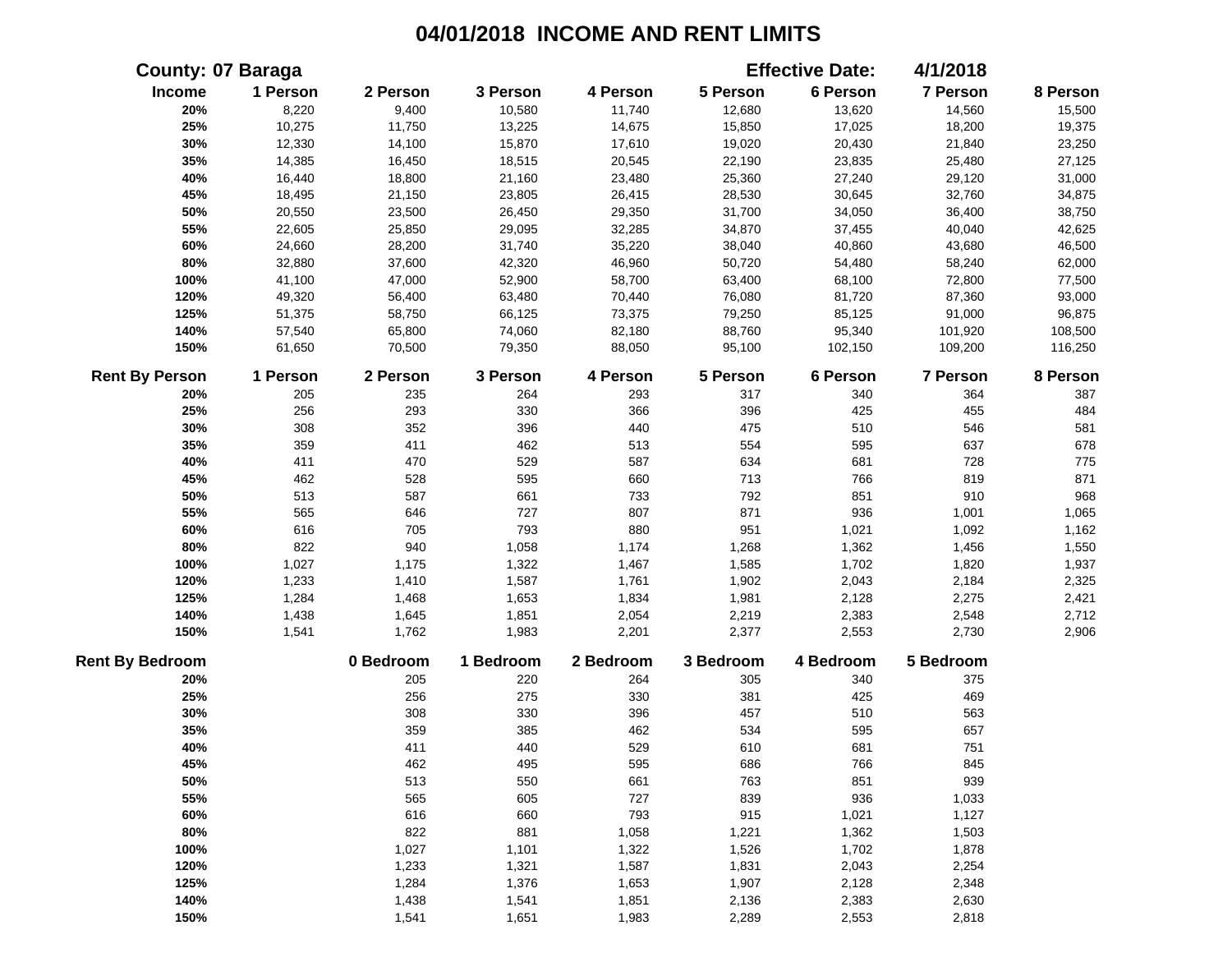# 04/01/2018 INCOME AND RENT LIMITS

**County: 07 Baraga** **Effective Date: 4/1/2018**

| Income | 1 Person | 2 Person | 3 Person | 4 Person | 5 Person | 6 Person | 7 Person | 8 Person |
|---|---|---|---|---|---|---|---|---|
| 20% | 8,220 | 9,400 | 10,580 | 11,740 | 12,680 | 13,620 | 14,560 | 15,500 |
| 25% | 10,275 | 11,750 | 13,225 | 14,675 | 15,850 | 17,025 | 18,200 | 19,375 |
| 30% | 12,330 | 14,100 | 15,870 | 17,610 | 19,020 | 20,430 | 21,840 | 23,250 |
| 35% | 14,385 | 16,450 | 18,515 | 20,545 | 22,190 | 23,835 | 25,480 | 27,125 |
| 40% | 16,440 | 18,800 | 21,160 | 23,480 | 25,360 | 27,240 | 29,120 | 31,000 |
| 45% | 18,495 | 21,150 | 23,805 | 26,415 | 28,530 | 30,645 | 32,760 | 34,875 |
| 50% | 20,550 | 23,500 | 26,450 | 29,350 | 31,700 | 34,050 | 36,400 | 38,750 |
| 55% | 22,605 | 25,850 | 29,095 | 32,285 | 34,870 | 37,455 | 40,040 | 42,625 |
| 60% | 24,660 | 28,200 | 31,740 | 35,220 | 38,040 | 40,860 | 43,680 | 46,500 |
| 80% | 32,880 | 37,600 | 42,320 | 46,960 | 50,720 | 54,480 | 58,240 | 62,000 |
| 100% | 41,100 | 47,000 | 52,900 | 58,700 | 63,400 | 68,100 | 72,800 | 77,500 |
| 120% | 49,320 | 56,400 | 63,480 | 70,440 | 76,080 | 81,720 | 87,360 | 93,000 |
| 125% | 51,375 | 58,750 | 66,125 | 73,375 | 79,250 | 85,125 | 91,000 | 96,875 |
| 140% | 57,540 | 65,800 | 74,060 | 82,180 | 88,760 | 95,340 | 101,920 | 108,500 |
| 150% | 61,650 | 70,500 | 79,350 | 88,050 | 95,100 | 102,150 | 109,200 | 116,250 |

| Rent By Person | 1 Person | 2 Person | 3 Person | 4 Person | 5 Person | 6 Person | 7 Person | 8 Person |
|---|---|---|---|---|---|---|---|---|
| 20% | 205 | 235 | 264 | 293 | 317 | 340 | 364 | 387 |
| 25% | 256 | 293 | 330 | 366 | 396 | 425 | 455 | 484 |
| 30% | 308 | 352 | 396 | 440 | 475 | 510 | 546 | 581 |
| 35% | 359 | 411 | 462 | 513 | 554 | 595 | 637 | 678 |
| 40% | 411 | 470 | 529 | 587 | 634 | 681 | 728 | 775 |
| 45% | 462 | 528 | 595 | 660 | 713 | 766 | 819 | 871 |
| 50% | 513 | 587 | 661 | 733 | 792 | 851 | 910 | 968 |
| 55% | 565 | 646 | 727 | 807 | 871 | 936 | 1,001 | 1,065 |
| 60% | 616 | 705 | 793 | 880 | 951 | 1,021 | 1,092 | 1,162 |
| 80% | 822 | 940 | 1,058 | 1,174 | 1,268 | 1,362 | 1,456 | 1,550 |
| 100% | 1,027 | 1,175 | 1,322 | 1,467 | 1,585 | 1,702 | 1,820 | 1,937 |
| 120% | 1,233 | 1,410 | 1,587 | 1,761 | 1,902 | 2,043 | 2,184 | 2,325 |
| 125% | 1,284 | 1,468 | 1,653 | 1,834 | 1,981 | 2,128 | 2,275 | 2,421 |
| 140% | 1,438 | 1,645 | 1,851 | 2,054 | 2,219 | 2,383 | 2,548 | 2,712 |
| 150% | 1,541 | 1,762 | 1,983 | 2,201 | 2,377 | 2,553 | 2,730 | 2,906 |

| Rent By Bedroom | 0 Bedroom | 1 Bedroom | 2 Bedroom | 3 Bedroom | 4 Bedroom | 5 Bedroom |
|---|---|---|---|---|---|---|
| 20% | 205 | 220 | 264 | 305 | 340 | 375 |
| 25% | 256 | 275 | 330 | 381 | 425 | 469 |
| 30% | 308 | 330 | 396 | 457 | 510 | 563 |
| 35% | 359 | 385 | 462 | 534 | 595 | 657 |
| 40% | 411 | 440 | 529 | 610 | 681 | 751 |
| 45% | 462 | 495 | 595 | 686 | 766 | 845 |
| 50% | 513 | 550 | 661 | 763 | 851 | 939 |
| 55% | 565 | 605 | 727 | 839 | 936 | 1,033 |
| 60% | 616 | 660 | 793 | 915 | 1,021 | 1,127 |
| 80% | 822 | 881 | 1,058 | 1,221 | 1,362 | 1,503 |
| 100% | 1,027 | 1,101 | 1,322 | 1,526 | 1,702 | 1,878 |
| 120% | 1,233 | 1,321 | 1,587 | 1,831 | 2,043 | 2,254 |
| 125% | 1,284 | 1,376 | 1,653 | 1,907 | 2,128 | 2,348 |
| 140% | 1,438 | 1,541 | 1,851 | 2,136 | 2,383 | 2,630 |
| 150% | 1,541 | 1,651 | 1,983 | 2,289 | 2,553 | 2,818 |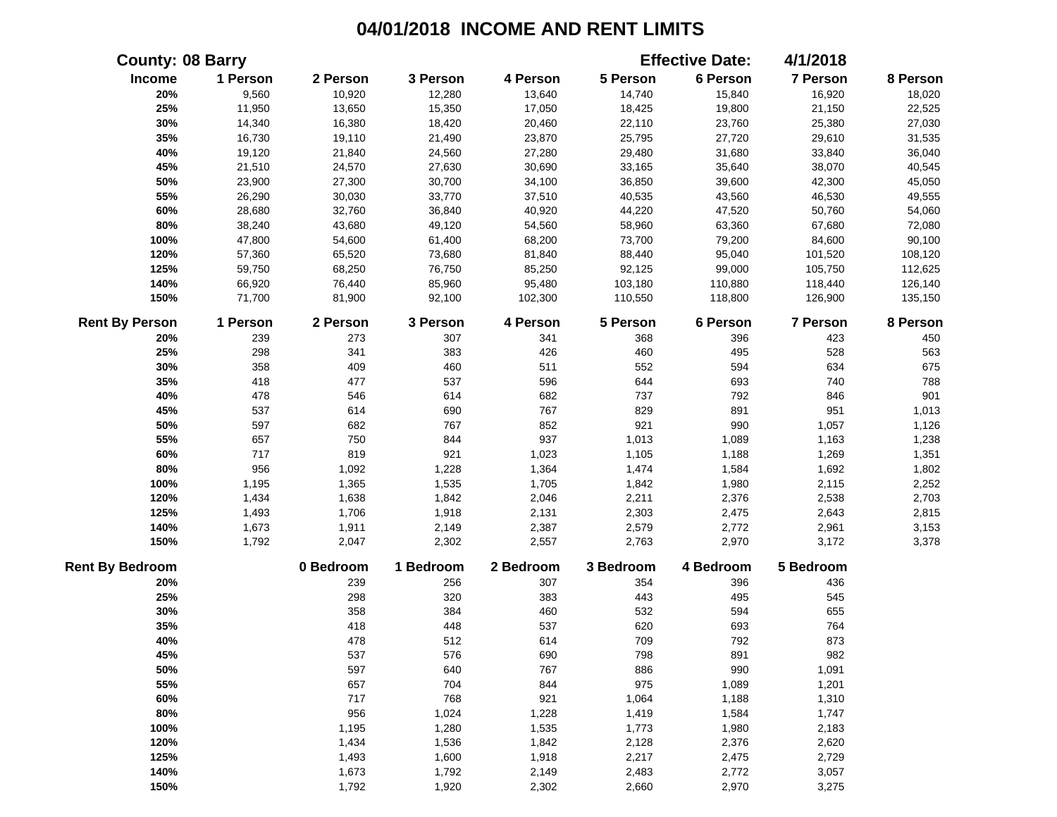# 04/01/2018 INCOME AND RENT LIMITS

**County: 08 Barry** **Effective Date: 4/1/2018**

| Income | 1 Person | 2 Person | 3 Person | 4 Person | 5 Person | 6 Person | 7 Person | 8 Person |
|---|---|---|---|---|---|---|---|---|
| 20% | 9,560 | 10,920 | 12,280 | 13,640 | 14,740 | 15,840 | 16,920 | 18,020 |
| 25% | 11,950 | 13,650 | 15,350 | 17,050 | 18,425 | 19,800 | 21,150 | 22,525 |
| 30% | 14,340 | 16,380 | 18,420 | 20,460 | 22,110 | 23,760 | 25,380 | 27,030 |
| 35% | 16,730 | 19,110 | 21,490 | 23,870 | 25,795 | 27,720 | 29,610 | 31,535 |
| 40% | 19,120 | 21,840 | 24,560 | 27,280 | 29,480 | 31,680 | 33,840 | 36,040 |
| 45% | 21,510 | 24,570 | 27,630 | 30,690 | 33,165 | 35,640 | 38,070 | 40,545 |
| 50% | 23,900 | 27,300 | 30,700 | 34,100 | 36,850 | 39,600 | 42,300 | 45,050 |
| 55% | 26,290 | 30,030 | 33,770 | 37,510 | 40,535 | 43,560 | 46,530 | 49,555 |
| 60% | 28,680 | 32,760 | 36,840 | 40,920 | 44,220 | 47,520 | 50,760 | 54,060 |
| 80% | 38,240 | 43,680 | 49,120 | 54,560 | 58,960 | 63,360 | 67,680 | 72,080 |
| 100% | 47,800 | 54,600 | 61,400 | 68,200 | 73,700 | 79,200 | 84,600 | 90,100 |
| 120% | 57,360 | 65,520 | 73,680 | 81,840 | 88,440 | 95,040 | 101,520 | 108,120 |
| 125% | 59,750 | 68,250 | 76,750 | 85,250 | 92,125 | 99,000 | 105,750 | 112,625 |
| 140% | 66,920 | 76,440 | 85,960 | 95,480 | 103,180 | 110,880 | 118,440 | 126,140 |
| 150% | 71,700 | 81,900 | 92,100 | 102,300 | 110,550 | 118,800 | 126,900 | 135,150 |

| Rent By Person | 1 Person | 2 Person | 3 Person | 4 Person | 5 Person | 6 Person | 7 Person | 8 Person |
|---|---|---|---|---|---|---|---|---|
| 20% | 239 | 273 | 307 | 341 | 368 | 396 | 423 | 450 |
| 25% | 298 | 341 | 383 | 426 | 460 | 495 | 528 | 563 |
| 30% | 358 | 409 | 460 | 511 | 552 | 594 | 634 | 675 |
| 35% | 418 | 477 | 537 | 596 | 644 | 693 | 740 | 788 |
| 40% | 478 | 546 | 614 | 682 | 737 | 792 | 846 | 901 |
| 45% | 537 | 614 | 690 | 767 | 829 | 891 | 951 | 1,013 |
| 50% | 597 | 682 | 767 | 852 | 921 | 990 | 1,057 | 1,126 |
| 55% | 657 | 750 | 844 | 937 | 1,013 | 1,089 | 1,163 | 1,238 |
| 60% | 717 | 819 | 921 | 1,023 | 1,105 | 1,188 | 1,269 | 1,351 |
| 80% | 956 | 1,092 | 1,228 | 1,364 | 1,474 | 1,584 | 1,692 | 1,802 |
| 100% | 1,195 | 1,365 | 1,535 | 1,705 | 1,842 | 1,980 | 2,115 | 2,252 |
| 120% | 1,434 | 1,638 | 1,842 | 2,046 | 2,211 | 2,376 | 2,538 | 2,703 |
| 125% | 1,493 | 1,706 | 1,918 | 2,131 | 2,303 | 2,475 | 2,643 | 2,815 |
| 140% | 1,673 | 1,911 | 2,149 | 2,387 | 2,579 | 2,772 | 2,961 | 3,153 |
| 150% | 1,792 | 2,047 | 2,302 | 2,557 | 2,763 | 2,970 | 3,172 | 3,378 |

| Rent By Bedroom | 0 Bedroom | 1 Bedroom | 2 Bedroom | 3 Bedroom | 4 Bedroom | 5 Bedroom |
|---|---|---|---|---|---|---|
| 20% | 239 | 256 | 307 | 354 | 396 | 436 |
| 25% | 298 | 320 | 383 | 443 | 495 | 545 |
| 30% | 358 | 384 | 460 | 532 | 594 | 655 |
| 35% | 418 | 448 | 537 | 620 | 693 | 764 |
| 40% | 478 | 512 | 614 | 709 | 792 | 873 |
| 45% | 537 | 576 | 690 | 798 | 891 | 982 |
| 50% | 597 | 640 | 767 | 886 | 990 | 1,091 |
| 55% | 657 | 704 | 844 | 975 | 1,089 | 1,201 |
| 60% | 717 | 768 | 921 | 1,064 | 1,188 | 1,310 |
| 80% | 956 | 1,024 | 1,228 | 1,419 | 1,584 | 1,747 |
| 100% | 1,195 | 1,280 | 1,535 | 1,773 | 1,980 | 2,183 |
| 120% | 1,434 | 1,536 | 1,842 | 2,128 | 2,376 | 2,620 |
| 125% | 1,493 | 1,600 | 1,918 | 2,217 | 2,475 | 2,729 |
| 140% | 1,673 | 1,792 | 2,149 | 2,483 | 2,772 | 3,057 |
| 150% | 1,792 | 1,920 | 2,302 | 2,660 | 2,970 | 3,275 |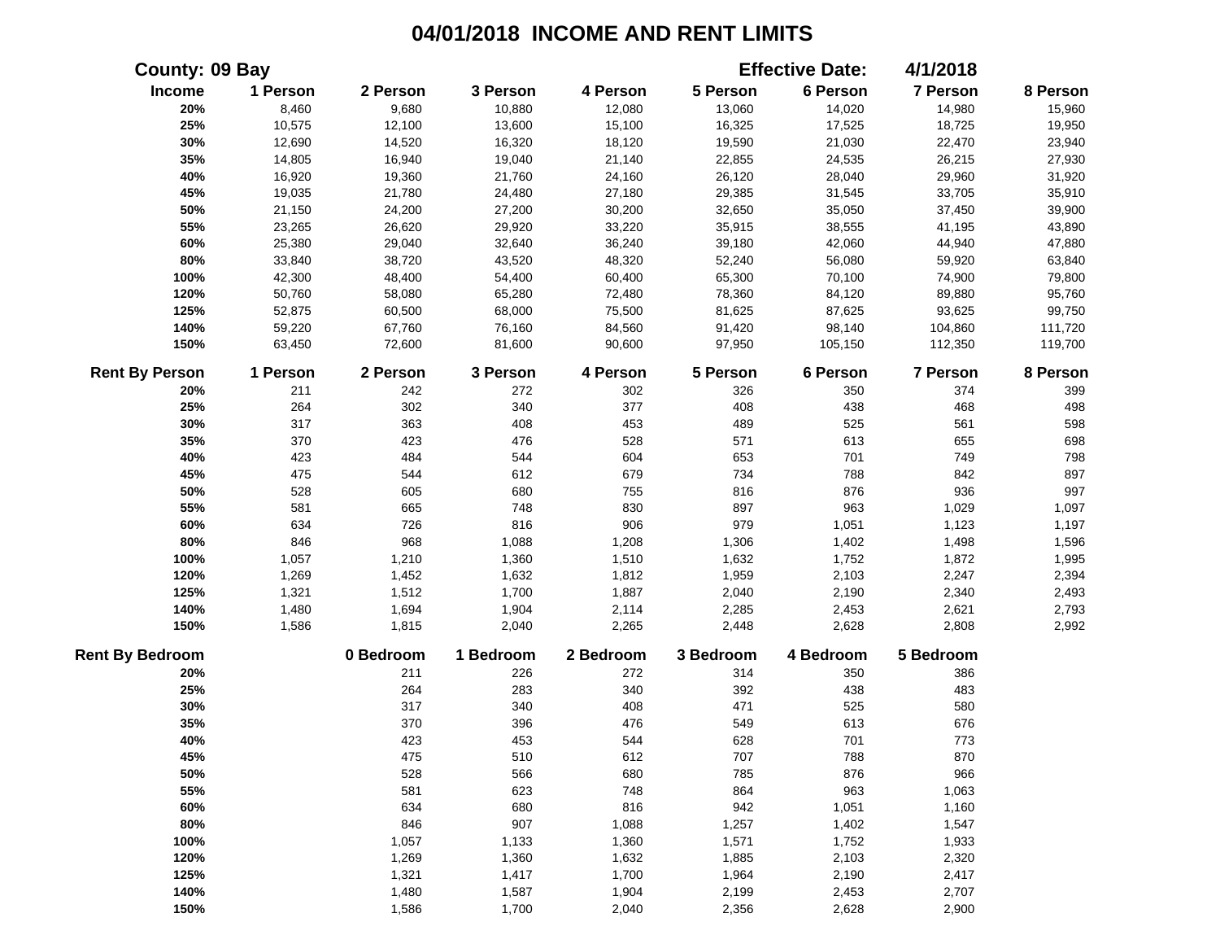# 04/01/2018 INCOME AND RENT LIMITS

**County: 09 Bay** **Effective Date: 4/1/2018**

| Income | 1 Person | 2 Person | 3 Person | 4 Person | 5 Person | 6 Person | 7 Person | 8 Person |
|---|---|---|---|---|---|---|---|---|
| 20% | 8,460 | 9,680 | 10,880 | 12,080 | 13,060 | 14,020 | 14,980 | 15,960 |
| 25% | 10,575 | 12,100 | 13,600 | 15,100 | 16,325 | 17,525 | 18,725 | 19,950 |
| 30% | 12,690 | 14,520 | 16,320 | 18,120 | 19,590 | 21,030 | 22,470 | 23,940 |
| 35% | 14,805 | 16,940 | 19,040 | 21,140 | 22,855 | 24,535 | 26,215 | 27,930 |
| 40% | 16,920 | 19,360 | 21,760 | 24,160 | 26,120 | 28,040 | 29,960 | 31,920 |
| 45% | 19,035 | 21,780 | 24,480 | 27,180 | 29,385 | 31,545 | 33,705 | 35,910 |
| 50% | 21,150 | 24,200 | 27,200 | 30,200 | 32,650 | 35,050 | 37,450 | 39,900 |
| 55% | 23,265 | 26,620 | 29,920 | 33,220 | 35,915 | 38,555 | 41,195 | 43,890 |
| 60% | 25,380 | 29,040 | 32,640 | 36,240 | 39,180 | 42,060 | 44,940 | 47,880 |
| 80% | 33,840 | 38,720 | 43,520 | 48,320 | 52,240 | 56,080 | 59,920 | 63,840 |
| 100% | 42,300 | 48,400 | 54,400 | 60,400 | 65,300 | 70,100 | 74,900 | 79,800 |
| 120% | 50,760 | 58,080 | 65,280 | 72,480 | 78,360 | 84,120 | 89,880 | 95,760 |
| 125% | 52,875 | 60,500 | 68,000 | 75,500 | 81,625 | 87,625 | 93,625 | 99,750 |
| 140% | 59,220 | 67,760 | 76,160 | 84,560 | 91,420 | 98,140 | 104,860 | 111,720 |
| 150% | 63,450 | 72,600 | 81,600 | 90,600 | 97,950 | 105,150 | 112,350 | 119,700 |

| Rent By Person | 1 Person | 2 Person | 3 Person | 4 Person | 5 Person | 6 Person | 7 Person | 8 Person |
|---|---|---|---|---|---|---|---|---|
| 20% | 211 | 242 | 272 | 302 | 326 | 350 | 374 | 399 |
| 25% | 264 | 302 | 340 | 377 | 408 | 438 | 468 | 498 |
| 30% | 317 | 363 | 408 | 453 | 489 | 525 | 561 | 598 |
| 35% | 370 | 423 | 476 | 528 | 571 | 613 | 655 | 698 |
| 40% | 423 | 484 | 544 | 604 | 653 | 701 | 749 | 798 |
| 45% | 475 | 544 | 612 | 679 | 734 | 788 | 842 | 897 |
| 50% | 528 | 605 | 680 | 755 | 816 | 876 | 936 | 997 |
| 55% | 581 | 665 | 748 | 830 | 897 | 963 | 1,029 | 1,097 |
| 60% | 634 | 726 | 816 | 906 | 979 | 1,051 | 1,123 | 1,197 |
| 80% | 846 | 968 | 1,088 | 1,208 | 1,306 | 1,402 | 1,498 | 1,596 |
| 100% | 1,057 | 1,210 | 1,360 | 1,510 | 1,632 | 1,752 | 1,872 | 1,995 |
| 120% | 1,269 | 1,452 | 1,632 | 1,812 | 1,959 | 2,103 | 2,247 | 2,394 |
| 125% | 1,321 | 1,512 | 1,700 | 1,887 | 2,040 | 2,190 | 2,340 | 2,493 |
| 140% | 1,480 | 1,694 | 1,904 | 2,114 | 2,285 | 2,453 | 2,621 | 2,793 |
| 150% | 1,586 | 1,815 | 2,040 | 2,265 | 2,448 | 2,628 | 2,808 | 2,992 |

| Rent By Bedroom | 0 Bedroom | 1 Bedroom | 2 Bedroom | 3 Bedroom | 4 Bedroom | 5 Bedroom |
|---|---|---|---|---|---|---|
| 20% | 211 | 226 | 272 | 314 | 350 | 386 |
| 25% | 264 | 283 | 340 | 392 | 438 | 483 |
| 30% | 317 | 340 | 408 | 471 | 525 | 580 |
| 35% | 370 | 396 | 476 | 549 | 613 | 676 |
| 40% | 423 | 453 | 544 | 628 | 701 | 773 |
| 45% | 475 | 510 | 612 | 707 | 788 | 870 |
| 50% | 528 | 566 | 680 | 785 | 876 | 966 |
| 55% | 581 | 623 | 748 | 864 | 963 | 1,063 |
| 60% | 634 | 680 | 816 | 942 | 1,051 | 1,160 |
| 80% | 846 | 907 | 1,088 | 1,257 | 1,402 | 1,547 |
| 100% | 1,057 | 1,133 | 1,360 | 1,571 | 1,752 | 1,933 |
| 120% | 1,269 | 1,360 | 1,632 | 1,885 | 2,103 | 2,320 |
| 125% | 1,321 | 1,417 | 1,700 | 1,964 | 2,190 | 2,417 |
| 140% | 1,480 | 1,587 | 1,904 | 2,199 | 2,453 | 2,707 |
| 150% | 1,586 | 1,700 | 2,040 | 2,356 | 2,628 | 2,900 |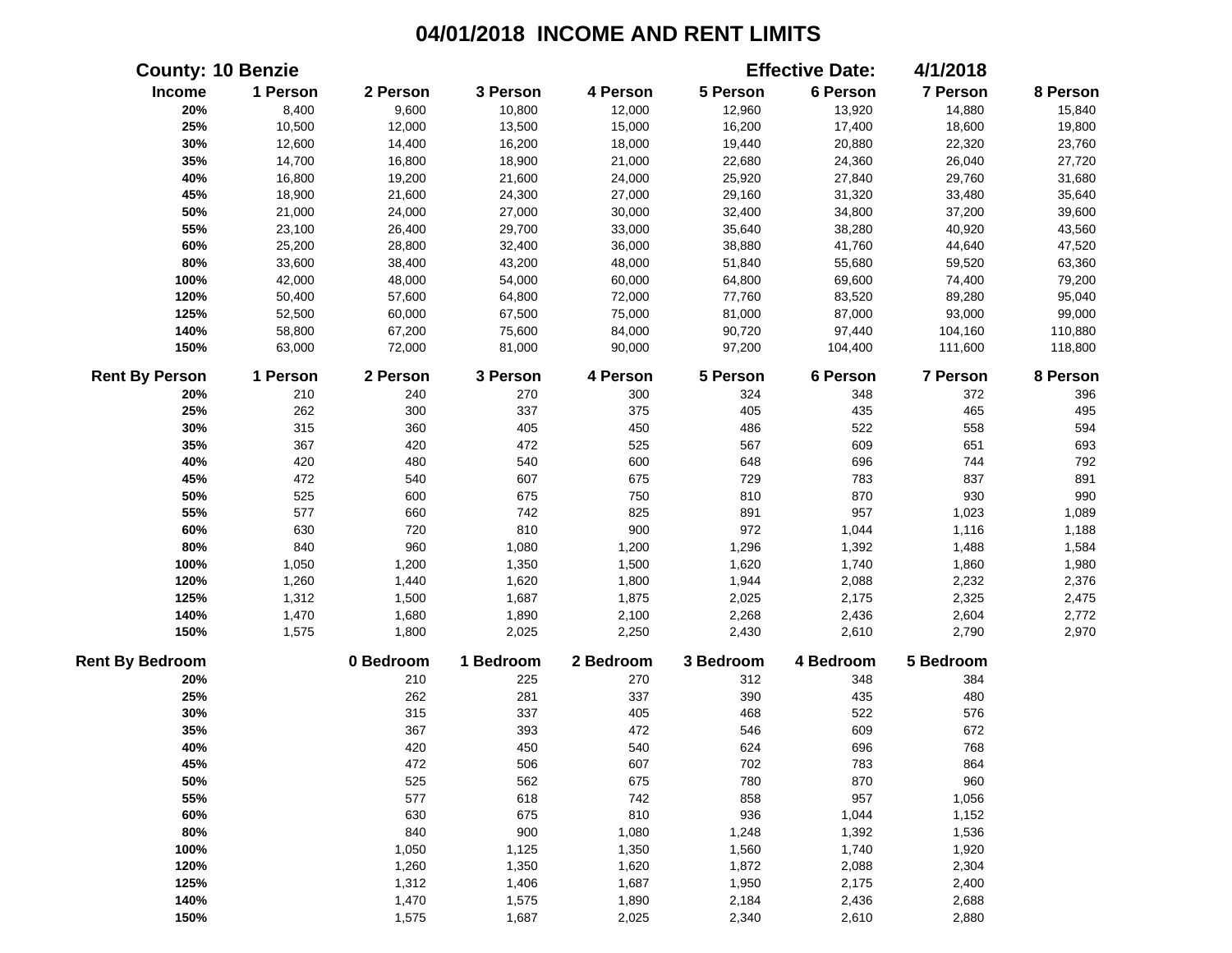# 04/01/2018 INCOME AND RENT LIMITS

**County: 10 Benzie** **Effective Date: 4/1/2018**

| Income | 1 Person | 2 Person | 3 Person | 4 Person | 5 Person | 6 Person | 7 Person | 8 Person |
|---|---|---|---|---|---|---|---|---|
| 20% | 8,400 | 9,600 | 10,800 | 12,000 | 12,960 | 13,920 | 14,880 | 15,840 |
| 25% | 10,500 | 12,000 | 13,500 | 15,000 | 16,200 | 17,400 | 18,600 | 19,800 |
| 30% | 12,600 | 14,400 | 16,200 | 18,000 | 19,440 | 20,880 | 22,320 | 23,760 |
| 35% | 14,700 | 16,800 | 18,900 | 21,000 | 22,680 | 24,360 | 26,040 | 27,720 |
| 40% | 16,800 | 19,200 | 21,600 | 24,000 | 25,920 | 27,840 | 29,760 | 31,680 |
| 45% | 18,900 | 21,600 | 24,300 | 27,000 | 29,160 | 31,320 | 33,480 | 35,640 |
| 50% | 21,000 | 24,000 | 27,000 | 30,000 | 32,400 | 34,800 | 37,200 | 39,600 |
| 55% | 23,100 | 26,400 | 29,700 | 33,000 | 35,640 | 38,280 | 40,920 | 43,560 |
| 60% | 25,200 | 28,800 | 32,400 | 36,000 | 38,880 | 41,760 | 44,640 | 47,520 |
| 80% | 33,600 | 38,400 | 43,200 | 48,000 | 51,840 | 55,680 | 59,520 | 63,360 |
| 100% | 42,000 | 48,000 | 54,000 | 60,000 | 64,800 | 69,600 | 74,400 | 79,200 |
| 120% | 50,400 | 57,600 | 64,800 | 72,000 | 77,760 | 83,520 | 89,280 | 95,040 |
| 125% | 52,500 | 60,000 | 67,500 | 75,000 | 81,000 | 87,000 | 93,000 | 99,000 |
| 140% | 58,800 | 67,200 | 75,600 | 84,000 | 90,720 | 97,440 | 104,160 | 110,880 |
| 150% | 63,000 | 72,000 | 81,000 | 90,000 | 97,200 | 104,400 | 111,600 | 118,800 |

| Rent By Person | 1 Person | 2 Person | 3 Person | 4 Person | 5 Person | 6 Person | 7 Person | 8 Person |
|---|---|---|---|---|---|---|---|---|
| 20% | 210 | 240 | 270 | 300 | 324 | 348 | 372 | 396 |
| 25% | 262 | 300 | 337 | 375 | 405 | 435 | 465 | 495 |
| 30% | 315 | 360 | 405 | 450 | 486 | 522 | 558 | 594 |
| 35% | 367 | 420 | 472 | 525 | 567 | 609 | 651 | 693 |
| 40% | 420 | 480 | 540 | 600 | 648 | 696 | 744 | 792 |
| 45% | 472 | 540 | 607 | 675 | 729 | 783 | 837 | 891 |
| 50% | 525 | 600 | 675 | 750 | 810 | 870 | 930 | 990 |
| 55% | 577 | 660 | 742 | 825 | 891 | 957 | 1,023 | 1,089 |
| 60% | 630 | 720 | 810 | 900 | 972 | 1,044 | 1,116 | 1,188 |
| 80% | 840 | 960 | 1,080 | 1,200 | 1,296 | 1,392 | 1,488 | 1,584 |
| 100% | 1,050 | 1,200 | 1,350 | 1,500 | 1,620 | 1,740 | 1,860 | 1,980 |
| 120% | 1,260 | 1,440 | 1,620 | 1,800 | 1,944 | 2,088 | 2,232 | 2,376 |
| 125% | 1,312 | 1,500 | 1,687 | 1,875 | 2,025 | 2,175 | 2,325 | 2,475 |
| 140% | 1,470 | 1,680 | 1,890 | 2,100 | 2,268 | 2,436 | 2,604 | 2,772 |
| 150% | 1,575 | 1,800 | 2,025 | 2,250 | 2,430 | 2,610 | 2,790 | 2,970 |

| Rent By Bedroom | 0 Bedroom | 1 Bedroom | 2 Bedroom | 3 Bedroom | 4 Bedroom | 5 Bedroom |
|---|---|---|---|---|---|---|
| 20% | 210 | 225 | 270 | 312 | 348 | 384 |
| 25% | 262 | 281 | 337 | 390 | 435 | 480 |
| 30% | 315 | 337 | 405 | 468 | 522 | 576 |
| 35% | 367 | 393 | 472 | 546 | 609 | 672 |
| 40% | 420 | 450 | 540 | 624 | 696 | 768 |
| 45% | 472 | 506 | 607 | 702 | 783 | 864 |
| 50% | 525 | 562 | 675 | 780 | 870 | 960 |
| 55% | 577 | 618 | 742 | 858 | 957 | 1,056 |
| 60% | 630 | 675 | 810 | 936 | 1,044 | 1,152 |
| 80% | 840 | 900 | 1,080 | 1,248 | 1,392 | 1,536 |
| 100% | 1,050 | 1,125 | 1,350 | 1,560 | 1,740 | 1,920 |
| 120% | 1,260 | 1,350 | 1,620 | 1,872 | 2,088 | 2,304 |
| 125% | 1,312 | 1,406 | 1,687 | 1,950 | 2,175 | 2,400 |
| 140% | 1,470 | 1,575 | 1,890 | 2,184 | 2,436 | 2,688 |
| 150% | 1,575 | 1,687 | 2,025 | 2,340 | 2,610 | 2,880 |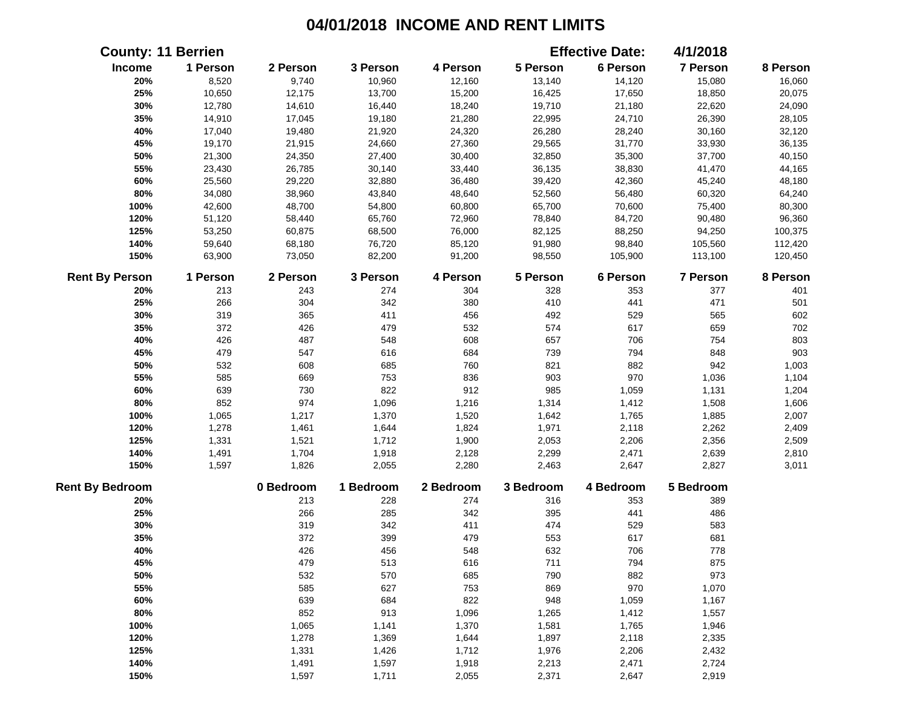# 04/01/2018 INCOME AND RENT LIMITS

**County: 11 Berrien** **Effective Date: 4/1/2018**

| Income | 1 Person | 2 Person | 3 Person | 4 Person | 5 Person | 6 Person | 7 Person | 8 Person |
|---|---|---|---|---|---|---|---|---|
| 20% | 8,520 | 9,740 | 10,960 | 12,160 | 13,140 | 14,120 | 15,080 | 16,060 |
| 25% | 10,650 | 12,175 | 13,700 | 15,200 | 16,425 | 17,650 | 18,850 | 20,075 |
| 30% | 12,780 | 14,610 | 16,440 | 18,240 | 19,710 | 21,180 | 22,620 | 24,090 |
| 35% | 14,910 | 17,045 | 19,180 | 21,280 | 22,995 | 24,710 | 26,390 | 28,105 |
| 40% | 17,040 | 19,480 | 21,920 | 24,320 | 26,280 | 28,240 | 30,160 | 32,120 |
| 45% | 19,170 | 21,915 | 24,660 | 27,360 | 29,565 | 31,770 | 33,930 | 36,135 |
| 50% | 21,300 | 24,350 | 27,400 | 30,400 | 32,850 | 35,300 | 37,700 | 40,150 |
| 55% | 23,430 | 26,785 | 30,140 | 33,440 | 36,135 | 38,830 | 41,470 | 44,165 |
| 60% | 25,560 | 29,220 | 32,880 | 36,480 | 39,420 | 42,360 | 45,240 | 48,180 |
| 80% | 34,080 | 38,960 | 43,840 | 48,640 | 52,560 | 56,480 | 60,320 | 64,240 |
| 100% | 42,600 | 48,700 | 54,800 | 60,800 | 65,700 | 70,600 | 75,400 | 80,300 |
| 120% | 51,120 | 58,440 | 65,760 | 72,960 | 78,840 | 84,720 | 90,480 | 96,360 |
| 125% | 53,250 | 60,875 | 68,500 | 76,000 | 82,125 | 88,250 | 94,250 | 100,375 |
| 140% | 59,640 | 68,180 | 76,720 | 85,120 | 91,980 | 98,840 | 105,560 | 112,420 |
| 150% | 63,900 | 73,050 | 82,200 | 91,200 | 98,550 | 105,900 | 113,100 | 120,450 |

| Rent By Person | 1 Person | 2 Person | 3 Person | 4 Person | 5 Person | 6 Person | 7 Person | 8 Person |
|---|---|---|---|---|---|---|---|---|
| 20% | 213 | 243 | 274 | 304 | 328 | 353 | 377 | 401 |
| 25% | 266 | 304 | 342 | 380 | 410 | 441 | 471 | 501 |
| 30% | 319 | 365 | 411 | 456 | 492 | 529 | 565 | 602 |
| 35% | 372 | 426 | 479 | 532 | 574 | 617 | 659 | 702 |
| 40% | 426 | 487 | 548 | 608 | 657 | 706 | 754 | 803 |
| 45% | 479 | 547 | 616 | 684 | 739 | 794 | 848 | 903 |
| 50% | 532 | 608 | 685 | 760 | 821 | 882 | 942 | 1,003 |
| 55% | 585 | 669 | 753 | 836 | 903 | 970 | 1,036 | 1,104 |
| 60% | 639 | 730 | 822 | 912 | 985 | 1,059 | 1,131 | 1,204 |
| 80% | 852 | 974 | 1,096 | 1,216 | 1,314 | 1,412 | 1,508 | 1,606 |
| 100% | 1,065 | 1,217 | 1,370 | 1,520 | 1,642 | 1,765 | 1,885 | 2,007 |
| 120% | 1,278 | 1,461 | 1,644 | 1,824 | 1,971 | 2,118 | 2,262 | 2,409 |
| 125% | 1,331 | 1,521 | 1,712 | 1,900 | 2,053 | 2,206 | 2,356 | 2,509 |
| 140% | 1,491 | 1,704 | 1,918 | 2,128 | 2,299 | 2,471 | 2,639 | 2,810 |
| 150% | 1,597 | 1,826 | 2,055 | 2,280 | 2,463 | 2,647 | 2,827 | 3,011 |

| Rent By Bedroom | 0 Bedroom | 1 Bedroom | 2 Bedroom | 3 Bedroom | 4 Bedroom | 5 Bedroom |
|---|---|---|---|---|---|---|
| 20% | 213 | 228 | 274 | 316 | 353 | 389 |
| 25% | 266 | 285 | 342 | 395 | 441 | 486 |
| 30% | 319 | 342 | 411 | 474 | 529 | 583 |
| 35% | 372 | 399 | 479 | 553 | 617 | 681 |
| 40% | 426 | 456 | 548 | 632 | 706 | 778 |
| 45% | 479 | 513 | 616 | 711 | 794 | 875 |
| 50% | 532 | 570 | 685 | 790 | 882 | 973 |
| 55% | 585 | 627 | 753 | 869 | 970 | 1,070 |
| 60% | 639 | 684 | 822 | 948 | 1,059 | 1,167 |
| 80% | 852 | 913 | 1,096 | 1,265 | 1,412 | 1,557 |
| 100% | 1,065 | 1,141 | 1,370 | 1,581 | 1,765 | 1,946 |
| 120% | 1,278 | 1,369 | 1,644 | 1,897 | 2,118 | 2,335 |
| 125% | 1,331 | 1,426 | 1,712 | 1,976 | 2,206 | 2,432 |
| 140% | 1,491 | 1,597 | 1,918 | 2,213 | 2,471 | 2,724 |
| 150% | 1,597 | 1,711 | 2,055 | 2,371 | 2,647 | 2,919 |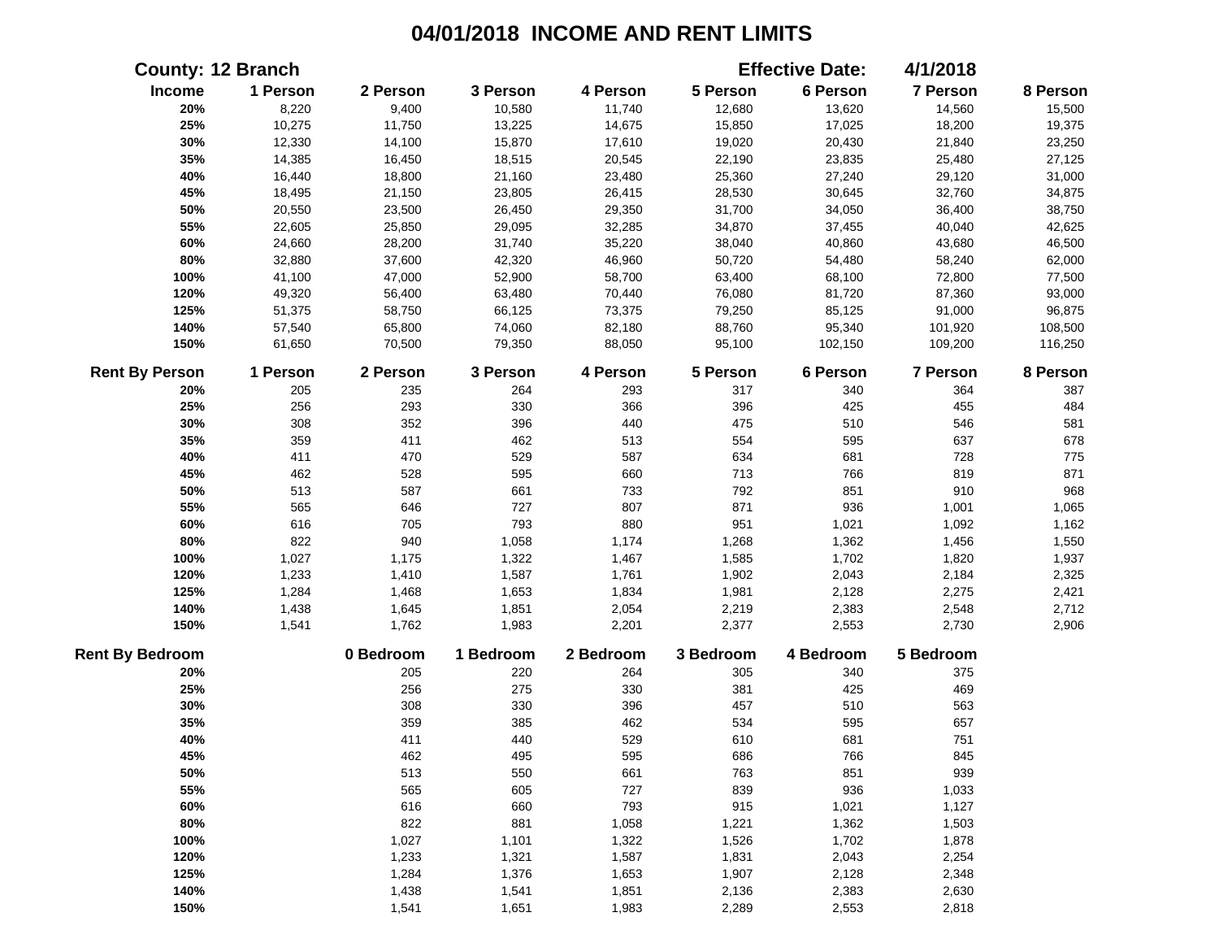# 04/01/2018 INCOME AND RENT LIMITS

**County: 12 Branch** **Effective Date: 4/1/2018**

| Income | 1 Person | 2 Person | 3 Person | 4 Person | 5 Person | 6 Person | 7 Person | 8 Person |
|---|---|---|---|---|---|---|---|---|
| 20% | 8,220 | 9,400 | 10,580 | 11,740 | 12,680 | 13,620 | 14,560 | 15,500 |
| 25% | 10,275 | 11,750 | 13,225 | 14,675 | 15,850 | 17,025 | 18,200 | 19,375 |
| 30% | 12,330 | 14,100 | 15,870 | 17,610 | 19,020 | 20,430 | 21,840 | 23,250 |
| 35% | 14,385 | 16,450 | 18,515 | 20,545 | 22,190 | 23,835 | 25,480 | 27,125 |
| 40% | 16,440 | 18,800 | 21,160 | 23,480 | 25,360 | 27,240 | 29,120 | 31,000 |
| 45% | 18,495 | 21,150 | 23,805 | 26,415 | 28,530 | 30,645 | 32,760 | 34,875 |
| 50% | 20,550 | 23,500 | 26,450 | 29,350 | 31,700 | 34,050 | 36,400 | 38,750 |
| 55% | 22,605 | 25,850 | 29,095 | 32,285 | 34,870 | 37,455 | 40,040 | 42,625 |
| 60% | 24,660 | 28,200 | 31,740 | 35,220 | 38,040 | 40,860 | 43,680 | 46,500 |
| 80% | 32,880 | 37,600 | 42,320 | 46,960 | 50,720 | 54,480 | 58,240 | 62,000 |
| 100% | 41,100 | 47,000 | 52,900 | 58,700 | 63,400 | 68,100 | 72,800 | 77,500 |
| 120% | 49,320 | 56,400 | 63,480 | 70,440 | 76,080 | 81,720 | 87,360 | 93,000 |
| 125% | 51,375 | 58,750 | 66,125 | 73,375 | 79,250 | 85,125 | 91,000 | 96,875 |
| 140% | 57,540 | 65,800 | 74,060 | 82,180 | 88,760 | 95,340 | 101,920 | 108,500 |
| 150% | 61,650 | 70,500 | 79,350 | 88,050 | 95,100 | 102,150 | 109,200 | 116,250 |

| Rent By Person | 1 Person | 2 Person | 3 Person | 4 Person | 5 Person | 6 Person | 7 Person | 8 Person |
|---|---|---|---|---|---|---|---|---|
| 20% | 205 | 235 | 264 | 293 | 317 | 340 | 364 | 387 |
| 25% | 256 | 293 | 330 | 366 | 396 | 425 | 455 | 484 |
| 30% | 308 | 352 | 396 | 440 | 475 | 510 | 546 | 581 |
| 35% | 359 | 411 | 462 | 513 | 554 | 595 | 637 | 678 |
| 40% | 411 | 470 | 529 | 587 | 634 | 681 | 728 | 775 |
| 45% | 462 | 528 | 595 | 660 | 713 | 766 | 819 | 871 |
| 50% | 513 | 587 | 661 | 733 | 792 | 851 | 910 | 968 |
| 55% | 565 | 646 | 727 | 807 | 871 | 936 | 1,001 | 1,065 |
| 60% | 616 | 705 | 793 | 880 | 951 | 1,021 | 1,092 | 1,162 |
| 80% | 822 | 940 | 1,058 | 1,174 | 1,268 | 1,362 | 1,456 | 1,550 |
| 100% | 1,027 | 1,175 | 1,322 | 1,467 | 1,585 | 1,702 | 1,820 | 1,937 |
| 120% | 1,233 | 1,410 | 1,587 | 1,761 | 1,902 | 2,043 | 2,184 | 2,325 |
| 125% | 1,284 | 1,468 | 1,653 | 1,834 | 1,981 | 2,128 | 2,275 | 2,421 |
| 140% | 1,438 | 1,645 | 1,851 | 2,054 | 2,219 | 2,383 | 2,548 | 2,712 |
| 150% | 1,541 | 1,762 | 1,983 | 2,201 | 2,377 | 2,553 | 2,730 | 2,906 |

| Rent By Bedroom | 0 Bedroom | 1 Bedroom | 2 Bedroom | 3 Bedroom | 4 Bedroom | 5 Bedroom |
|---|---|---|---|---|---|---|
| 20% | 205 | 220 | 264 | 305 | 340 | 375 |
| 25% | 256 | 275 | 330 | 381 | 425 | 469 |
| 30% | 308 | 330 | 396 | 457 | 510 | 563 |
| 35% | 359 | 385 | 462 | 534 | 595 | 657 |
| 40% | 411 | 440 | 529 | 610 | 681 | 751 |
| 45% | 462 | 495 | 595 | 686 | 766 | 845 |
| 50% | 513 | 550 | 661 | 763 | 851 | 939 |
| 55% | 565 | 605 | 727 | 839 | 936 | 1,033 |
| 60% | 616 | 660 | 793 | 915 | 1,021 | 1,127 |
| 80% | 822 | 881 | 1,058 | 1,221 | 1,362 | 1,503 |
| 100% | 1,027 | 1,101 | 1,322 | 1,526 | 1,702 | 1,878 |
| 120% | 1,233 | 1,321 | 1,587 | 1,831 | 2,043 | 2,254 |
| 125% | 1,284 | 1,376 | 1,653 | 1,907 | 2,128 | 2,348 |
| 140% | 1,438 | 1,541 | 1,851 | 2,136 | 2,383 | 2,630 |
| 150% | 1,541 | 1,651 | 1,983 | 2,289 | 2,553 | 2,818 |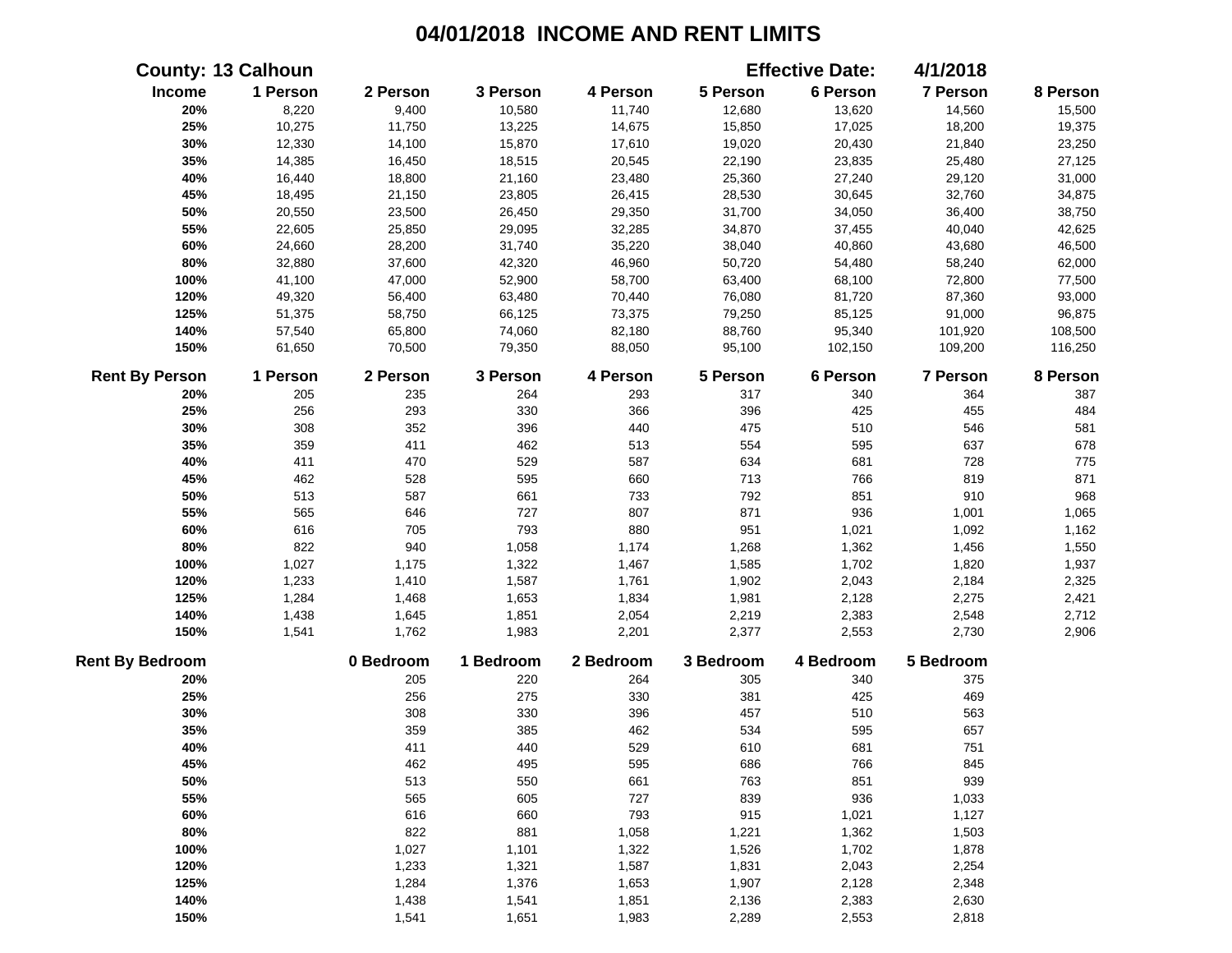# 04/01/2018 INCOME AND RENT LIMITS

**County: 13 Calhoun** **Effective Date: 4/1/2018**

| Income | 1 Person | 2 Person | 3 Person | 4 Person | 5 Person | 6 Person | 7 Person | 8 Person |
|---|---|---|---|---|---|---|---|---|
| 20% | 8,220 | 9,400 | 10,580 | 11,740 | 12,680 | 13,620 | 14,560 | 15,500 |
| 25% | 10,275 | 11,750 | 13,225 | 14,675 | 15,850 | 17,025 | 18,200 | 19,375 |
| 30% | 12,330 | 14,100 | 15,870 | 17,610 | 19,020 | 20,430 | 21,840 | 23,250 |
| 35% | 14,385 | 16,450 | 18,515 | 20,545 | 22,190 | 23,835 | 25,480 | 27,125 |
| 40% | 16,440 | 18,800 | 21,160 | 23,480 | 25,360 | 27,240 | 29,120 | 31,000 |
| 45% | 18,495 | 21,150 | 23,805 | 26,415 | 28,530 | 30,645 | 32,760 | 34,875 |
| 50% | 20,550 | 23,500 | 26,450 | 29,350 | 31,700 | 34,050 | 36,400 | 38,750 |
| 55% | 22,605 | 25,850 | 29,095 | 32,285 | 34,870 | 37,455 | 40,040 | 42,625 |
| 60% | 24,660 | 28,200 | 31,740 | 35,220 | 38,040 | 40,860 | 43,680 | 46,500 |
| 80% | 32,880 | 37,600 | 42,320 | 46,960 | 50,720 | 54,480 | 58,240 | 62,000 |
| 100% | 41,100 | 47,000 | 52,900 | 58,700 | 63,400 | 68,100 | 72,800 | 77,500 |
| 120% | 49,320 | 56,400 | 63,480 | 70,440 | 76,080 | 81,720 | 87,360 | 93,000 |
| 125% | 51,375 | 58,750 | 66,125 | 73,375 | 79,250 | 85,125 | 91,000 | 96,875 |
| 140% | 57,540 | 65,800 | 74,060 | 82,180 | 88,760 | 95,340 | 101,920 | 108,500 |
| 150% | 61,650 | 70,500 | 79,350 | 88,050 | 95,100 | 102,150 | 109,200 | 116,250 |

| Rent By Person | 1 Person | 2 Person | 3 Person | 4 Person | 5 Person | 6 Person | 7 Person | 8 Person |
|---|---|---|---|---|---|---|---|---|
| 20% | 205 | 235 | 264 | 293 | 317 | 340 | 364 | 387 |
| 25% | 256 | 293 | 330 | 366 | 396 | 425 | 455 | 484 |
| 30% | 308 | 352 | 396 | 440 | 475 | 510 | 546 | 581 |
| 35% | 359 | 411 | 462 | 513 | 554 | 595 | 637 | 678 |
| 40% | 411 | 470 | 529 | 587 | 634 | 681 | 728 | 775 |
| 45% | 462 | 528 | 595 | 660 | 713 | 766 | 819 | 871 |
| 50% | 513 | 587 | 661 | 733 | 792 | 851 | 910 | 968 |
| 55% | 565 | 646 | 727 | 807 | 871 | 936 | 1,001 | 1,065 |
| 60% | 616 | 705 | 793 | 880 | 951 | 1,021 | 1,092 | 1,162 |
| 80% | 822 | 940 | 1,058 | 1,174 | 1,268 | 1,362 | 1,456 | 1,550 |
| 100% | 1,027 | 1,175 | 1,322 | 1,467 | 1,585 | 1,702 | 1,820 | 1,937 |
| 120% | 1,233 | 1,410 | 1,587 | 1,761 | 1,902 | 2,043 | 2,184 | 2,325 |
| 125% | 1,284 | 1,468 | 1,653 | 1,834 | 1,981 | 2,128 | 2,275 | 2,421 |
| 140% | 1,438 | 1,645 | 1,851 | 2,054 | 2,219 | 2,383 | 2,548 | 2,712 |
| 150% | 1,541 | 1,762 | 1,983 | 2,201 | 2,377 | 2,553 | 2,730 | 2,906 |

| Rent By Bedroom | 0 Bedroom | 1 Bedroom | 2 Bedroom | 3 Bedroom | 4 Bedroom | 5 Bedroom |
|---|---|---|---|---|---|---|
| 20% | 205 | 220 | 264 | 305 | 340 | 375 |
| 25% | 256 | 275 | 330 | 381 | 425 | 469 |
| 30% | 308 | 330 | 396 | 457 | 510 | 563 |
| 35% | 359 | 385 | 462 | 534 | 595 | 657 |
| 40% | 411 | 440 | 529 | 610 | 681 | 751 |
| 45% | 462 | 495 | 595 | 686 | 766 | 845 |
| 50% | 513 | 550 | 661 | 763 | 851 | 939 |
| 55% | 565 | 605 | 727 | 839 | 936 | 1,033 |
| 60% | 616 | 660 | 793 | 915 | 1,021 | 1,127 |
| 80% | 822 | 881 | 1,058 | 1,221 | 1,362 | 1,503 |
| 100% | 1,027 | 1,101 | 1,322 | 1,526 | 1,702 | 1,878 |
| 120% | 1,233 | 1,321 | 1,587 | 1,831 | 2,043 | 2,254 |
| 125% | 1,284 | 1,376 | 1,653 | 1,907 | 2,128 | 2,348 |
| 140% | 1,438 | 1,541 | 1,851 | 2,136 | 2,383 | 2,630 |
| 150% | 1,541 | 1,651 | 1,983 | 2,289 | 2,553 | 2,818 |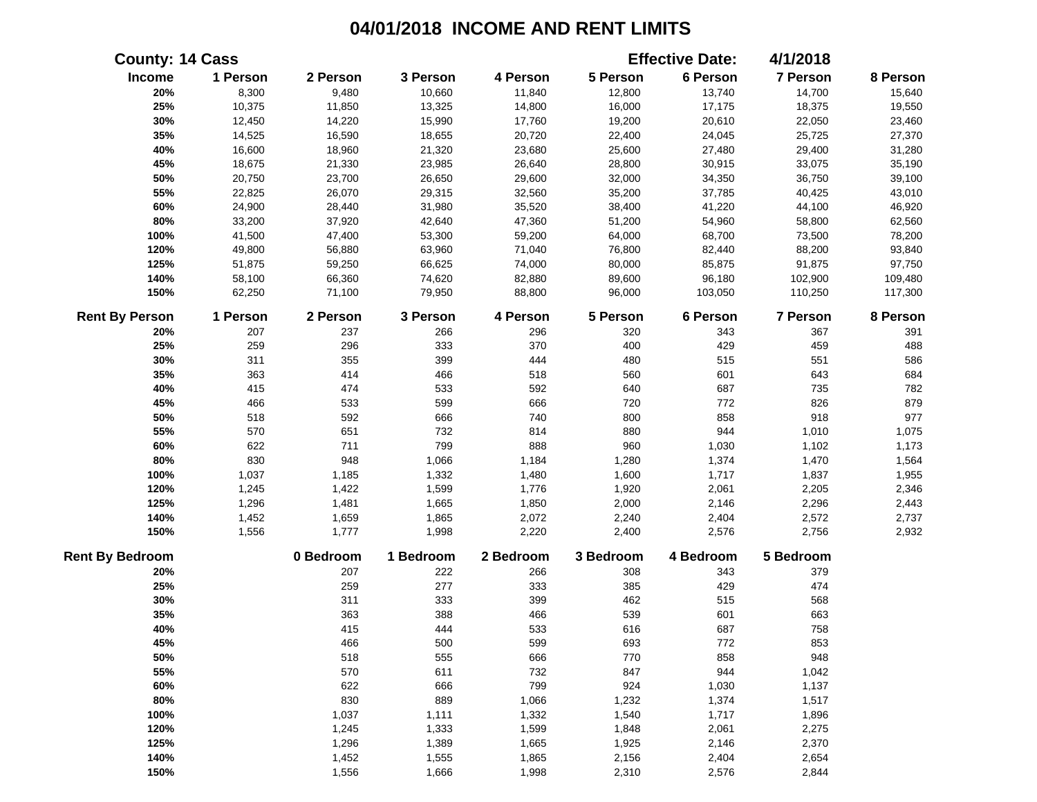# 04/01/2018 INCOME AND RENT LIMITS

**County: 14 Cass** **Effective Date: 4/1/2018**

| Income | 1 Person | 2 Person | 3 Person | 4 Person | 5 Person | 6 Person | 7 Person | 8 Person |
|---|---|---|---|---|---|---|---|---|
| 20% | 8,300 | 9,480 | 10,660 | 11,840 | 12,800 | 13,740 | 14,700 | 15,640 |
| 25% | 10,375 | 11,850 | 13,325 | 14,800 | 16,000 | 17,175 | 18,375 | 19,550 |
| 30% | 12,450 | 14,220 | 15,990 | 17,760 | 19,200 | 20,610 | 22,050 | 23,460 |
| 35% | 14,525 | 16,590 | 18,655 | 20,720 | 22,400 | 24,045 | 25,725 | 27,370 |
| 40% | 16,600 | 18,960 | 21,320 | 23,680 | 25,600 | 27,480 | 29,400 | 31,280 |
| 45% | 18,675 | 21,330 | 23,985 | 26,640 | 28,800 | 30,915 | 33,075 | 35,190 |
| 50% | 20,750 | 23,700 | 26,650 | 29,600 | 32,000 | 34,350 | 36,750 | 39,100 |
| 55% | 22,825 | 26,070 | 29,315 | 32,560 | 35,200 | 37,785 | 40,425 | 43,010 |
| 60% | 24,900 | 28,440 | 31,980 | 35,520 | 38,400 | 41,220 | 44,100 | 46,920 |
| 80% | 33,200 | 37,920 | 42,640 | 47,360 | 51,200 | 54,960 | 58,800 | 62,560 |
| 100% | 41,500 | 47,400 | 53,300 | 59,200 | 64,000 | 68,700 | 73,500 | 78,200 |
| 120% | 49,800 | 56,880 | 63,960 | 71,040 | 76,800 | 82,440 | 88,200 | 93,840 |
| 125% | 51,875 | 59,250 | 66,625 | 74,000 | 80,000 | 85,875 | 91,875 | 97,750 |
| 140% | 58,100 | 66,360 | 74,620 | 82,880 | 89,600 | 96,180 | 102,900 | 109,480 |
| 150% | 62,250 | 71,100 | 79,950 | 88,800 | 96,000 | 103,050 | 110,250 | 117,300 |

| Rent By Person | 1 Person | 2 Person | 3 Person | 4 Person | 5 Person | 6 Person | 7 Person | 8 Person |
|---|---|---|---|---|---|---|---|---|
| 20% | 207 | 237 | 266 | 296 | 320 | 343 | 367 | 391 |
| 25% | 259 | 296 | 333 | 370 | 400 | 429 | 459 | 488 |
| 30% | 311 | 355 | 399 | 444 | 480 | 515 | 551 | 586 |
| 35% | 363 | 414 | 466 | 518 | 560 | 601 | 643 | 684 |
| 40% | 415 | 474 | 533 | 592 | 640 | 687 | 735 | 782 |
| 45% | 466 | 533 | 599 | 666 | 720 | 772 | 826 | 879 |
| 50% | 518 | 592 | 666 | 740 | 800 | 858 | 918 | 977 |
| 55% | 570 | 651 | 732 | 814 | 880 | 944 | 1,010 | 1,075 |
| 60% | 622 | 711 | 799 | 888 | 960 | 1,030 | 1,102 | 1,173 |
| 80% | 830 | 948 | 1,066 | 1,184 | 1,280 | 1,374 | 1,470 | 1,564 |
| 100% | 1,037 | 1,185 | 1,332 | 1,480 | 1,600 | 1,717 | 1,837 | 1,955 |
| 120% | 1,245 | 1,422 | 1,599 | 1,776 | 1,920 | 2,061 | 2,205 | 2,346 |
| 125% | 1,296 | 1,481 | 1,665 | 1,850 | 2,000 | 2,146 | 2,296 | 2,443 |
| 140% | 1,452 | 1,659 | 1,865 | 2,072 | 2,240 | 2,404 | 2,572 | 2,737 |
| 150% | 1,556 | 1,777 | 1,998 | 2,220 | 2,400 | 2,576 | 2,756 | 2,932 |

| Rent By Bedroom | 0 Bedroom | 1 Bedroom | 2 Bedroom | 3 Bedroom | 4 Bedroom | 5 Bedroom |
|---|---|---|---|---|---|---|
| 20% | 207 | 222 | 266 | 308 | 343 | 379 |
| 25% | 259 | 277 | 333 | 385 | 429 | 474 |
| 30% | 311 | 333 | 399 | 462 | 515 | 568 |
| 35% | 363 | 388 | 466 | 539 | 601 | 663 |
| 40% | 415 | 444 | 533 | 616 | 687 | 758 |
| 45% | 466 | 500 | 599 | 693 | 772 | 853 |
| 50% | 518 | 555 | 666 | 770 | 858 | 948 |
| 55% | 570 | 611 | 732 | 847 | 944 | 1,042 |
| 60% | 622 | 666 | 799 | 924 | 1,030 | 1,137 |
| 80% | 830 | 889 | 1,066 | 1,232 | 1,374 | 1,517 |
| 100% | 1,037 | 1,111 | 1,332 | 1,540 | 1,717 | 1,896 |
| 120% | 1,245 | 1,333 | 1,599 | 1,848 | 2,061 | 2,275 |
| 125% | 1,296 | 1,389 | 1,665 | 1,925 | 2,146 | 2,370 |
| 140% | 1,452 | 1,555 | 1,865 | 2,156 | 2,404 | 2,654 |
| 150% | 1,556 | 1,666 | 1,998 | 2,310 | 2,576 | 2,844 |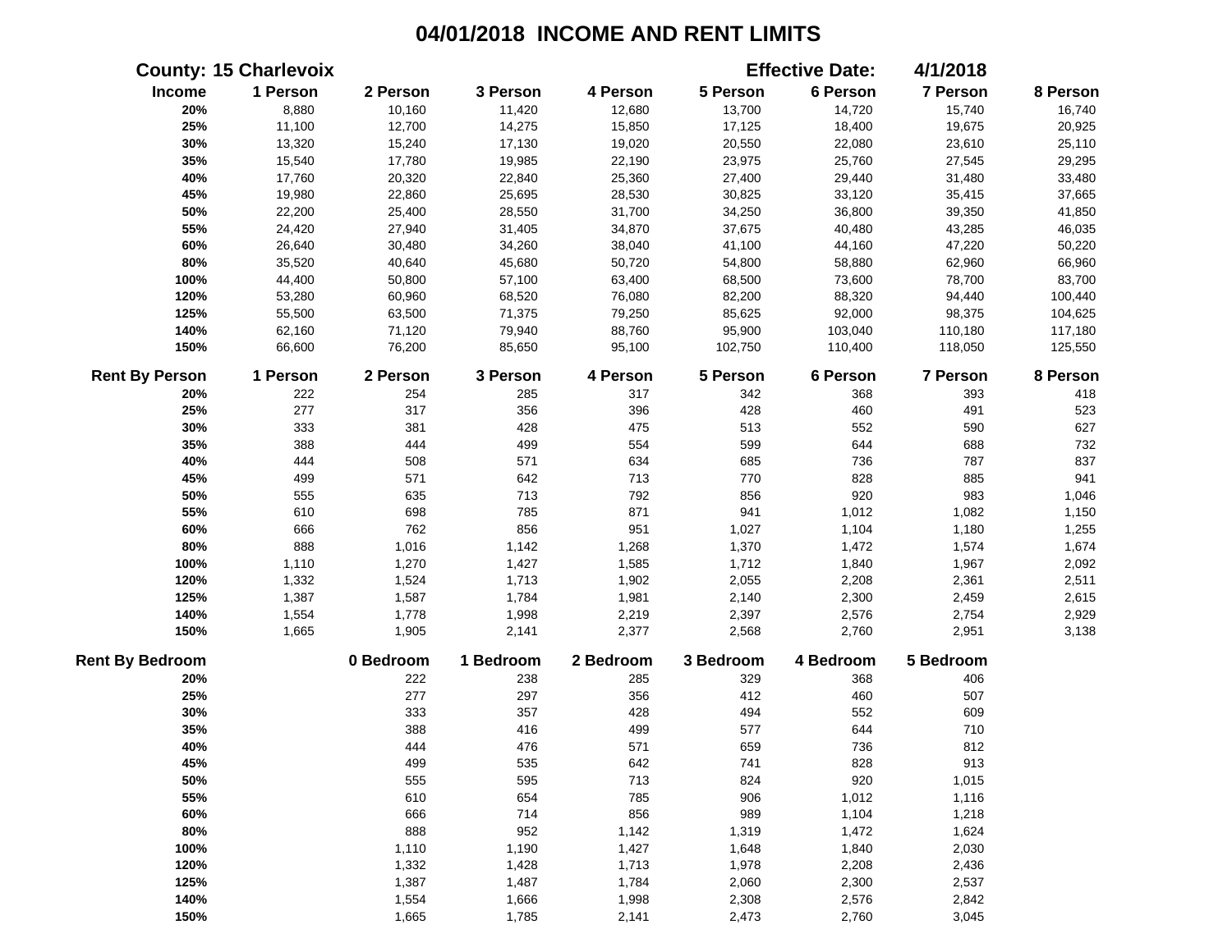# 04/01/2018 INCOME AND RENT LIMITS

**County: 15 Charlevoix** **Effective Date: 4/1/2018**

| Income | 1 Person | 2 Person | 3 Person | 4 Person | 5 Person | 6 Person | 7 Person | 8 Person |
|---|---|---|---|---|---|---|---|---|
| 20% | 8,880 | 10,160 | 11,420 | 12,680 | 13,700 | 14,720 | 15,740 | 16,740 |
| 25% | 11,100 | 12,700 | 14,275 | 15,850 | 17,125 | 18,400 | 19,675 | 20,925 |
| 30% | 13,320 | 15,240 | 17,130 | 19,020 | 20,550 | 22,080 | 23,610 | 25,110 |
| 35% | 15,540 | 17,780 | 19,985 | 22,190 | 23,975 | 25,760 | 27,545 | 29,295 |
| 40% | 17,760 | 20,320 | 22,840 | 25,360 | 27,400 | 29,440 | 31,480 | 33,480 |
| 45% | 19,980 | 22,860 | 25,695 | 28,530 | 30,825 | 33,120 | 35,415 | 37,665 |
| 50% | 22,200 | 25,400 | 28,550 | 31,700 | 34,250 | 36,800 | 39,350 | 41,850 |
| 55% | 24,420 | 27,940 | 31,405 | 34,870 | 37,675 | 40,480 | 43,285 | 46,035 |
| 60% | 26,640 | 30,480 | 34,260 | 38,040 | 41,100 | 44,160 | 47,220 | 50,220 |
| 80% | 35,520 | 40,640 | 45,680 | 50,720 | 54,800 | 58,880 | 62,960 | 66,960 |
| 100% | 44,400 | 50,800 | 57,100 | 63,400 | 68,500 | 73,600 | 78,700 | 83,700 |
| 120% | 53,280 | 60,960 | 68,520 | 76,080 | 82,200 | 88,320 | 94,440 | 100,440 |
| 125% | 55,500 | 63,500 | 71,375 | 79,250 | 85,625 | 92,000 | 98,375 | 104,625 |
| 140% | 62,160 | 71,120 | 79,940 | 88,760 | 95,900 | 103,040 | 110,180 | 117,180 |
| 150% | 66,600 | 76,200 | 85,650 | 95,100 | 102,750 | 110,400 | 118,050 | 125,550 |

| Rent By Person | 1 Person | 2 Person | 3 Person | 4 Person | 5 Person | 6 Person | 7 Person | 8 Person |
|---|---|---|---|---|---|---|---|---|
| 20% | 222 | 254 | 285 | 317 | 342 | 368 | 393 | 418 |
| 25% | 277 | 317 | 356 | 396 | 428 | 460 | 491 | 523 |
| 30% | 333 | 381 | 428 | 475 | 513 | 552 | 590 | 627 |
| 35% | 388 | 444 | 499 | 554 | 599 | 644 | 688 | 732 |
| 40% | 444 | 508 | 571 | 634 | 685 | 736 | 787 | 837 |
| 45% | 499 | 571 | 642 | 713 | 770 | 828 | 885 | 941 |
| 50% | 555 | 635 | 713 | 792 | 856 | 920 | 983 | 1,046 |
| 55% | 610 | 698 | 785 | 871 | 941 | 1,012 | 1,082 | 1,150 |
| 60% | 666 | 762 | 856 | 951 | 1,027 | 1,104 | 1,180 | 1,255 |
| 80% | 888 | 1,016 | 1,142 | 1,268 | 1,370 | 1,472 | 1,574 | 1,674 |
| 100% | 1,110 | 1,270 | 1,427 | 1,585 | 1,712 | 1,840 | 1,967 | 2,092 |
| 120% | 1,332 | 1,524 | 1,713 | 1,902 | 2,055 | 2,208 | 2,361 | 2,511 |
| 125% | 1,387 | 1,587 | 1,784 | 1,981 | 2,140 | 2,300 | 2,459 | 2,615 |
| 140% | 1,554 | 1,778 | 1,998 | 2,219 | 2,397 | 2,576 | 2,754 | 2,929 |
| 150% | 1,665 | 1,905 | 2,141 | 2,377 | 2,568 | 2,760 | 2,951 | 3,138 |

| Rent By Bedroom | 0 Bedroom | 1 Bedroom | 2 Bedroom | 3 Bedroom | 4 Bedroom | 5 Bedroom |
|---|---|---|---|---|---|---|
| 20% | 222 | 238 | 285 | 329 | 368 | 406 |
| 25% | 277 | 297 | 356 | 412 | 460 | 507 |
| 30% | 333 | 357 | 428 | 494 | 552 | 609 |
| 35% | 388 | 416 | 499 | 577 | 644 | 710 |
| 40% | 444 | 476 | 571 | 659 | 736 | 812 |
| 45% | 499 | 535 | 642 | 741 | 828 | 913 |
| 50% | 555 | 595 | 713 | 824 | 920 | 1,015 |
| 55% | 610 | 654 | 785 | 906 | 1,012 | 1,116 |
| 60% | 666 | 714 | 856 | 989 | 1,104 | 1,218 |
| 80% | 888 | 952 | 1,142 | 1,319 | 1,472 | 1,624 |
| 100% | 1,110 | 1,190 | 1,427 | 1,648 | 1,840 | 2,030 |
| 120% | 1,332 | 1,428 | 1,713 | 1,978 | 2,208 | 2,436 |
| 125% | 1,387 | 1,487 | 1,784 | 2,060 | 2,300 | 2,537 |
| 140% | 1,554 | 1,666 | 1,998 | 2,308 | 2,576 | 2,842 |
| 150% | 1,665 | 1,785 | 2,141 | 2,473 | 2,760 | 3,045 |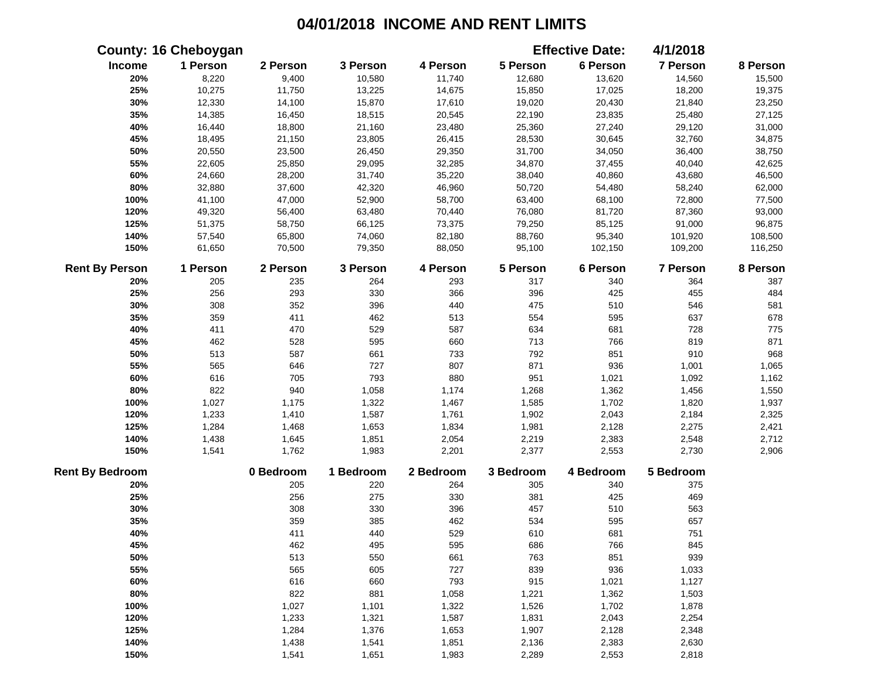# 04/01/2018 INCOME AND RENT LIMITS

**County: 16 Cheboygan** | **Effective Date: 4/1/2018**

| Income | 1 Person | 2 Person | 3 Person | 4 Person | 5 Person | 6 Person | 7 Person | 8 Person |
|---|---|---|---|---|---|---|---|---|
| 20% | 8,220 | 9,400 | 10,580 | 11,740 | 12,680 | 13,620 | 14,560 | 15,500 |
| 25% | 10,275 | 11,750 | 13,225 | 14,675 | 15,850 | 17,025 | 18,200 | 19,375 |
| 30% | 12,330 | 14,100 | 15,870 | 17,610 | 19,020 | 20,430 | 21,840 | 23,250 |
| 35% | 14,385 | 16,450 | 18,515 | 20,545 | 22,190 | 23,835 | 25,480 | 27,125 |
| 40% | 16,440 | 18,800 | 21,160 | 23,480 | 25,360 | 27,240 | 29,120 | 31,000 |
| 45% | 18,495 | 21,150 | 23,805 | 26,415 | 28,530 | 30,645 | 32,760 | 34,875 |
| 50% | 20,550 | 23,500 | 26,450 | 29,350 | 31,700 | 34,050 | 36,400 | 38,750 |
| 55% | 22,605 | 25,850 | 29,095 | 32,285 | 34,870 | 37,455 | 40,040 | 42,625 |
| 60% | 24,660 | 28,200 | 31,740 | 35,220 | 38,040 | 40,860 | 43,680 | 46,500 |
| 80% | 32,880 | 37,600 | 42,320 | 46,960 | 50,720 | 54,480 | 58,240 | 62,000 |
| 100% | 41,100 | 47,000 | 52,900 | 58,700 | 63,400 | 68,100 | 72,800 | 77,500 |
| 120% | 49,320 | 56,400 | 63,480 | 70,440 | 76,080 | 81,720 | 87,360 | 93,000 |
| 125% | 51,375 | 58,750 | 66,125 | 73,375 | 79,250 | 85,125 | 91,000 | 96,875 |
| 140% | 57,540 | 65,800 | 74,060 | 82,180 | 88,760 | 95,340 | 101,920 | 108,500 |
| 150% | 61,650 | 70,500 | 79,350 | 88,050 | 95,100 | 102,150 | 109,200 | 116,250 |

| Rent By Person | 1 Person | 2 Person | 3 Person | 4 Person | 5 Person | 6 Person | 7 Person | 8 Person |
|---|---|---|---|---|---|---|---|---|
| 20% | 205 | 235 | 264 | 293 | 317 | 340 | 364 | 387 |
| 25% | 256 | 293 | 330 | 366 | 396 | 425 | 455 | 484 |
| 30% | 308 | 352 | 396 | 440 | 475 | 510 | 546 | 581 |
| 35% | 359 | 411 | 462 | 513 | 554 | 595 | 637 | 678 |
| 40% | 411 | 470 | 529 | 587 | 634 | 681 | 728 | 775 |
| 45% | 462 | 528 | 595 | 660 | 713 | 766 | 819 | 871 |
| 50% | 513 | 587 | 661 | 733 | 792 | 851 | 910 | 968 |
| 55% | 565 | 646 | 727 | 807 | 871 | 936 | 1,001 | 1,065 |
| 60% | 616 | 705 | 793 | 880 | 951 | 1,021 | 1,092 | 1,162 |
| 80% | 822 | 940 | 1,058 | 1,174 | 1,268 | 1,362 | 1,456 | 1,550 |
| 100% | 1,027 | 1,175 | 1,322 | 1,467 | 1,585 | 1,702 | 1,820 | 1,937 |
| 120% | 1,233 | 1,410 | 1,587 | 1,761 | 1,902 | 2,043 | 2,184 | 2,325 |
| 125% | 1,284 | 1,468 | 1,653 | 1,834 | 1,981 | 2,128 | 2,275 | 2,421 |
| 140% | 1,438 | 1,645 | 1,851 | 2,054 | 2,219 | 2,383 | 2,548 | 2,712 |
| 150% | 1,541 | 1,762 | 1,983 | 2,201 | 2,377 | 2,553 | 2,730 | 2,906 |

| Rent By Bedroom | 0 Bedroom | 1 Bedroom | 2 Bedroom | 3 Bedroom | 4 Bedroom | 5 Bedroom |
|---|---|---|---|---|---|---|
| 20% | 205 | 220 | 264 | 305 | 340 | 375 |
| 25% | 256 | 275 | 330 | 381 | 425 | 469 |
| 30% | 308 | 330 | 396 | 457 | 510 | 563 |
| 35% | 359 | 385 | 462 | 534 | 595 | 657 |
| 40% | 411 | 440 | 529 | 610 | 681 | 751 |
| 45% | 462 | 495 | 595 | 686 | 766 | 845 |
| 50% | 513 | 550 | 661 | 763 | 851 | 939 |
| 55% | 565 | 605 | 727 | 839 | 936 | 1,033 |
| 60% | 616 | 660 | 793 | 915 | 1,021 | 1,127 |
| 80% | 822 | 881 | 1,058 | 1,221 | 1,362 | 1,503 |
| 100% | 1,027 | 1,101 | 1,322 | 1,526 | 1,702 | 1,878 |
| 120% | 1,233 | 1,321 | 1,587 | 1,831 | 2,043 | 2,254 |
| 125% | 1,284 | 1,376 | 1,653 | 1,907 | 2,128 | 2,348 |
| 140% | 1,438 | 1,541 | 1,851 | 2,136 | 2,383 | 2,630 |
| 150% | 1,541 | 1,651 | 1,983 | 2,289 | 2,553 | 2,818 |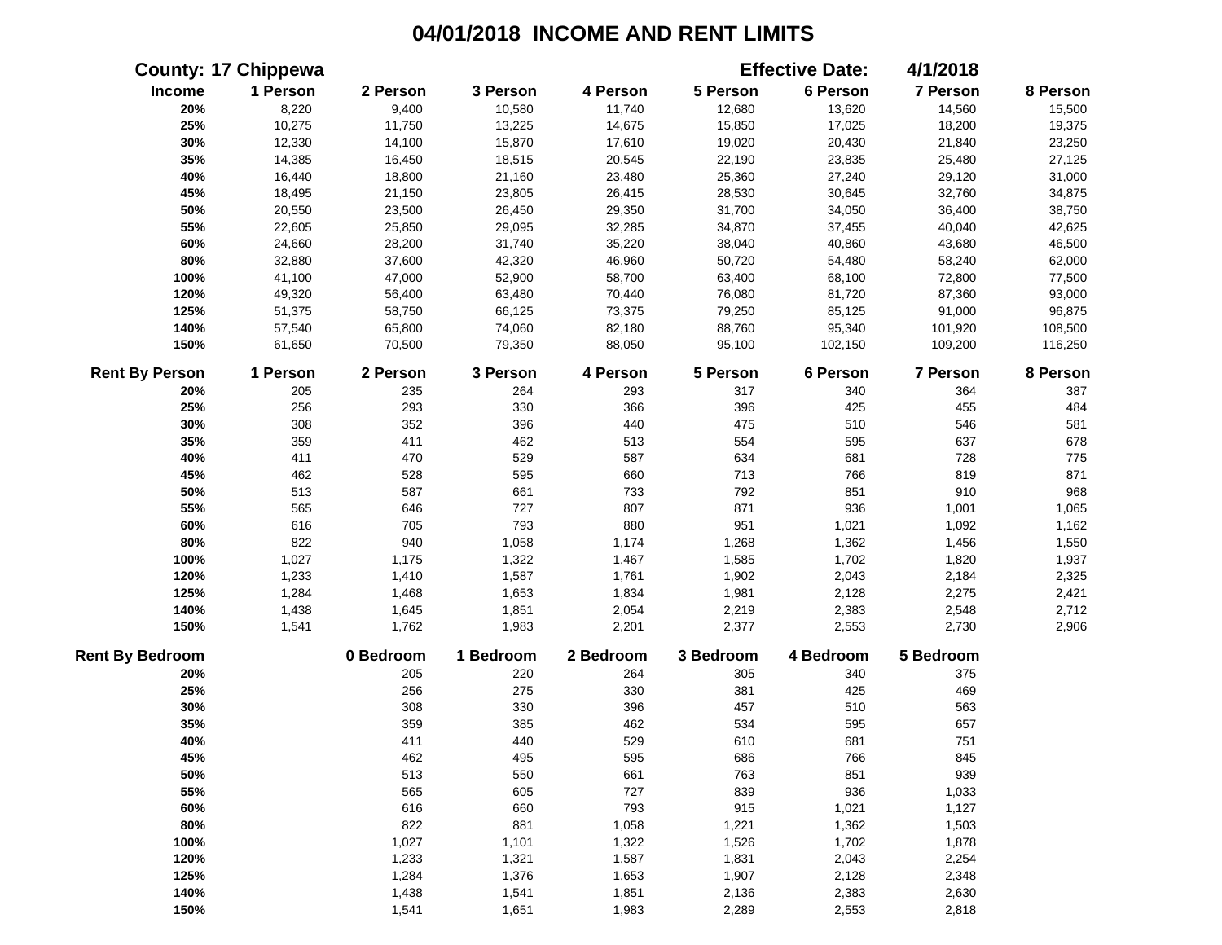# 04/01/2018 INCOME AND RENT LIMITS

**County: 17 Chippewa** **Effective Date: 4/1/2018**

| Income | 1 Person | 2 Person | 3 Person | 4 Person | 5 Person | 6 Person | 7 Person | 8 Person |
|---|---|---|---|---|---|---|---|---|
| 20% | 8,220 | 9,400 | 10,580 | 11,740 | 12,680 | 13,620 | 14,560 | 15,500 |
| 25% | 10,275 | 11,750 | 13,225 | 14,675 | 15,850 | 17,025 | 18,200 | 19,375 |
| 30% | 12,330 | 14,100 | 15,870 | 17,610 | 19,020 | 20,430 | 21,840 | 23,250 |
| 35% | 14,385 | 16,450 | 18,515 | 20,545 | 22,190 | 23,835 | 25,480 | 27,125 |
| 40% | 16,440 | 18,800 | 21,160 | 23,480 | 25,360 | 27,240 | 29,120 | 31,000 |
| 45% | 18,495 | 21,150 | 23,805 | 26,415 | 28,530 | 30,645 | 32,760 | 34,875 |
| 50% | 20,550 | 23,500 | 26,450 | 29,350 | 31,700 | 34,050 | 36,400 | 38,750 |
| 55% | 22,605 | 25,850 | 29,095 | 32,285 | 34,870 | 37,455 | 40,040 | 42,625 |
| 60% | 24,660 | 28,200 | 31,740 | 35,220 | 38,040 | 40,860 | 43,680 | 46,500 |
| 80% | 32,880 | 37,600 | 42,320 | 46,960 | 50,720 | 54,480 | 58,240 | 62,000 |
| 100% | 41,100 | 47,000 | 52,900 | 58,700 | 63,400 | 68,100 | 72,800 | 77,500 |
| 120% | 49,320 | 56,400 | 63,480 | 70,440 | 76,080 | 81,720 | 87,360 | 93,000 |
| 125% | 51,375 | 58,750 | 66,125 | 73,375 | 79,250 | 85,125 | 91,000 | 96,875 |
| 140% | 57,540 | 65,800 | 74,060 | 82,180 | 88,760 | 95,340 | 101,920 | 108,500 |
| 150% | 61,650 | 70,500 | 79,350 | 88,050 | 95,100 | 102,150 | 109,200 | 116,250 |

| Rent By Person | 1 Person | 2 Person | 3 Person | 4 Person | 5 Person | 6 Person | 7 Person | 8 Person |
|---|---|---|---|---|---|---|---|---|
| 20% | 205 | 235 | 264 | 293 | 317 | 340 | 364 | 387 |
| 25% | 256 | 293 | 330 | 366 | 396 | 425 | 455 | 484 |
| 30% | 308 | 352 | 396 | 440 | 475 | 510 | 546 | 581 |
| 35% | 359 | 411 | 462 | 513 | 554 | 595 | 637 | 678 |
| 40% | 411 | 470 | 529 | 587 | 634 | 681 | 728 | 775 |
| 45% | 462 | 528 | 595 | 660 | 713 | 766 | 819 | 871 |
| 50% | 513 | 587 | 661 | 733 | 792 | 851 | 910 | 968 |
| 55% | 565 | 646 | 727 | 807 | 871 | 936 | 1,001 | 1,065 |
| 60% | 616 | 705 | 793 | 880 | 951 | 1,021 | 1,092 | 1,162 |
| 80% | 822 | 940 | 1,058 | 1,174 | 1,268 | 1,362 | 1,456 | 1,550 |
| 100% | 1,027 | 1,175 | 1,322 | 1,467 | 1,585 | 1,702 | 1,820 | 1,937 |
| 120% | 1,233 | 1,410 | 1,587 | 1,761 | 1,902 | 2,043 | 2,184 | 2,325 |
| 125% | 1,284 | 1,468 | 1,653 | 1,834 | 1,981 | 2,128 | 2,275 | 2,421 |
| 140% | 1,438 | 1,645 | 1,851 | 2,054 | 2,219 | 2,383 | 2,548 | 2,712 |
| 150% | 1,541 | 1,762 | 1,983 | 2,201 | 2,377 | 2,553 | 2,730 | 2,906 |

| Rent By Bedroom | 0 Bedroom | 1 Bedroom | 2 Bedroom | 3 Bedroom | 4 Bedroom | 5 Bedroom |
|---|---|---|---|---|---|---|
| 20% | 205 | 220 | 264 | 305 | 340 | 375 |
| 25% | 256 | 275 | 330 | 381 | 425 | 469 |
| 30% | 308 | 330 | 396 | 457 | 510 | 563 |
| 35% | 359 | 385 | 462 | 534 | 595 | 657 |
| 40% | 411 | 440 | 529 | 610 | 681 | 751 |
| 45% | 462 | 495 | 595 | 686 | 766 | 845 |
| 50% | 513 | 550 | 661 | 763 | 851 | 939 |
| 55% | 565 | 605 | 727 | 839 | 936 | 1,033 |
| 60% | 616 | 660 | 793 | 915 | 1,021 | 1,127 |
| 80% | 822 | 881 | 1,058 | 1,221 | 1,362 | 1,503 |
| 100% | 1,027 | 1,101 | 1,322 | 1,526 | 1,702 | 1,878 |
| 120% | 1,233 | 1,321 | 1,587 | 1,831 | 2,043 | 2,254 |
| 125% | 1,284 | 1,376 | 1,653 | 1,907 | 2,128 | 2,348 |
| 140% | 1,438 | 1,541 | 1,851 | 2,136 | 2,383 | 2,630 |
| 150% | 1,541 | 1,651 | 1,983 | 2,289 | 2,553 | 2,818 |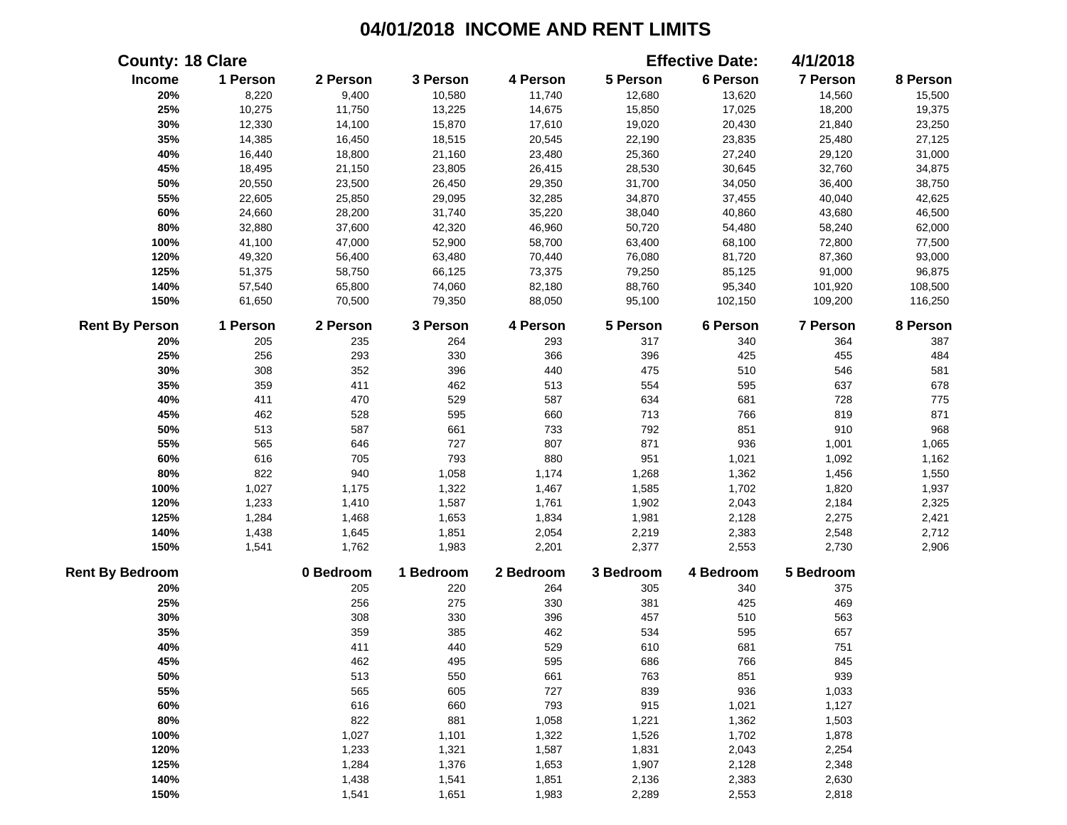# 04/01/2018 INCOME AND RENT LIMITS

**County: 18 Clare** **Effective Date: 4/1/2018**

| Income | 1 Person | 2 Person | 3 Person | 4 Person | 5 Person | 6 Person | 7 Person | 8 Person |
|---|---|---|---|---|---|---|---|---|
| 20% | 8,220 | 9,400 | 10,580 | 11,740 | 12,680 | 13,620 | 14,560 | 15,500 |
| 25% | 10,275 | 11,750 | 13,225 | 14,675 | 15,850 | 17,025 | 18,200 | 19,375 |
| 30% | 12,330 | 14,100 | 15,870 | 17,610 | 19,020 | 20,430 | 21,840 | 23,250 |
| 35% | 14,385 | 16,450 | 18,515 | 20,545 | 22,190 | 23,835 | 25,480 | 27,125 |
| 40% | 16,440 | 18,800 | 21,160 | 23,480 | 25,360 | 27,240 | 29,120 | 31,000 |
| 45% | 18,495 | 21,150 | 23,805 | 26,415 | 28,530 | 30,645 | 32,760 | 34,875 |
| 50% | 20,550 | 23,500 | 26,450 | 29,350 | 31,700 | 34,050 | 36,400 | 38,750 |
| 55% | 22,605 | 25,850 | 29,095 | 32,285 | 34,870 | 37,455 | 40,040 | 42,625 |
| 60% | 24,660 | 28,200 | 31,740 | 35,220 | 38,040 | 40,860 | 43,680 | 46,500 |
| 80% | 32,880 | 37,600 | 42,320 | 46,960 | 50,720 | 54,480 | 58,240 | 62,000 |
| 100% | 41,100 | 47,000 | 52,900 | 58,700 | 63,400 | 68,100 | 72,800 | 77,500 |
| 120% | 49,320 | 56,400 | 63,480 | 70,440 | 76,080 | 81,720 | 87,360 | 93,000 |
| 125% | 51,375 | 58,750 | 66,125 | 73,375 | 79,250 | 85,125 | 91,000 | 96,875 |
| 140% | 57,540 | 65,800 | 74,060 | 82,180 | 88,760 | 95,340 | 101,920 | 108,500 |
| 150% | 61,650 | 70,500 | 79,350 | 88,050 | 95,100 | 102,150 | 109,200 | 116,250 |

| Rent By Person | 1 Person | 2 Person | 3 Person | 4 Person | 5 Person | 6 Person | 7 Person | 8 Person |
|---|---|---|---|---|---|---|---|---|
| 20% | 205 | 235 | 264 | 293 | 317 | 340 | 364 | 387 |
| 25% | 256 | 293 | 330 | 366 | 396 | 425 | 455 | 484 |
| 30% | 308 | 352 | 396 | 440 | 475 | 510 | 546 | 581 |
| 35% | 359 | 411 | 462 | 513 | 554 | 595 | 637 | 678 |
| 40% | 411 | 470 | 529 | 587 | 634 | 681 | 728 | 775 |
| 45% | 462 | 528 | 595 | 660 | 713 | 766 | 819 | 871 |
| 50% | 513 | 587 | 661 | 733 | 792 | 851 | 910 | 968 |
| 55% | 565 | 646 | 727 | 807 | 871 | 936 | 1,001 | 1,065 |
| 60% | 616 | 705 | 793 | 880 | 951 | 1,021 | 1,092 | 1,162 |
| 80% | 822 | 940 | 1,058 | 1,174 | 1,268 | 1,362 | 1,456 | 1,550 |
| 100% | 1,027 | 1,175 | 1,322 | 1,467 | 1,585 | 1,702 | 1,820 | 1,937 |
| 120% | 1,233 | 1,410 | 1,587 | 1,761 | 1,902 | 2,043 | 2,184 | 2,325 |
| 125% | 1,284 | 1,468 | 1,653 | 1,834 | 1,981 | 2,128 | 2,275 | 2,421 |
| 140% | 1,438 | 1,645 | 1,851 | 2,054 | 2,219 | 2,383 | 2,548 | 2,712 |
| 150% | 1,541 | 1,762 | 1,983 | 2,201 | 2,377 | 2,553 | 2,730 | 2,906 |

| Rent By Bedroom | 0 Bedroom | 1 Bedroom | 2 Bedroom | 3 Bedroom | 4 Bedroom | 5 Bedroom |
|---|---|---|---|---|---|---|
| 20% | 205 | 220 | 264 | 305 | 340 | 375 |
| 25% | 256 | 275 | 330 | 381 | 425 | 469 |
| 30% | 308 | 330 | 396 | 457 | 510 | 563 |
| 35% | 359 | 385 | 462 | 534 | 595 | 657 |
| 40% | 411 | 440 | 529 | 610 | 681 | 751 |
| 45% | 462 | 495 | 595 | 686 | 766 | 845 |
| 50% | 513 | 550 | 661 | 763 | 851 | 939 |
| 55% | 565 | 605 | 727 | 839 | 936 | 1,033 |
| 60% | 616 | 660 | 793 | 915 | 1,021 | 1,127 |
| 80% | 822 | 881 | 1,058 | 1,221 | 1,362 | 1,503 |
| 100% | 1,027 | 1,101 | 1,322 | 1,526 | 1,702 | 1,878 |
| 120% | 1,233 | 1,321 | 1,587 | 1,831 | 2,043 | 2,254 |
| 125% | 1,284 | 1,376 | 1,653 | 1,907 | 2,128 | 2,348 |
| 140% | 1,438 | 1,541 | 1,851 | 2,136 | 2,383 | 2,630 |
| 150% | 1,541 | 1,651 | 1,983 | 2,289 | 2,553 | 2,818 |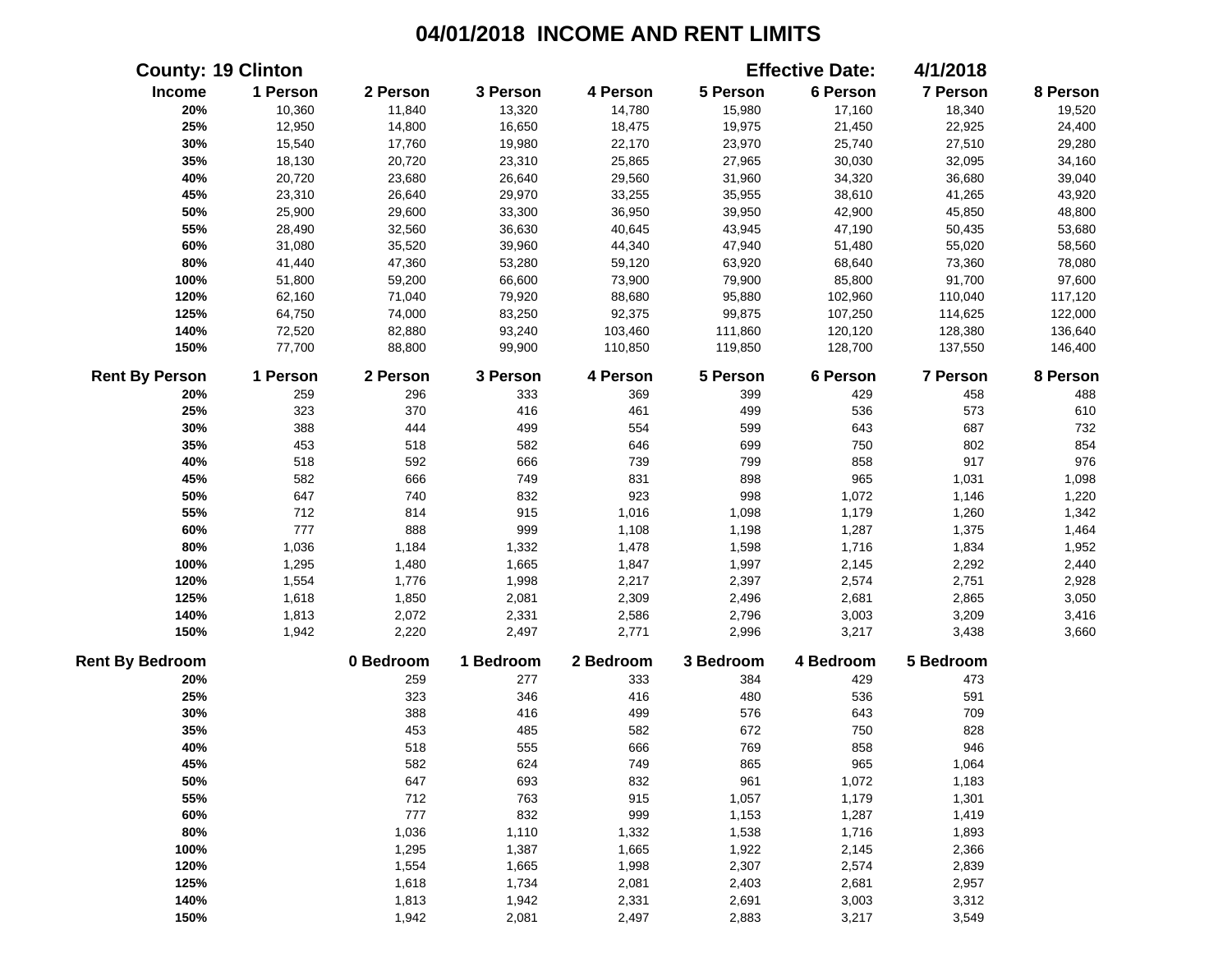# 04/01/2018 INCOME AND RENT LIMITS

**County: 19 Clinton** | **Effective Date: 4/1/2018**

| Income | 1 Person | 2 Person | 3 Person | 4 Person | 5 Person | 6 Person | 7 Person | 8 Person |
|---|---|---|---|---|---|---|---|---|
| 20% | 10,360 | 11,840 | 13,320 | 14,780 | 15,980 | 17,160 | 18,340 | 19,520 |
| 25% | 12,950 | 14,800 | 16,650 | 18,475 | 19,975 | 21,450 | 22,925 | 24,400 |
| 30% | 15,540 | 17,760 | 19,980 | 22,170 | 23,970 | 25,740 | 27,510 | 29,280 |
| 35% | 18,130 | 20,720 | 23,310 | 25,865 | 27,965 | 30,030 | 32,095 | 34,160 |
| 40% | 20,720 | 23,680 | 26,640 | 29,560 | 31,960 | 34,320 | 36,680 | 39,040 |
| 45% | 23,310 | 26,640 | 29,970 | 33,255 | 35,955 | 38,610 | 41,265 | 43,920 |
| 50% | 25,900 | 29,600 | 33,300 | 36,950 | 39,950 | 42,900 | 45,850 | 48,800 |
| 55% | 28,490 | 32,560 | 36,630 | 40,645 | 43,945 | 47,190 | 50,435 | 53,680 |
| 60% | 31,080 | 35,520 | 39,960 | 44,340 | 47,940 | 51,480 | 55,020 | 58,560 |
| 80% | 41,440 | 47,360 | 53,280 | 59,120 | 63,920 | 68,640 | 73,360 | 78,080 |
| 100% | 51,800 | 59,200 | 66,600 | 73,900 | 79,900 | 85,800 | 91,700 | 97,600 |
| 120% | 62,160 | 71,040 | 79,920 | 88,680 | 95,880 | 102,960 | 110,040 | 117,120 |
| 125% | 64,750 | 74,000 | 83,250 | 92,375 | 99,875 | 107,250 | 114,625 | 122,000 |
| 140% | 72,520 | 82,880 | 93,240 | 103,460 | 111,860 | 120,120 | 128,380 | 136,640 |
| 150% | 77,700 | 88,800 | 99,900 | 110,850 | 119,850 | 128,700 | 137,550 | 146,400 |

| Rent By Person | 1 Person | 2 Person | 3 Person | 4 Person | 5 Person | 6 Person | 7 Person | 8 Person |
|---|---|---|---|---|---|---|---|---|
| 20% | 259 | 296 | 333 | 369 | 399 | 429 | 458 | 488 |
| 25% | 323 | 370 | 416 | 461 | 499 | 536 | 573 | 610 |
| 30% | 388 | 444 | 499 | 554 | 599 | 643 | 687 | 732 |
| 35% | 453 | 518 | 582 | 646 | 699 | 750 | 802 | 854 |
| 40% | 518 | 592 | 666 | 739 | 799 | 858 | 917 | 976 |
| 45% | 582 | 666 | 749 | 831 | 898 | 965 | 1,031 | 1,098 |
| 50% | 647 | 740 | 832 | 923 | 998 | 1,072 | 1,146 | 1,220 |
| 55% | 712 | 814 | 915 | 1,016 | 1,098 | 1,179 | 1,260 | 1,342 |
| 60% | 777 | 888 | 999 | 1,108 | 1,198 | 1,287 | 1,375 | 1,464 |
| 80% | 1,036 | 1,184 | 1,332 | 1,478 | 1,598 | 1,716 | 1,834 | 1,952 |
| 100% | 1,295 | 1,480 | 1,665 | 1,847 | 1,997 | 2,145 | 2,292 | 2,440 |
| 120% | 1,554 | 1,776 | 1,998 | 2,217 | 2,397 | 2,574 | 2,751 | 2,928 |
| 125% | 1,618 | 1,850 | 2,081 | 2,309 | 2,496 | 2,681 | 2,865 | 3,050 |
| 140% | 1,813 | 2,072 | 2,331 | 2,586 | 2,796 | 3,003 | 3,209 | 3,416 |
| 150% | 1,942 | 2,220 | 2,497 | 2,771 | 2,996 | 3,217 | 3,438 | 3,660 |

| Rent By Bedroom | 0 Bedroom | 1 Bedroom | 2 Bedroom | 3 Bedroom | 4 Bedroom | 5 Bedroom |
|---|---|---|---|---|---|---|
| 20% | 259 | 277 | 333 | 384 | 429 | 473 |
| 25% | 323 | 346 | 416 | 480 | 536 | 591 |
| 30% | 388 | 416 | 499 | 576 | 643 | 709 |
| 35% | 453 | 485 | 582 | 672 | 750 | 828 |
| 40% | 518 | 555 | 666 | 769 | 858 | 946 |
| 45% | 582 | 624 | 749 | 865 | 965 | 1,064 |
| 50% | 647 | 693 | 832 | 961 | 1,072 | 1,183 |
| 55% | 712 | 763 | 915 | 1,057 | 1,179 | 1,301 |
| 60% | 777 | 832 | 999 | 1,153 | 1,287 | 1,419 |
| 80% | 1,036 | 1,110 | 1,332 | 1,538 | 1,716 | 1,893 |
| 100% | 1,295 | 1,387 | 1,665 | 1,922 | 2,145 | 2,366 |
| 120% | 1,554 | 1,665 | 1,998 | 2,307 | 2,574 | 2,839 |
| 125% | 1,618 | 1,734 | 2,081 | 2,403 | 2,681 | 2,957 |
| 140% | 1,813 | 1,942 | 2,331 | 2,691 | 3,003 | 3,312 |
| 150% | 1,942 | 2,081 | 2,497 | 2,883 | 3,217 | 3,549 |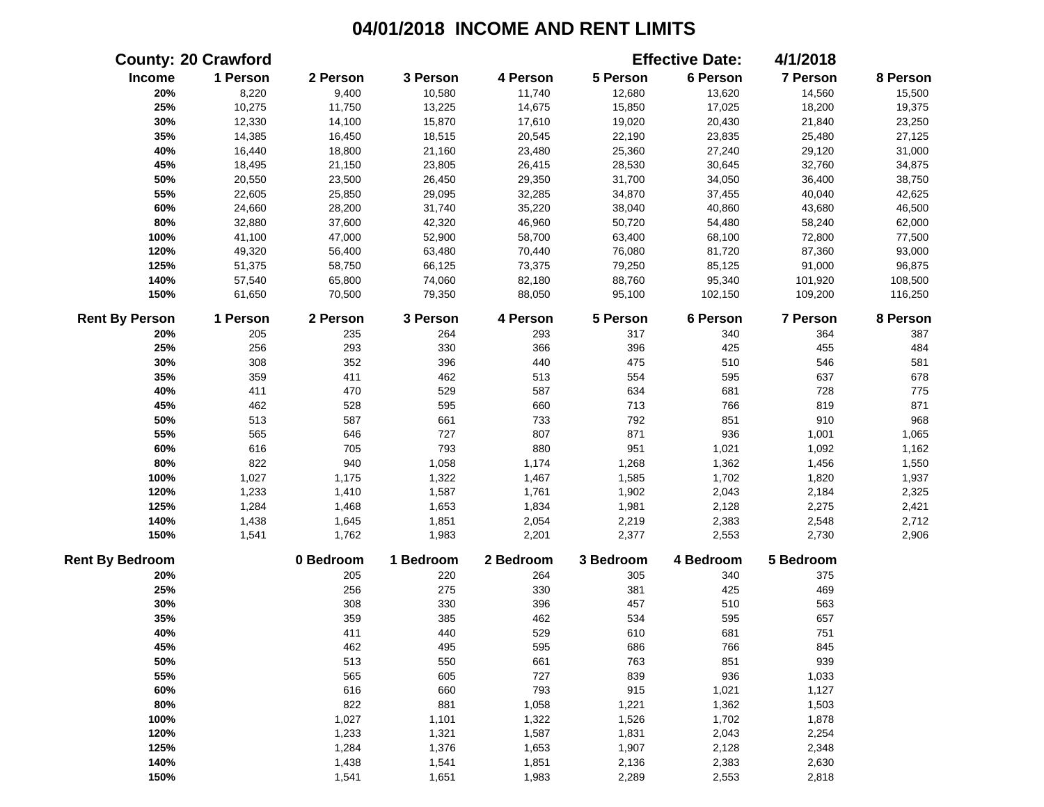# 04/01/2018 INCOME AND RENT LIMITS

**County: 20 Crawford** **Effective Date: 4/1/2018**

| Income | 1 Person | 2 Person | 3 Person | 4 Person | 5 Person | 6 Person | 7 Person | 8 Person |
|---|---|---|---|---|---|---|---|---|
| 20% | 8,220 | 9,400 | 10,580 | 11,740 | 12,680 | 13,620 | 14,560 | 15,500 |
| 25% | 10,275 | 11,750 | 13,225 | 14,675 | 15,850 | 17,025 | 18,200 | 19,375 |
| 30% | 12,330 | 14,100 | 15,870 | 17,610 | 19,020 | 20,430 | 21,840 | 23,250 |
| 35% | 14,385 | 16,450 | 18,515 | 20,545 | 22,190 | 23,835 | 25,480 | 27,125 |
| 40% | 16,440 | 18,800 | 21,160 | 23,480 | 25,360 | 27,240 | 29,120 | 31,000 |
| 45% | 18,495 | 21,150 | 23,805 | 26,415 | 28,530 | 30,645 | 32,760 | 34,875 |
| 50% | 20,550 | 23,500 | 26,450 | 29,350 | 31,700 | 34,050 | 36,400 | 38,750 |
| 55% | 22,605 | 25,850 | 29,095 | 32,285 | 34,870 | 37,455 | 40,040 | 42,625 |
| 60% | 24,660 | 28,200 | 31,740 | 35,220 | 38,040 | 40,860 | 43,680 | 46,500 |
| 80% | 32,880 | 37,600 | 42,320 | 46,960 | 50,720 | 54,480 | 58,240 | 62,000 |
| 100% | 41,100 | 47,000 | 52,900 | 58,700 | 63,400 | 68,100 | 72,800 | 77,500 |
| 120% | 49,320 | 56,400 | 63,480 | 70,440 | 76,080 | 81,720 | 87,360 | 93,000 |
| 125% | 51,375 | 58,750 | 66,125 | 73,375 | 79,250 | 85,125 | 91,000 | 96,875 |
| 140% | 57,540 | 65,800 | 74,060 | 82,180 | 88,760 | 95,340 | 101,920 | 108,500 |
| 150% | 61,650 | 70,500 | 79,350 | 88,050 | 95,100 | 102,150 | 109,200 | 116,250 |

| Rent By Person | 1 Person | 2 Person | 3 Person | 4 Person | 5 Person | 6 Person | 7 Person | 8 Person |
|---|---|---|---|---|---|---|---|---|
| 20% | 205 | 235 | 264 | 293 | 317 | 340 | 364 | 387 |
| 25% | 256 | 293 | 330 | 366 | 396 | 425 | 455 | 484 |
| 30% | 308 | 352 | 396 | 440 | 475 | 510 | 546 | 581 |
| 35% | 359 | 411 | 462 | 513 | 554 | 595 | 637 | 678 |
| 40% | 411 | 470 | 529 | 587 | 634 | 681 | 728 | 775 |
| 45% | 462 | 528 | 595 | 660 | 713 | 766 | 819 | 871 |
| 50% | 513 | 587 | 661 | 733 | 792 | 851 | 910 | 968 |
| 55% | 565 | 646 | 727 | 807 | 871 | 936 | 1,001 | 1,065 |
| 60% | 616 | 705 | 793 | 880 | 951 | 1,021 | 1,092 | 1,162 |
| 80% | 822 | 940 | 1,058 | 1,174 | 1,268 | 1,362 | 1,456 | 1,550 |
| 100% | 1,027 | 1,175 | 1,322 | 1,467 | 1,585 | 1,702 | 1,820 | 1,937 |
| 120% | 1,233 | 1,410 | 1,587 | 1,761 | 1,902 | 2,043 | 2,184 | 2,325 |
| 125% | 1,284 | 1,468 | 1,653 | 1,834 | 1,981 | 2,128 | 2,275 | 2,421 |
| 140% | 1,438 | 1,645 | 1,851 | 2,054 | 2,219 | 2,383 | 2,548 | 2,712 |
| 150% | 1,541 | 1,762 | 1,983 | 2,201 | 2,377 | 2,553 | 2,730 | 2,906 |

| Rent By Bedroom | 0 Bedroom | 1 Bedroom | 2 Bedroom | 3 Bedroom | 4 Bedroom | 5 Bedroom |
|---|---|---|---|---|---|---|
| 20% | 205 | 220 | 264 | 305 | 340 | 375 |
| 25% | 256 | 275 | 330 | 381 | 425 | 469 |
| 30% | 308 | 330 | 396 | 457 | 510 | 563 |
| 35% | 359 | 385 | 462 | 534 | 595 | 657 |
| 40% | 411 | 440 | 529 | 610 | 681 | 751 |
| 45% | 462 | 495 | 595 | 686 | 766 | 845 |
| 50% | 513 | 550 | 661 | 763 | 851 | 939 |
| 55% | 565 | 605 | 727 | 839 | 936 | 1,033 |
| 60% | 616 | 660 | 793 | 915 | 1,021 | 1,127 |
| 80% | 822 | 881 | 1,058 | 1,221 | 1,362 | 1,503 |
| 100% | 1,027 | 1,101 | 1,322 | 1,526 | 1,702 | 1,878 |
| 120% | 1,233 | 1,321 | 1,587 | 1,831 | 2,043 | 2,254 |
| 125% | 1,284 | 1,376 | 1,653 | 1,907 | 2,128 | 2,348 |
| 140% | 1,438 | 1,541 | 1,851 | 2,136 | 2,383 | 2,630 |
| 150% | 1,541 | 1,651 | 1,983 | 2,289 | 2,553 | 2,818 |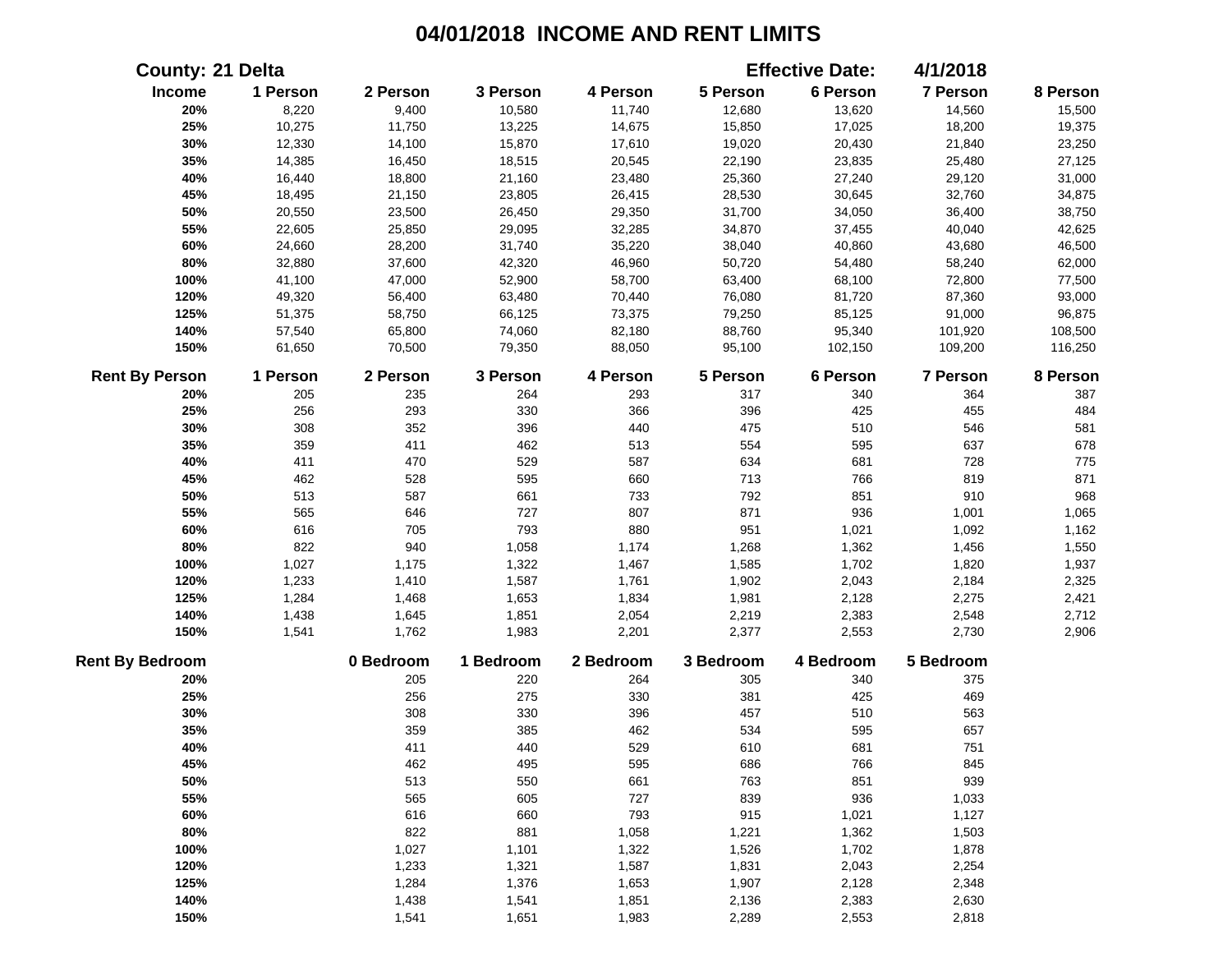# 04/01/2018 INCOME AND RENT LIMITS

**County: 21 Delta** **Effective Date: 4/1/2018**

| Income | 1 Person | 2 Person | 3 Person | 4 Person | 5 Person | 6 Person | 7 Person | 8 Person |
|---|---|---|---|---|---|---|---|---|
| 20% | 8,220 | 9,400 | 10,580 | 11,740 | 12,680 | 13,620 | 14,560 | 15,500 |
| 25% | 10,275 | 11,750 | 13,225 | 14,675 | 15,850 | 17,025 | 18,200 | 19,375 |
| 30% | 12,330 | 14,100 | 15,870 | 17,610 | 19,020 | 20,430 | 21,840 | 23,250 |
| 35% | 14,385 | 16,450 | 18,515 | 20,545 | 22,190 | 23,835 | 25,480 | 27,125 |
| 40% | 16,440 | 18,800 | 21,160 | 23,480 | 25,360 | 27,240 | 29,120 | 31,000 |
| 45% | 18,495 | 21,150 | 23,805 | 26,415 | 28,530 | 30,645 | 32,760 | 34,875 |
| 50% | 20,550 | 23,500 | 26,450 | 29,350 | 31,700 | 34,050 | 36,400 | 38,750 |
| 55% | 22,605 | 25,850 | 29,095 | 32,285 | 34,870 | 37,455 | 40,040 | 42,625 |
| 60% | 24,660 | 28,200 | 31,740 | 35,220 | 38,040 | 40,860 | 43,680 | 46,500 |
| 80% | 32,880 | 37,600 | 42,320 | 46,960 | 50,720 | 54,480 | 58,240 | 62,000 |
| 100% | 41,100 | 47,000 | 52,900 | 58,700 | 63,400 | 68,100 | 72,800 | 77,500 |
| 120% | 49,320 | 56,400 | 63,480 | 70,440 | 76,080 | 81,720 | 87,360 | 93,000 |
| 125% | 51,375 | 58,750 | 66,125 | 73,375 | 79,250 | 85,125 | 91,000 | 96,875 |
| 140% | 57,540 | 65,800 | 74,060 | 82,180 | 88,760 | 95,340 | 101,920 | 108,500 |
| 150% | 61,650 | 70,500 | 79,350 | 88,050 | 95,100 | 102,150 | 109,200 | 116,250 |

| Rent By Person | 1 Person | 2 Person | 3 Person | 4 Person | 5 Person | 6 Person | 7 Person | 8 Person |
|---|---|---|---|---|---|---|---|---|
| 20% | 205 | 235 | 264 | 293 | 317 | 340 | 364 | 387 |
| 25% | 256 | 293 | 330 | 366 | 396 | 425 | 455 | 484 |
| 30% | 308 | 352 | 396 | 440 | 475 | 510 | 546 | 581 |
| 35% | 359 | 411 | 462 | 513 | 554 | 595 | 637 | 678 |
| 40% | 411 | 470 | 529 | 587 | 634 | 681 | 728 | 775 |
| 45% | 462 | 528 | 595 | 660 | 713 | 766 | 819 | 871 |
| 50% | 513 | 587 | 661 | 733 | 792 | 851 | 910 | 968 |
| 55% | 565 | 646 | 727 | 807 | 871 | 936 | 1,001 | 1,065 |
| 60% | 616 | 705 | 793 | 880 | 951 | 1,021 | 1,092 | 1,162 |
| 80% | 822 | 940 | 1,058 | 1,174 | 1,268 | 1,362 | 1,456 | 1,550 |
| 100% | 1,027 | 1,175 | 1,322 | 1,467 | 1,585 | 1,702 | 1,820 | 1,937 |
| 120% | 1,233 | 1,410 | 1,587 | 1,761 | 1,902 | 2,043 | 2,184 | 2,325 |
| 125% | 1,284 | 1,468 | 1,653 | 1,834 | 1,981 | 2,128 | 2,275 | 2,421 |
| 140% | 1,438 | 1,645 | 1,851 | 2,054 | 2,219 | 2,383 | 2,548 | 2,712 |
| 150% | 1,541 | 1,762 | 1,983 | 2,201 | 2,377 | 2,553 | 2,730 | 2,906 |

| Rent By Bedroom | 0 Bedroom | 1 Bedroom | 2 Bedroom | 3 Bedroom | 4 Bedroom | 5 Bedroom |
|---|---|---|---|---|---|---|
| 20% | 205 | 220 | 264 | 305 | 340 | 375 |
| 25% | 256 | 275 | 330 | 381 | 425 | 469 |
| 30% | 308 | 330 | 396 | 457 | 510 | 563 |
| 35% | 359 | 385 | 462 | 534 | 595 | 657 |
| 40% | 411 | 440 | 529 | 610 | 681 | 751 |
| 45% | 462 | 495 | 595 | 686 | 766 | 845 |
| 50% | 513 | 550 | 661 | 763 | 851 | 939 |
| 55% | 565 | 605 | 727 | 839 | 936 | 1,033 |
| 60% | 616 | 660 | 793 | 915 | 1,021 | 1,127 |
| 80% | 822 | 881 | 1,058 | 1,221 | 1,362 | 1,503 |
| 100% | 1,027 | 1,101 | 1,322 | 1,526 | 1,702 | 1,878 |
| 120% | 1,233 | 1,321 | 1,587 | 1,831 | 2,043 | 2,254 |
| 125% | 1,284 | 1,376 | 1,653 | 1,907 | 2,128 | 2,348 |
| 140% | 1,438 | 1,541 | 1,851 | 2,136 | 2,383 | 2,630 |
| 150% | 1,541 | 1,651 | 1,983 | 2,289 | 2,553 | 2,818 |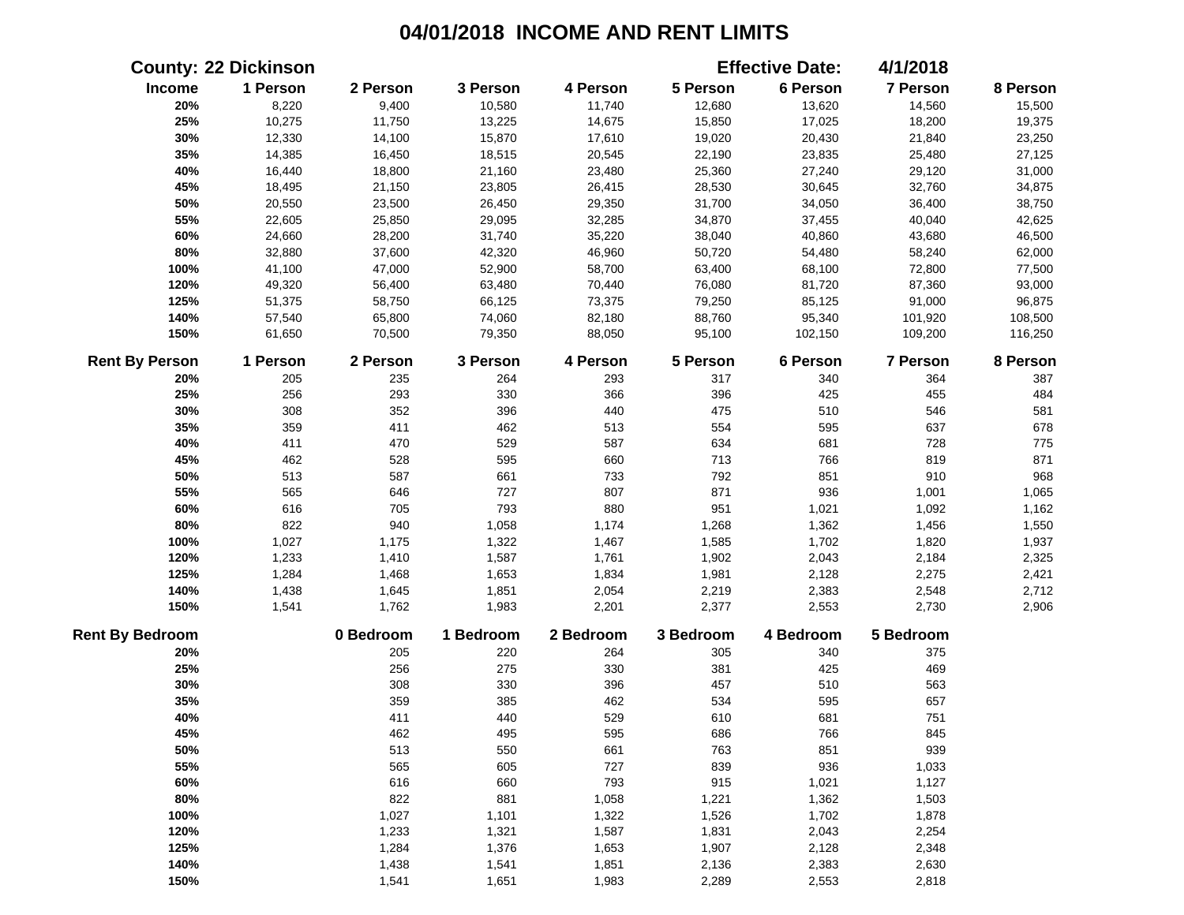# 04/01/2018 INCOME AND RENT LIMITS

**County: 22 Dickinson** **Effective Date: 4/1/2018**

| Income | 1 Person | 2 Person | 3 Person | 4 Person | 5 Person | 6 Person | 7 Person | 8 Person |
|---|---|---|---|---|---|---|---|---|
| 20% | 8,220 | 9,400 | 10,580 | 11,740 | 12,680 | 13,620 | 14,560 | 15,500 |
| 25% | 10,275 | 11,750 | 13,225 | 14,675 | 15,850 | 17,025 | 18,200 | 19,375 |
| 30% | 12,330 | 14,100 | 15,870 | 17,610 | 19,020 | 20,430 | 21,840 | 23,250 |
| 35% | 14,385 | 16,450 | 18,515 | 20,545 | 22,190 | 23,835 | 25,480 | 27,125 |
| 40% | 16,440 | 18,800 | 21,160 | 23,480 | 25,360 | 27,240 | 29,120 | 31,000 |
| 45% | 18,495 | 21,150 | 23,805 | 26,415 | 28,530 | 30,645 | 32,760 | 34,875 |
| 50% | 20,550 | 23,500 | 26,450 | 29,350 | 31,700 | 34,050 | 36,400 | 38,750 |
| 55% | 22,605 | 25,850 | 29,095 | 32,285 | 34,870 | 37,455 | 40,040 | 42,625 |
| 60% | 24,660 | 28,200 | 31,740 | 35,220 | 38,040 | 40,860 | 43,680 | 46,500 |
| 80% | 32,880 | 37,600 | 42,320 | 46,960 | 50,720 | 54,480 | 58,240 | 62,000 |
| 100% | 41,100 | 47,000 | 52,900 | 58,700 | 63,400 | 68,100 | 72,800 | 77,500 |
| 120% | 49,320 | 56,400 | 63,480 | 70,440 | 76,080 | 81,720 | 87,360 | 93,000 |
| 125% | 51,375 | 58,750 | 66,125 | 73,375 | 79,250 | 85,125 | 91,000 | 96,875 |
| 140% | 57,540 | 65,800 | 74,060 | 82,180 | 88,760 | 95,340 | 101,920 | 108,500 |
| 150% | 61,650 | 70,500 | 79,350 | 88,050 | 95,100 | 102,150 | 109,200 | 116,250 |

| Rent By Person | 1 Person | 2 Person | 3 Person | 4 Person | 5 Person | 6 Person | 7 Person | 8 Person |
|---|---|---|---|---|---|---|---|---|
| 20% | 205 | 235 | 264 | 293 | 317 | 340 | 364 | 387 |
| 25% | 256 | 293 | 330 | 366 | 396 | 425 | 455 | 484 |
| 30% | 308 | 352 | 396 | 440 | 475 | 510 | 546 | 581 |
| 35% | 359 | 411 | 462 | 513 | 554 | 595 | 637 | 678 |
| 40% | 411 | 470 | 529 | 587 | 634 | 681 | 728 | 775 |
| 45% | 462 | 528 | 595 | 660 | 713 | 766 | 819 | 871 |
| 50% | 513 | 587 | 661 | 733 | 792 | 851 | 910 | 968 |
| 55% | 565 | 646 | 727 | 807 | 871 | 936 | 1,001 | 1,065 |
| 60% | 616 | 705 | 793 | 880 | 951 | 1,021 | 1,092 | 1,162 |
| 80% | 822 | 940 | 1,058 | 1,174 | 1,268 | 1,362 | 1,456 | 1,550 |
| 100% | 1,027 | 1,175 | 1,322 | 1,467 | 1,585 | 1,702 | 1,820 | 1,937 |
| 120% | 1,233 | 1,410 | 1,587 | 1,761 | 1,902 | 2,043 | 2,184 | 2,325 |
| 125% | 1,284 | 1,468 | 1,653 | 1,834 | 1,981 | 2,128 | 2,275 | 2,421 |
| 140% | 1,438 | 1,645 | 1,851 | 2,054 | 2,219 | 2,383 | 2,548 | 2,712 |
| 150% | 1,541 | 1,762 | 1,983 | 2,201 | 2,377 | 2,553 | 2,730 | 2,906 |

| Rent By Bedroom | 0 Bedroom | 1 Bedroom | 2 Bedroom | 3 Bedroom | 4 Bedroom | 5 Bedroom |
|---|---|---|---|---|---|---|
| 20% | 205 | 220 | 264 | 305 | 340 | 375 |
| 25% | 256 | 275 | 330 | 381 | 425 | 469 |
| 30% | 308 | 330 | 396 | 457 | 510 | 563 |
| 35% | 359 | 385 | 462 | 534 | 595 | 657 |
| 40% | 411 | 440 | 529 | 610 | 681 | 751 |
| 45% | 462 | 495 | 595 | 686 | 766 | 845 |
| 50% | 513 | 550 | 661 | 763 | 851 | 939 |
| 55% | 565 | 605 | 727 | 839 | 936 | 1,033 |
| 60% | 616 | 660 | 793 | 915 | 1,021 | 1,127 |
| 80% | 822 | 881 | 1,058 | 1,221 | 1,362 | 1,503 |
| 100% | 1,027 | 1,101 | 1,322 | 1,526 | 1,702 | 1,878 |
| 120% | 1,233 | 1,321 | 1,587 | 1,831 | 2,043 | 2,254 |
| 125% | 1,284 | 1,376 | 1,653 | 1,907 | 2,128 | 2,348 |
| 140% | 1,438 | 1,541 | 1,851 | 2,136 | 2,383 | 2,630 |
| 150% | 1,541 | 1,651 | 1,983 | 2,289 | 2,553 | 2,818 |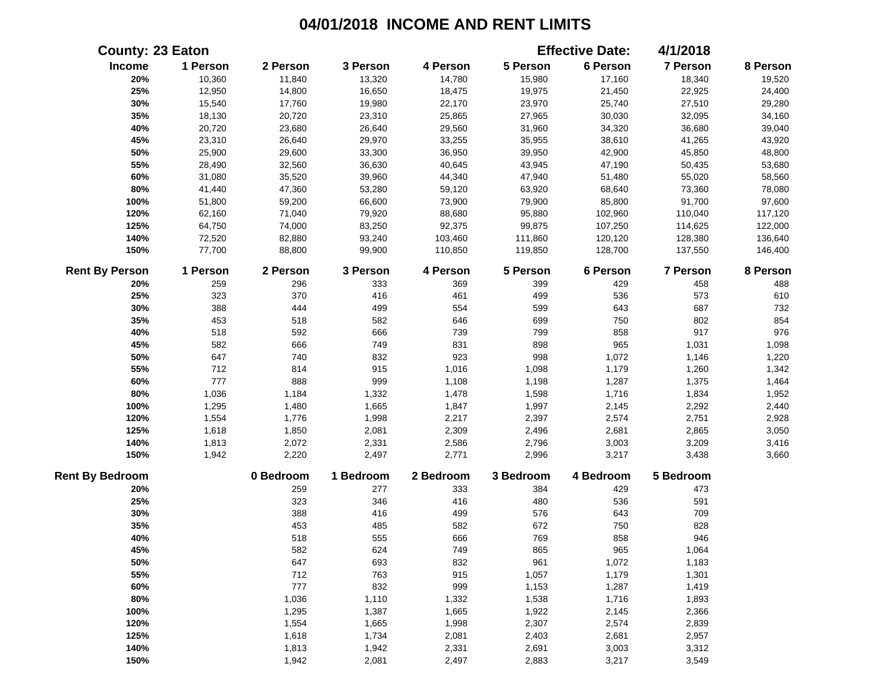# 04/01/2018 INCOME AND RENT LIMITS

**County: 23 Eaton** **Effective Date: 4/1/2018**

| Income | 1 Person | 2 Person | 3 Person | 4 Person | 5 Person | 6 Person | 7 Person | 8 Person |
|---|---|---|---|---|---|---|---|---|
| 20% | 10,360 | 11,840 | 13,320 | 14,780 | 15,980 | 17,160 | 18,340 | 19,520 |
| 25% | 12,950 | 14,800 | 16,650 | 18,475 | 19,975 | 21,450 | 22,925 | 24,400 |
| 30% | 15,540 | 17,760 | 19,980 | 22,170 | 23,970 | 25,740 | 27,510 | 29,280 |
| 35% | 18,130 | 20,720 | 23,310 | 25,865 | 27,965 | 30,030 | 32,095 | 34,160 |
| 40% | 20,720 | 23,680 | 26,640 | 29,560 | 31,960 | 34,320 | 36,680 | 39,040 |
| 45% | 23,310 | 26,640 | 29,970 | 33,255 | 35,955 | 38,610 | 41,265 | 43,920 |
| 50% | 25,900 | 29,600 | 33,300 | 36,950 | 39,950 | 42,900 | 45,850 | 48,800 |
| 55% | 28,490 | 32,560 | 36,630 | 40,645 | 43,945 | 47,190 | 50,435 | 53,680 |
| 60% | 31,080 | 35,520 | 39,960 | 44,340 | 47,940 | 51,480 | 55,020 | 58,560 |
| 80% | 41,440 | 47,360 | 53,280 | 59,120 | 63,920 | 68,640 | 73,360 | 78,080 |
| 100% | 51,800 | 59,200 | 66,600 | 73,900 | 79,900 | 85,800 | 91,700 | 97,600 |
| 120% | 62,160 | 71,040 | 79,920 | 88,680 | 95,880 | 102,960 | 110,040 | 117,120 |
| 125% | 64,750 | 74,000 | 83,250 | 92,375 | 99,875 | 107,250 | 114,625 | 122,000 |
| 140% | 72,520 | 82,880 | 93,240 | 103,460 | 111,860 | 120,120 | 128,380 | 136,640 |
| 150% | 77,700 | 88,800 | 99,900 | 110,850 | 119,850 | 128,700 | 137,550 | 146,400 |

| Rent By Person | 1 Person | 2 Person | 3 Person | 4 Person | 5 Person | 6 Person | 7 Person | 8 Person |
|---|---|---|---|---|---|---|---|---|
| 20% | 259 | 296 | 333 | 369 | 399 | 429 | 458 | 488 |
| 25% | 323 | 370 | 416 | 461 | 499 | 536 | 573 | 610 |
| 30% | 388 | 444 | 499 | 554 | 599 | 643 | 687 | 732 |
| 35% | 453 | 518 | 582 | 646 | 699 | 750 | 802 | 854 |
| 40% | 518 | 592 | 666 | 739 | 799 | 858 | 917 | 976 |
| 45% | 582 | 666 | 749 | 831 | 898 | 965 | 1,031 | 1,098 |
| 50% | 647 | 740 | 832 | 923 | 998 | 1,072 | 1,146 | 1,220 |
| 55% | 712 | 814 | 915 | 1,016 | 1,098 | 1,179 | 1,260 | 1,342 |
| 60% | 777 | 888 | 999 | 1,108 | 1,198 | 1,287 | 1,375 | 1,464 |
| 80% | 1,036 | 1,184 | 1,332 | 1,478 | 1,598 | 1,716 | 1,834 | 1,952 |
| 100% | 1,295 | 1,480 | 1,665 | 1,847 | 1,997 | 2,145 | 2,292 | 2,440 |
| 120% | 1,554 | 1,776 | 1,998 | 2,217 | 2,397 | 2,574 | 2,751 | 2,928 |
| 125% | 1,618 | 1,850 | 2,081 | 2,309 | 2,496 | 2,681 | 2,865 | 3,050 |
| 140% | 1,813 | 2,072 | 2,331 | 2,586 | 2,796 | 3,003 | 3,209 | 3,416 |
| 150% | 1,942 | 2,220 | 2,497 | 2,771 | 2,996 | 3,217 | 3,438 | 3,660 |

| Rent By Bedroom | 0 Bedroom | 1 Bedroom | 2 Bedroom | 3 Bedroom | 4 Bedroom | 5 Bedroom |
|---|---|---|---|---|---|---|
| 20% | 259 | 277 | 333 | 384 | 429 | 473 |
| 25% | 323 | 346 | 416 | 480 | 536 | 591 |
| 30% | 388 | 416 | 499 | 576 | 643 | 709 |
| 35% | 453 | 485 | 582 | 672 | 750 | 828 |
| 40% | 518 | 555 | 666 | 769 | 858 | 946 |
| 45% | 582 | 624 | 749 | 865 | 965 | 1,064 |
| 50% | 647 | 693 | 832 | 961 | 1,072 | 1,183 |
| 55% | 712 | 763 | 915 | 1,057 | 1,179 | 1,301 |
| 60% | 777 | 832 | 999 | 1,153 | 1,287 | 1,419 |
| 80% | 1,036 | 1,110 | 1,332 | 1,538 | 1,716 | 1,893 |
| 100% | 1,295 | 1,387 | 1,665 | 1,922 | 2,145 | 2,366 |
| 120% | 1,554 | 1,665 | 1,998 | 2,307 | 2,574 | 2,839 |
| 125% | 1,618 | 1,734 | 2,081 | 2,403 | 2,681 | 2,957 |
| 140% | 1,813 | 1,942 | 2,331 | 2,691 | 3,003 | 3,312 |
| 150% | 1,942 | 2,081 | 2,497 | 2,883 | 3,217 | 3,549 |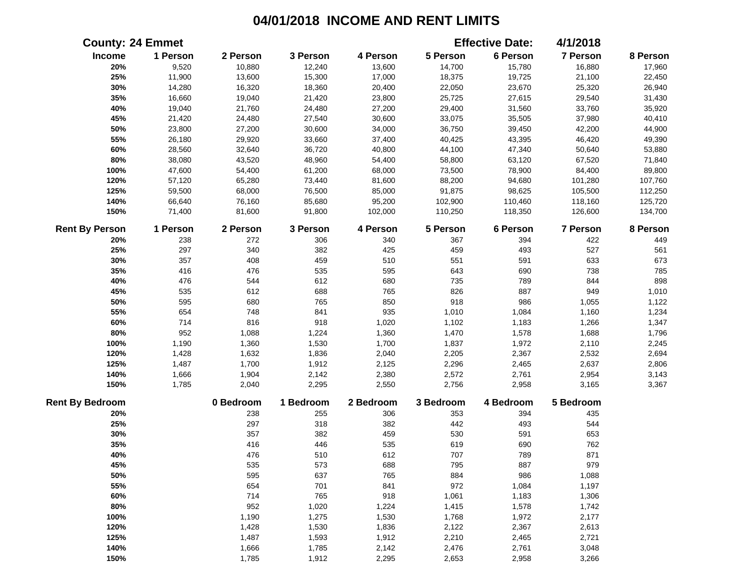# 04/01/2018 INCOME AND RENT LIMITS

**County: 24 Emmet** **Effective Date: 4/1/2018**

| Income | 1 Person | 2 Person | 3 Person | 4 Person | 5 Person | 6 Person | 7 Person | 8 Person |
|---|---|---|---|---|---|---|---|---|
| 20% | 9,520 | 10,880 | 12,240 | 13,600 | 14,700 | 15,780 | 16,880 | 17,960 |
| 25% | 11,900 | 13,600 | 15,300 | 17,000 | 18,375 | 19,725 | 21,100 | 22,450 |
| 30% | 14,280 | 16,320 | 18,360 | 20,400 | 22,050 | 23,670 | 25,320 | 26,940 |
| 35% | 16,660 | 19,040 | 21,420 | 23,800 | 25,725 | 27,615 | 29,540 | 31,430 |
| 40% | 19,040 | 21,760 | 24,480 | 27,200 | 29,400 | 31,560 | 33,760 | 35,920 |
| 45% | 21,420 | 24,480 | 27,540 | 30,600 | 33,075 | 35,505 | 37,980 | 40,410 |
| 50% | 23,800 | 27,200 | 30,600 | 34,000 | 36,750 | 39,450 | 42,200 | 44,900 |
| 55% | 26,180 | 29,920 | 33,660 | 37,400 | 40,425 | 43,395 | 46,420 | 49,390 |
| 60% | 28,560 | 32,640 | 36,720 | 40,800 | 44,100 | 47,340 | 50,640 | 53,880 |
| 80% | 38,080 | 43,520 | 48,960 | 54,400 | 58,800 | 63,120 | 67,520 | 71,840 |
| 100% | 47,600 | 54,400 | 61,200 | 68,000 | 73,500 | 78,900 | 84,400 | 89,800 |
| 120% | 57,120 | 65,280 | 73,440 | 81,600 | 88,200 | 94,680 | 101,280 | 107,760 |
| 125% | 59,500 | 68,000 | 76,500 | 85,000 | 91,875 | 98,625 | 105,500 | 112,250 |
| 140% | 66,640 | 76,160 | 85,680 | 95,200 | 102,900 | 110,460 | 118,160 | 125,720 |
| 150% | 71,400 | 81,600 | 91,800 | 102,000 | 110,250 | 118,350 | 126,600 | 134,700 |

| Rent By Person | 1 Person | 2 Person | 3 Person | 4 Person | 5 Person | 6 Person | 7 Person | 8 Person |
|---|---|---|---|---|---|---|---|---|
| 20% | 238 | 272 | 306 | 340 | 367 | 394 | 422 | 449 |
| 25% | 297 | 340 | 382 | 425 | 459 | 493 | 527 | 561 |
| 30% | 357 | 408 | 459 | 510 | 551 | 591 | 633 | 673 |
| 35% | 416 | 476 | 535 | 595 | 643 | 690 | 738 | 785 |
| 40% | 476 | 544 | 612 | 680 | 735 | 789 | 844 | 898 |
| 45% | 535 | 612 | 688 | 765 | 826 | 887 | 949 | 1,010 |
| 50% | 595 | 680 | 765 | 850 | 918 | 986 | 1,055 | 1,122 |
| 55% | 654 | 748 | 841 | 935 | 1,010 | 1,084 | 1,160 | 1,234 |
| 60% | 714 | 816 | 918 | 1,020 | 1,102 | 1,183 | 1,266 | 1,347 |
| 80% | 952 | 1,088 | 1,224 | 1,360 | 1,470 | 1,578 | 1,688 | 1,796 |
| 100% | 1,190 | 1,360 | 1,530 | 1,700 | 1,837 | 1,972 | 2,110 | 2,245 |
| 120% | 1,428 | 1,632 | 1,836 | 2,040 | 2,205 | 2,367 | 2,532 | 2,694 |
| 125% | 1,487 | 1,700 | 1,912 | 2,125 | 2,296 | 2,465 | 2,637 | 2,806 |
| 140% | 1,666 | 1,904 | 2,142 | 2,380 | 2,572 | 2,761 | 2,954 | 3,143 |
| 150% | 1,785 | 2,040 | 2,295 | 2,550 | 2,756 | 2,958 | 3,165 | 3,367 |

| Rent By Bedroom | 0 Bedroom | 1 Bedroom | 2 Bedroom | 3 Bedroom | 4 Bedroom | 5 Bedroom |
|---|---|---|---|---|---|---|
| 20% | 238 | 255 | 306 | 353 | 394 | 435 |
| 25% | 297 | 318 | 382 | 442 | 493 | 544 |
| 30% | 357 | 382 | 459 | 530 | 591 | 653 |
| 35% | 416 | 446 | 535 | 619 | 690 | 762 |
| 40% | 476 | 510 | 612 | 707 | 789 | 871 |
| 45% | 535 | 573 | 688 | 795 | 887 | 979 |
| 50% | 595 | 637 | 765 | 884 | 986 | 1,088 |
| 55% | 654 | 701 | 841 | 972 | 1,084 | 1,197 |
| 60% | 714 | 765 | 918 | 1,061 | 1,183 | 1,306 |
| 80% | 952 | 1,020 | 1,224 | 1,415 | 1,578 | 1,742 |
| 100% | 1,190 | 1,275 | 1,530 | 1,768 | 1,972 | 2,177 |
| 120% | 1,428 | 1,530 | 1,836 | 2,122 | 2,367 | 2,613 |
| 125% | 1,487 | 1,593 | 1,912 | 2,210 | 2,465 | 2,721 |
| 140% | 1,666 | 1,785 | 2,142 | 2,476 | 2,761 | 3,048 |
| 150% | 1,785 | 1,912 | 2,295 | 2,653 | 2,958 | 3,266 |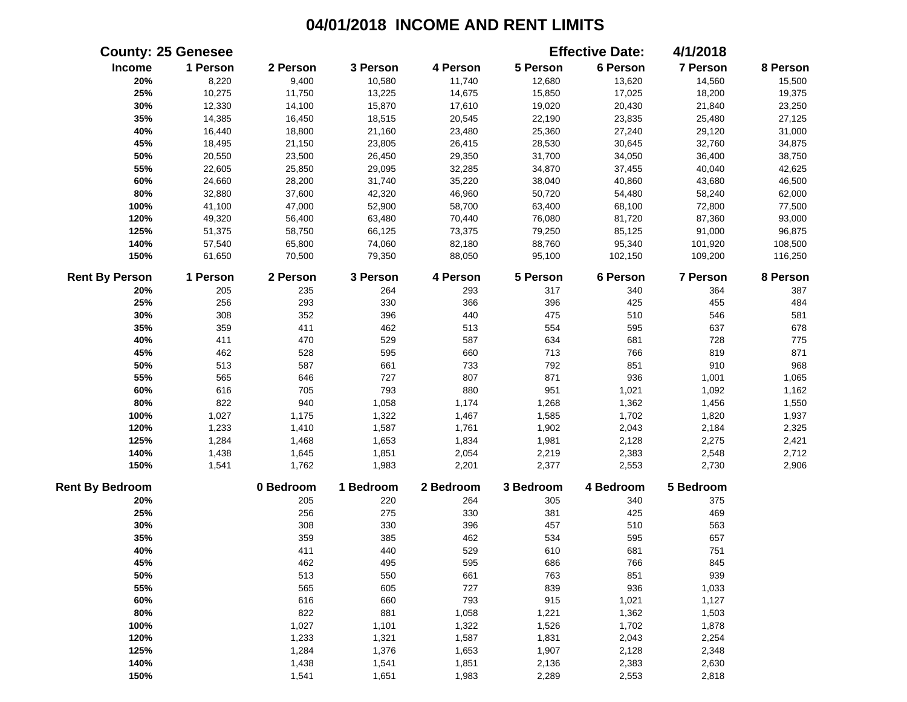# 04/01/2018 INCOME AND RENT LIMITS

**County: 25 Genesee** **Effective Date: 4/1/2018**

| Income | 1 Person | 2 Person | 3 Person | 4 Person | 5 Person | 6 Person | 7 Person | 8 Person |
|---|---|---|---|---|---|---|---|---|
| 20% | 8,220 | 9,400 | 10,580 | 11,740 | 12,680 | 13,620 | 14,560 | 15,500 |
| 25% | 10,275 | 11,750 | 13,225 | 14,675 | 15,850 | 17,025 | 18,200 | 19,375 |
| 30% | 12,330 | 14,100 | 15,870 | 17,610 | 19,020 | 20,430 | 21,840 | 23,250 |
| 35% | 14,385 | 16,450 | 18,515 | 20,545 | 22,190 | 23,835 | 25,480 | 27,125 |
| 40% | 16,440 | 18,800 | 21,160 | 23,480 | 25,360 | 27,240 | 29,120 | 31,000 |
| 45% | 18,495 | 21,150 | 23,805 | 26,415 | 28,530 | 30,645 | 32,760 | 34,875 |
| 50% | 20,550 | 23,500 | 26,450 | 29,350 | 31,700 | 34,050 | 36,400 | 38,750 |
| 55% | 22,605 | 25,850 | 29,095 | 32,285 | 34,870 | 37,455 | 40,040 | 42,625 |
| 60% | 24,660 | 28,200 | 31,740 | 35,220 | 38,040 | 40,860 | 43,680 | 46,500 |
| 80% | 32,880 | 37,600 | 42,320 | 46,960 | 50,720 | 54,480 | 58,240 | 62,000 |
| 100% | 41,100 | 47,000 | 52,900 | 58,700 | 63,400 | 68,100 | 72,800 | 77,500 |
| 120% | 49,320 | 56,400 | 63,480 | 70,440 | 76,080 | 81,720 | 87,360 | 93,000 |
| 125% | 51,375 | 58,750 | 66,125 | 73,375 | 79,250 | 85,125 | 91,000 | 96,875 |
| 140% | 57,540 | 65,800 | 74,060 | 82,180 | 88,760 | 95,340 | 101,920 | 108,500 |
| 150% | 61,650 | 70,500 | 79,350 | 88,050 | 95,100 | 102,150 | 109,200 | 116,250 |

| Rent By Person | 1 Person | 2 Person | 3 Person | 4 Person | 5 Person | 6 Person | 7 Person | 8 Person |
|---|---|---|---|---|---|---|---|---|
| 20% | 205 | 235 | 264 | 293 | 317 | 340 | 364 | 387 |
| 25% | 256 | 293 | 330 | 366 | 396 | 425 | 455 | 484 |
| 30% | 308 | 352 | 396 | 440 | 475 | 510 | 546 | 581 |
| 35% | 359 | 411 | 462 | 513 | 554 | 595 | 637 | 678 |
| 40% | 411 | 470 | 529 | 587 | 634 | 681 | 728 | 775 |
| 45% | 462 | 528 | 595 | 660 | 713 | 766 | 819 | 871 |
| 50% | 513 | 587 | 661 | 733 | 792 | 851 | 910 | 968 |
| 55% | 565 | 646 | 727 | 807 | 871 | 936 | 1,001 | 1,065 |
| 60% | 616 | 705 | 793 | 880 | 951 | 1,021 | 1,092 | 1,162 |
| 80% | 822 | 940 | 1,058 | 1,174 | 1,268 | 1,362 | 1,456 | 1,550 |
| 100% | 1,027 | 1,175 | 1,322 | 1,467 | 1,585 | 1,702 | 1,820 | 1,937 |
| 120% | 1,233 | 1,410 | 1,587 | 1,761 | 1,902 | 2,043 | 2,184 | 2,325 |
| 125% | 1,284 | 1,468 | 1,653 | 1,834 | 1,981 | 2,128 | 2,275 | 2,421 |
| 140% | 1,438 | 1,645 | 1,851 | 2,054 | 2,219 | 2,383 | 2,548 | 2,712 |
| 150% | 1,541 | 1,762 | 1,983 | 2,201 | 2,377 | 2,553 | 2,730 | 2,906 |

| Rent By Bedroom | 0 Bedroom | 1 Bedroom | 2 Bedroom | 3 Bedroom | 4 Bedroom | 5 Bedroom |
|---|---|---|---|---|---|---|
| 20% | 205 | 220 | 264 | 305 | 340 | 375 |
| 25% | 256 | 275 | 330 | 381 | 425 | 469 |
| 30% | 308 | 330 | 396 | 457 | 510 | 563 |
| 35% | 359 | 385 | 462 | 534 | 595 | 657 |
| 40% | 411 | 440 | 529 | 610 | 681 | 751 |
| 45% | 462 | 495 | 595 | 686 | 766 | 845 |
| 50% | 513 | 550 | 661 | 763 | 851 | 939 |
| 55% | 565 | 605 | 727 | 839 | 936 | 1,033 |
| 60% | 616 | 660 | 793 | 915 | 1,021 | 1,127 |
| 80% | 822 | 881 | 1,058 | 1,221 | 1,362 | 1,503 |
| 100% | 1,027 | 1,101 | 1,322 | 1,526 | 1,702 | 1,878 |
| 120% | 1,233 | 1,321 | 1,587 | 1,831 | 2,043 | 2,254 |
| 125% | 1,284 | 1,376 | 1,653 | 1,907 | 2,128 | 2,348 |
| 140% | 1,438 | 1,541 | 1,851 | 2,136 | 2,383 | 2,630 |
| 150% | 1,541 | 1,651 | 1,983 | 2,289 | 2,553 | 2,818 |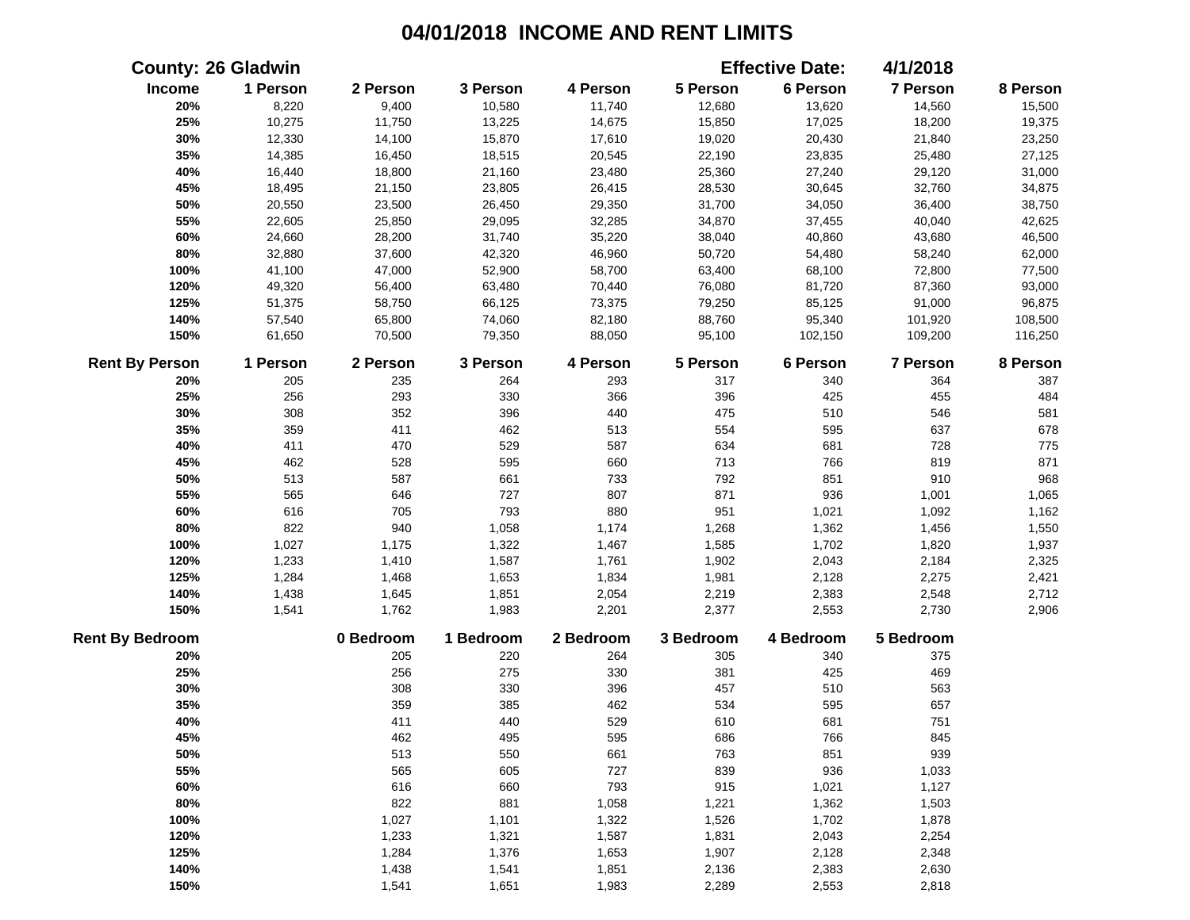# 04/01/2018 INCOME AND RENT LIMITS

**County: 26 Gladwin** **Effective Date: 4/1/2018**

| Income | 1 Person | 2 Person | 3 Person | 4 Person | 5 Person | 6 Person | 7 Person | 8 Person |
|---|---|---|---|---|---|---|---|---|
| 20% | 8,220 | 9,400 | 10,580 | 11,740 | 12,680 | 13,620 | 14,560 | 15,500 |
| 25% | 10,275 | 11,750 | 13,225 | 14,675 | 15,850 | 17,025 | 18,200 | 19,375 |
| 30% | 12,330 | 14,100 | 15,870 | 17,610 | 19,020 | 20,430 | 21,840 | 23,250 |
| 35% | 14,385 | 16,450 | 18,515 | 20,545 | 22,190 | 23,835 | 25,480 | 27,125 |
| 40% | 16,440 | 18,800 | 21,160 | 23,480 | 25,360 | 27,240 | 29,120 | 31,000 |
| 45% | 18,495 | 21,150 | 23,805 | 26,415 | 28,530 | 30,645 | 32,760 | 34,875 |
| 50% | 20,550 | 23,500 | 26,450 | 29,350 | 31,700 | 34,050 | 36,400 | 38,750 |
| 55% | 22,605 | 25,850 | 29,095 | 32,285 | 34,870 | 37,455 | 40,040 | 42,625 |
| 60% | 24,660 | 28,200 | 31,740 | 35,220 | 38,040 | 40,860 | 43,680 | 46,500 |
| 80% | 32,880 | 37,600 | 42,320 | 46,960 | 50,720 | 54,480 | 58,240 | 62,000 |
| 100% | 41,100 | 47,000 | 52,900 | 58,700 | 63,400 | 68,100 | 72,800 | 77,500 |
| 120% | 49,320 | 56,400 | 63,480 | 70,440 | 76,080 | 81,720 | 87,360 | 93,000 |
| 125% | 51,375 | 58,750 | 66,125 | 73,375 | 79,250 | 85,125 | 91,000 | 96,875 |
| 140% | 57,540 | 65,800 | 74,060 | 82,180 | 88,760 | 95,340 | 101,920 | 108,500 |
| 150% | 61,650 | 70,500 | 79,350 | 88,050 | 95,100 | 102,150 | 109,200 | 116,250 |

| Rent By Person | 1 Person | 2 Person | 3 Person | 4 Person | 5 Person | 6 Person | 7 Person | 8 Person |
|---|---|---|---|---|---|---|---|---|
| 20% | 205 | 235 | 264 | 293 | 317 | 340 | 364 | 387 |
| 25% | 256 | 293 | 330 | 366 | 396 | 425 | 455 | 484 |
| 30% | 308 | 352 | 396 | 440 | 475 | 510 | 546 | 581 |
| 35% | 359 | 411 | 462 | 513 | 554 | 595 | 637 | 678 |
| 40% | 411 | 470 | 529 | 587 | 634 | 681 | 728 | 775 |
| 45% | 462 | 528 | 595 | 660 | 713 | 766 | 819 | 871 |
| 50% | 513 | 587 | 661 | 733 | 792 | 851 | 910 | 968 |
| 55% | 565 | 646 | 727 | 807 | 871 | 936 | 1,001 | 1,065 |
| 60% | 616 | 705 | 793 | 880 | 951 | 1,021 | 1,092 | 1,162 |
| 80% | 822 | 940 | 1,058 | 1,174 | 1,268 | 1,362 | 1,456 | 1,550 |
| 100% | 1,027 | 1,175 | 1,322 | 1,467 | 1,585 | 1,702 | 1,820 | 1,937 |
| 120% | 1,233 | 1,410 | 1,587 | 1,761 | 1,902 | 2,043 | 2,184 | 2,325 |
| 125% | 1,284 | 1,468 | 1,653 | 1,834 | 1,981 | 2,128 | 2,275 | 2,421 |
| 140% | 1,438 | 1,645 | 1,851 | 2,054 | 2,219 | 2,383 | 2,548 | 2,712 |
| 150% | 1,541 | 1,762 | 1,983 | 2,201 | 2,377 | 2,553 | 2,730 | 2,906 |

| Rent By Bedroom | 0 Bedroom | 1 Bedroom | 2 Bedroom | 3 Bedroom | 4 Bedroom | 5 Bedroom |
|---|---|---|---|---|---|---|
| 20% | 205 | 220 | 264 | 305 | 340 | 375 |
| 25% | 256 | 275 | 330 | 381 | 425 | 469 |
| 30% | 308 | 330 | 396 | 457 | 510 | 563 |
| 35% | 359 | 385 | 462 | 534 | 595 | 657 |
| 40% | 411 | 440 | 529 | 610 | 681 | 751 |
| 45% | 462 | 495 | 595 | 686 | 766 | 845 |
| 50% | 513 | 550 | 661 | 763 | 851 | 939 |
| 55% | 565 | 605 | 727 | 839 | 936 | 1,033 |
| 60% | 616 | 660 | 793 | 915 | 1,021 | 1,127 |
| 80% | 822 | 881 | 1,058 | 1,221 | 1,362 | 1,503 |
| 100% | 1,027 | 1,101 | 1,322 | 1,526 | 1,702 | 1,878 |
| 120% | 1,233 | 1,321 | 1,587 | 1,831 | 2,043 | 2,254 |
| 125% | 1,284 | 1,376 | 1,653 | 1,907 | 2,128 | 2,348 |
| 140% | 1,438 | 1,541 | 1,851 | 2,136 | 2,383 | 2,630 |
| 150% | 1,541 | 1,651 | 1,983 | 2,289 | 2,553 | 2,818 |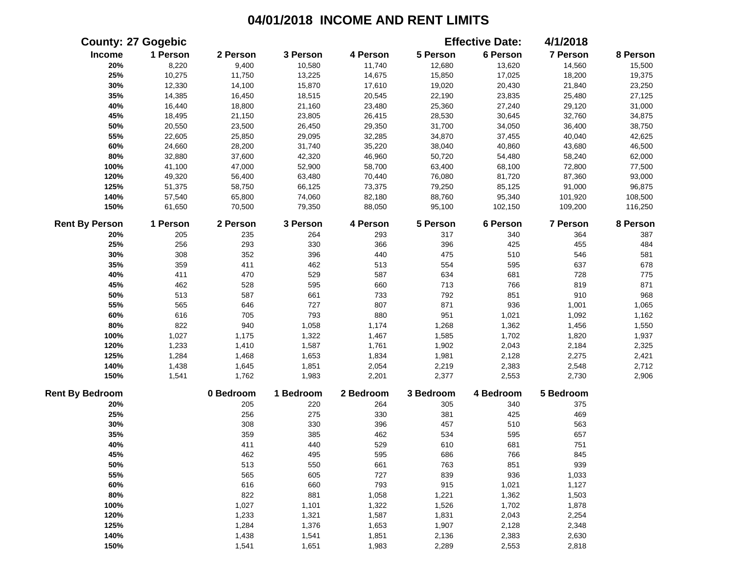# 04/01/2018 INCOME AND RENT LIMITS

**County: 27 Gogebic** **Effective Date: 4/1/2018**

| Income | 1 Person | 2 Person | 3 Person | 4 Person | 5 Person | 6 Person | 7 Person | 8 Person |
|---|---|---|---|---|---|---|---|---|
| 20% | 8,220 | 9,400 | 10,580 | 11,740 | 12,680 | 13,620 | 14,560 | 15,500 |
| 25% | 10,275 | 11,750 | 13,225 | 14,675 | 15,850 | 17,025 | 18,200 | 19,375 |
| 30% | 12,330 | 14,100 | 15,870 | 17,610 | 19,020 | 20,430 | 21,840 | 23,250 |
| 35% | 14,385 | 16,450 | 18,515 | 20,545 | 22,190 | 23,835 | 25,480 | 27,125 |
| 40% | 16,440 | 18,800 | 21,160 | 23,480 | 25,360 | 27,240 | 29,120 | 31,000 |
| 45% | 18,495 | 21,150 | 23,805 | 26,415 | 28,530 | 30,645 | 32,760 | 34,875 |
| 50% | 20,550 | 23,500 | 26,450 | 29,350 | 31,700 | 34,050 | 36,400 | 38,750 |
| 55% | 22,605 | 25,850 | 29,095 | 32,285 | 34,870 | 37,455 | 40,040 | 42,625 |
| 60% | 24,660 | 28,200 | 31,740 | 35,220 | 38,040 | 40,860 | 43,680 | 46,500 |
| 80% | 32,880 | 37,600 | 42,320 | 46,960 | 50,720 | 54,480 | 58,240 | 62,000 |
| 100% | 41,100 | 47,000 | 52,900 | 58,700 | 63,400 | 68,100 | 72,800 | 77,500 |
| 120% | 49,320 | 56,400 | 63,480 | 70,440 | 76,080 | 81,720 | 87,360 | 93,000 |
| 125% | 51,375 | 58,750 | 66,125 | 73,375 | 79,250 | 85,125 | 91,000 | 96,875 |
| 140% | 57,540 | 65,800 | 74,060 | 82,180 | 88,760 | 95,340 | 101,920 | 108,500 |
| 150% | 61,650 | 70,500 | 79,350 | 88,050 | 95,100 | 102,150 | 109,200 | 116,250 |

| Rent By Person | 1 Person | 2 Person | 3 Person | 4 Person | 5 Person | 6 Person | 7 Person | 8 Person |
|---|---|---|---|---|---|---|---|---|
| 20% | 205 | 235 | 264 | 293 | 317 | 340 | 364 | 387 |
| 25% | 256 | 293 | 330 | 366 | 396 | 425 | 455 | 484 |
| 30% | 308 | 352 | 396 | 440 | 475 | 510 | 546 | 581 |
| 35% | 359 | 411 | 462 | 513 | 554 | 595 | 637 | 678 |
| 40% | 411 | 470 | 529 | 587 | 634 | 681 | 728 | 775 |
| 45% | 462 | 528 | 595 | 660 | 713 | 766 | 819 | 871 |
| 50% | 513 | 587 | 661 | 733 | 792 | 851 | 910 | 968 |
| 55% | 565 | 646 | 727 | 807 | 871 | 936 | 1,001 | 1,065 |
| 60% | 616 | 705 | 793 | 880 | 951 | 1,021 | 1,092 | 1,162 |
| 80% | 822 | 940 | 1,058 | 1,174 | 1,268 | 1,362 | 1,456 | 1,550 |
| 100% | 1,027 | 1,175 | 1,322 | 1,467 | 1,585 | 1,702 | 1,820 | 1,937 |
| 120% | 1,233 | 1,410 | 1,587 | 1,761 | 1,902 | 2,043 | 2,184 | 2,325 |
| 125% | 1,284 | 1,468 | 1,653 | 1,834 | 1,981 | 2,128 | 2,275 | 2,421 |
| 140% | 1,438 | 1,645 | 1,851 | 2,054 | 2,219 | 2,383 | 2,548 | 2,712 |
| 150% | 1,541 | 1,762 | 1,983 | 2,201 | 2,377 | 2,553 | 2,730 | 2,906 |

| Rent By Bedroom | 0 Bedroom | 1 Bedroom | 2 Bedroom | 3 Bedroom | 4 Bedroom | 5 Bedroom |
|---|---|---|---|---|---|---|
| 20% | 205 | 220 | 264 | 305 | 340 | 375 |
| 25% | 256 | 275 | 330 | 381 | 425 | 469 |
| 30% | 308 | 330 | 396 | 457 | 510 | 563 |
| 35% | 359 | 385 | 462 | 534 | 595 | 657 |
| 40% | 411 | 440 | 529 | 610 | 681 | 751 |
| 45% | 462 | 495 | 595 | 686 | 766 | 845 |
| 50% | 513 | 550 | 661 | 763 | 851 | 939 |
| 55% | 565 | 605 | 727 | 839 | 936 | 1,033 |
| 60% | 616 | 660 | 793 | 915 | 1,021 | 1,127 |
| 80% | 822 | 881 | 1,058 | 1,221 | 1,362 | 1,503 |
| 100% | 1,027 | 1,101 | 1,322 | 1,526 | 1,702 | 1,878 |
| 120% | 1,233 | 1,321 | 1,587 | 1,831 | 2,043 | 2,254 |
| 125% | 1,284 | 1,376 | 1,653 | 1,907 | 2,128 | 2,348 |
| 140% | 1,438 | 1,541 | 1,851 | 2,136 | 2,383 | 2,630 |
| 150% | 1,541 | 1,651 | 1,983 | 2,289 | 2,553 | 2,818 |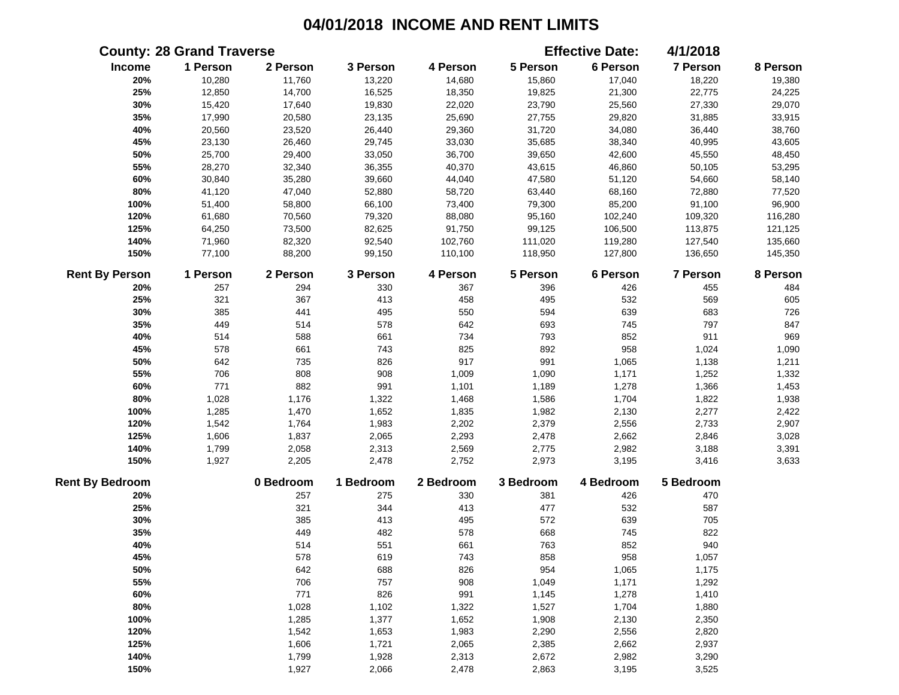# 04/01/2018 INCOME AND RENT LIMITS

**County: 28 Grand Traverse** **Effective Date: 4/1/2018**

| Income | 1 Person | 2 Person | 3 Person | 4 Person | 5 Person | 6 Person | 7 Person | 8 Person |
|---|---|---|---|---|---|---|---|---|
| 20% | 10,280 | 11,760 | 13,220 | 14,680 | 15,860 | 17,040 | 18,220 | 19,380 |
| 25% | 12,850 | 14,700 | 16,525 | 18,350 | 19,825 | 21,300 | 22,775 | 24,225 |
| 30% | 15,420 | 17,640 | 19,830 | 22,020 | 23,790 | 25,560 | 27,330 | 29,070 |
| 35% | 17,990 | 20,580 | 23,135 | 25,690 | 27,755 | 29,820 | 31,885 | 33,915 |
| 40% | 20,560 | 23,520 | 26,440 | 29,360 | 31,720 | 34,080 | 36,440 | 38,760 |
| 45% | 23,130 | 26,460 | 29,745 | 33,030 | 35,685 | 38,340 | 40,995 | 43,605 |
| 50% | 25,700 | 29,400 | 33,050 | 36,700 | 39,650 | 42,600 | 45,550 | 48,450 |
| 55% | 28,270 | 32,340 | 36,355 | 40,370 | 43,615 | 46,860 | 50,105 | 53,295 |
| 60% | 30,840 | 35,280 | 39,660 | 44,040 | 47,580 | 51,120 | 54,660 | 58,140 |
| 80% | 41,120 | 47,040 | 52,880 | 58,720 | 63,440 | 68,160 | 72,880 | 77,520 |
| 100% | 51,400 | 58,800 | 66,100 | 73,400 | 79,300 | 85,200 | 91,100 | 96,900 |
| 120% | 61,680 | 70,560 | 79,320 | 88,080 | 95,160 | 102,240 | 109,320 | 116,280 |
| 125% | 64,250 | 73,500 | 82,625 | 91,750 | 99,125 | 106,500 | 113,875 | 121,125 |
| 140% | 71,960 | 82,320 | 92,540 | 102,760 | 111,020 | 119,280 | 127,540 | 135,660 |
| 150% | 77,100 | 88,200 | 99,150 | 110,100 | 118,950 | 127,800 | 136,650 | 145,350 |

| Rent By Person | 1 Person | 2 Person | 3 Person | 4 Person | 5 Person | 6 Person | 7 Person | 8 Person |
|---|---|---|---|---|---|---|---|---|
| 20% | 257 | 294 | 330 | 367 | 396 | 426 | 455 | 484 |
| 25% | 321 | 367 | 413 | 458 | 495 | 532 | 569 | 605 |
| 30% | 385 | 441 | 495 | 550 | 594 | 639 | 683 | 726 |
| 35% | 449 | 514 | 578 | 642 | 693 | 745 | 797 | 847 |
| 40% | 514 | 588 | 661 | 734 | 793 | 852 | 911 | 969 |
| 45% | 578 | 661 | 743 | 825 | 892 | 958 | 1,024 | 1,090 |
| 50% | 642 | 735 | 826 | 917 | 991 | 1,065 | 1,138 | 1,211 |
| 55% | 706 | 808 | 908 | 1,009 | 1,090 | 1,171 | 1,252 | 1,332 |
| 60% | 771 | 882 | 991 | 1,101 | 1,189 | 1,278 | 1,366 | 1,453 |
| 80% | 1,028 | 1,176 | 1,322 | 1,468 | 1,586 | 1,704 | 1,822 | 1,938 |
| 100% | 1,285 | 1,470 | 1,652 | 1,835 | 1,982 | 2,130 | 2,277 | 2,422 |
| 120% | 1,542 | 1,764 | 1,983 | 2,202 | 2,379 | 2,556 | 2,733 | 2,907 |
| 125% | 1,606 | 1,837 | 2,065 | 2,293 | 2,478 | 2,662 | 2,846 | 3,028 |
| 140% | 1,799 | 2,058 | 2,313 | 2,569 | 2,775 | 2,982 | 3,188 | 3,391 |
| 150% | 1,927 | 2,205 | 2,478 | 2,752 | 2,973 | 3,195 | 3,416 | 3,633 |

| Rent By Bedroom | 0 Bedroom | 1 Bedroom | 2 Bedroom | 3 Bedroom | 4 Bedroom | 5 Bedroom |
|---|---|---|---|---|---|---|
| 20% | 257 | 275 | 330 | 381 | 426 | 470 |
| 25% | 321 | 344 | 413 | 477 | 532 | 587 |
| 30% | 385 | 413 | 495 | 572 | 639 | 705 |
| 35% | 449 | 482 | 578 | 668 | 745 | 822 |
| 40% | 514 | 551 | 661 | 763 | 852 | 940 |
| 45% | 578 | 619 | 743 | 858 | 958 | 1,057 |
| 50% | 642 | 688 | 826 | 954 | 1,065 | 1,175 |
| 55% | 706 | 757 | 908 | 1,049 | 1,171 | 1,292 |
| 60% | 771 | 826 | 991 | 1,145 | 1,278 | 1,410 |
| 80% | 1,028 | 1,102 | 1,322 | 1,527 | 1,704 | 1,880 |
| 100% | 1,285 | 1,377 | 1,652 | 1,908 | 2,130 | 2,350 |
| 120% | 1,542 | 1,653 | 1,983 | 2,290 | 2,556 | 2,820 |
| 125% | 1,606 | 1,721 | 2,065 | 2,385 | 2,662 | 2,937 |
| 140% | 1,799 | 1,928 | 2,313 | 2,672 | 2,982 | 3,290 |
| 150% | 1,927 | 2,066 | 2,478 | 2,863 | 3,195 | 3,525 |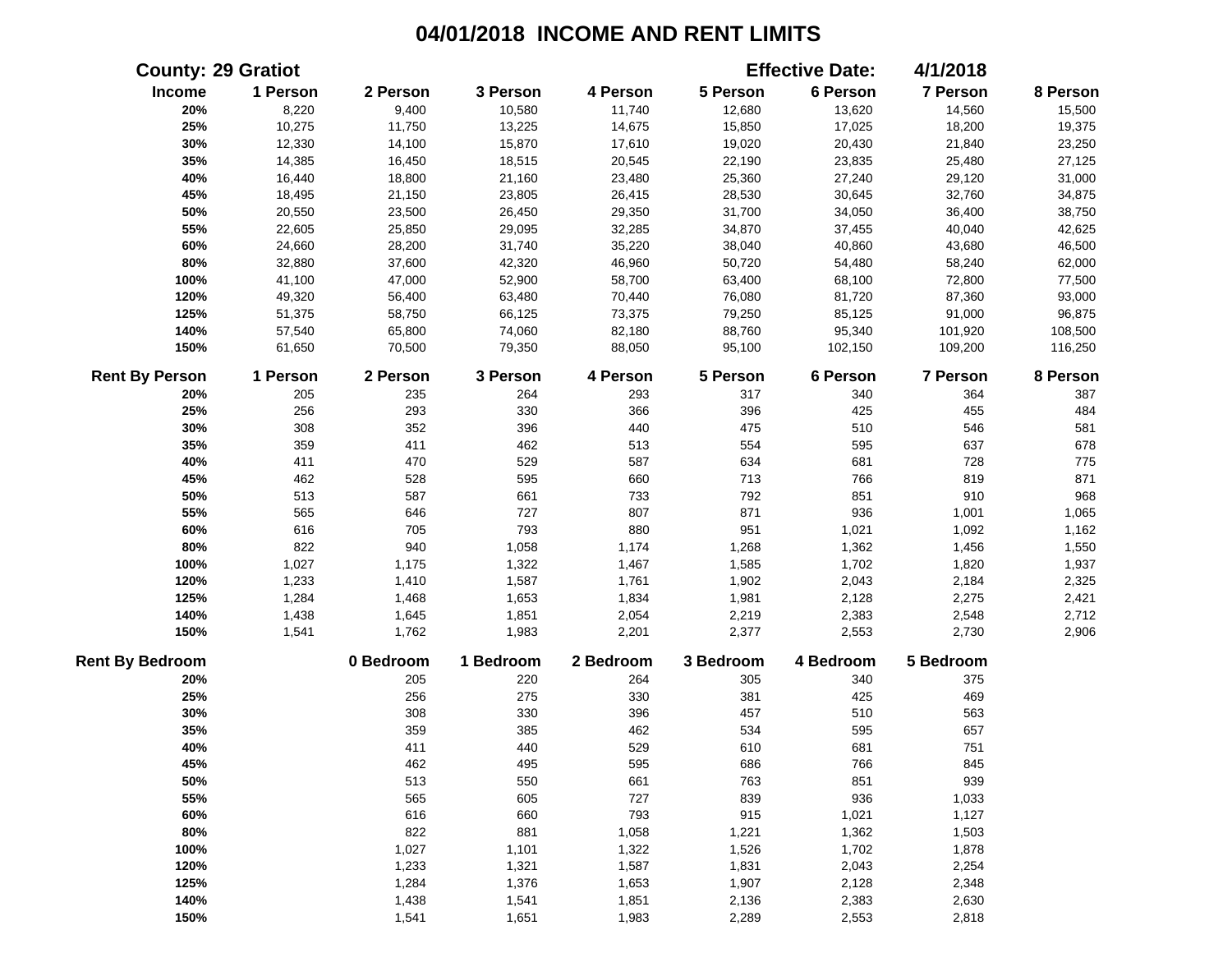# 04/01/2018 INCOME AND RENT LIMITS

**County: 29 Gratiot** **Effective Date: 4/1/2018**

| Income | 1 Person | 2 Person | 3 Person | 4 Person | 5 Person | 6 Person | 7 Person | 8 Person |
|---|---|---|---|---|---|---|---|---|
| 20% | 8,220 | 9,400 | 10,580 | 11,740 | 12,680 | 13,620 | 14,560 | 15,500 |
| 25% | 10,275 | 11,750 | 13,225 | 14,675 | 15,850 | 17,025 | 18,200 | 19,375 |
| 30% | 12,330 | 14,100 | 15,870 | 17,610 | 19,020 | 20,430 | 21,840 | 23,250 |
| 35% | 14,385 | 16,450 | 18,515 | 20,545 | 22,190 | 23,835 | 25,480 | 27,125 |
| 40% | 16,440 | 18,800 | 21,160 | 23,480 | 25,360 | 27,240 | 29,120 | 31,000 |
| 45% | 18,495 | 21,150 | 23,805 | 26,415 | 28,530 | 30,645 | 32,760 | 34,875 |
| 50% | 20,550 | 23,500 | 26,450 | 29,350 | 31,700 | 34,050 | 36,400 | 38,750 |
| 55% | 22,605 | 25,850 | 29,095 | 32,285 | 34,870 | 37,455 | 40,040 | 42,625 |
| 60% | 24,660 | 28,200 | 31,740 | 35,220 | 38,040 | 40,860 | 43,680 | 46,500 |
| 80% | 32,880 | 37,600 | 42,320 | 46,960 | 50,720 | 54,480 | 58,240 | 62,000 |
| 100% | 41,100 | 47,000 | 52,900 | 58,700 | 63,400 | 68,100 | 72,800 | 77,500 |
| 120% | 49,320 | 56,400 | 63,480 | 70,440 | 76,080 | 81,720 | 87,360 | 93,000 |
| 125% | 51,375 | 58,750 | 66,125 | 73,375 | 79,250 | 85,125 | 91,000 | 96,875 |
| 140% | 57,540 | 65,800 | 74,060 | 82,180 | 88,760 | 95,340 | 101,920 | 108,500 |
| 150% | 61,650 | 70,500 | 79,350 | 88,050 | 95,100 | 102,150 | 109,200 | 116,250 |

| Rent By Person | 1 Person | 2 Person | 3 Person | 4 Person | 5 Person | 6 Person | 7 Person | 8 Person |
|---|---|---|---|---|---|---|---|---|
| 20% | 205 | 235 | 264 | 293 | 317 | 340 | 364 | 387 |
| 25% | 256 | 293 | 330 | 366 | 396 | 425 | 455 | 484 |
| 30% | 308 | 352 | 396 | 440 | 475 | 510 | 546 | 581 |
| 35% | 359 | 411 | 462 | 513 | 554 | 595 | 637 | 678 |
| 40% | 411 | 470 | 529 | 587 | 634 | 681 | 728 | 775 |
| 45% | 462 | 528 | 595 | 660 | 713 | 766 | 819 | 871 |
| 50% | 513 | 587 | 661 | 733 | 792 | 851 | 910 | 968 |
| 55% | 565 | 646 | 727 | 807 | 871 | 936 | 1,001 | 1,065 |
| 60% | 616 | 705 | 793 | 880 | 951 | 1,021 | 1,092 | 1,162 |
| 80% | 822 | 940 | 1,058 | 1,174 | 1,268 | 1,362 | 1,456 | 1,550 |
| 100% | 1,027 | 1,175 | 1,322 | 1,467 | 1,585 | 1,702 | 1,820 | 1,937 |
| 120% | 1,233 | 1,410 | 1,587 | 1,761 | 1,902 | 2,043 | 2,184 | 2,325 |
| 125% | 1,284 | 1,468 | 1,653 | 1,834 | 1,981 | 2,128 | 2,275 | 2,421 |
| 140% | 1,438 | 1,645 | 1,851 | 2,054 | 2,219 | 2,383 | 2,548 | 2,712 |
| 150% | 1,541 | 1,762 | 1,983 | 2,201 | 2,377 | 2,553 | 2,730 | 2,906 |

| Rent By Bedroom | 0 Bedroom | 1 Bedroom | 2 Bedroom | 3 Bedroom | 4 Bedroom | 5 Bedroom |
|---|---|---|---|---|---|---|
| 20% | 205 | 220 | 264 | 305 | 340 | 375 |
| 25% | 256 | 275 | 330 | 381 | 425 | 469 |
| 30% | 308 | 330 | 396 | 457 | 510 | 563 |
| 35% | 359 | 385 | 462 | 534 | 595 | 657 |
| 40% | 411 | 440 | 529 | 610 | 681 | 751 |
| 45% | 462 | 495 | 595 | 686 | 766 | 845 |
| 50% | 513 | 550 | 661 | 763 | 851 | 939 |
| 55% | 565 | 605 | 727 | 839 | 936 | 1,033 |
| 60% | 616 | 660 | 793 | 915 | 1,021 | 1,127 |
| 80% | 822 | 881 | 1,058 | 1,221 | 1,362 | 1,503 |
| 100% | 1,027 | 1,101 | 1,322 | 1,526 | 1,702 | 1,878 |
| 120% | 1,233 | 1,321 | 1,587 | 1,831 | 2,043 | 2,254 |
| 125% | 1,284 | 1,376 | 1,653 | 1,907 | 2,128 | 2,348 |
| 140% | 1,438 | 1,541 | 1,851 | 2,136 | 2,383 | 2,630 |
| 150% | 1,541 | 1,651 | 1,983 | 2,289 | 2,553 | 2,818 |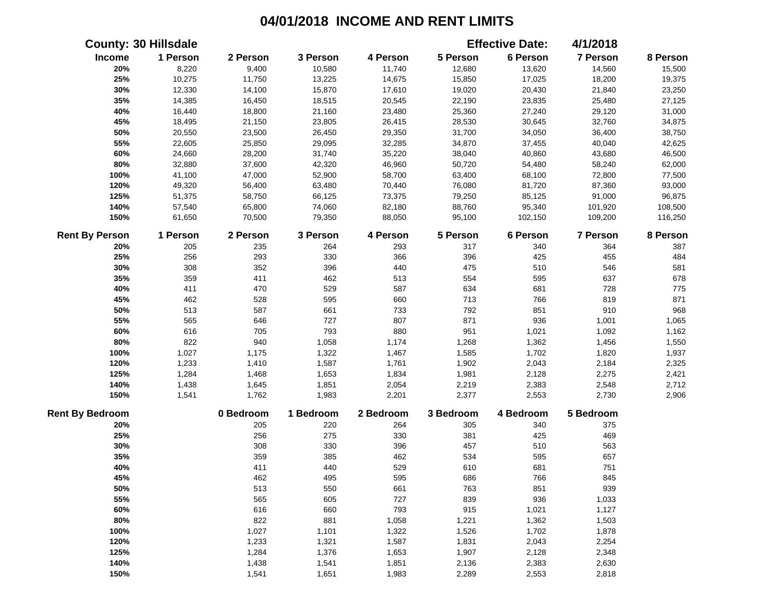# 04/01/2018 INCOME AND RENT LIMITS

**County: 30 Hillsdale** **Effective Date: 4/1/2018**

| Income | 1 Person | 2 Person | 3 Person | 4 Person | 5 Person | 6 Person | 7 Person | 8 Person |
|---|---|---|---|---|---|---|---|---|
| 20% | 8,220 | 9,400 | 10,580 | 11,740 | 12,680 | 13,620 | 14,560 | 15,500 |
| 25% | 10,275 | 11,750 | 13,225 | 14,675 | 15,850 | 17,025 | 18,200 | 19,375 |
| 30% | 12,330 | 14,100 | 15,870 | 17,610 | 19,020 | 20,430 | 21,840 | 23,250 |
| 35% | 14,385 | 16,450 | 18,515 | 20,545 | 22,190 | 23,835 | 25,480 | 27,125 |
| 40% | 16,440 | 18,800 | 21,160 | 23,480 | 25,360 | 27,240 | 29,120 | 31,000 |
| 45% | 18,495 | 21,150 | 23,805 | 26,415 | 28,530 | 30,645 | 32,760 | 34,875 |
| 50% | 20,550 | 23,500 | 26,450 | 29,350 | 31,700 | 34,050 | 36,400 | 38,750 |
| 55% | 22,605 | 25,850 | 29,095 | 32,285 | 34,870 | 37,455 | 40,040 | 42,625 |
| 60% | 24,660 | 28,200 | 31,740 | 35,220 | 38,040 | 40,860 | 43,680 | 46,500 |
| 80% | 32,880 | 37,600 | 42,320 | 46,960 | 50,720 | 54,480 | 58,240 | 62,000 |
| 100% | 41,100 | 47,000 | 52,900 | 58,700 | 63,400 | 68,100 | 72,800 | 77,500 |
| 120% | 49,320 | 56,400 | 63,480 | 70,440 | 76,080 | 81,720 | 87,360 | 93,000 |
| 125% | 51,375 | 58,750 | 66,125 | 73,375 | 79,250 | 85,125 | 91,000 | 96,875 |
| 140% | 57,540 | 65,800 | 74,060 | 82,180 | 88,760 | 95,340 | 101,920 | 108,500 |
| 150% | 61,650 | 70,500 | 79,350 | 88,050 | 95,100 | 102,150 | 109,200 | 116,250 |

| Rent By Person | 1 Person | 2 Person | 3 Person | 4 Person | 5 Person | 6 Person | 7 Person | 8 Person |
|---|---|---|---|---|---|---|---|---|
| 20% | 205 | 235 | 264 | 293 | 317 | 340 | 364 | 387 |
| 25% | 256 | 293 | 330 | 366 | 396 | 425 | 455 | 484 |
| 30% | 308 | 352 | 396 | 440 | 475 | 510 | 546 | 581 |
| 35% | 359 | 411 | 462 | 513 | 554 | 595 | 637 | 678 |
| 40% | 411 | 470 | 529 | 587 | 634 | 681 | 728 | 775 |
| 45% | 462 | 528 | 595 | 660 | 713 | 766 | 819 | 871 |
| 50% | 513 | 587 | 661 | 733 | 792 | 851 | 910 | 968 |
| 55% | 565 | 646 | 727 | 807 | 871 | 936 | 1,001 | 1,065 |
| 60% | 616 | 705 | 793 | 880 | 951 | 1,021 | 1,092 | 1,162 |
| 80% | 822 | 940 | 1,058 | 1,174 | 1,268 | 1,362 | 1,456 | 1,550 |
| 100% | 1,027 | 1,175 | 1,322 | 1,467 | 1,585 | 1,702 | 1,820 | 1,937 |
| 120% | 1,233 | 1,410 | 1,587 | 1,761 | 1,902 | 2,043 | 2,184 | 2,325 |
| 125% | 1,284 | 1,468 | 1,653 | 1,834 | 1,981 | 2,128 | 2,275 | 2,421 |
| 140% | 1,438 | 1,645 | 1,851 | 2,054 | 2,219 | 2,383 | 2,548 | 2,712 |
| 150% | 1,541 | 1,762 | 1,983 | 2,201 | 2,377 | 2,553 | 2,730 | 2,906 |

| Rent By Bedroom | 0 Bedroom | 1 Bedroom | 2 Bedroom | 3 Bedroom | 4 Bedroom | 5 Bedroom |
|---|---|---|---|---|---|---|
| 20% | 205 | 220 | 264 | 305 | 340 | 375 |
| 25% | 256 | 275 | 330 | 381 | 425 | 469 |
| 30% | 308 | 330 | 396 | 457 | 510 | 563 |
| 35% | 359 | 385 | 462 | 534 | 595 | 657 |
| 40% | 411 | 440 | 529 | 610 | 681 | 751 |
| 45% | 462 | 495 | 595 | 686 | 766 | 845 |
| 50% | 513 | 550 | 661 | 763 | 851 | 939 |
| 55% | 565 | 605 | 727 | 839 | 936 | 1,033 |
| 60% | 616 | 660 | 793 | 915 | 1,021 | 1,127 |
| 80% | 822 | 881 | 1,058 | 1,221 | 1,362 | 1,503 |
| 100% | 1,027 | 1,101 | 1,322 | 1,526 | 1,702 | 1,878 |
| 120% | 1,233 | 1,321 | 1,587 | 1,831 | 2,043 | 2,254 |
| 125% | 1,284 | 1,376 | 1,653 | 1,907 | 2,128 | 2,348 |
| 140% | 1,438 | 1,541 | 1,851 | 2,136 | 2,383 | 2,630 |
| 150% | 1,541 | 1,651 | 1,983 | 2,289 | 2,553 | 2,818 |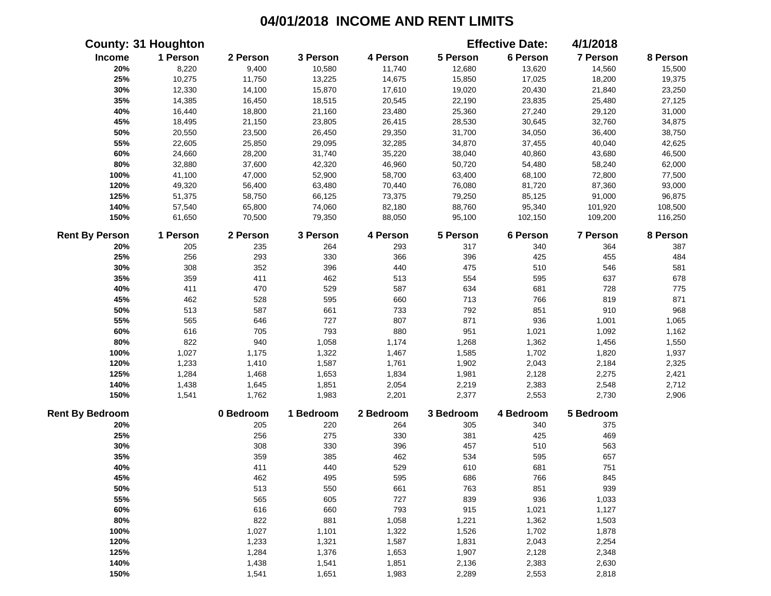# 04/01/2018 INCOME AND RENT LIMITS

**County: 31 Houghton** **Effective Date: 4/1/2018**

| Income | 1 Person | 2 Person | 3 Person | 4 Person | 5 Person | 6 Person | 7 Person | 8 Person |
|---|---|---|---|---|---|---|---|---|
| 20% | 8,220 | 9,400 | 10,580 | 11,740 | 12,680 | 13,620 | 14,560 | 15,500 |
| 25% | 10,275 | 11,750 | 13,225 | 14,675 | 15,850 | 17,025 | 18,200 | 19,375 |
| 30% | 12,330 | 14,100 | 15,870 | 17,610 | 19,020 | 20,430 | 21,840 | 23,250 |
| 35% | 14,385 | 16,450 | 18,515 | 20,545 | 22,190 | 23,835 | 25,480 | 27,125 |
| 40% | 16,440 | 18,800 | 21,160 | 23,480 | 25,360 | 27,240 | 29,120 | 31,000 |
| 45% | 18,495 | 21,150 | 23,805 | 26,415 | 28,530 | 30,645 | 32,760 | 34,875 |
| 50% | 20,550 | 23,500 | 26,450 | 29,350 | 31,700 | 34,050 | 36,400 | 38,750 |
| 55% | 22,605 | 25,850 | 29,095 | 32,285 | 34,870 | 37,455 | 40,040 | 42,625 |
| 60% | 24,660 | 28,200 | 31,740 | 35,220 | 38,040 | 40,860 | 43,680 | 46,500 |
| 80% | 32,880 | 37,600 | 42,320 | 46,960 | 50,720 | 54,480 | 58,240 | 62,000 |
| 100% | 41,100 | 47,000 | 52,900 | 58,700 | 63,400 | 68,100 | 72,800 | 77,500 |
| 120% | 49,320 | 56,400 | 63,480 | 70,440 | 76,080 | 81,720 | 87,360 | 93,000 |
| 125% | 51,375 | 58,750 | 66,125 | 73,375 | 79,250 | 85,125 | 91,000 | 96,875 |
| 140% | 57,540 | 65,800 | 74,060 | 82,180 | 88,760 | 95,340 | 101,920 | 108,500 |
| 150% | 61,650 | 70,500 | 79,350 | 88,050 | 95,100 | 102,150 | 109,200 | 116,250 |

| Rent By Person | 1 Person | 2 Person | 3 Person | 4 Person | 5 Person | 6 Person | 7 Person | 8 Person |
|---|---|---|---|---|---|---|---|---|
| 20% | 205 | 235 | 264 | 293 | 317 | 340 | 364 | 387 |
| 25% | 256 | 293 | 330 | 366 | 396 | 425 | 455 | 484 |
| 30% | 308 | 352 | 396 | 440 | 475 | 510 | 546 | 581 |
| 35% | 359 | 411 | 462 | 513 | 554 | 595 | 637 | 678 |
| 40% | 411 | 470 | 529 | 587 | 634 | 681 | 728 | 775 |
| 45% | 462 | 528 | 595 | 660 | 713 | 766 | 819 | 871 |
| 50% | 513 | 587 | 661 | 733 | 792 | 851 | 910 | 968 |
| 55% | 565 | 646 | 727 | 807 | 871 | 936 | 1,001 | 1,065 |
| 60% | 616 | 705 | 793 | 880 | 951 | 1,021 | 1,092 | 1,162 |
| 80% | 822 | 940 | 1,058 | 1,174 | 1,268 | 1,362 | 1,456 | 1,550 |
| 100% | 1,027 | 1,175 | 1,322 | 1,467 | 1,585 | 1,702 | 1,820 | 1,937 |
| 120% | 1,233 | 1,410 | 1,587 | 1,761 | 1,902 | 2,043 | 2,184 | 2,325 |
| 125% | 1,284 | 1,468 | 1,653 | 1,834 | 1,981 | 2,128 | 2,275 | 2,421 |
| 140% | 1,438 | 1,645 | 1,851 | 2,054 | 2,219 | 2,383 | 2,548 | 2,712 |
| 150% | 1,541 | 1,762 | 1,983 | 2,201 | 2,377 | 2,553 | 2,730 | 2,906 |

| Rent By Bedroom | 0 Bedroom | 1 Bedroom | 2 Bedroom | 3 Bedroom | 4 Bedroom | 5 Bedroom |
|---|---|---|---|---|---|---|
| 20% | 205 | 220 | 264 | 305 | 340 | 375 |
| 25% | 256 | 275 | 330 | 381 | 425 | 469 |
| 30% | 308 | 330 | 396 | 457 | 510 | 563 |
| 35% | 359 | 385 | 462 | 534 | 595 | 657 |
| 40% | 411 | 440 | 529 | 610 | 681 | 751 |
| 45% | 462 | 495 | 595 | 686 | 766 | 845 |
| 50% | 513 | 550 | 661 | 763 | 851 | 939 |
| 55% | 565 | 605 | 727 | 839 | 936 | 1,033 |
| 60% | 616 | 660 | 793 | 915 | 1,021 | 1,127 |
| 80% | 822 | 881 | 1,058 | 1,221 | 1,362 | 1,503 |
| 100% | 1,027 | 1,101 | 1,322 | 1,526 | 1,702 | 1,878 |
| 120% | 1,233 | 1,321 | 1,587 | 1,831 | 2,043 | 2,254 |
| 125% | 1,284 | 1,376 | 1,653 | 1,907 | 2,128 | 2,348 |
| 140% | 1,438 | 1,541 | 1,851 | 2,136 | 2,383 | 2,630 |
| 150% | 1,541 | 1,651 | 1,983 | 2,289 | 2,553 | 2,818 |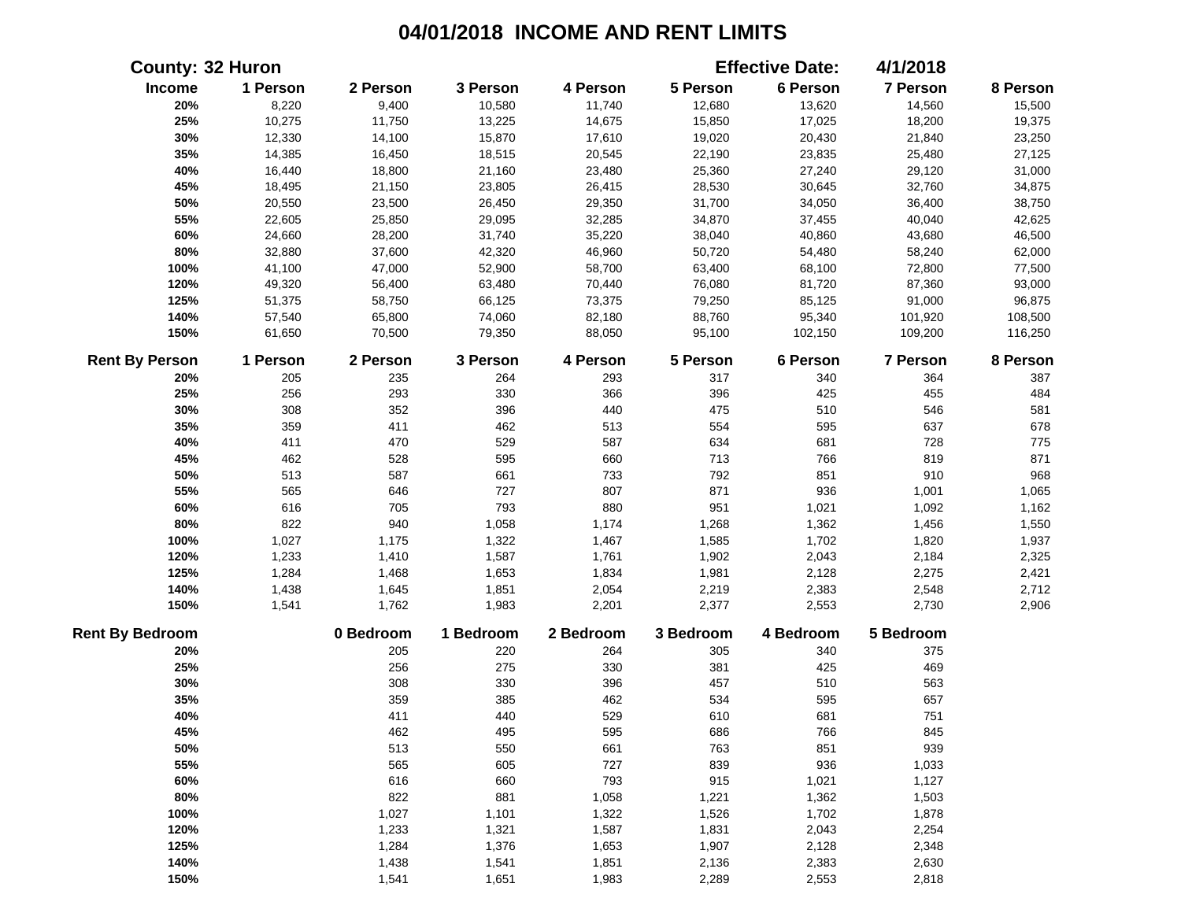# 04/01/2018 INCOME AND RENT LIMITS

**County: 32 Huron** **Effective Date: 4/1/2018**

| Income | 1 Person | 2 Person | 3 Person | 4 Person | 5 Person | 6 Person | 7 Person | 8 Person |
|---|---|---|---|---|---|---|---|---|
| 20% | 8,220 | 9,400 | 10,580 | 11,740 | 12,680 | 13,620 | 14,560 | 15,500 |
| 25% | 10,275 | 11,750 | 13,225 | 14,675 | 15,850 | 17,025 | 18,200 | 19,375 |
| 30% | 12,330 | 14,100 | 15,870 | 17,610 | 19,020 | 20,430 | 21,840 | 23,250 |
| 35% | 14,385 | 16,450 | 18,515 | 20,545 | 22,190 | 23,835 | 25,480 | 27,125 |
| 40% | 16,440 | 18,800 | 21,160 | 23,480 | 25,360 | 27,240 | 29,120 | 31,000 |
| 45% | 18,495 | 21,150 | 23,805 | 26,415 | 28,530 | 30,645 | 32,760 | 34,875 |
| 50% | 20,550 | 23,500 | 26,450 | 29,350 | 31,700 | 34,050 | 36,400 | 38,750 |
| 55% | 22,605 | 25,850 | 29,095 | 32,285 | 34,870 | 37,455 | 40,040 | 42,625 |
| 60% | 24,660 | 28,200 | 31,740 | 35,220 | 38,040 | 40,860 | 43,680 | 46,500 |
| 80% | 32,880 | 37,600 | 42,320 | 46,960 | 50,720 | 54,480 | 58,240 | 62,000 |
| 100% | 41,100 | 47,000 | 52,900 | 58,700 | 63,400 | 68,100 | 72,800 | 77,500 |
| 120% | 49,320 | 56,400 | 63,480 | 70,440 | 76,080 | 81,720 | 87,360 | 93,000 |
| 125% | 51,375 | 58,750 | 66,125 | 73,375 | 79,250 | 85,125 | 91,000 | 96,875 |
| 140% | 57,540 | 65,800 | 74,060 | 82,180 | 88,760 | 95,340 | 101,920 | 108,500 |
| 150% | 61,650 | 70,500 | 79,350 | 88,050 | 95,100 | 102,150 | 109,200 | 116,250 |

| Rent By Person | 1 Person | 2 Person | 3 Person | 4 Person | 5 Person | 6 Person | 7 Person | 8 Person |
|---|---|---|---|---|---|---|---|---|
| 20% | 205 | 235 | 264 | 293 | 317 | 340 | 364 | 387 |
| 25% | 256 | 293 | 330 | 366 | 396 | 425 | 455 | 484 |
| 30% | 308 | 352 | 396 | 440 | 475 | 510 | 546 | 581 |
| 35% | 359 | 411 | 462 | 513 | 554 | 595 | 637 | 678 |
| 40% | 411 | 470 | 529 | 587 | 634 | 681 | 728 | 775 |
| 45% | 462 | 528 | 595 | 660 | 713 | 766 | 819 | 871 |
| 50% | 513 | 587 | 661 | 733 | 792 | 851 | 910 | 968 |
| 55% | 565 | 646 | 727 | 807 | 871 | 936 | 1,001 | 1,065 |
| 60% | 616 | 705 | 793 | 880 | 951 | 1,021 | 1,092 | 1,162 |
| 80% | 822 | 940 | 1,058 | 1,174 | 1,268 | 1,362 | 1,456 | 1,550 |
| 100% | 1,027 | 1,175 | 1,322 | 1,467 | 1,585 | 1,702 | 1,820 | 1,937 |
| 120% | 1,233 | 1,410 | 1,587 | 1,761 | 1,902 | 2,043 | 2,184 | 2,325 |
| 125% | 1,284 | 1,468 | 1,653 | 1,834 | 1,981 | 2,128 | 2,275 | 2,421 |
| 140% | 1,438 | 1,645 | 1,851 | 2,054 | 2,219 | 2,383 | 2,548 | 2,712 |
| 150% | 1,541 | 1,762 | 1,983 | 2,201 | 2,377 | 2,553 | 2,730 | 2,906 |

| Rent By Bedroom | 0 Bedroom | 1 Bedroom | 2 Bedroom | 3 Bedroom | 4 Bedroom | 5 Bedroom |
|---|---|---|---|---|---|---|
| 20% | 205 | 220 | 264 | 305 | 340 | 375 |
| 25% | 256 | 275 | 330 | 381 | 425 | 469 |
| 30% | 308 | 330 | 396 | 457 | 510 | 563 |
| 35% | 359 | 385 | 462 | 534 | 595 | 657 |
| 40% | 411 | 440 | 529 | 610 | 681 | 751 |
| 45% | 462 | 495 | 595 | 686 | 766 | 845 |
| 50% | 513 | 550 | 661 | 763 | 851 | 939 |
| 55% | 565 | 605 | 727 | 839 | 936 | 1,033 |
| 60% | 616 | 660 | 793 | 915 | 1,021 | 1,127 |
| 80% | 822 | 881 | 1,058 | 1,221 | 1,362 | 1,503 |
| 100% | 1,027 | 1,101 | 1,322 | 1,526 | 1,702 | 1,878 |
| 120% | 1,233 | 1,321 | 1,587 | 1,831 | 2,043 | 2,254 |
| 125% | 1,284 | 1,376 | 1,653 | 1,907 | 2,128 | 2,348 |
| 140% | 1,438 | 1,541 | 1,851 | 2,136 | 2,383 | 2,630 |
| 150% | 1,541 | 1,651 | 1,983 | 2,289 | 2,553 | 2,818 |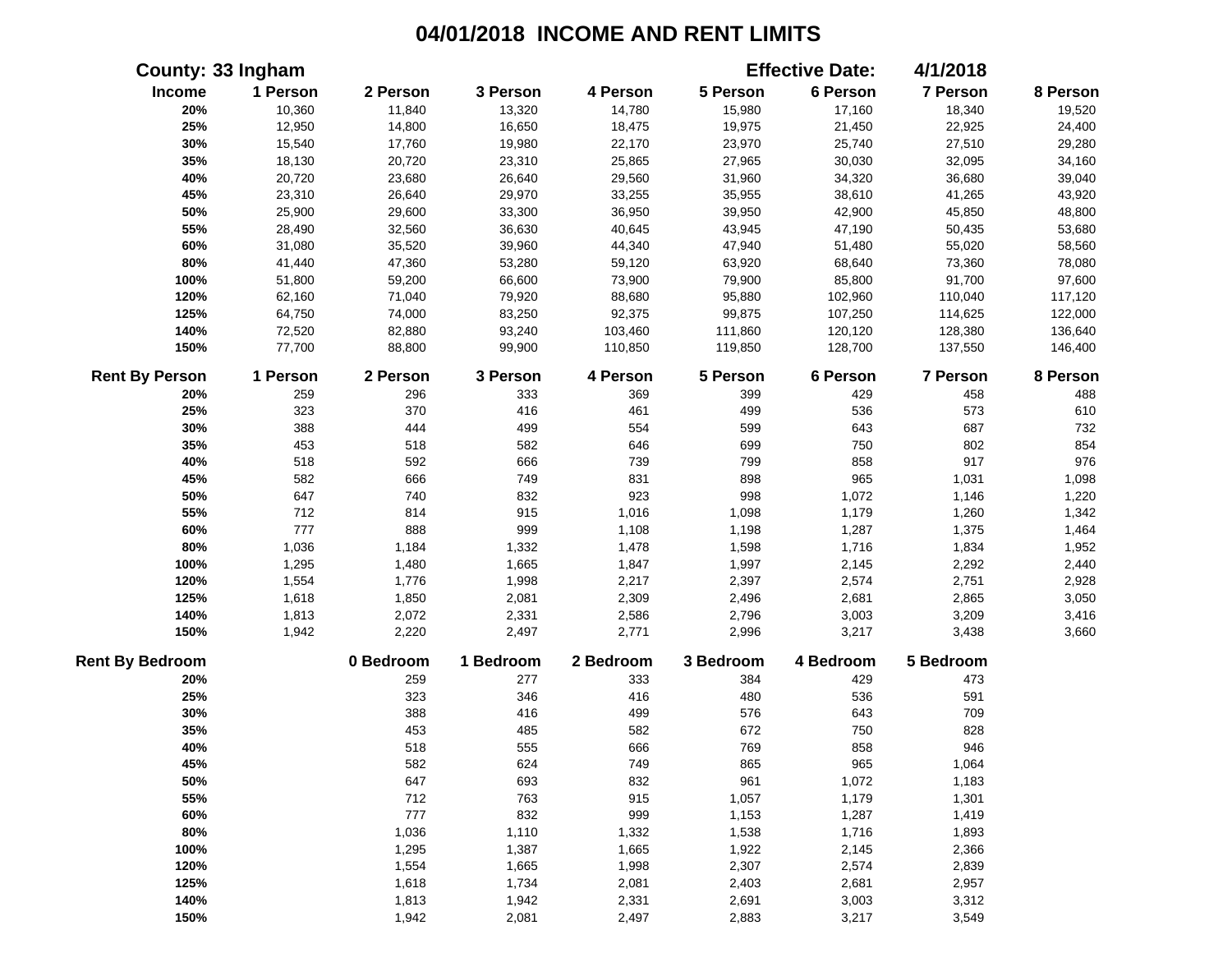# 04/01/2018 INCOME AND RENT LIMITS

**County: 33 Ingham** **Effective Date: 4/1/2018**

| Income | 1 Person | 2 Person | 3 Person | 4 Person | 5 Person | 6 Person | 7 Person | 8 Person |
|---|---|---|---|---|---|---|---|---|
| 20% | 10,360 | 11,840 | 13,320 | 14,780 | 15,980 | 17,160 | 18,340 | 19,520 |
| 25% | 12,950 | 14,800 | 16,650 | 18,475 | 19,975 | 21,450 | 22,925 | 24,400 |
| 30% | 15,540 | 17,760 | 19,980 | 22,170 | 23,970 | 25,740 | 27,510 | 29,280 |
| 35% | 18,130 | 20,720 | 23,310 | 25,865 | 27,965 | 30,030 | 32,095 | 34,160 |
| 40% | 20,720 | 23,680 | 26,640 | 29,560 | 31,960 | 34,320 | 36,680 | 39,040 |
| 45% | 23,310 | 26,640 | 29,970 | 33,255 | 35,955 | 38,610 | 41,265 | 43,920 |
| 50% | 25,900 | 29,600 | 33,300 | 36,950 | 39,950 | 42,900 | 45,850 | 48,800 |
| 55% | 28,490 | 32,560 | 36,630 | 40,645 | 43,945 | 47,190 | 50,435 | 53,680 |
| 60% | 31,080 | 35,520 | 39,960 | 44,340 | 47,940 | 51,480 | 55,020 | 58,560 |
| 80% | 41,440 | 47,360 | 53,280 | 59,120 | 63,920 | 68,640 | 73,360 | 78,080 |
| 100% | 51,800 | 59,200 | 66,600 | 73,900 | 79,900 | 85,800 | 91,700 | 97,600 |
| 120% | 62,160 | 71,040 | 79,920 | 88,680 | 95,880 | 102,960 | 110,040 | 117,120 |
| 125% | 64,750 | 74,000 | 83,250 | 92,375 | 99,875 | 107,250 | 114,625 | 122,000 |
| 140% | 72,520 | 82,880 | 93,240 | 103,460 | 111,860 | 120,120 | 128,380 | 136,640 |
| 150% | 77,700 | 88,800 | 99,900 | 110,850 | 119,850 | 128,700 | 137,550 | 146,400 |

| Rent By Person | 1 Person | 2 Person | 3 Person | 4 Person | 5 Person | 6 Person | 7 Person | 8 Person |
|---|---|---|---|---|---|---|---|---|
| 20% | 259 | 296 | 333 | 369 | 399 | 429 | 458 | 488 |
| 25% | 323 | 370 | 416 | 461 | 499 | 536 | 573 | 610 |
| 30% | 388 | 444 | 499 | 554 | 599 | 643 | 687 | 732 |
| 35% | 453 | 518 | 582 | 646 | 699 | 750 | 802 | 854 |
| 40% | 518 | 592 | 666 | 739 | 799 | 858 | 917 | 976 |
| 45% | 582 | 666 | 749 | 831 | 898 | 965 | 1,031 | 1,098 |
| 50% | 647 | 740 | 832 | 923 | 998 | 1,072 | 1,146 | 1,220 |
| 55% | 712 | 814 | 915 | 1,016 | 1,098 | 1,179 | 1,260 | 1,342 |
| 60% | 777 | 888 | 999 | 1,108 | 1,198 | 1,287 | 1,375 | 1,464 |
| 80% | 1,036 | 1,184 | 1,332 | 1,478 | 1,598 | 1,716 | 1,834 | 1,952 |
| 100% | 1,295 | 1,480 | 1,665 | 1,847 | 1,997 | 2,145 | 2,292 | 2,440 |
| 120% | 1,554 | 1,776 | 1,998 | 2,217 | 2,397 | 2,574 | 2,751 | 2,928 |
| 125% | 1,618 | 1,850 | 2,081 | 2,309 | 2,496 | 2,681 | 2,865 | 3,050 |
| 140% | 1,813 | 2,072 | 2,331 | 2,586 | 2,796 | 3,003 | 3,209 | 3,416 |
| 150% | 1,942 | 2,220 | 2,497 | 2,771 | 2,996 | 3,217 | 3,438 | 3,660 |

| Rent By Bedroom | 0 Bedroom | 1 Bedroom | 2 Bedroom | 3 Bedroom | 4 Bedroom | 5 Bedroom |
|---|---|---|---|---|---|---|
| 20% | 259 | 277 | 333 | 384 | 429 | 473 |
| 25% | 323 | 346 | 416 | 480 | 536 | 591 |
| 30% | 388 | 416 | 499 | 576 | 643 | 709 |
| 35% | 453 | 485 | 582 | 672 | 750 | 828 |
| 40% | 518 | 555 | 666 | 769 | 858 | 946 |
| 45% | 582 | 624 | 749 | 865 | 965 | 1,064 |
| 50% | 647 | 693 | 832 | 961 | 1,072 | 1,183 |
| 55% | 712 | 763 | 915 | 1,057 | 1,179 | 1,301 |
| 60% | 777 | 832 | 999 | 1,153 | 1,287 | 1,419 |
| 80% | 1,036 | 1,110 | 1,332 | 1,538 | 1,716 | 1,893 |
| 100% | 1,295 | 1,387 | 1,665 | 1,922 | 2,145 | 2,366 |
| 120% | 1,554 | 1,665 | 1,998 | 2,307 | 2,574 | 2,839 |
| 125% | 1,618 | 1,734 | 2,081 | 2,403 | 2,681 | 2,957 |
| 140% | 1,813 | 1,942 | 2,331 | 2,691 | 3,003 | 3,312 |
| 150% | 1,942 | 2,081 | 2,497 | 2,883 | 3,217 | 3,549 |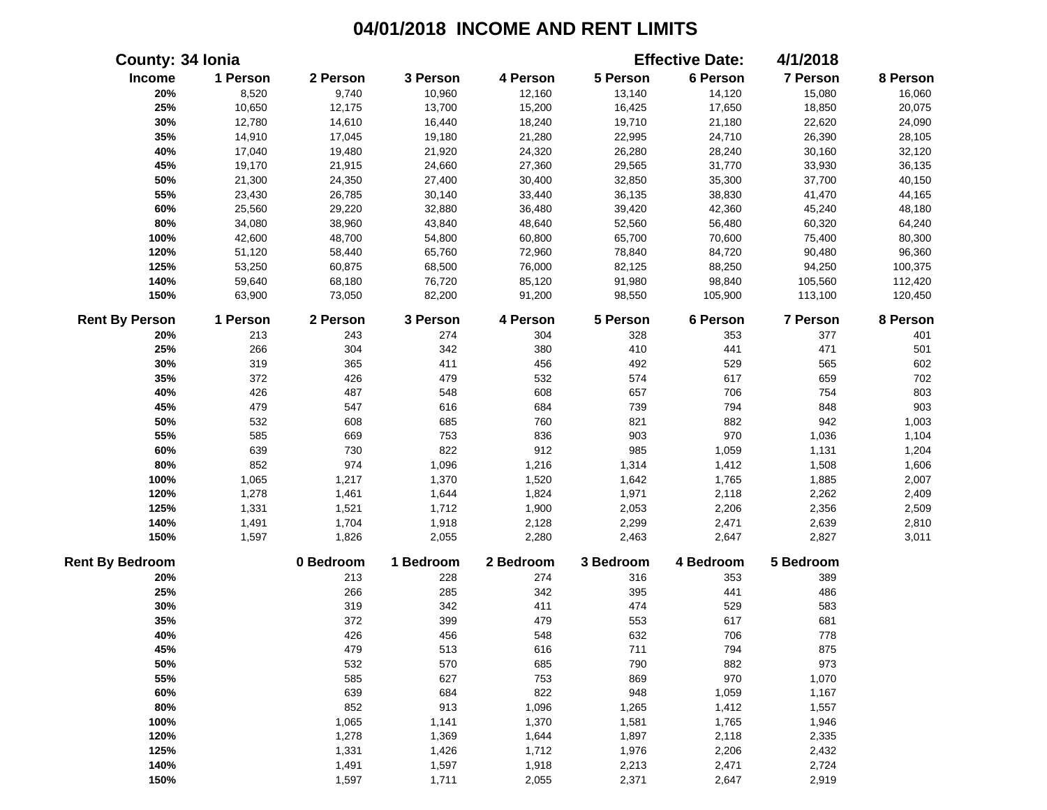# 04/01/2018 INCOME AND RENT LIMITS

**County: 34 Ionia** **Effective Date: 4/1/2018**

| Income | 1 Person | 2 Person | 3 Person | 4 Person | 5 Person | 6 Person | 7 Person | 8 Person |
|---|---|---|---|---|---|---|---|---|
| 20% | 8,520 | 9,740 | 10,960 | 12,160 | 13,140 | 14,120 | 15,080 | 16,060 |
| 25% | 10,650 | 12,175 | 13,700 | 15,200 | 16,425 | 17,650 | 18,850 | 20,075 |
| 30% | 12,780 | 14,610 | 16,440 | 18,240 | 19,710 | 21,180 | 22,620 | 24,090 |
| 35% | 14,910 | 17,045 | 19,180 | 21,280 | 22,995 | 24,710 | 26,390 | 28,105 |
| 40% | 17,040 | 19,480 | 21,920 | 24,320 | 26,280 | 28,240 | 30,160 | 32,120 |
| 45% | 19,170 | 21,915 | 24,660 | 27,360 | 29,565 | 31,770 | 33,930 | 36,135 |
| 50% | 21,300 | 24,350 | 27,400 | 30,400 | 32,850 | 35,300 | 37,700 | 40,150 |
| 55% | 23,430 | 26,785 | 30,140 | 33,440 | 36,135 | 38,830 | 41,470 | 44,165 |
| 60% | 25,560 | 29,220 | 32,880 | 36,480 | 39,420 | 42,360 | 45,240 | 48,180 |
| 80% | 34,080 | 38,960 | 43,840 | 48,640 | 52,560 | 56,480 | 60,320 | 64,240 |
| 100% | 42,600 | 48,700 | 54,800 | 60,800 | 65,700 | 70,600 | 75,400 | 80,300 |
| 120% | 51,120 | 58,440 | 65,760 | 72,960 | 78,840 | 84,720 | 90,480 | 96,360 |
| 125% | 53,250 | 60,875 | 68,500 | 76,000 | 82,125 | 88,250 | 94,250 | 100,375 |
| 140% | 59,640 | 68,180 | 76,720 | 85,120 | 91,980 | 98,840 | 105,560 | 112,420 |
| 150% | 63,900 | 73,050 | 82,200 | 91,200 | 98,550 | 105,900 | 113,100 | 120,450 |

| Rent By Person | 1 Person | 2 Person | 3 Person | 4 Person | 5 Person | 6 Person | 7 Person | 8 Person |
|---|---|---|---|---|---|---|---|---|
| 20% | 213 | 243 | 274 | 304 | 328 | 353 | 377 | 401 |
| 25% | 266 | 304 | 342 | 380 | 410 | 441 | 471 | 501 |
| 30% | 319 | 365 | 411 | 456 | 492 | 529 | 565 | 602 |
| 35% | 372 | 426 | 479 | 532 | 574 | 617 | 659 | 702 |
| 40% | 426 | 487 | 548 | 608 | 657 | 706 | 754 | 803 |
| 45% | 479 | 547 | 616 | 684 | 739 | 794 | 848 | 903 |
| 50% | 532 | 608 | 685 | 760 | 821 | 882 | 942 | 1,003 |
| 55% | 585 | 669 | 753 | 836 | 903 | 970 | 1,036 | 1,104 |
| 60% | 639 | 730 | 822 | 912 | 985 | 1,059 | 1,131 | 1,204 |
| 80% | 852 | 974 | 1,096 | 1,216 | 1,314 | 1,412 | 1,508 | 1,606 |
| 100% | 1,065 | 1,217 | 1,370 | 1,520 | 1,642 | 1,765 | 1,885 | 2,007 |
| 120% | 1,278 | 1,461 | 1,644 | 1,824 | 1,971 | 2,118 | 2,262 | 2,409 |
| 125% | 1,331 | 1,521 | 1,712 | 1,900 | 2,053 | 2,206 | 2,356 | 2,509 |
| 140% | 1,491 | 1,704 | 1,918 | 2,128 | 2,299 | 2,471 | 2,639 | 2,810 |
| 150% | 1,597 | 1,826 | 2,055 | 2,280 | 2,463 | 2,647 | 2,827 | 3,011 |

| Rent By Bedroom | 0 Bedroom | 1 Bedroom | 2 Bedroom | 3 Bedroom | 4 Bedroom | 5 Bedroom |
|---|---|---|---|---|---|---|
| 20% | 213 | 228 | 274 | 316 | 353 | 389 |
| 25% | 266 | 285 | 342 | 395 | 441 | 486 |
| 30% | 319 | 342 | 411 | 474 | 529 | 583 |
| 35% | 372 | 399 | 479 | 553 | 617 | 681 |
| 40% | 426 | 456 | 548 | 632 | 706 | 778 |
| 45% | 479 | 513 | 616 | 711 | 794 | 875 |
| 50% | 532 | 570 | 685 | 790 | 882 | 973 |
| 55% | 585 | 627 | 753 | 869 | 970 | 1,070 |
| 60% | 639 | 684 | 822 | 948 | 1,059 | 1,167 |
| 80% | 852 | 913 | 1,096 | 1,265 | 1,412 | 1,557 |
| 100% | 1,065 | 1,141 | 1,370 | 1,581 | 1,765 | 1,946 |
| 120% | 1,278 | 1,369 | 1,644 | 1,897 | 2,118 | 2,335 |
| 125% | 1,331 | 1,426 | 1,712 | 1,976 | 2,206 | 2,432 |
| 140% | 1,491 | 1,597 | 1,918 | 2,213 | 2,471 | 2,724 |
| 150% | 1,597 | 1,711 | 2,055 | 2,371 | 2,647 | 2,919 |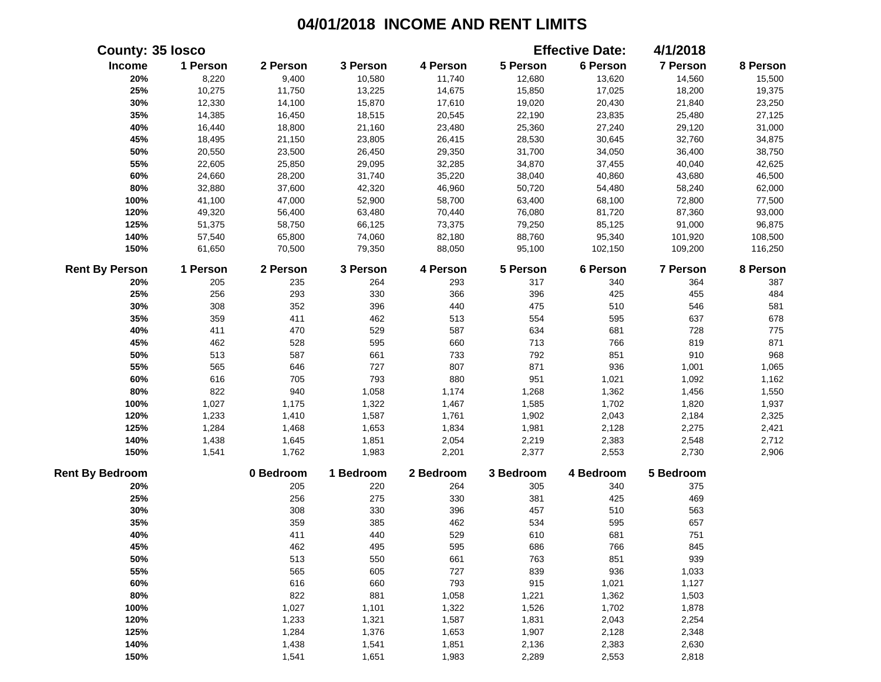# 04/01/2018 INCOME AND RENT LIMITS

**County: 35 Iosco** **Effective Date: 4/1/2018**

| Income | 1 Person | 2 Person | 3 Person | 4 Person | 5 Person | 6 Person | 7 Person | 8 Person |
|---|---|---|---|---|---|---|---|---|
| 20% | 8,220 | 9,400 | 10,580 | 11,740 | 12,680 | 13,620 | 14,560 | 15,500 |
| 25% | 10,275 | 11,750 | 13,225 | 14,675 | 15,850 | 17,025 | 18,200 | 19,375 |
| 30% | 12,330 | 14,100 | 15,870 | 17,610 | 19,020 | 20,430 | 21,840 | 23,250 |
| 35% | 14,385 | 16,450 | 18,515 | 20,545 | 22,190 | 23,835 | 25,480 | 27,125 |
| 40% | 16,440 | 18,800 | 21,160 | 23,480 | 25,360 | 27,240 | 29,120 | 31,000 |
| 45% | 18,495 | 21,150 | 23,805 | 26,415 | 28,530 | 30,645 | 32,760 | 34,875 |
| 50% | 20,550 | 23,500 | 26,450 | 29,350 | 31,700 | 34,050 | 36,400 | 38,750 |
| 55% | 22,605 | 25,850 | 29,095 | 32,285 | 34,870 | 37,455 | 40,040 | 42,625 |
| 60% | 24,660 | 28,200 | 31,740 | 35,220 | 38,040 | 40,860 | 43,680 | 46,500 |
| 80% | 32,880 | 37,600 | 42,320 | 46,960 | 50,720 | 54,480 | 58,240 | 62,000 |
| 100% | 41,100 | 47,000 | 52,900 | 58,700 | 63,400 | 68,100 | 72,800 | 77,500 |
| 120% | 49,320 | 56,400 | 63,480 | 70,440 | 76,080 | 81,720 | 87,360 | 93,000 |
| 125% | 51,375 | 58,750 | 66,125 | 73,375 | 79,250 | 85,125 | 91,000 | 96,875 |
| 140% | 57,540 | 65,800 | 74,060 | 82,180 | 88,760 | 95,340 | 101,920 | 108,500 |
| 150% | 61,650 | 70,500 | 79,350 | 88,050 | 95,100 | 102,150 | 109,200 | 116,250 |

| Rent By Person | 1 Person | 2 Person | 3 Person | 4 Person | 5 Person | 6 Person | 7 Person | 8 Person |
|---|---|---|---|---|---|---|---|---|
| 20% | 205 | 235 | 264 | 293 | 317 | 340 | 364 | 387 |
| 25% | 256 | 293 | 330 | 366 | 396 | 425 | 455 | 484 |
| 30% | 308 | 352 | 396 | 440 | 475 | 510 | 546 | 581 |
| 35% | 359 | 411 | 462 | 513 | 554 | 595 | 637 | 678 |
| 40% | 411 | 470 | 529 | 587 | 634 | 681 | 728 | 775 |
| 45% | 462 | 528 | 595 | 660 | 713 | 766 | 819 | 871 |
| 50% | 513 | 587 | 661 | 733 | 792 | 851 | 910 | 968 |
| 55% | 565 | 646 | 727 | 807 | 871 | 936 | 1,001 | 1,065 |
| 60% | 616 | 705 | 793 | 880 | 951 | 1,021 | 1,092 | 1,162 |
| 80% | 822 | 940 | 1,058 | 1,174 | 1,268 | 1,362 | 1,456 | 1,550 |
| 100% | 1,027 | 1,175 | 1,322 | 1,467 | 1,585 | 1,702 | 1,820 | 1,937 |
| 120% | 1,233 | 1,410 | 1,587 | 1,761 | 1,902 | 2,043 | 2,184 | 2,325 |
| 125% | 1,284 | 1,468 | 1,653 | 1,834 | 1,981 | 2,128 | 2,275 | 2,421 |
| 140% | 1,438 | 1,645 | 1,851 | 2,054 | 2,219 | 2,383 | 2,548 | 2,712 |
| 150% | 1,541 | 1,762 | 1,983 | 2,201 | 2,377 | 2,553 | 2,730 | 2,906 |

| Rent By Bedroom | 0 Bedroom | 1 Bedroom | 2 Bedroom | 3 Bedroom | 4 Bedroom | 5 Bedroom |
|---|---|---|---|---|---|---|
| 20% | 205 | 220 | 264 | 305 | 340 | 375 |
| 25% | 256 | 275 | 330 | 381 | 425 | 469 |
| 30% | 308 | 330 | 396 | 457 | 510 | 563 |
| 35% | 359 | 385 | 462 | 534 | 595 | 657 |
| 40% | 411 | 440 | 529 | 610 | 681 | 751 |
| 45% | 462 | 495 | 595 | 686 | 766 | 845 |
| 50% | 513 | 550 | 661 | 763 | 851 | 939 |
| 55% | 565 | 605 | 727 | 839 | 936 | 1,033 |
| 60% | 616 | 660 | 793 | 915 | 1,021 | 1,127 |
| 80% | 822 | 881 | 1,058 | 1,221 | 1,362 | 1,503 |
| 100% | 1,027 | 1,101 | 1,322 | 1,526 | 1,702 | 1,878 |
| 120% | 1,233 | 1,321 | 1,587 | 1,831 | 2,043 | 2,254 |
| 125% | 1,284 | 1,376 | 1,653 | 1,907 | 2,128 | 2,348 |
| 140% | 1,438 | 1,541 | 1,851 | 2,136 | 2,383 | 2,630 |
| 150% | 1,541 | 1,651 | 1,983 | 2,289 | 2,553 | 2,818 |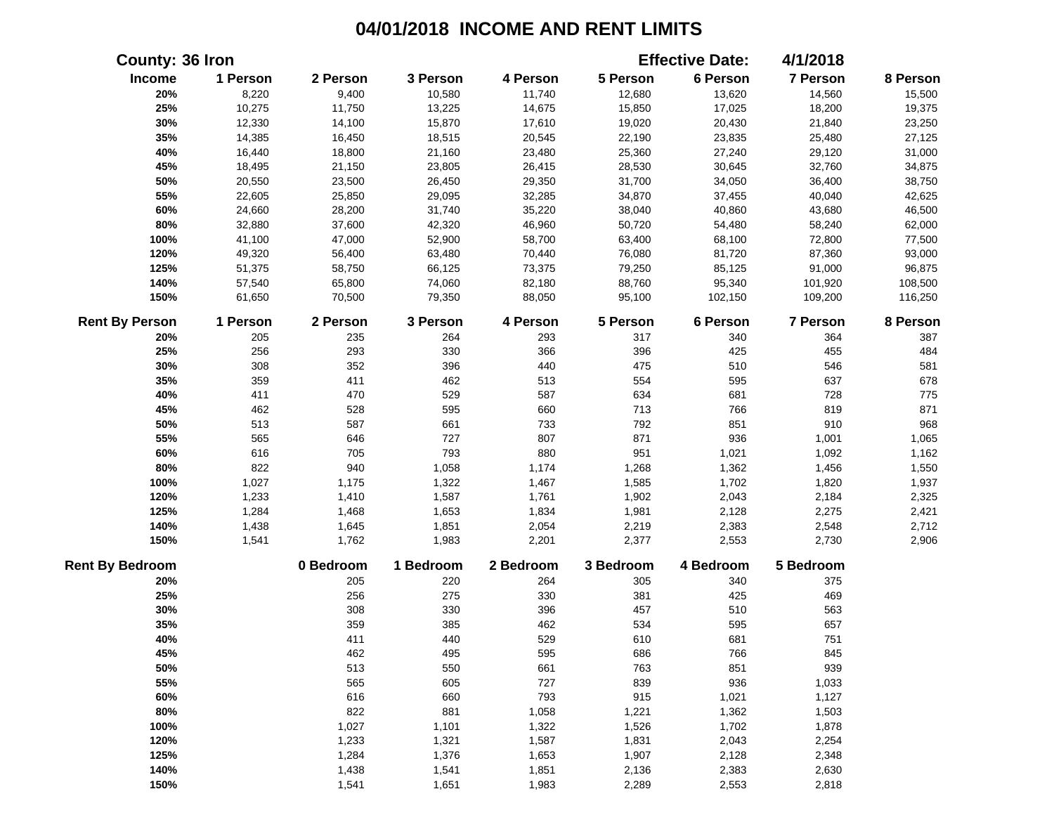# 04/01/2018 INCOME AND RENT LIMITS

**County: 36 Iron** **Effective Date: 4/1/2018**

| Income | 1 Person | 2 Person | 3 Person | 4 Person | 5 Person | 6 Person | 7 Person | 8 Person |
|---|---|---|---|---|---|---|---|---|
| 20% | 8,220 | 9,400 | 10,580 | 11,740 | 12,680 | 13,620 | 14,560 | 15,500 |
| 25% | 10,275 | 11,750 | 13,225 | 14,675 | 15,850 | 17,025 | 18,200 | 19,375 |
| 30% | 12,330 | 14,100 | 15,870 | 17,610 | 19,020 | 20,430 | 21,840 | 23,250 |
| 35% | 14,385 | 16,450 | 18,515 | 20,545 | 22,190 | 23,835 | 25,480 | 27,125 |
| 40% | 16,440 | 18,800 | 21,160 | 23,480 | 25,360 | 27,240 | 29,120 | 31,000 |
| 45% | 18,495 | 21,150 | 23,805 | 26,415 | 28,530 | 30,645 | 32,760 | 34,875 |
| 50% | 20,550 | 23,500 | 26,450 | 29,350 | 31,700 | 34,050 | 36,400 | 38,750 |
| 55% | 22,605 | 25,850 | 29,095 | 32,285 | 34,870 | 37,455 | 40,040 | 42,625 |
| 60% | 24,660 | 28,200 | 31,740 | 35,220 | 38,040 | 40,860 | 43,680 | 46,500 |
| 80% | 32,880 | 37,600 | 42,320 | 46,960 | 50,720 | 54,480 | 58,240 | 62,000 |
| 100% | 41,100 | 47,000 | 52,900 | 58,700 | 63,400 | 68,100 | 72,800 | 77,500 |
| 120% | 49,320 | 56,400 | 63,480 | 70,440 | 76,080 | 81,720 | 87,360 | 93,000 |
| 125% | 51,375 | 58,750 | 66,125 | 73,375 | 79,250 | 85,125 | 91,000 | 96,875 |
| 140% | 57,540 | 65,800 | 74,060 | 82,180 | 88,760 | 95,340 | 101,920 | 108,500 |
| 150% | 61,650 | 70,500 | 79,350 | 88,050 | 95,100 | 102,150 | 109,200 | 116,250 |

| Rent By Person | 1 Person | 2 Person | 3 Person | 4 Person | 5 Person | 6 Person | 7 Person | 8 Person |
|---|---|---|---|---|---|---|---|---|
| 20% | 205 | 235 | 264 | 293 | 317 | 340 | 364 | 387 |
| 25% | 256 | 293 | 330 | 366 | 396 | 425 | 455 | 484 |
| 30% | 308 | 352 | 396 | 440 | 475 | 510 | 546 | 581 |
| 35% | 359 | 411 | 462 | 513 | 554 | 595 | 637 | 678 |
| 40% | 411 | 470 | 529 | 587 | 634 | 681 | 728 | 775 |
| 45% | 462 | 528 | 595 | 660 | 713 | 766 | 819 | 871 |
| 50% | 513 | 587 | 661 | 733 | 792 | 851 | 910 | 968 |
| 55% | 565 | 646 | 727 | 807 | 871 | 936 | 1,001 | 1,065 |
| 60% | 616 | 705 | 793 | 880 | 951 | 1,021 | 1,092 | 1,162 |
| 80% | 822 | 940 | 1,058 | 1,174 | 1,268 | 1,362 | 1,456 | 1,550 |
| 100% | 1,027 | 1,175 | 1,322 | 1,467 | 1,585 | 1,702 | 1,820 | 1,937 |
| 120% | 1,233 | 1,410 | 1,587 | 1,761 | 1,902 | 2,043 | 2,184 | 2,325 |
| 125% | 1,284 | 1,468 | 1,653 | 1,834 | 1,981 | 2,128 | 2,275 | 2,421 |
| 140% | 1,438 | 1,645 | 1,851 | 2,054 | 2,219 | 2,383 | 2,548 | 2,712 |
| 150% | 1,541 | 1,762 | 1,983 | 2,201 | 2,377 | 2,553 | 2,730 | 2,906 |

| Rent By Bedroom | 0 Bedroom | 1 Bedroom | 2 Bedroom | 3 Bedroom | 4 Bedroom | 5 Bedroom |
|---|---|---|---|---|---|---|
| 20% | 205 | 220 | 264 | 305 | 340 | 375 |
| 25% | 256 | 275 | 330 | 381 | 425 | 469 |
| 30% | 308 | 330 | 396 | 457 | 510 | 563 |
| 35% | 359 | 385 | 462 | 534 | 595 | 657 |
| 40% | 411 | 440 | 529 | 610 | 681 | 751 |
| 45% | 462 | 495 | 595 | 686 | 766 | 845 |
| 50% | 513 | 550 | 661 | 763 | 851 | 939 |
| 55% | 565 | 605 | 727 | 839 | 936 | 1,033 |
| 60% | 616 | 660 | 793 | 915 | 1,021 | 1,127 |
| 80% | 822 | 881 | 1,058 | 1,221 | 1,362 | 1,503 |
| 100% | 1,027 | 1,101 | 1,322 | 1,526 | 1,702 | 1,878 |
| 120% | 1,233 | 1,321 | 1,587 | 1,831 | 2,043 | 2,254 |
| 125% | 1,284 | 1,376 | 1,653 | 1,907 | 2,128 | 2,348 |
| 140% | 1,438 | 1,541 | 1,851 | 2,136 | 2,383 | 2,630 |
| 150% | 1,541 | 1,651 | 1,983 | 2,289 | 2,553 | 2,818 |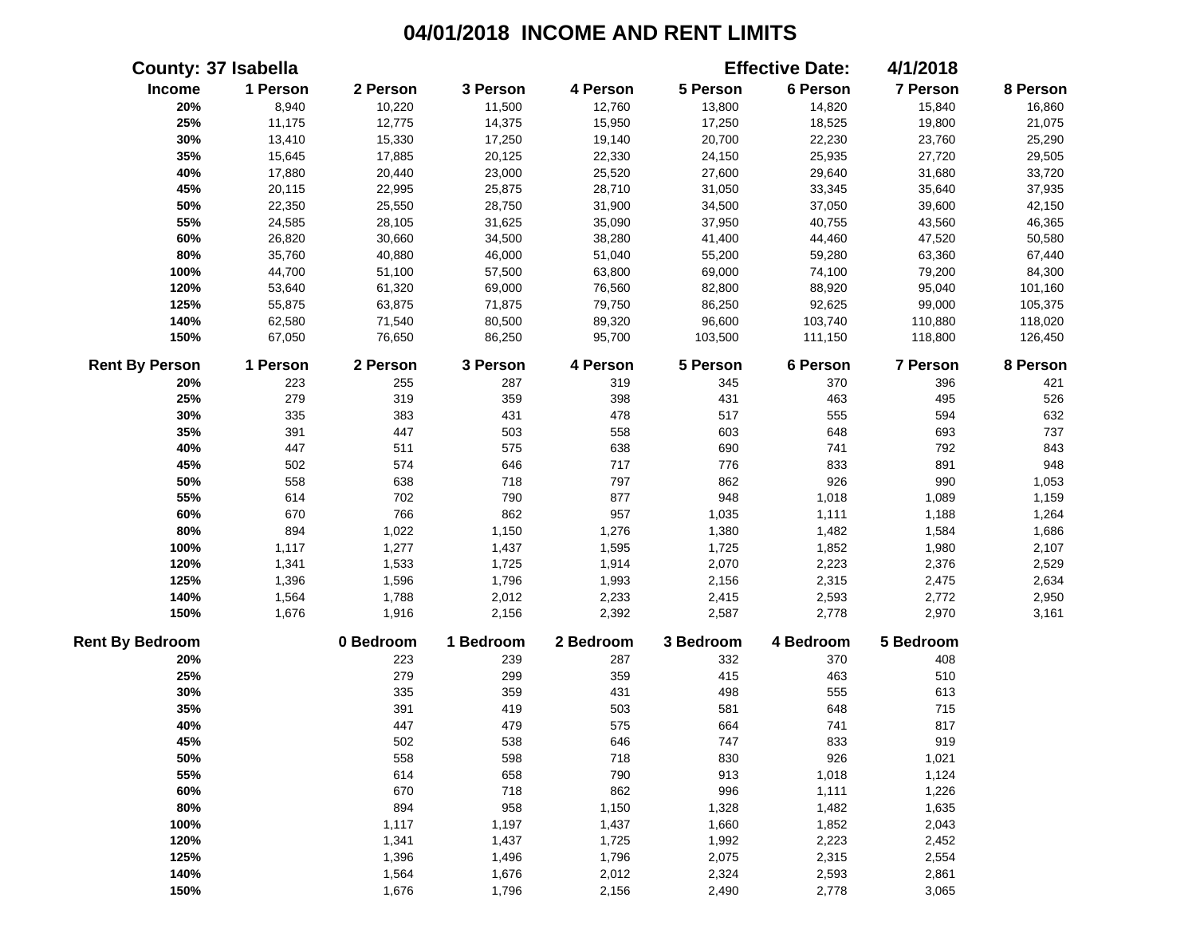# 04/01/2018 INCOME AND RENT LIMITS

**County: 37 Isabella** **Effective Date: 4/1/2018**

| Income | 1 Person | 2 Person | 3 Person | 4 Person | 5 Person | 6 Person | 7 Person | 8 Person |
|---|---|---|---|---|---|---|---|---|
| 20% | 8,940 | 10,220 | 11,500 | 12,760 | 13,800 | 14,820 | 15,840 | 16,860 |
| 25% | 11,175 | 12,775 | 14,375 | 15,950 | 17,250 | 18,525 | 19,800 | 21,075 |
| 30% | 13,410 | 15,330 | 17,250 | 19,140 | 20,700 | 22,230 | 23,760 | 25,290 |
| 35% | 15,645 | 17,885 | 20,125 | 22,330 | 24,150 | 25,935 | 27,720 | 29,505 |
| 40% | 17,880 | 20,440 | 23,000 | 25,520 | 27,600 | 29,640 | 31,680 | 33,720 |
| 45% | 20,115 | 22,995 | 25,875 | 28,710 | 31,050 | 33,345 | 35,640 | 37,935 |
| 50% | 22,350 | 25,550 | 28,750 | 31,900 | 34,500 | 37,050 | 39,600 | 42,150 |
| 55% | 24,585 | 28,105 | 31,625 | 35,090 | 37,950 | 40,755 | 43,560 | 46,365 |
| 60% | 26,820 | 30,660 | 34,500 | 38,280 | 41,400 | 44,460 | 47,520 | 50,580 |
| 80% | 35,760 | 40,880 | 46,000 | 51,040 | 55,200 | 59,280 | 63,360 | 67,440 |
| 100% | 44,700 | 51,100 | 57,500 | 63,800 | 69,000 | 74,100 | 79,200 | 84,300 |
| 120% | 53,640 | 61,320 | 69,000 | 76,560 | 82,800 | 88,920 | 95,040 | 101,160 |
| 125% | 55,875 | 63,875 | 71,875 | 79,750 | 86,250 | 92,625 | 99,000 | 105,375 |
| 140% | 62,580 | 71,540 | 80,500 | 89,320 | 96,600 | 103,740 | 110,880 | 118,020 |
| 150% | 67,050 | 76,650 | 86,250 | 95,700 | 103,500 | 111,150 | 118,800 | 126,450 |

| Rent By Person | 1 Person | 2 Person | 3 Person | 4 Person | 5 Person | 6 Person | 7 Person | 8 Person |
|---|---|---|---|---|---|---|---|---|
| 20% | 223 | 255 | 287 | 319 | 345 | 370 | 396 | 421 |
| 25% | 279 | 319 | 359 | 398 | 431 | 463 | 495 | 526 |
| 30% | 335 | 383 | 431 | 478 | 517 | 555 | 594 | 632 |
| 35% | 391 | 447 | 503 | 558 | 603 | 648 | 693 | 737 |
| 40% | 447 | 511 | 575 | 638 | 690 | 741 | 792 | 843 |
| 45% | 502 | 574 | 646 | 717 | 776 | 833 | 891 | 948 |
| 50% | 558 | 638 | 718 | 797 | 862 | 926 | 990 | 1,053 |
| 55% | 614 | 702 | 790 | 877 | 948 | 1,018 | 1,089 | 1,159 |
| 60% | 670 | 766 | 862 | 957 | 1,035 | 1,111 | 1,188 | 1,264 |
| 80% | 894 | 1,022 | 1,150 | 1,276 | 1,380 | 1,482 | 1,584 | 1,686 |
| 100% | 1,117 | 1,277 | 1,437 | 1,595 | 1,725 | 1,852 | 1,980 | 2,107 |
| 120% | 1,341 | 1,533 | 1,725 | 1,914 | 2,070 | 2,223 | 2,376 | 2,529 |
| 125% | 1,396 | 1,596 | 1,796 | 1,993 | 2,156 | 2,315 | 2,475 | 2,634 |
| 140% | 1,564 | 1,788 | 2,012 | 2,233 | 2,415 | 2,593 | 2,772 | 2,950 |
| 150% | 1,676 | 1,916 | 2,156 | 2,392 | 2,587 | 2,778 | 2,970 | 3,161 |

| Rent By Bedroom | 0 Bedroom | 1 Bedroom | 2 Bedroom | 3 Bedroom | 4 Bedroom | 5 Bedroom |
|---|---|---|---|---|---|---|
| 20% | 223 | 239 | 287 | 332 | 370 | 408 |
| 25% | 279 | 299 | 359 | 415 | 463 | 510 |
| 30% | 335 | 359 | 431 | 498 | 555 | 613 |
| 35% | 391 | 419 | 503 | 581 | 648 | 715 |
| 40% | 447 | 479 | 575 | 664 | 741 | 817 |
| 45% | 502 | 538 | 646 | 747 | 833 | 919 |
| 50% | 558 | 598 | 718 | 830 | 926 | 1,021 |
| 55% | 614 | 658 | 790 | 913 | 1,018 | 1,124 |
| 60% | 670 | 718 | 862 | 996 | 1,111 | 1,226 |
| 80% | 894 | 958 | 1,150 | 1,328 | 1,482 | 1,635 |
| 100% | 1,117 | 1,197 | 1,437 | 1,660 | 1,852 | 2,043 |
| 120% | 1,341 | 1,437 | 1,725 | 1,992 | 2,223 | 2,452 |
| 125% | 1,396 | 1,496 | 1,796 | 2,075 | 2,315 | 2,554 |
| 140% | 1,564 | 1,676 | 2,012 | 2,324 | 2,593 | 2,861 |
| 150% | 1,676 | 1,796 | 2,156 | 2,490 | 2,778 | 3,065 |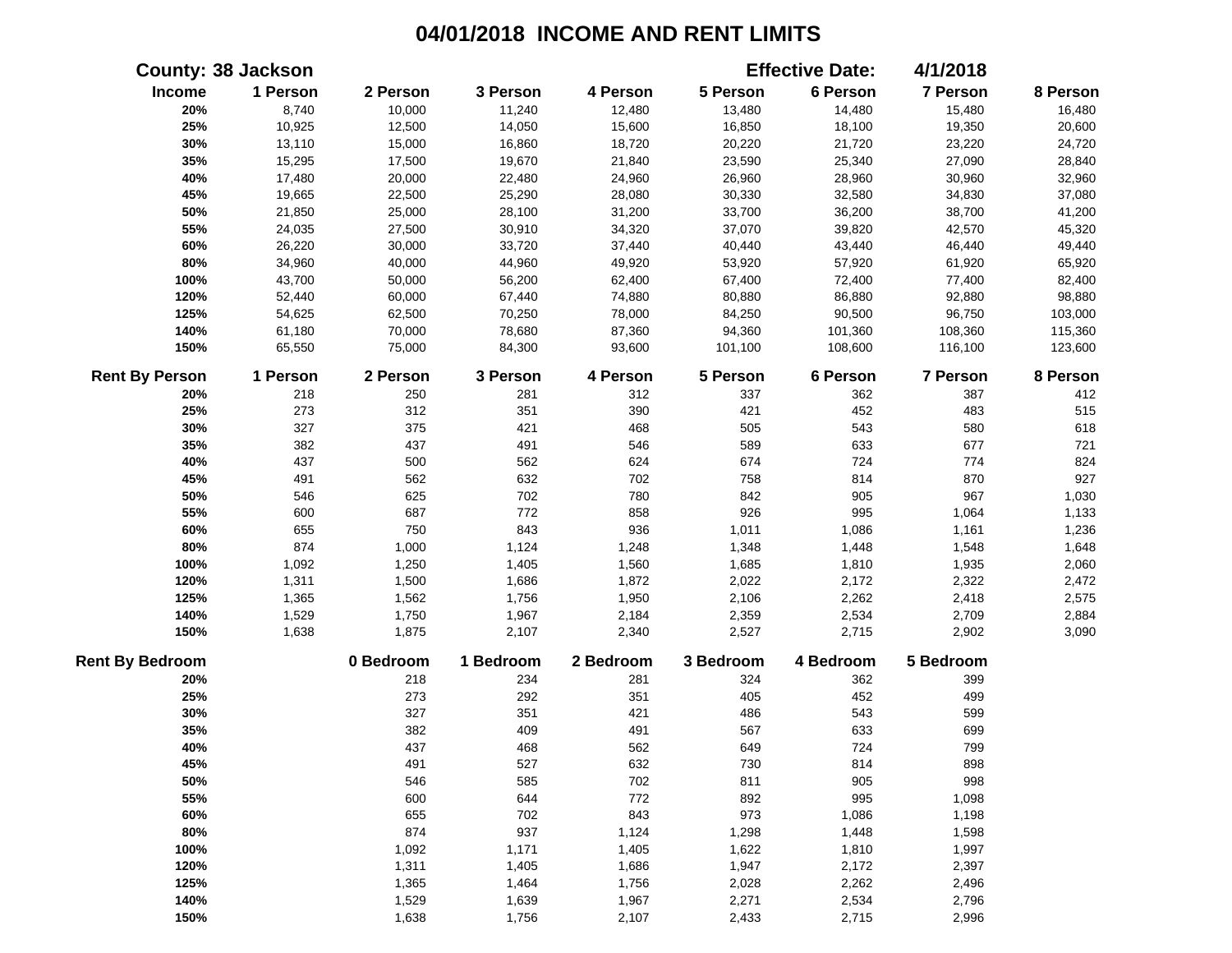# 04/01/2018 INCOME AND RENT LIMITS

**County: 38 Jackson** **Effective Date: 4/1/2018**

| Income | 1 Person | 2 Person | 3 Person | 4 Person | 5 Person | 6 Person | 7 Person | 8 Person |
|---|---|---|---|---|---|---|---|---|
| 20% | 8,740 | 10,000 | 11,240 | 12,480 | 13,480 | 14,480 | 15,480 | 16,480 |
| 25% | 10,925 | 12,500 | 14,050 | 15,600 | 16,850 | 18,100 | 19,350 | 20,600 |
| 30% | 13,110 | 15,000 | 16,860 | 18,720 | 20,220 | 21,720 | 23,220 | 24,720 |
| 35% | 15,295 | 17,500 | 19,670 | 21,840 | 23,590 | 25,340 | 27,090 | 28,840 |
| 40% | 17,480 | 20,000 | 22,480 | 24,960 | 26,960 | 28,960 | 30,960 | 32,960 |
| 45% | 19,665 | 22,500 | 25,290 | 28,080 | 30,330 | 32,580 | 34,830 | 37,080 |
| 50% | 21,850 | 25,000 | 28,100 | 31,200 | 33,700 | 36,200 | 38,700 | 41,200 |
| 55% | 24,035 | 27,500 | 30,910 | 34,320 | 37,070 | 39,820 | 42,570 | 45,320 |
| 60% | 26,220 | 30,000 | 33,720 | 37,440 | 40,440 | 43,440 | 46,440 | 49,440 |
| 80% | 34,960 | 40,000 | 44,960 | 49,920 | 53,920 | 57,920 | 61,920 | 65,920 |
| 100% | 43,700 | 50,000 | 56,200 | 62,400 | 67,400 | 72,400 | 77,400 | 82,400 |
| 120% | 52,440 | 60,000 | 67,440 | 74,880 | 80,880 | 86,880 | 92,880 | 98,880 |
| 125% | 54,625 | 62,500 | 70,250 | 78,000 | 84,250 | 90,500 | 96,750 | 103,000 |
| 140% | 61,180 | 70,000 | 78,680 | 87,360 | 94,360 | 101,360 | 108,360 | 115,360 |
| 150% | 65,550 | 75,000 | 84,300 | 93,600 | 101,100 | 108,600 | 116,100 | 123,600 |

| Rent By Person | 1 Person | 2 Person | 3 Person | 4 Person | 5 Person | 6 Person | 7 Person | 8 Person |
|---|---|---|---|---|---|---|---|---|
| 20% | 218 | 250 | 281 | 312 | 337 | 362 | 387 | 412 |
| 25% | 273 | 312 | 351 | 390 | 421 | 452 | 483 | 515 |
| 30% | 327 | 375 | 421 | 468 | 505 | 543 | 580 | 618 |
| 35% | 382 | 437 | 491 | 546 | 589 | 633 | 677 | 721 |
| 40% | 437 | 500 | 562 | 624 | 674 | 724 | 774 | 824 |
| 45% | 491 | 562 | 632 | 702 | 758 | 814 | 870 | 927 |
| 50% | 546 | 625 | 702 | 780 | 842 | 905 | 967 | 1,030 |
| 55% | 600 | 687 | 772 | 858 | 926 | 995 | 1,064 | 1,133 |
| 60% | 655 | 750 | 843 | 936 | 1,011 | 1,086 | 1,161 | 1,236 |
| 80% | 874 | 1,000 | 1,124 | 1,248 | 1,348 | 1,448 | 1,548 | 1,648 |
| 100% | 1,092 | 1,250 | 1,405 | 1,560 | 1,685 | 1,810 | 1,935 | 2,060 |
| 120% | 1,311 | 1,500 | 1,686 | 1,872 | 2,022 | 2,172 | 2,322 | 2,472 |
| 125% | 1,365 | 1,562 | 1,756 | 1,950 | 2,106 | 2,262 | 2,418 | 2,575 |
| 140% | 1,529 | 1,750 | 1,967 | 2,184 | 2,359 | 2,534 | 2,709 | 2,884 |
| 150% | 1,638 | 1,875 | 2,107 | 2,340 | 2,527 | 2,715 | 2,902 | 3,090 |

| Rent By Bedroom | 0 Bedroom | 1 Bedroom | 2 Bedroom | 3 Bedroom | 4 Bedroom | 5 Bedroom |
|---|---|---|---|---|---|---|
| 20% | 218 | 234 | 281 | 324 | 362 | 399 |
| 25% | 273 | 292 | 351 | 405 | 452 | 499 |
| 30% | 327 | 351 | 421 | 486 | 543 | 599 |
| 35% | 382 | 409 | 491 | 567 | 633 | 699 |
| 40% | 437 | 468 | 562 | 649 | 724 | 799 |
| 45% | 491 | 527 | 632 | 730 | 814 | 898 |
| 50% | 546 | 585 | 702 | 811 | 905 | 998 |
| 55% | 600 | 644 | 772 | 892 | 995 | 1,098 |
| 60% | 655 | 702 | 843 | 973 | 1,086 | 1,198 |
| 80% | 874 | 937 | 1,124 | 1,298 | 1,448 | 1,598 |
| 100% | 1,092 | 1,171 | 1,405 | 1,622 | 1,810 | 1,997 |
| 120% | 1,311 | 1,405 | 1,686 | 1,947 | 2,172 | 2,397 |
| 125% | 1,365 | 1,464 | 1,756 | 2,028 | 2,262 | 2,496 |
| 140% | 1,529 | 1,639 | 1,967 | 2,271 | 2,534 | 2,796 |
| 150% | 1,638 | 1,756 | 2,107 | 2,433 | 2,715 | 2,996 |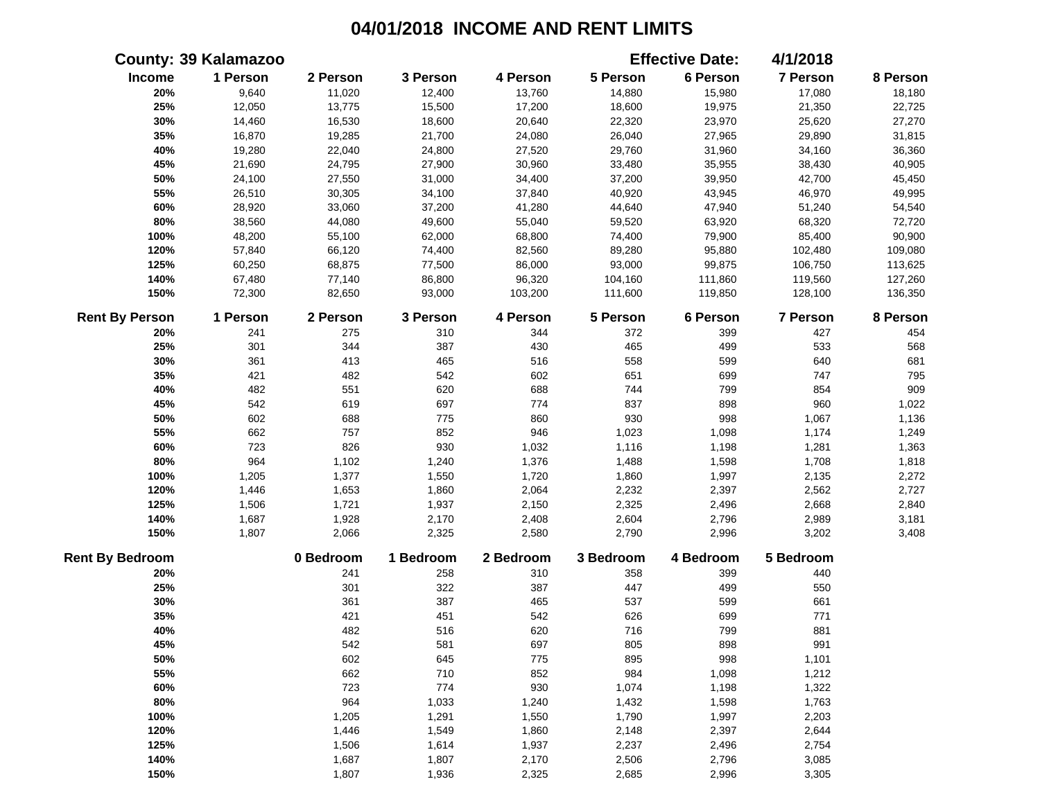# 04/01/2018 INCOME AND RENT LIMITS

**County: 39 Kalamazoo** **Effective Date: 4/1/2018**

| Income | 1 Person | 2 Person | 3 Person | 4 Person | 5 Person | 6 Person | 7 Person | 8 Person |
|---|---|---|---|---|---|---|---|---|
| 20% | 9,640 | 11,020 | 12,400 | 13,760 | 14,880 | 15,980 | 17,080 | 18,180 |
| 25% | 12,050 | 13,775 | 15,500 | 17,200 | 18,600 | 19,975 | 21,350 | 22,725 |
| 30% | 14,460 | 16,530 | 18,600 | 20,640 | 22,320 | 23,970 | 25,620 | 27,270 |
| 35% | 16,870 | 19,285 | 21,700 | 24,080 | 26,040 | 27,965 | 29,890 | 31,815 |
| 40% | 19,280 | 22,040 | 24,800 | 27,520 | 29,760 | 31,960 | 34,160 | 36,360 |
| 45% | 21,690 | 24,795 | 27,900 | 30,960 | 33,480 | 35,955 | 38,430 | 40,905 |
| 50% | 24,100 | 27,550 | 31,000 | 34,400 | 37,200 | 39,950 | 42,700 | 45,450 |
| 55% | 26,510 | 30,305 | 34,100 | 37,840 | 40,920 | 43,945 | 46,970 | 49,995 |
| 60% | 28,920 | 33,060 | 37,200 | 41,280 | 44,640 | 47,940 | 51,240 | 54,540 |
| 80% | 38,560 | 44,080 | 49,600 | 55,040 | 59,520 | 63,920 | 68,320 | 72,720 |
| 100% | 48,200 | 55,100 | 62,000 | 68,800 | 74,400 | 79,900 | 85,400 | 90,900 |
| 120% | 57,840 | 66,120 | 74,400 | 82,560 | 89,280 | 95,880 | 102,480 | 109,080 |
| 125% | 60,250 | 68,875 | 77,500 | 86,000 | 93,000 | 99,875 | 106,750 | 113,625 |
| 140% | 67,480 | 77,140 | 86,800 | 96,320 | 104,160 | 111,860 | 119,560 | 127,260 |
| 150% | 72,300 | 82,650 | 93,000 | 103,200 | 111,600 | 119,850 | 128,100 | 136,350 |

| Rent By Person | 1 Person | 2 Person | 3 Person | 4 Person | 5 Person | 6 Person | 7 Person | 8 Person |
|---|---|---|---|---|---|---|---|---|
| 20% | 241 | 275 | 310 | 344 | 372 | 399 | 427 | 454 |
| 25% | 301 | 344 | 387 | 430 | 465 | 499 | 533 | 568 |
| 30% | 361 | 413 | 465 | 516 | 558 | 599 | 640 | 681 |
| 35% | 421 | 482 | 542 | 602 | 651 | 699 | 747 | 795 |
| 40% | 482 | 551 | 620 | 688 | 744 | 799 | 854 | 909 |
| 45% | 542 | 619 | 697 | 774 | 837 | 898 | 960 | 1,022 |
| 50% | 602 | 688 | 775 | 860 | 930 | 998 | 1,067 | 1,136 |
| 55% | 662 | 757 | 852 | 946 | 1,023 | 1,098 | 1,174 | 1,249 |
| 60% | 723 | 826 | 930 | 1,032 | 1,116 | 1,198 | 1,281 | 1,363 |
| 80% | 964 | 1,102 | 1,240 | 1,376 | 1,488 | 1,598 | 1,708 | 1,818 |
| 100% | 1,205 | 1,377 | 1,550 | 1,720 | 1,860 | 1,997 | 2,135 | 2,272 |
| 120% | 1,446 | 1,653 | 1,860 | 2,064 | 2,232 | 2,397 | 2,562 | 2,727 |
| 125% | 1,506 | 1,721 | 1,937 | 2,150 | 2,325 | 2,496 | 2,668 | 2,840 |
| 140% | 1,687 | 1,928 | 2,170 | 2,408 | 2,604 | 2,796 | 2,989 | 3,181 |
| 150% | 1,807 | 2,066 | 2,325 | 2,580 | 2,790 | 2,996 | 3,202 | 3,408 |

| Rent By Bedroom | 0 Bedroom | 1 Bedroom | 2 Bedroom | 3 Bedroom | 4 Bedroom | 5 Bedroom |
|---|---|---|---|---|---|---|
| 20% | 241 | 258 | 310 | 358 | 399 | 440 |
| 25% | 301 | 322 | 387 | 447 | 499 | 550 |
| 30% | 361 | 387 | 465 | 537 | 599 | 661 |
| 35% | 421 | 451 | 542 | 626 | 699 | 771 |
| 40% | 482 | 516 | 620 | 716 | 799 | 881 |
| 45% | 542 | 581 | 697 | 805 | 898 | 991 |
| 50% | 602 | 645 | 775 | 895 | 998 | 1,101 |
| 55% | 662 | 710 | 852 | 984 | 1,098 | 1,212 |
| 60% | 723 | 774 | 930 | 1,074 | 1,198 | 1,322 |
| 80% | 964 | 1,033 | 1,240 | 1,432 | 1,598 | 1,763 |
| 100% | 1,205 | 1,291 | 1,550 | 1,790 | 1,997 | 2,203 |
| 120% | 1,446 | 1,549 | 1,860 | 2,148 | 2,397 | 2,644 |
| 125% | 1,506 | 1,614 | 1,937 | 2,237 | 2,496 | 2,754 |
| 140% | 1,687 | 1,807 | 2,170 | 2,506 | 2,796 | 3,085 |
| 150% | 1,807 | 1,936 | 2,325 | 2,685 | 2,996 | 3,305 |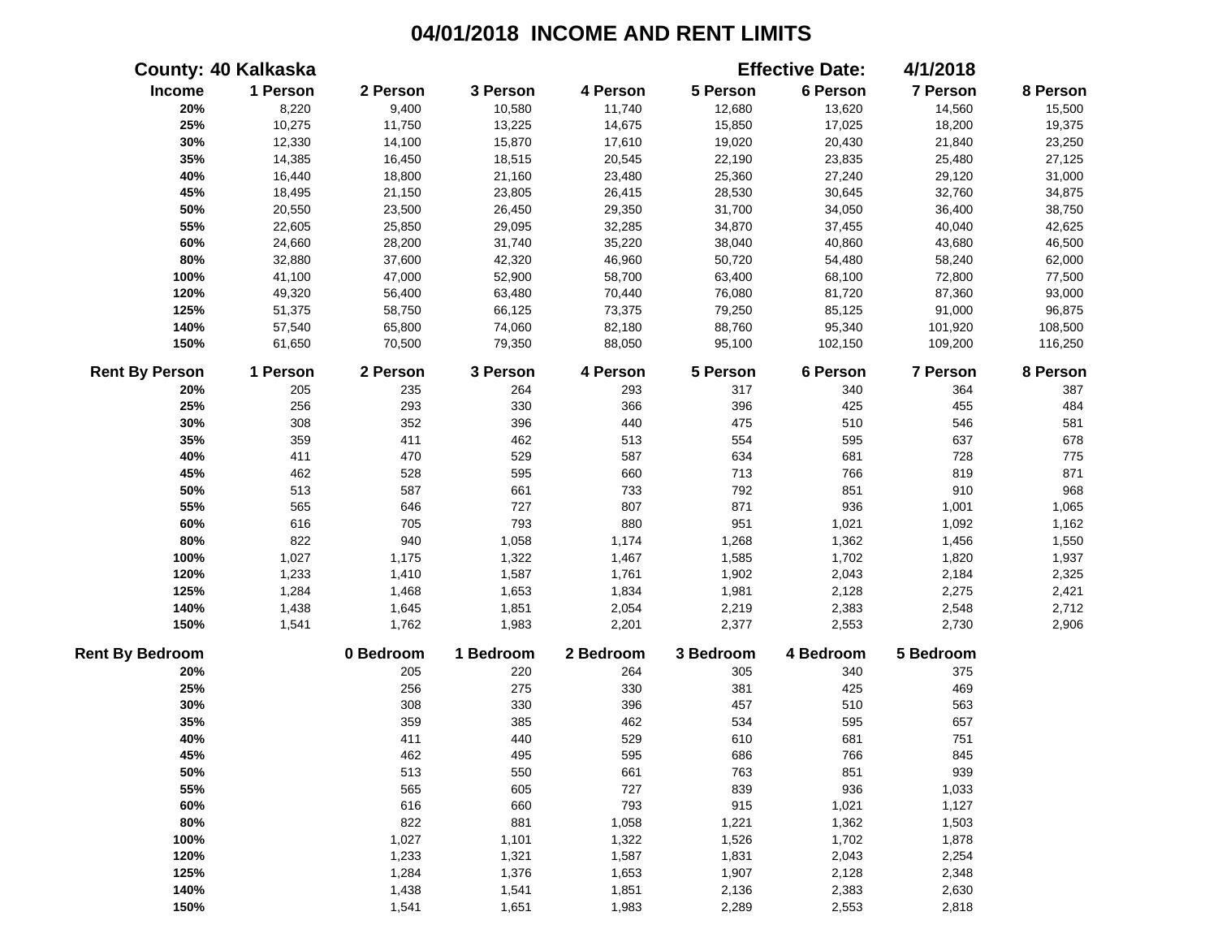# 04/01/2018 INCOME AND RENT LIMITS

**County: 40 Kalkaska** | **Effective Date: 4/1/2018**

| Income | 1 Person | 2 Person | 3 Person | 4 Person | 5 Person | 6 Person | 7 Person | 8 Person |
|---|---|---|---|---|---|---|---|---|
| 20% | 8,220 | 9,400 | 10,580 | 11,740 | 12,680 | 13,620 | 14,560 | 15,500 |
| 25% | 10,275 | 11,750 | 13,225 | 14,675 | 15,850 | 17,025 | 18,200 | 19,375 |
| 30% | 12,330 | 14,100 | 15,870 | 17,610 | 19,020 | 20,430 | 21,840 | 23,250 |
| 35% | 14,385 | 16,450 | 18,515 | 20,545 | 22,190 | 23,835 | 25,480 | 27,125 |
| 40% | 16,440 | 18,800 | 21,160 | 23,480 | 25,360 | 27,240 | 29,120 | 31,000 |
| 45% | 18,495 | 21,150 | 23,805 | 26,415 | 28,530 | 30,645 | 32,760 | 34,875 |
| 50% | 20,550 | 23,500 | 26,450 | 29,350 | 31,700 | 34,050 | 36,400 | 38,750 |
| 55% | 22,605 | 25,850 | 29,095 | 32,285 | 34,870 | 37,455 | 40,040 | 42,625 |
| 60% | 24,660 | 28,200 | 31,740 | 35,220 | 38,040 | 40,860 | 43,680 | 46,500 |
| 80% | 32,880 | 37,600 | 42,320 | 46,960 | 50,720 | 54,480 | 58,240 | 62,000 |
| 100% | 41,100 | 47,000 | 52,900 | 58,700 | 63,400 | 68,100 | 72,800 | 77,500 |
| 120% | 49,320 | 56,400 | 63,480 | 70,440 | 76,080 | 81,720 | 87,360 | 93,000 |
| 125% | 51,375 | 58,750 | 66,125 | 73,375 | 79,250 | 85,125 | 91,000 | 96,875 |
| 140% | 57,540 | 65,800 | 74,060 | 82,180 | 88,760 | 95,340 | 101,920 | 108,500 |
| 150% | 61,650 | 70,500 | 79,350 | 88,050 | 95,100 | 102,150 | 109,200 | 116,250 |

| Rent By Person | 1 Person | 2 Person | 3 Person | 4 Person | 5 Person | 6 Person | 7 Person | 8 Person |
|---|---|---|---|---|---|---|---|---|
| 20% | 205 | 235 | 264 | 293 | 317 | 340 | 364 | 387 |
| 25% | 256 | 293 | 330 | 366 | 396 | 425 | 455 | 484 |
| 30% | 308 | 352 | 396 | 440 | 475 | 510 | 546 | 581 |
| 35% | 359 | 411 | 462 | 513 | 554 | 595 | 637 | 678 |
| 40% | 411 | 470 | 529 | 587 | 634 | 681 | 728 | 775 |
| 45% | 462 | 528 | 595 | 660 | 713 | 766 | 819 | 871 |
| 50% | 513 | 587 | 661 | 733 | 792 | 851 | 910 | 968 |
| 55% | 565 | 646 | 727 | 807 | 871 | 936 | 1,001 | 1,065 |
| 60% | 616 | 705 | 793 | 880 | 951 | 1,021 | 1,092 | 1,162 |
| 80% | 822 | 940 | 1,058 | 1,174 | 1,268 | 1,362 | 1,456 | 1,550 |
| 100% | 1,027 | 1,175 | 1,322 | 1,467 | 1,585 | 1,702 | 1,820 | 1,937 |
| 120% | 1,233 | 1,410 | 1,587 | 1,761 | 1,902 | 2,043 | 2,184 | 2,325 |
| 125% | 1,284 | 1,468 | 1,653 | 1,834 | 1,981 | 2,128 | 2,275 | 2,421 |
| 140% | 1,438 | 1,645 | 1,851 | 2,054 | 2,219 | 2,383 | 2,548 | 2,712 |
| 150% | 1,541 | 1,762 | 1,983 | 2,201 | 2,377 | 2,553 | 2,730 | 2,906 |

| Rent By Bedroom | 0 Bedroom | 1 Bedroom | 2 Bedroom | 3 Bedroom | 4 Bedroom | 5 Bedroom |
|---|---|---|---|---|---|---|
| 20% | 205 | 220 | 264 | 305 | 340 | 375 |
| 25% | 256 | 275 | 330 | 381 | 425 | 469 |
| 30% | 308 | 330 | 396 | 457 | 510 | 563 |
| 35% | 359 | 385 | 462 | 534 | 595 | 657 |
| 40% | 411 | 440 | 529 | 610 | 681 | 751 |
| 45% | 462 | 495 | 595 | 686 | 766 | 845 |
| 50% | 513 | 550 | 661 | 763 | 851 | 939 |
| 55% | 565 | 605 | 727 | 839 | 936 | 1,033 |
| 60% | 616 | 660 | 793 | 915 | 1,021 | 1,127 |
| 80% | 822 | 881 | 1,058 | 1,221 | 1,362 | 1,503 |
| 100% | 1,027 | 1,101 | 1,322 | 1,526 | 1,702 | 1,878 |
| 120% | 1,233 | 1,321 | 1,587 | 1,831 | 2,043 | 2,254 |
| 125% | 1,284 | 1,376 | 1,653 | 1,907 | 2,128 | 2,348 |
| 140% | 1,438 | 1,541 | 1,851 | 2,136 | 2,383 | 2,630 |
| 150% | 1,541 | 1,651 | 1,983 | 2,289 | 2,553 | 2,818 |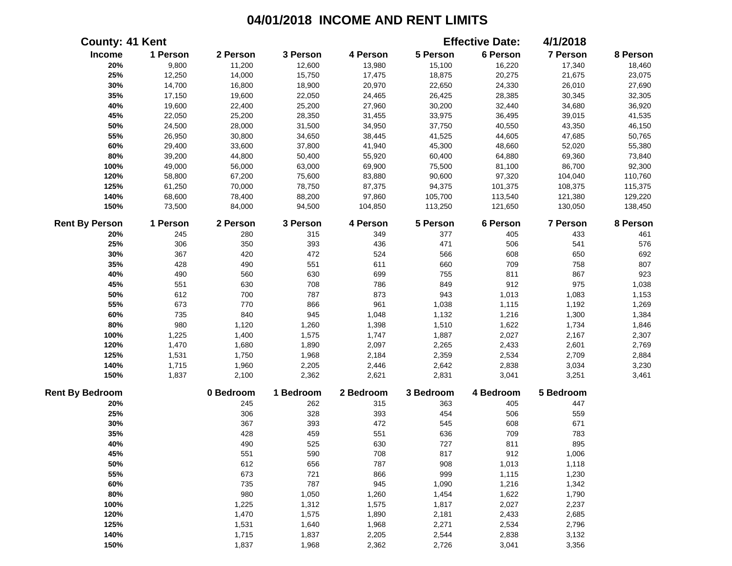# 04/01/2018 INCOME AND RENT LIMITS

**County: 41 Kent** **Effective Date: 4/1/2018**

| Income | 1 Person | 2 Person | 3 Person | 4 Person | 5 Person | 6 Person | 7 Person | 8 Person |
|---|---|---|---|---|---|---|---|---|
| 20% | 9,800 | 11,200 | 12,600 | 13,980 | 15,100 | 16,220 | 17,340 | 18,460 |
| 25% | 12,250 | 14,000 | 15,750 | 17,475 | 18,875 | 20,275 | 21,675 | 23,075 |
| 30% | 14,700 | 16,800 | 18,900 | 20,970 | 22,650 | 24,330 | 26,010 | 27,690 |
| 35% | 17,150 | 19,600 | 22,050 | 24,465 | 26,425 | 28,385 | 30,345 | 32,305 |
| 40% | 19,600 | 22,400 | 25,200 | 27,960 | 30,200 | 32,440 | 34,680 | 36,920 |
| 45% | 22,050 | 25,200 | 28,350 | 31,455 | 33,975 | 36,495 | 39,015 | 41,535 |
| 50% | 24,500 | 28,000 | 31,500 | 34,950 | 37,750 | 40,550 | 43,350 | 46,150 |
| 55% | 26,950 | 30,800 | 34,650 | 38,445 | 41,525 | 44,605 | 47,685 | 50,765 |
| 60% | 29,400 | 33,600 | 37,800 | 41,940 | 45,300 | 48,660 | 52,020 | 55,380 |
| 80% | 39,200 | 44,800 | 50,400 | 55,920 | 60,400 | 64,880 | 69,360 | 73,840 |
| 100% | 49,000 | 56,000 | 63,000 | 69,900 | 75,500 | 81,100 | 86,700 | 92,300 |
| 120% | 58,800 | 67,200 | 75,600 | 83,880 | 90,600 | 97,320 | 104,040 | 110,760 |
| 125% | 61,250 | 70,000 | 78,750 | 87,375 | 94,375 | 101,375 | 108,375 | 115,375 |
| 140% | 68,600 | 78,400 | 88,200 | 97,860 | 105,700 | 113,540 | 121,380 | 129,220 |
| 150% | 73,500 | 84,000 | 94,500 | 104,850 | 113,250 | 121,650 | 130,050 | 138,450 |

| Rent By Person | 1 Person | 2 Person | 3 Person | 4 Person | 5 Person | 6 Person | 7 Person | 8 Person |
|---|---|---|---|---|---|---|---|---|
| 20% | 245 | 280 | 315 | 349 | 377 | 405 | 433 | 461 |
| 25% | 306 | 350 | 393 | 436 | 471 | 506 | 541 | 576 |
| 30% | 367 | 420 | 472 | 524 | 566 | 608 | 650 | 692 |
| 35% | 428 | 490 | 551 | 611 | 660 | 709 | 758 | 807 |
| 40% | 490 | 560 | 630 | 699 | 755 | 811 | 867 | 923 |
| 45% | 551 | 630 | 708 | 786 | 849 | 912 | 975 | 1,038 |
| 50% | 612 | 700 | 787 | 873 | 943 | 1,013 | 1,083 | 1,153 |
| 55% | 673 | 770 | 866 | 961 | 1,038 | 1,115 | 1,192 | 1,269 |
| 60% | 735 | 840 | 945 | 1,048 | 1,132 | 1,216 | 1,300 | 1,384 |
| 80% | 980 | 1,120 | 1,260 | 1,398 | 1,510 | 1,622 | 1,734 | 1,846 |
| 100% | 1,225 | 1,400 | 1,575 | 1,747 | 1,887 | 2,027 | 2,167 | 2,307 |
| 120% | 1,470 | 1,680 | 1,890 | 2,097 | 2,265 | 2,433 | 2,601 | 2,769 |
| 125% | 1,531 | 1,750 | 1,968 | 2,184 | 2,359 | 2,534 | 2,709 | 2,884 |
| 140% | 1,715 | 1,960 | 2,205 | 2,446 | 2,642 | 2,838 | 3,034 | 3,230 |
| 150% | 1,837 | 2,100 | 2,362 | 2,621 | 2,831 | 3,041 | 3,251 | 3,461 |

| Rent By Bedroom | 0 Bedroom | 1 Bedroom | 2 Bedroom | 3 Bedroom | 4 Bedroom | 5 Bedroom |
|---|---|---|---|---|---|---|
| 20% | 245 | 262 | 315 | 363 | 405 | 447 |
| 25% | 306 | 328 | 393 | 454 | 506 | 559 |
| 30% | 367 | 393 | 472 | 545 | 608 | 671 |
| 35% | 428 | 459 | 551 | 636 | 709 | 783 |
| 40% | 490 | 525 | 630 | 727 | 811 | 895 |
| 45% | 551 | 590 | 708 | 817 | 912 | 1,006 |
| 50% | 612 | 656 | 787 | 908 | 1,013 | 1,118 |
| 55% | 673 | 721 | 866 | 999 | 1,115 | 1,230 |
| 60% | 735 | 787 | 945 | 1,090 | 1,216 | 1,342 |
| 80% | 980 | 1,050 | 1,260 | 1,454 | 1,622 | 1,790 |
| 100% | 1,225 | 1,312 | 1,575 | 1,817 | 2,027 | 2,237 |
| 120% | 1,470 | 1,575 | 1,890 | 2,181 | 2,433 | 2,685 |
| 125% | 1,531 | 1,640 | 1,968 | 2,271 | 2,534 | 2,796 |
| 140% | 1,715 | 1,837 | 2,205 | 2,544 | 2,838 | 3,132 |
| 150% | 1,837 | 1,968 | 2,362 | 2,726 | 3,041 | 3,356 |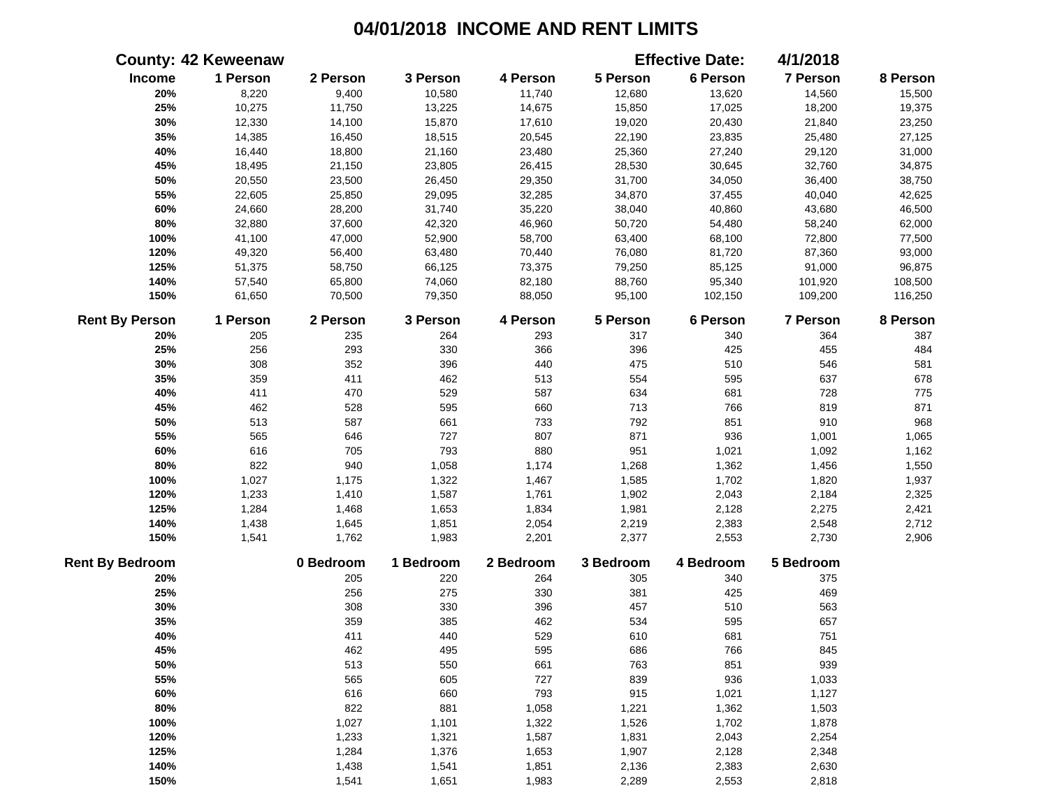# 04/01/2018 INCOME AND RENT LIMITS

**County: 42 Keweenaw** **Effective Date: 4/1/2018**

| Income | 1 Person | 2 Person | 3 Person | 4 Person | 5 Person | 6 Person | 7 Person | 8 Person |
|---|---|---|---|---|---|---|---|---|
| 20% | 8,220 | 9,400 | 10,580 | 11,740 | 12,680 | 13,620 | 14,560 | 15,500 |
| 25% | 10,275 | 11,750 | 13,225 | 14,675 | 15,850 | 17,025 | 18,200 | 19,375 |
| 30% | 12,330 | 14,100 | 15,870 | 17,610 | 19,020 | 20,430 | 21,840 | 23,250 |
| 35% | 14,385 | 16,450 | 18,515 | 20,545 | 22,190 | 23,835 | 25,480 | 27,125 |
| 40% | 16,440 | 18,800 | 21,160 | 23,480 | 25,360 | 27,240 | 29,120 | 31,000 |
| 45% | 18,495 | 21,150 | 23,805 | 26,415 | 28,530 | 30,645 | 32,760 | 34,875 |
| 50% | 20,550 | 23,500 | 26,450 | 29,350 | 31,700 | 34,050 | 36,400 | 38,750 |
| 55% | 22,605 | 25,850 | 29,095 | 32,285 | 34,870 | 37,455 | 40,040 | 42,625 |
| 60% | 24,660 | 28,200 | 31,740 | 35,220 | 38,040 | 40,860 | 43,680 | 46,500 |
| 80% | 32,880 | 37,600 | 42,320 | 46,960 | 50,720 | 54,480 | 58,240 | 62,000 |
| 100% | 41,100 | 47,000 | 52,900 | 58,700 | 63,400 | 68,100 | 72,800 | 77,500 |
| 120% | 49,320 | 56,400 | 63,480 | 70,440 | 76,080 | 81,720 | 87,360 | 93,000 |
| 125% | 51,375 | 58,750 | 66,125 | 73,375 | 79,250 | 85,125 | 91,000 | 96,875 |
| 140% | 57,540 | 65,800 | 74,060 | 82,180 | 88,760 | 95,340 | 101,920 | 108,500 |
| 150% | 61,650 | 70,500 | 79,350 | 88,050 | 95,100 | 102,150 | 109,200 | 116,250 |

| Rent By Person | 1 Person | 2 Person | 3 Person | 4 Person | 5 Person | 6 Person | 7 Person | 8 Person |
|---|---|---|---|---|---|---|---|---|
| 20% | 205 | 235 | 264 | 293 | 317 | 340 | 364 | 387 |
| 25% | 256 | 293 | 330 | 366 | 396 | 425 | 455 | 484 |
| 30% | 308 | 352 | 396 | 440 | 475 | 510 | 546 | 581 |
| 35% | 359 | 411 | 462 | 513 | 554 | 595 | 637 | 678 |
| 40% | 411 | 470 | 529 | 587 | 634 | 681 | 728 | 775 |
| 45% | 462 | 528 | 595 | 660 | 713 | 766 | 819 | 871 |
| 50% | 513 | 587 | 661 | 733 | 792 | 851 | 910 | 968 |
| 55% | 565 | 646 | 727 | 807 | 871 | 936 | 1,001 | 1,065 |
| 60% | 616 | 705 | 793 | 880 | 951 | 1,021 | 1,092 | 1,162 |
| 80% | 822 | 940 | 1,058 | 1,174 | 1,268 | 1,362 | 1,456 | 1,550 |
| 100% | 1,027 | 1,175 | 1,322 | 1,467 | 1,585 | 1,702 | 1,820 | 1,937 |
| 120% | 1,233 | 1,410 | 1,587 | 1,761 | 1,902 | 2,043 | 2,184 | 2,325 |
| 125% | 1,284 | 1,468 | 1,653 | 1,834 | 1,981 | 2,128 | 2,275 | 2,421 |
| 140% | 1,438 | 1,645 | 1,851 | 2,054 | 2,219 | 2,383 | 2,548 | 2,712 |
| 150% | 1,541 | 1,762 | 1,983 | 2,201 | 2,377 | 2,553 | 2,730 | 2,906 |

| Rent By Bedroom | 0 Bedroom | 1 Bedroom | 2 Bedroom | 3 Bedroom | 4 Bedroom | 5 Bedroom |
|---|---|---|---|---|---|---|
| 20% | 205 | 220 | 264 | 305 | 340 | 375 |
| 25% | 256 | 275 | 330 | 381 | 425 | 469 |
| 30% | 308 | 330 | 396 | 457 | 510 | 563 |
| 35% | 359 | 385 | 462 | 534 | 595 | 657 |
| 40% | 411 | 440 | 529 | 610 | 681 | 751 |
| 45% | 462 | 495 | 595 | 686 | 766 | 845 |
| 50% | 513 | 550 | 661 | 763 | 851 | 939 |
| 55% | 565 | 605 | 727 | 839 | 936 | 1,033 |
| 60% | 616 | 660 | 793 | 915 | 1,021 | 1,127 |
| 80% | 822 | 881 | 1,058 | 1,221 | 1,362 | 1,503 |
| 100% | 1,027 | 1,101 | 1,322 | 1,526 | 1,702 | 1,878 |
| 120% | 1,233 | 1,321 | 1,587 | 1,831 | 2,043 | 2,254 |
| 125% | 1,284 | 1,376 | 1,653 | 1,907 | 2,128 | 2,348 |
| 140% | 1,438 | 1,541 | 1,851 | 2,136 | 2,383 | 2,630 |
| 150% | 1,541 | 1,651 | 1,983 | 2,289 | 2,553 | 2,818 |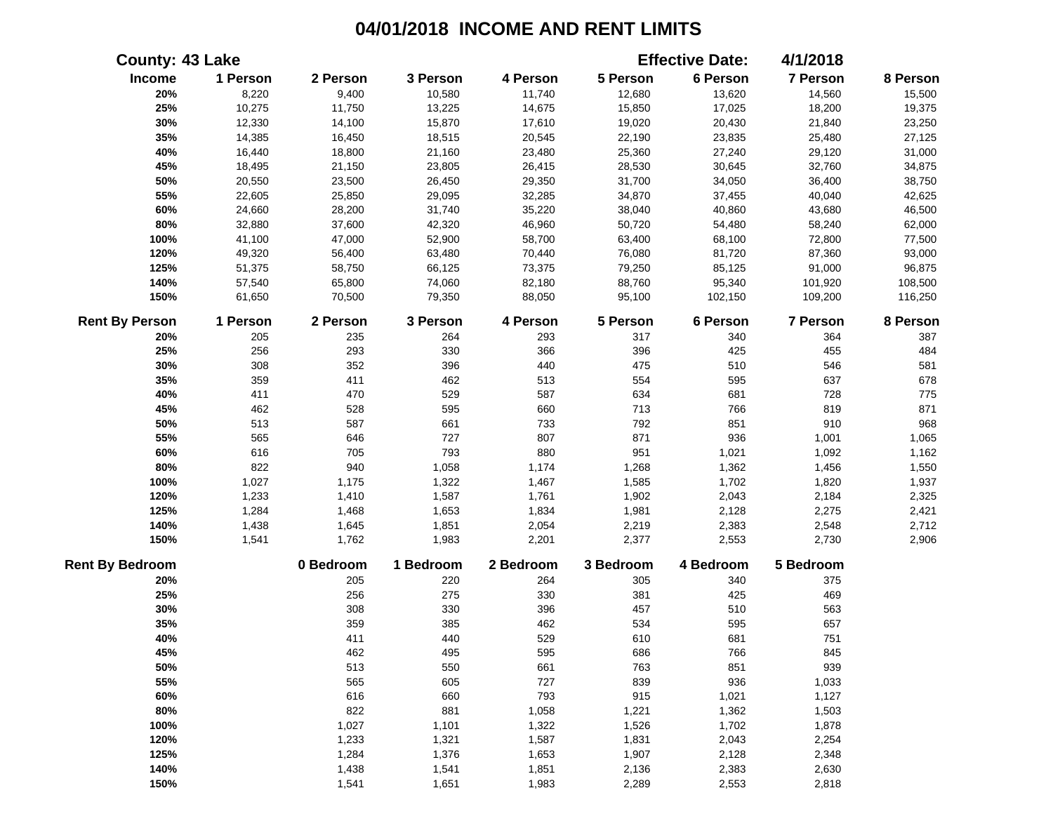# 04/01/2018 INCOME AND RENT LIMITS

**County: 43 Lake** — **Effective Date: 4/1/2018**

| Income | 1 Person | 2 Person | 3 Person | 4 Person | 5 Person | 6 Person | 7 Person | 8 Person |
|---|---|---|---|---|---|---|---|---|
| 20% | 8,220 | 9,400 | 10,580 | 11,740 | 12,680 | 13,620 | 14,560 | 15,500 |
| 25% | 10,275 | 11,750 | 13,225 | 14,675 | 15,850 | 17,025 | 18,200 | 19,375 |
| 30% | 12,330 | 14,100 | 15,870 | 17,610 | 19,020 | 20,430 | 21,840 | 23,250 |
| 35% | 14,385 | 16,450 | 18,515 | 20,545 | 22,190 | 23,835 | 25,480 | 27,125 |
| 40% | 16,440 | 18,800 | 21,160 | 23,480 | 25,360 | 27,240 | 29,120 | 31,000 |
| 45% | 18,495 | 21,150 | 23,805 | 26,415 | 28,530 | 30,645 | 32,760 | 34,875 |
| 50% | 20,550 | 23,500 | 26,450 | 29,350 | 31,700 | 34,050 | 36,400 | 38,750 |
| 55% | 22,605 | 25,850 | 29,095 | 32,285 | 34,870 | 37,455 | 40,040 | 42,625 |
| 60% | 24,660 | 28,200 | 31,740 | 35,220 | 38,040 | 40,860 | 43,680 | 46,500 |
| 80% | 32,880 | 37,600 | 42,320 | 46,960 | 50,720 | 54,480 | 58,240 | 62,000 |
| 100% | 41,100 | 47,000 | 52,900 | 58,700 | 63,400 | 68,100 | 72,800 | 77,500 |
| 120% | 49,320 | 56,400 | 63,480 | 70,440 | 76,080 | 81,720 | 87,360 | 93,000 |
| 125% | 51,375 | 58,750 | 66,125 | 73,375 | 79,250 | 85,125 | 91,000 | 96,875 |
| 140% | 57,540 | 65,800 | 74,060 | 82,180 | 88,760 | 95,340 | 101,920 | 108,500 |
| 150% | 61,650 | 70,500 | 79,350 | 88,050 | 95,100 | 102,150 | 109,200 | 116,250 |

| Rent By Person | 1 Person | 2 Person | 3 Person | 4 Person | 5 Person | 6 Person | 7 Person | 8 Person |
|---|---|---|---|---|---|---|---|---|
| 20% | 205 | 235 | 264 | 293 | 317 | 340 | 364 | 387 |
| 25% | 256 | 293 | 330 | 366 | 396 | 425 | 455 | 484 |
| 30% | 308 | 352 | 396 | 440 | 475 | 510 | 546 | 581 |
| 35% | 359 | 411 | 462 | 513 | 554 | 595 | 637 | 678 |
| 40% | 411 | 470 | 529 | 587 | 634 | 681 | 728 | 775 |
| 45% | 462 | 528 | 595 | 660 | 713 | 766 | 819 | 871 |
| 50% | 513 | 587 | 661 | 733 | 792 | 851 | 910 | 968 |
| 55% | 565 | 646 | 727 | 807 | 871 | 936 | 1,001 | 1,065 |
| 60% | 616 | 705 | 793 | 880 | 951 | 1,021 | 1,092 | 1,162 |
| 80% | 822 | 940 | 1,058 | 1,174 | 1,268 | 1,362 | 1,456 | 1,550 |
| 100% | 1,027 | 1,175 | 1,322 | 1,467 | 1,585 | 1,702 | 1,820 | 1,937 |
| 120% | 1,233 | 1,410 | 1,587 | 1,761 | 1,902 | 2,043 | 2,184 | 2,325 |
| 125% | 1,284 | 1,468 | 1,653 | 1,834 | 1,981 | 2,128 | 2,275 | 2,421 |
| 140% | 1,438 | 1,645 | 1,851 | 2,054 | 2,219 | 2,383 | 2,548 | 2,712 |
| 150% | 1,541 | 1,762 | 1,983 | 2,201 | 2,377 | 2,553 | 2,730 | 2,906 |

| Rent By Bedroom | 0 Bedroom | 1 Bedroom | 2 Bedroom | 3 Bedroom | 4 Bedroom | 5 Bedroom |
|---|---|---|---|---|---|---|
| 20% | 205 | 220 | 264 | 305 | 340 | 375 |
| 25% | 256 | 275 | 330 | 381 | 425 | 469 |
| 30% | 308 | 330 | 396 | 457 | 510 | 563 |
| 35% | 359 | 385 | 462 | 534 | 595 | 657 |
| 40% | 411 | 440 | 529 | 610 | 681 | 751 |
| 45% | 462 | 495 | 595 | 686 | 766 | 845 |
| 50% | 513 | 550 | 661 | 763 | 851 | 939 |
| 55% | 565 | 605 | 727 | 839 | 936 | 1,033 |
| 60% | 616 | 660 | 793 | 915 | 1,021 | 1,127 |
| 80% | 822 | 881 | 1,058 | 1,221 | 1,362 | 1,503 |
| 100% | 1,027 | 1,101 | 1,322 | 1,526 | 1,702 | 1,878 |
| 120% | 1,233 | 1,321 | 1,587 | 1,831 | 2,043 | 2,254 |
| 125% | 1,284 | 1,376 | 1,653 | 1,907 | 2,128 | 2,348 |
| 140% | 1,438 | 1,541 | 1,851 | 2,136 | 2,383 | 2,630 |
| 150% | 1,541 | 1,651 | 1,983 | 2,289 | 2,553 | 2,818 |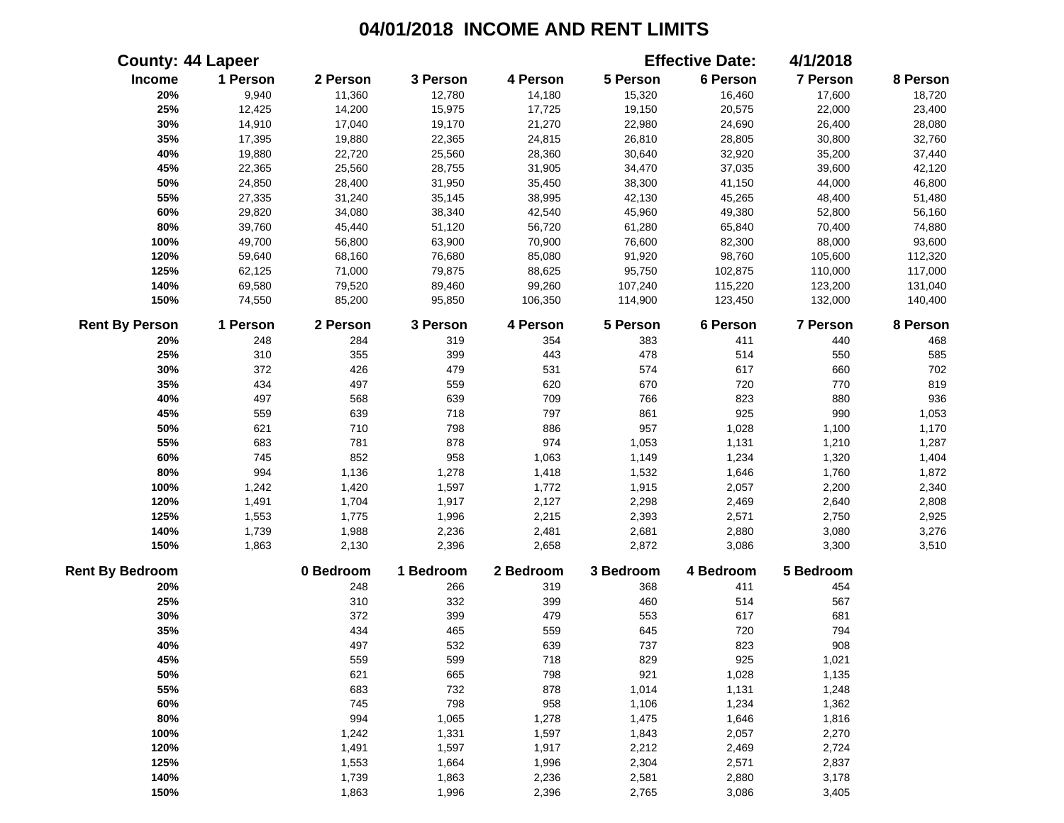# 04/01/2018 INCOME AND RENT LIMITS

**County: 44 Lapeer** **Effective Date: 4/1/2018**

| Income | 1 Person | 2 Person | 3 Person | 4 Person | 5 Person | 6 Person | 7 Person | 8 Person |
|---|---|---|---|---|---|---|---|---|
| 20% | 9,940 | 11,360 | 12,780 | 14,180 | 15,320 | 16,460 | 17,600 | 18,720 |
| 25% | 12,425 | 14,200 | 15,975 | 17,725 | 19,150 | 20,575 | 22,000 | 23,400 |
| 30% | 14,910 | 17,040 | 19,170 | 21,270 | 22,980 | 24,690 | 26,400 | 28,080 |
| 35% | 17,395 | 19,880 | 22,365 | 24,815 | 26,810 | 28,805 | 30,800 | 32,760 |
| 40% | 19,880 | 22,720 | 25,560 | 28,360 | 30,640 | 32,920 | 35,200 | 37,440 |
| 45% | 22,365 | 25,560 | 28,755 | 31,905 | 34,470 | 37,035 | 39,600 | 42,120 |
| 50% | 24,850 | 28,400 | 31,950 | 35,450 | 38,300 | 41,150 | 44,000 | 46,800 |
| 55% | 27,335 | 31,240 | 35,145 | 38,995 | 42,130 | 45,265 | 48,400 | 51,480 |
| 60% | 29,820 | 34,080 | 38,340 | 42,540 | 45,960 | 49,380 | 52,800 | 56,160 |
| 80% | 39,760 | 45,440 | 51,120 | 56,720 | 61,280 | 65,840 | 70,400 | 74,880 |
| 100% | 49,700 | 56,800 | 63,900 | 70,900 | 76,600 | 82,300 | 88,000 | 93,600 |
| 120% | 59,640 | 68,160 | 76,680 | 85,080 | 91,920 | 98,760 | 105,600 | 112,320 |
| 125% | 62,125 | 71,000 | 79,875 | 88,625 | 95,750 | 102,875 | 110,000 | 117,000 |
| 140% | 69,580 | 79,520 | 89,460 | 99,260 | 107,240 | 115,220 | 123,200 | 131,040 |
| 150% | 74,550 | 85,200 | 95,850 | 106,350 | 114,900 | 123,450 | 132,000 | 140,400 |

| Rent By Person | 1 Person | 2 Person | 3 Person | 4 Person | 5 Person | 6 Person | 7 Person | 8 Person |
|---|---|---|---|---|---|---|---|---|
| 20% | 248 | 284 | 319 | 354 | 383 | 411 | 440 | 468 |
| 25% | 310 | 355 | 399 | 443 | 478 | 514 | 550 | 585 |
| 30% | 372 | 426 | 479 | 531 | 574 | 617 | 660 | 702 |
| 35% | 434 | 497 | 559 | 620 | 670 | 720 | 770 | 819 |
| 40% | 497 | 568 | 639 | 709 | 766 | 823 | 880 | 936 |
| 45% | 559 | 639 | 718 | 797 | 861 | 925 | 990 | 1,053 |
| 50% | 621 | 710 | 798 | 886 | 957 | 1,028 | 1,100 | 1,170 |
| 55% | 683 | 781 | 878 | 974 | 1,053 | 1,131 | 1,210 | 1,287 |
| 60% | 745 | 852 | 958 | 1,063 | 1,149 | 1,234 | 1,320 | 1,404 |
| 80% | 994 | 1,136 | 1,278 | 1,418 | 1,532 | 1,646 | 1,760 | 1,872 |
| 100% | 1,242 | 1,420 | 1,597 | 1,772 | 1,915 | 2,057 | 2,200 | 2,340 |
| 120% | 1,491 | 1,704 | 1,917 | 2,127 | 2,298 | 2,469 | 2,640 | 2,808 |
| 125% | 1,553 | 1,775 | 1,996 | 2,215 | 2,393 | 2,571 | 2,750 | 2,925 |
| 140% | 1,739 | 1,988 | 2,236 | 2,481 | 2,681 | 2,880 | 3,080 | 3,276 |
| 150% | 1,863 | 2,130 | 2,396 | 2,658 | 2,872 | 3,086 | 3,300 | 3,510 |

| Rent By Bedroom | 0 Bedroom | 1 Bedroom | 2 Bedroom | 3 Bedroom | 4 Bedroom | 5 Bedroom |
|---|---|---|---|---|---|---|
| 20% | 248 | 266 | 319 | 368 | 411 | 454 |
| 25% | 310 | 332 | 399 | 460 | 514 | 567 |
| 30% | 372 | 399 | 479 | 553 | 617 | 681 |
| 35% | 434 | 465 | 559 | 645 | 720 | 794 |
| 40% | 497 | 532 | 639 | 737 | 823 | 908 |
| 45% | 559 | 599 | 718 | 829 | 925 | 1,021 |
| 50% | 621 | 665 | 798 | 921 | 1,028 | 1,135 |
| 55% | 683 | 732 | 878 | 1,014 | 1,131 | 1,248 |
| 60% | 745 | 798 | 958 | 1,106 | 1,234 | 1,362 |
| 80% | 994 | 1,065 | 1,278 | 1,475 | 1,646 | 1,816 |
| 100% | 1,242 | 1,331 | 1,597 | 1,843 | 2,057 | 2,270 |
| 120% | 1,491 | 1,597 | 1,917 | 2,212 | 2,469 | 2,724 |
| 125% | 1,553 | 1,664 | 1,996 | 2,304 | 2,571 | 2,837 |
| 140% | 1,739 | 1,863 | 2,236 | 2,581 | 2,880 | 3,178 |
| 150% | 1,863 | 1,996 | 2,396 | 2,765 | 3,086 | 3,405 |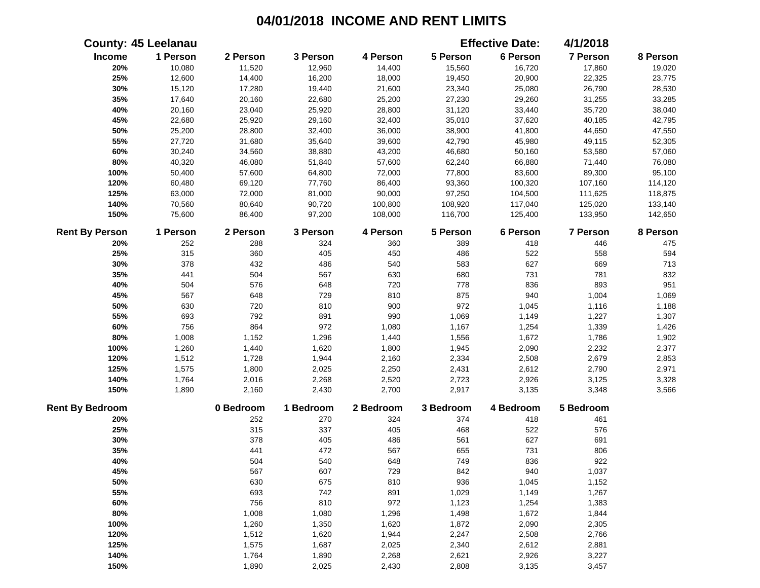# 04/01/2018 INCOME AND RENT LIMITS

**County: 45 Leelanau** **Effective Date: 4/1/2018**

| Income | 1 Person | 2 Person | 3 Person | 4 Person | 5 Person | 6 Person | 7 Person | 8 Person |
|---|---|---|---|---|---|---|---|---|
| 20% | 10,080 | 11,520 | 12,960 | 14,400 | 15,560 | 16,720 | 17,860 | 19,020 |
| 25% | 12,600 | 14,400 | 16,200 | 18,000 | 19,450 | 20,900 | 22,325 | 23,775 |
| 30% | 15,120 | 17,280 | 19,440 | 21,600 | 23,340 | 25,080 | 26,790 | 28,530 |
| 35% | 17,640 | 20,160 | 22,680 | 25,200 | 27,230 | 29,260 | 31,255 | 33,285 |
| 40% | 20,160 | 23,040 | 25,920 | 28,800 | 31,120 | 33,440 | 35,720 | 38,040 |
| 45% | 22,680 | 25,920 | 29,160 | 32,400 | 35,010 | 37,620 | 40,185 | 42,795 |
| 50% | 25,200 | 28,800 | 32,400 | 36,000 | 38,900 | 41,800 | 44,650 | 47,550 |
| 55% | 27,720 | 31,680 | 35,640 | 39,600 | 42,790 | 45,980 | 49,115 | 52,305 |
| 60% | 30,240 | 34,560 | 38,880 | 43,200 | 46,680 | 50,160 | 53,580 | 57,060 |
| 80% | 40,320 | 46,080 | 51,840 | 57,600 | 62,240 | 66,880 | 71,440 | 76,080 |
| 100% | 50,400 | 57,600 | 64,800 | 72,000 | 77,800 | 83,600 | 89,300 | 95,100 |
| 120% | 60,480 | 69,120 | 77,760 | 86,400 | 93,360 | 100,320 | 107,160 | 114,120 |
| 125% | 63,000 | 72,000 | 81,000 | 90,000 | 97,250 | 104,500 | 111,625 | 118,875 |
| 140% | 70,560 | 80,640 | 90,720 | 100,800 | 108,920 | 117,040 | 125,020 | 133,140 |
| 150% | 75,600 | 86,400 | 97,200 | 108,000 | 116,700 | 125,400 | 133,950 | 142,650 |

| Rent By Person | 1 Person | 2 Person | 3 Person | 4 Person | 5 Person | 6 Person | 7 Person | 8 Person |
|---|---|---|---|---|---|---|---|---|
| 20% | 252 | 288 | 324 | 360 | 389 | 418 | 446 | 475 |
| 25% | 315 | 360 | 405 | 450 | 486 | 522 | 558 | 594 |
| 30% | 378 | 432 | 486 | 540 | 583 | 627 | 669 | 713 |
| 35% | 441 | 504 | 567 | 630 | 680 | 731 | 781 | 832 |
| 40% | 504 | 576 | 648 | 720 | 778 | 836 | 893 | 951 |
| 45% | 567 | 648 | 729 | 810 | 875 | 940 | 1,004 | 1,069 |
| 50% | 630 | 720 | 810 | 900 | 972 | 1,045 | 1,116 | 1,188 |
| 55% | 693 | 792 | 891 | 990 | 1,069 | 1,149 | 1,227 | 1,307 |
| 60% | 756 | 864 | 972 | 1,080 | 1,167 | 1,254 | 1,339 | 1,426 |
| 80% | 1,008 | 1,152 | 1,296 | 1,440 | 1,556 | 1,672 | 1,786 | 1,902 |
| 100% | 1,260 | 1,440 | 1,620 | 1,800 | 1,945 | 2,090 | 2,232 | 2,377 |
| 120% | 1,512 | 1,728 | 1,944 | 2,160 | 2,334 | 2,508 | 2,679 | 2,853 |
| 125% | 1,575 | 1,800 | 2,025 | 2,250 | 2,431 | 2,612 | 2,790 | 2,971 |
| 140% | 1,764 | 2,016 | 2,268 | 2,520 | 2,723 | 2,926 | 3,125 | 3,328 |
| 150% | 1,890 | 2,160 | 2,430 | 2,700 | 2,917 | 3,135 | 3,348 | 3,566 |

| Rent By Bedroom | 0 Bedroom | 1 Bedroom | 2 Bedroom | 3 Bedroom | 4 Bedroom | 5 Bedroom |
|---|---|---|---|---|---|---|
| 20% | 252 | 270 | 324 | 374 | 418 | 461 |
| 25% | 315 | 337 | 405 | 468 | 522 | 576 |
| 30% | 378 | 405 | 486 | 561 | 627 | 691 |
| 35% | 441 | 472 | 567 | 655 | 731 | 806 |
| 40% | 504 | 540 | 648 | 749 | 836 | 922 |
| 45% | 567 | 607 | 729 | 842 | 940 | 1,037 |
| 50% | 630 | 675 | 810 | 936 | 1,045 | 1,152 |
| 55% | 693 | 742 | 891 | 1,029 | 1,149 | 1,267 |
| 60% | 756 | 810 | 972 | 1,123 | 1,254 | 1,383 |
| 80% | 1,008 | 1,080 | 1,296 | 1,498 | 1,672 | 1,844 |
| 100% | 1,260 | 1,350 | 1,620 | 1,872 | 2,090 | 2,305 |
| 120% | 1,512 | 1,620 | 1,944 | 2,247 | 2,508 | 2,766 |
| 125% | 1,575 | 1,687 | 2,025 | 2,340 | 2,612 | 2,881 |
| 140% | 1,764 | 1,890 | 2,268 | 2,621 | 2,926 | 3,227 |
| 150% | 1,890 | 2,025 | 2,430 | 2,808 | 3,135 | 3,457 |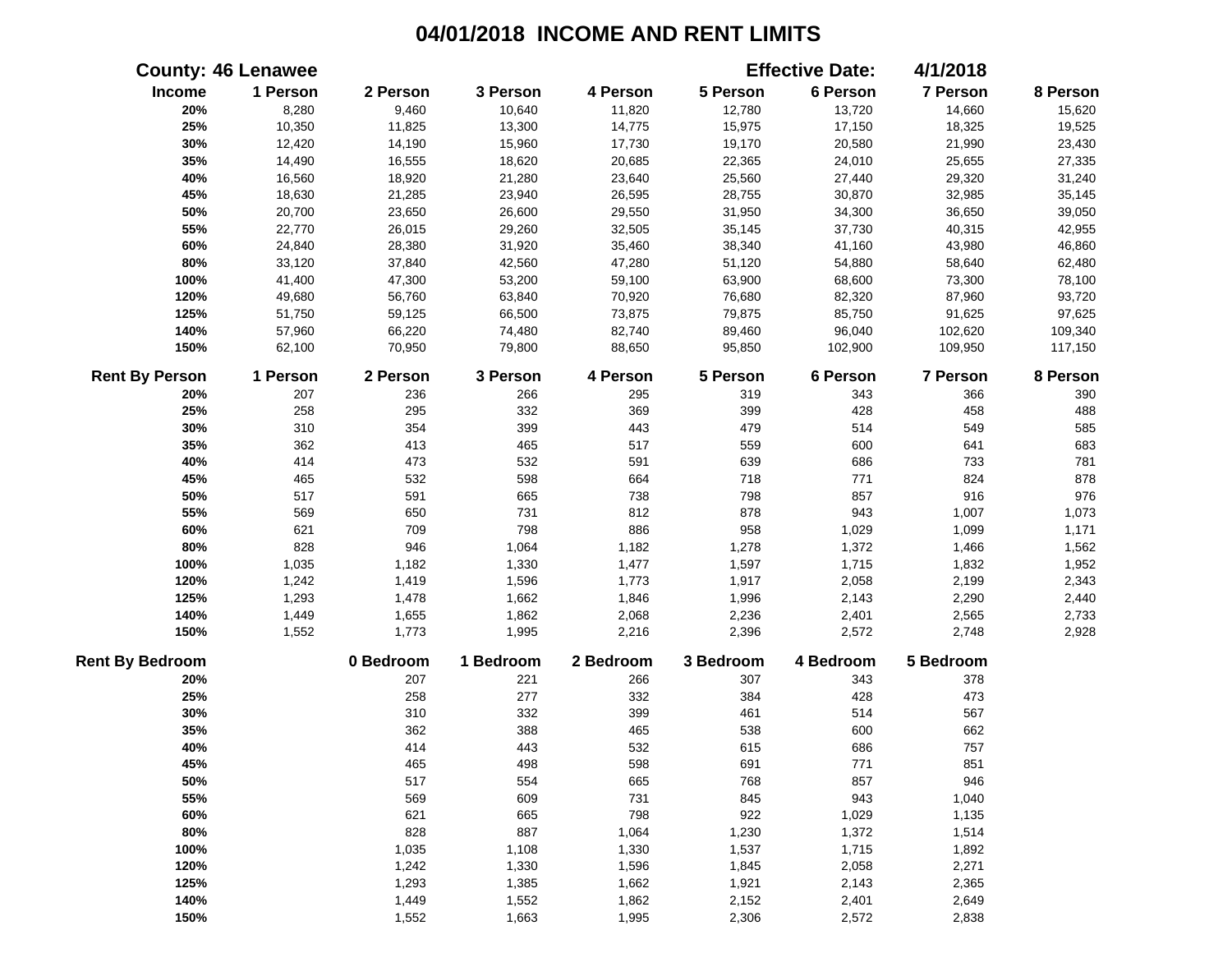# 04/01/2018 INCOME AND RENT LIMITS

**County: 46 Lenawee** | **Effective Date: 4/1/2018**

| Income | 1 Person | 2 Person | 3 Person | 4 Person | 5 Person | 6 Person | 7 Person | 8 Person |
|---|---|---|---|---|---|---|---|---|
| 20% | 8,280 | 9,460 | 10,640 | 11,820 | 12,780 | 13,720 | 14,660 | 15,620 |
| 25% | 10,350 | 11,825 | 13,300 | 14,775 | 15,975 | 17,150 | 18,325 | 19,525 |
| 30% | 12,420 | 14,190 | 15,960 | 17,730 | 19,170 | 20,580 | 21,990 | 23,430 |
| 35% | 14,490 | 16,555 | 18,620 | 20,685 | 22,365 | 24,010 | 25,655 | 27,335 |
| 40% | 16,560 | 18,920 | 21,280 | 23,640 | 25,560 | 27,440 | 29,320 | 31,240 |
| 45% | 18,630 | 21,285 | 23,940 | 26,595 | 28,755 | 30,870 | 32,985 | 35,145 |
| 50% | 20,700 | 23,650 | 26,600 | 29,550 | 31,950 | 34,300 | 36,650 | 39,050 |
| 55% | 22,770 | 26,015 | 29,260 | 32,505 | 35,145 | 37,730 | 40,315 | 42,955 |
| 60% | 24,840 | 28,380 | 31,920 | 35,460 | 38,340 | 41,160 | 43,980 | 46,860 |
| 80% | 33,120 | 37,840 | 42,560 | 47,280 | 51,120 | 54,880 | 58,640 | 62,480 |
| 100% | 41,400 | 47,300 | 53,200 | 59,100 | 63,900 | 68,600 | 73,300 | 78,100 |
| 120% | 49,680 | 56,760 | 63,840 | 70,920 | 76,680 | 82,320 | 87,960 | 93,720 |
| 125% | 51,750 | 59,125 | 66,500 | 73,875 | 79,875 | 85,750 | 91,625 | 97,625 |
| 140% | 57,960 | 66,220 | 74,480 | 82,740 | 89,460 | 96,040 | 102,620 | 109,340 |
| 150% | 62,100 | 70,950 | 79,800 | 88,650 | 95,850 | 102,900 | 109,950 | 117,150 |

| Rent By Person | 1 Person | 2 Person | 3 Person | 4 Person | 5 Person | 6 Person | 7 Person | 8 Person |
|---|---|---|---|---|---|---|---|---|
| 20% | 207 | 236 | 266 | 295 | 319 | 343 | 366 | 390 |
| 25% | 258 | 295 | 332 | 369 | 399 | 428 | 458 | 488 |
| 30% | 310 | 354 | 399 | 443 | 479 | 514 | 549 | 585 |
| 35% | 362 | 413 | 465 | 517 | 559 | 600 | 641 | 683 |
| 40% | 414 | 473 | 532 | 591 | 639 | 686 | 733 | 781 |
| 45% | 465 | 532 | 598 | 664 | 718 | 771 | 824 | 878 |
| 50% | 517 | 591 | 665 | 738 | 798 | 857 | 916 | 976 |
| 55% | 569 | 650 | 731 | 812 | 878 | 943 | 1,007 | 1,073 |
| 60% | 621 | 709 | 798 | 886 | 958 | 1,029 | 1,099 | 1,171 |
| 80% | 828 | 946 | 1,064 | 1,182 | 1,278 | 1,372 | 1,466 | 1,562 |
| 100% | 1,035 | 1,182 | 1,330 | 1,477 | 1,597 | 1,715 | 1,832 | 1,952 |
| 120% | 1,242 | 1,419 | 1,596 | 1,773 | 1,917 | 2,058 | 2,199 | 2,343 |
| 125% | 1,293 | 1,478 | 1,662 | 1,846 | 1,996 | 2,143 | 2,290 | 2,440 |
| 140% | 1,449 | 1,655 | 1,862 | 2,068 | 2,236 | 2,401 | 2,565 | 2,733 |
| 150% | 1,552 | 1,773 | 1,995 | 2,216 | 2,396 | 2,572 | 2,748 | 2,928 |

| Rent By Bedroom | 0 Bedroom | 1 Bedroom | 2 Bedroom | 3 Bedroom | 4 Bedroom | 5 Bedroom |
|---|---|---|---|---|---|---|
| 20% | 207 | 221 | 266 | 307 | 343 | 378 |
| 25% | 258 | 277 | 332 | 384 | 428 | 473 |
| 30% | 310 | 332 | 399 | 461 | 514 | 567 |
| 35% | 362 | 388 | 465 | 538 | 600 | 662 |
| 40% | 414 | 443 | 532 | 615 | 686 | 757 |
| 45% | 465 | 498 | 598 | 691 | 771 | 851 |
| 50% | 517 | 554 | 665 | 768 | 857 | 946 |
| 55% | 569 | 609 | 731 | 845 | 943 | 1,040 |
| 60% | 621 | 665 | 798 | 922 | 1,029 | 1,135 |
| 80% | 828 | 887 | 1,064 | 1,230 | 1,372 | 1,514 |
| 100% | 1,035 | 1,108 | 1,330 | 1,537 | 1,715 | 1,892 |
| 120% | 1,242 | 1,330 | 1,596 | 1,845 | 2,058 | 2,271 |
| 125% | 1,293 | 1,385 | 1,662 | 1,921 | 2,143 | 2,365 |
| 140% | 1,449 | 1,552 | 1,862 | 2,152 | 2,401 | 2,649 |
| 150% | 1,552 | 1,663 | 1,995 | 2,306 | 2,572 | 2,838 |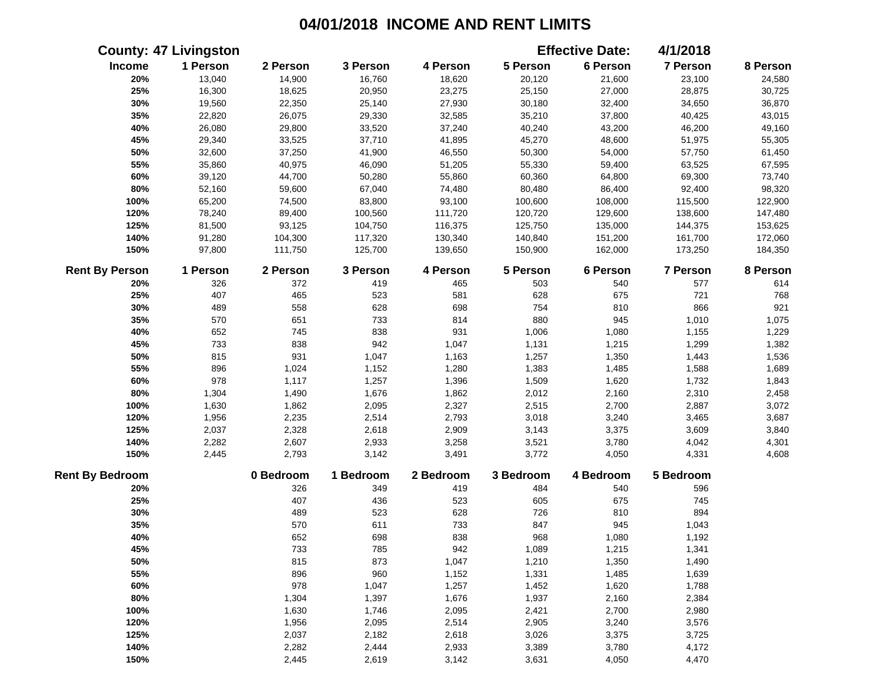# 04/01/2018 INCOME AND RENT LIMITS

**County: 47 Livingston** **Effective Date: 4/1/2018**

| Income | 1 Person | 2 Person | 3 Person | 4 Person | 5 Person | 6 Person | 7 Person | 8 Person |
|---|---|---|---|---|---|---|---|---|
| 20% | 13,040 | 14,900 | 16,760 | 18,620 | 20,120 | 21,600 | 23,100 | 24,580 |
| 25% | 16,300 | 18,625 | 20,950 | 23,275 | 25,150 | 27,000 | 28,875 | 30,725 |
| 30% | 19,560 | 22,350 | 25,140 | 27,930 | 30,180 | 32,400 | 34,650 | 36,870 |
| 35% | 22,820 | 26,075 | 29,330 | 32,585 | 35,210 | 37,800 | 40,425 | 43,015 |
| 40% | 26,080 | 29,800 | 33,520 | 37,240 | 40,240 | 43,200 | 46,200 | 49,160 |
| 45% | 29,340 | 33,525 | 37,710 | 41,895 | 45,270 | 48,600 | 51,975 | 55,305 |
| 50% | 32,600 | 37,250 | 41,900 | 46,550 | 50,300 | 54,000 | 57,750 | 61,450 |
| 55% | 35,860 | 40,975 | 46,090 | 51,205 | 55,330 | 59,400 | 63,525 | 67,595 |
| 60% | 39,120 | 44,700 | 50,280 | 55,860 | 60,360 | 64,800 | 69,300 | 73,740 |
| 80% | 52,160 | 59,600 | 67,040 | 74,480 | 80,480 | 86,400 | 92,400 | 98,320 |
| 100% | 65,200 | 74,500 | 83,800 | 93,100 | 100,600 | 108,000 | 115,500 | 122,900 |
| 120% | 78,240 | 89,400 | 100,560 | 111,720 | 120,720 | 129,600 | 138,600 | 147,480 |
| 125% | 81,500 | 93,125 | 104,750 | 116,375 | 125,750 | 135,000 | 144,375 | 153,625 |
| 140% | 91,280 | 104,300 | 117,320 | 130,340 | 140,840 | 151,200 | 161,700 | 172,060 |
| 150% | 97,800 | 111,750 | 125,700 | 139,650 | 150,900 | 162,000 | 173,250 | 184,350 |

| Rent By Person | 1 Person | 2 Person | 3 Person | 4 Person | 5 Person | 6 Person | 7 Person | 8 Person |
|---|---|---|---|---|---|---|---|---|
| 20% | 326 | 372 | 419 | 465 | 503 | 540 | 577 | 614 |
| 25% | 407 | 465 | 523 | 581 | 628 | 675 | 721 | 768 |
| 30% | 489 | 558 | 628 | 698 | 754 | 810 | 866 | 921 |
| 35% | 570 | 651 | 733 | 814 | 880 | 945 | 1,010 | 1,075 |
| 40% | 652 | 745 | 838 | 931 | 1,006 | 1,080 | 1,155 | 1,229 |
| 45% | 733 | 838 | 942 | 1,047 | 1,131 | 1,215 | 1,299 | 1,382 |
| 50% | 815 | 931 | 1,047 | 1,163 | 1,257 | 1,350 | 1,443 | 1,536 |
| 55% | 896 | 1,024 | 1,152 | 1,280 | 1,383 | 1,485 | 1,588 | 1,689 |
| 60% | 978 | 1,117 | 1,257 | 1,396 | 1,509 | 1,620 | 1,732 | 1,843 |
| 80% | 1,304 | 1,490 | 1,676 | 1,862 | 2,012 | 2,160 | 2,310 | 2,458 |
| 100% | 1,630 | 1,862 | 2,095 | 2,327 | 2,515 | 2,700 | 2,887 | 3,072 |
| 120% | 1,956 | 2,235 | 2,514 | 2,793 | 3,018 | 3,240 | 3,465 | 3,687 |
| 125% | 2,037 | 2,328 | 2,618 | 2,909 | 3,143 | 3,375 | 3,609 | 3,840 |
| 140% | 2,282 | 2,607 | 2,933 | 3,258 | 3,521 | 3,780 | 4,042 | 4,301 |
| 150% | 2,445 | 2,793 | 3,142 | 3,491 | 3,772 | 4,050 | 4,331 | 4,608 |

| Rent By Bedroom | 0 Bedroom | 1 Bedroom | 2 Bedroom | 3 Bedroom | 4 Bedroom | 5 Bedroom |
|---|---|---|---|---|---|---|
| 20% | 326 | 349 | 419 | 484 | 540 | 596 |
| 25% | 407 | 436 | 523 | 605 | 675 | 745 |
| 30% | 489 | 523 | 628 | 726 | 810 | 894 |
| 35% | 570 | 611 | 733 | 847 | 945 | 1,043 |
| 40% | 652 | 698 | 838 | 968 | 1,080 | 1,192 |
| 45% | 733 | 785 | 942 | 1,089 | 1,215 | 1,341 |
| 50% | 815 | 873 | 1,047 | 1,210 | 1,350 | 1,490 |
| 55% | 896 | 960 | 1,152 | 1,331 | 1,485 | 1,639 |
| 60% | 978 | 1,047 | 1,257 | 1,452 | 1,620 | 1,788 |
| 80% | 1,304 | 1,397 | 1,676 | 1,937 | 2,160 | 2,384 |
| 100% | 1,630 | 1,746 | 2,095 | 2,421 | 2,700 | 2,980 |
| 120% | 1,956 | 2,095 | 2,514 | 2,905 | 3,240 | 3,576 |
| 125% | 2,037 | 2,182 | 2,618 | 3,026 | 3,375 | 3,725 |
| 140% | 2,282 | 2,444 | 2,933 | 3,389 | 3,780 | 4,172 |
| 150% | 2,445 | 2,619 | 3,142 | 3,631 | 4,050 | 4,470 |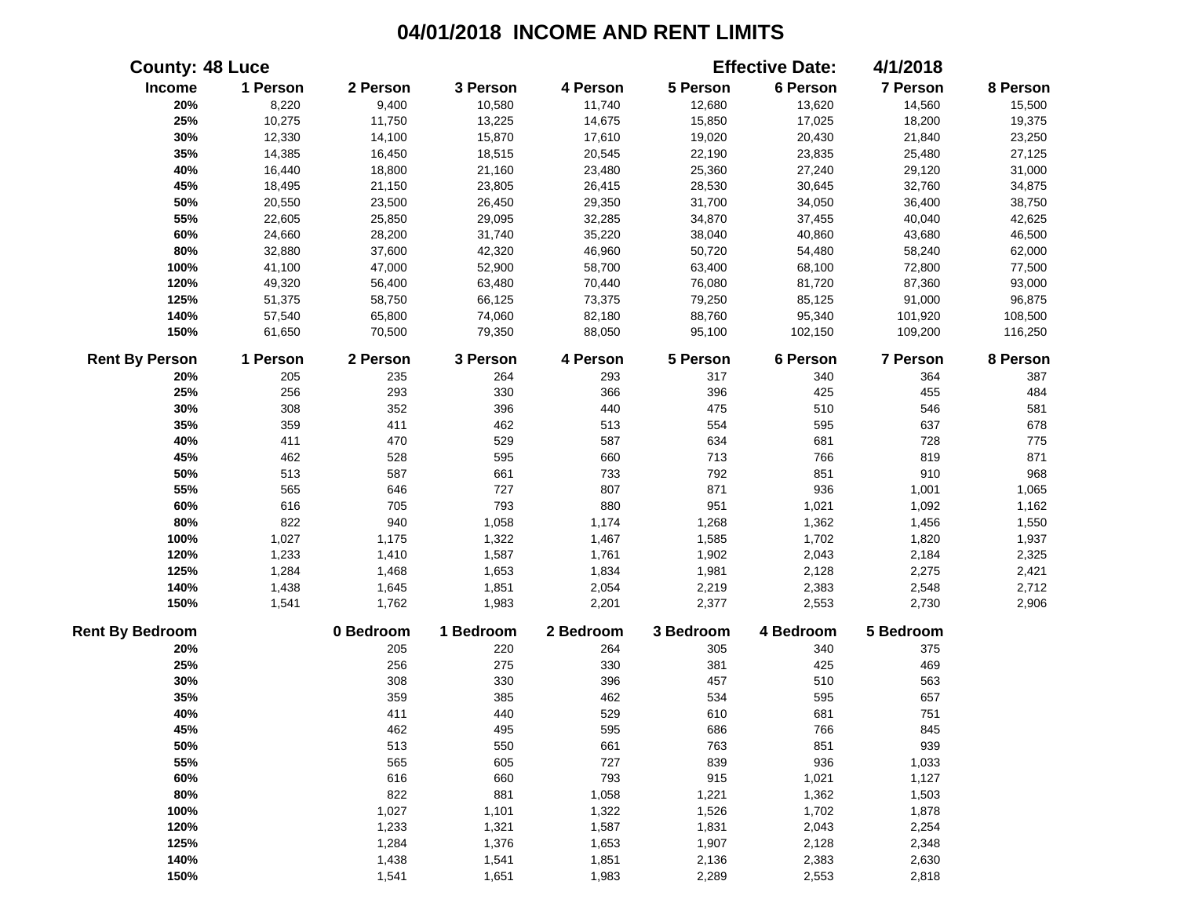# 04/01/2018 INCOME AND RENT LIMITS

**County: 48 Luce** **Effective Date: 4/1/2018**

| Income | 1 Person | 2 Person | 3 Person | 4 Person | 5 Person | 6 Person | 7 Person | 8 Person |
|---|---|---|---|---|---|---|---|---|
| 20% | 8,220 | 9,400 | 10,580 | 11,740 | 12,680 | 13,620 | 14,560 | 15,500 |
| 25% | 10,275 | 11,750 | 13,225 | 14,675 | 15,850 | 17,025 | 18,200 | 19,375 |
| 30% | 12,330 | 14,100 | 15,870 | 17,610 | 19,020 | 20,430 | 21,840 | 23,250 |
| 35% | 14,385 | 16,450 | 18,515 | 20,545 | 22,190 | 23,835 | 25,480 | 27,125 |
| 40% | 16,440 | 18,800 | 21,160 | 23,480 | 25,360 | 27,240 | 29,120 | 31,000 |
| 45% | 18,495 | 21,150 | 23,805 | 26,415 | 28,530 | 30,645 | 32,760 | 34,875 |
| 50% | 20,550 | 23,500 | 26,450 | 29,350 | 31,700 | 34,050 | 36,400 | 38,750 |
| 55% | 22,605 | 25,850 | 29,095 | 32,285 | 34,870 | 37,455 | 40,040 | 42,625 |
| 60% | 24,660 | 28,200 | 31,740 | 35,220 | 38,040 | 40,860 | 43,680 | 46,500 |
| 80% | 32,880 | 37,600 | 42,320 | 46,960 | 50,720 | 54,480 | 58,240 | 62,000 |
| 100% | 41,100 | 47,000 | 52,900 | 58,700 | 63,400 | 68,100 | 72,800 | 77,500 |
| 120% | 49,320 | 56,400 | 63,480 | 70,440 | 76,080 | 81,720 | 87,360 | 93,000 |
| 125% | 51,375 | 58,750 | 66,125 | 73,375 | 79,250 | 85,125 | 91,000 | 96,875 |
| 140% | 57,540 | 65,800 | 74,060 | 82,180 | 88,760 | 95,340 | 101,920 | 108,500 |
| 150% | 61,650 | 70,500 | 79,350 | 88,050 | 95,100 | 102,150 | 109,200 | 116,250 |

| Rent By Person | 1 Person | 2 Person | 3 Person | 4 Person | 5 Person | 6 Person | 7 Person | 8 Person |
|---|---|---|---|---|---|---|---|---|
| 20% | 205 | 235 | 264 | 293 | 317 | 340 | 364 | 387 |
| 25% | 256 | 293 | 330 | 366 | 396 | 425 | 455 | 484 |
| 30% | 308 | 352 | 396 | 440 | 475 | 510 | 546 | 581 |
| 35% | 359 | 411 | 462 | 513 | 554 | 595 | 637 | 678 |
| 40% | 411 | 470 | 529 | 587 | 634 | 681 | 728 | 775 |
| 45% | 462 | 528 | 595 | 660 | 713 | 766 | 819 | 871 |
| 50% | 513 | 587 | 661 | 733 | 792 | 851 | 910 | 968 |
| 55% | 565 | 646 | 727 | 807 | 871 | 936 | 1,001 | 1,065 |
| 60% | 616 | 705 | 793 | 880 | 951 | 1,021 | 1,092 | 1,162 |
| 80% | 822 | 940 | 1,058 | 1,174 | 1,268 | 1,362 | 1,456 | 1,550 |
| 100% | 1,027 | 1,175 | 1,322 | 1,467 | 1,585 | 1,702 | 1,820 | 1,937 |
| 120% | 1,233 | 1,410 | 1,587 | 1,761 | 1,902 | 2,043 | 2,184 | 2,325 |
| 125% | 1,284 | 1,468 | 1,653 | 1,834 | 1,981 | 2,128 | 2,275 | 2,421 |
| 140% | 1,438 | 1,645 | 1,851 | 2,054 | 2,219 | 2,383 | 2,548 | 2,712 |
| 150% | 1,541 | 1,762 | 1,983 | 2,201 | 2,377 | 2,553 | 2,730 | 2,906 |

| Rent By Bedroom | 0 Bedroom | 1 Bedroom | 2 Bedroom | 3 Bedroom | 4 Bedroom | 5 Bedroom |
|---|---|---|---|---|---|---|
| 20% | 205 | 220 | 264 | 305 | 340 | 375 |
| 25% | 256 | 275 | 330 | 381 | 425 | 469 |
| 30% | 308 | 330 | 396 | 457 | 510 | 563 |
| 35% | 359 | 385 | 462 | 534 | 595 | 657 |
| 40% | 411 | 440 | 529 | 610 | 681 | 751 |
| 45% | 462 | 495 | 595 | 686 | 766 | 845 |
| 50% | 513 | 550 | 661 | 763 | 851 | 939 |
| 55% | 565 | 605 | 727 | 839 | 936 | 1,033 |
| 60% | 616 | 660 | 793 | 915 | 1,021 | 1,127 |
| 80% | 822 | 881 | 1,058 | 1,221 | 1,362 | 1,503 |
| 100% | 1,027 | 1,101 | 1,322 | 1,526 | 1,702 | 1,878 |
| 120% | 1,233 | 1,321 | 1,587 | 1,831 | 2,043 | 2,254 |
| 125% | 1,284 | 1,376 | 1,653 | 1,907 | 2,128 | 2,348 |
| 140% | 1,438 | 1,541 | 1,851 | 2,136 | 2,383 | 2,630 |
| 150% | 1,541 | 1,651 | 1,983 | 2,289 | 2,553 | 2,818 |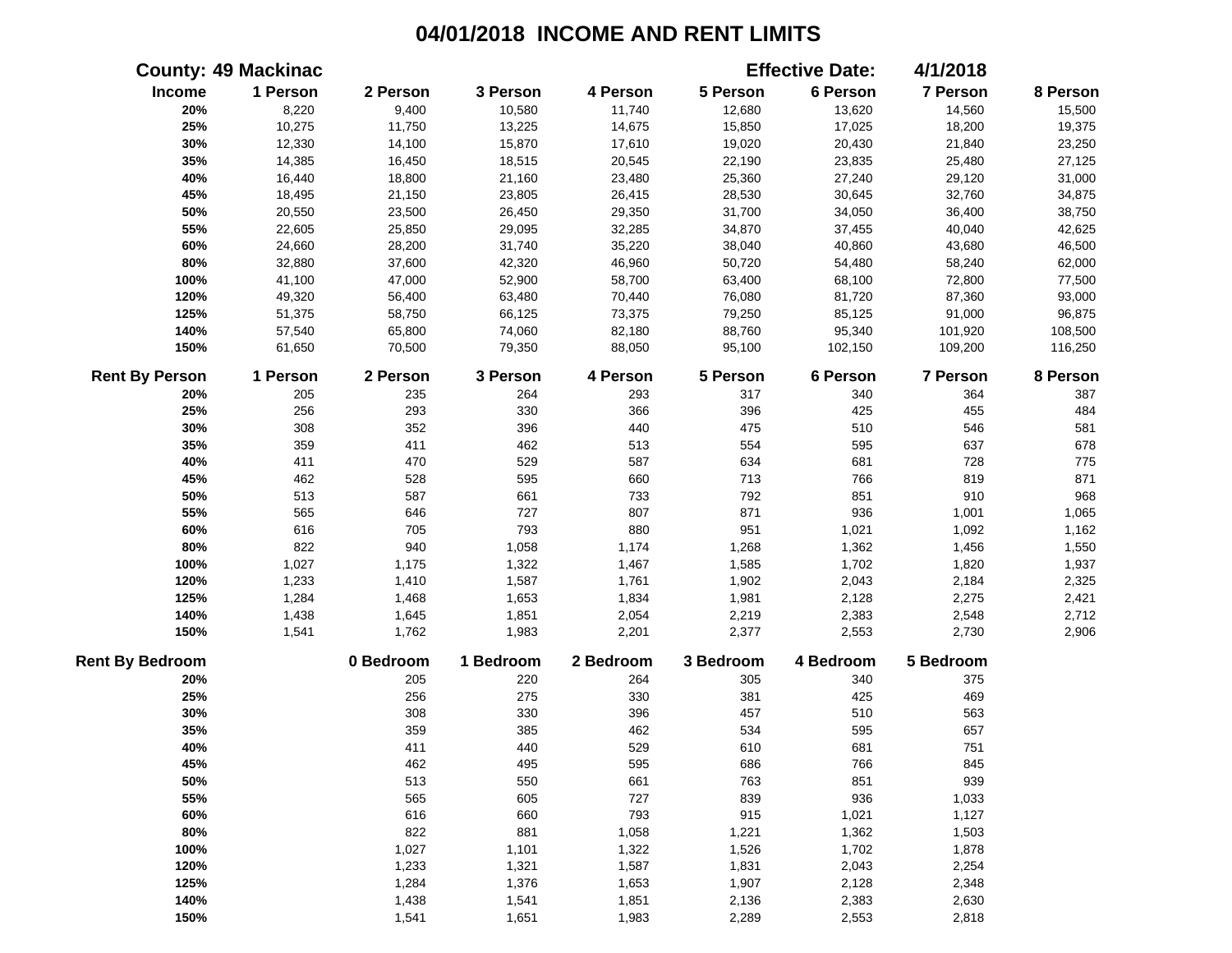# 04/01/2018 INCOME AND RENT LIMITS

**County: 49 Mackinac** **Effective Date: 4/1/2018**

| Income | 1 Person | 2 Person | 3 Person | 4 Person | 5 Person | 6 Person | 7 Person | 8 Person |
|---|---|---|---|---|---|---|---|---|
| 20% | 8,220 | 9,400 | 10,580 | 11,740 | 12,680 | 13,620 | 14,560 | 15,500 |
| 25% | 10,275 | 11,750 | 13,225 | 14,675 | 15,850 | 17,025 | 18,200 | 19,375 |
| 30% | 12,330 | 14,100 | 15,870 | 17,610 | 19,020 | 20,430 | 21,840 | 23,250 |
| 35% | 14,385 | 16,450 | 18,515 | 20,545 | 22,190 | 23,835 | 25,480 | 27,125 |
| 40% | 16,440 | 18,800 | 21,160 | 23,480 | 25,360 | 27,240 | 29,120 | 31,000 |
| 45% | 18,495 | 21,150 | 23,805 | 26,415 | 28,530 | 30,645 | 32,760 | 34,875 |
| 50% | 20,550 | 23,500 | 26,450 | 29,350 | 31,700 | 34,050 | 36,400 | 38,750 |
| 55% | 22,605 | 25,850 | 29,095 | 32,285 | 34,870 | 37,455 | 40,040 | 42,625 |
| 60% | 24,660 | 28,200 | 31,740 | 35,220 | 38,040 | 40,860 | 43,680 | 46,500 |
| 80% | 32,880 | 37,600 | 42,320 | 46,960 | 50,720 | 54,480 | 58,240 | 62,000 |
| 100% | 41,100 | 47,000 | 52,900 | 58,700 | 63,400 | 68,100 | 72,800 | 77,500 |
| 120% | 49,320 | 56,400 | 63,480 | 70,440 | 76,080 | 81,720 | 87,360 | 93,000 |
| 125% | 51,375 | 58,750 | 66,125 | 73,375 | 79,250 | 85,125 | 91,000 | 96,875 |
| 140% | 57,540 | 65,800 | 74,060 | 82,180 | 88,760 | 95,340 | 101,920 | 108,500 |
| 150% | 61,650 | 70,500 | 79,350 | 88,050 | 95,100 | 102,150 | 109,200 | 116,250 |

| Rent By Person | 1 Person | 2 Person | 3 Person | 4 Person | 5 Person | 6 Person | 7 Person | 8 Person |
|---|---|---|---|---|---|---|---|---|
| 20% | 205 | 235 | 264 | 293 | 317 | 340 | 364 | 387 |
| 25% | 256 | 293 | 330 | 366 | 396 | 425 | 455 | 484 |
| 30% | 308 | 352 | 396 | 440 | 475 | 510 | 546 | 581 |
| 35% | 359 | 411 | 462 | 513 | 554 | 595 | 637 | 678 |
| 40% | 411 | 470 | 529 | 587 | 634 | 681 | 728 | 775 |
| 45% | 462 | 528 | 595 | 660 | 713 | 766 | 819 | 871 |
| 50% | 513 | 587 | 661 | 733 | 792 | 851 | 910 | 968 |
| 55% | 565 | 646 | 727 | 807 | 871 | 936 | 1,001 | 1,065 |
| 60% | 616 | 705 | 793 | 880 | 951 | 1,021 | 1,092 | 1,162 |
| 80% | 822 | 940 | 1,058 | 1,174 | 1,268 | 1,362 | 1,456 | 1,550 |
| 100% | 1,027 | 1,175 | 1,322 | 1,467 | 1,585 | 1,702 | 1,820 | 1,937 |
| 120% | 1,233 | 1,410 | 1,587 | 1,761 | 1,902 | 2,043 | 2,184 | 2,325 |
| 125% | 1,284 | 1,468 | 1,653 | 1,834 | 1,981 | 2,128 | 2,275 | 2,421 |
| 140% | 1,438 | 1,645 | 1,851 | 2,054 | 2,219 | 2,383 | 2,548 | 2,712 |
| 150% | 1,541 | 1,762 | 1,983 | 2,201 | 2,377 | 2,553 | 2,730 | 2,906 |

| Rent By Bedroom | 0 Bedroom | 1 Bedroom | 2 Bedroom | 3 Bedroom | 4 Bedroom | 5 Bedroom |
|---|---|---|---|---|---|---|
| 20% | 205 | 220 | 264 | 305 | 340 | 375 |
| 25% | 256 | 275 | 330 | 381 | 425 | 469 |
| 30% | 308 | 330 | 396 | 457 | 510 | 563 |
| 35% | 359 | 385 | 462 | 534 | 595 | 657 |
| 40% | 411 | 440 | 529 | 610 | 681 | 751 |
| 45% | 462 | 495 | 595 | 686 | 766 | 845 |
| 50% | 513 | 550 | 661 | 763 | 851 | 939 |
| 55% | 565 | 605 | 727 | 839 | 936 | 1,033 |
| 60% | 616 | 660 | 793 | 915 | 1,021 | 1,127 |
| 80% | 822 | 881 | 1,058 | 1,221 | 1,362 | 1,503 |
| 100% | 1,027 | 1,101 | 1,322 | 1,526 | 1,702 | 1,878 |
| 120% | 1,233 | 1,321 | 1,587 | 1,831 | 2,043 | 2,254 |
| 125% | 1,284 | 1,376 | 1,653 | 1,907 | 2,128 | 2,348 |
| 140% | 1,438 | 1,541 | 1,851 | 2,136 | 2,383 | 2,630 |
| 150% | 1,541 | 1,651 | 1,983 | 2,289 | 2,553 | 2,818 |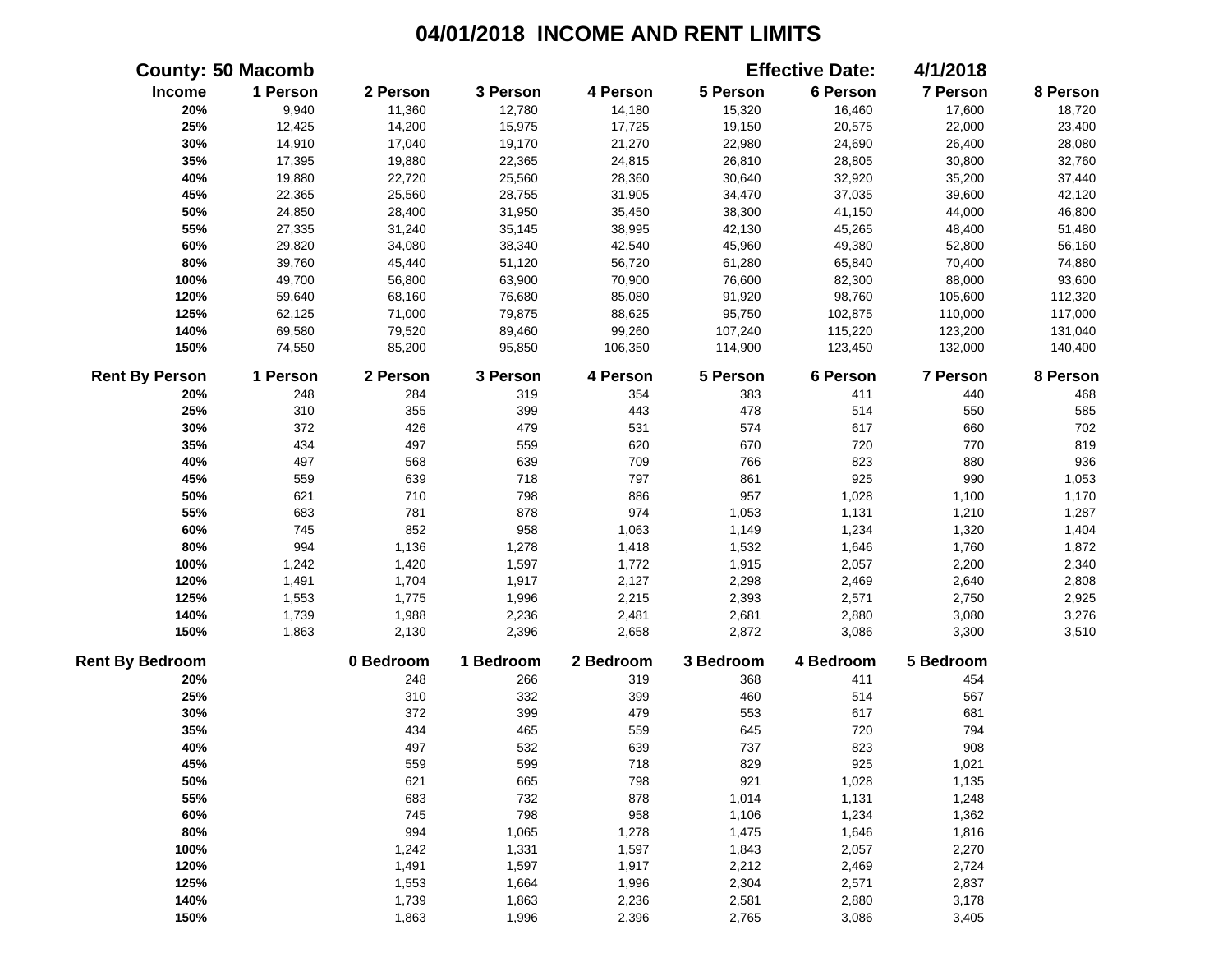# 04/01/2018 INCOME AND RENT LIMITS

**County: 50 Macomb** **Effective Date: 4/1/2018**

| Income | 1 Person | 2 Person | 3 Person | 4 Person | 5 Person | 6 Person | 7 Person | 8 Person |
|---|---|---|---|---|---|---|---|---|
| 20% | 9,940 | 11,360 | 12,780 | 14,180 | 15,320 | 16,460 | 17,600 | 18,720 |
| 25% | 12,425 | 14,200 | 15,975 | 17,725 | 19,150 | 20,575 | 22,000 | 23,400 |
| 30% | 14,910 | 17,040 | 19,170 | 21,270 | 22,980 | 24,690 | 26,400 | 28,080 |
| 35% | 17,395 | 19,880 | 22,365 | 24,815 | 26,810 | 28,805 | 30,800 | 32,760 |
| 40% | 19,880 | 22,720 | 25,560 | 28,360 | 30,640 | 32,920 | 35,200 | 37,440 |
| 45% | 22,365 | 25,560 | 28,755 | 31,905 | 34,470 | 37,035 | 39,600 | 42,120 |
| 50% | 24,850 | 28,400 | 31,950 | 35,450 | 38,300 | 41,150 | 44,000 | 46,800 |
| 55% | 27,335 | 31,240 | 35,145 | 38,995 | 42,130 | 45,265 | 48,400 | 51,480 |
| 60% | 29,820 | 34,080 | 38,340 | 42,540 | 45,960 | 49,380 | 52,800 | 56,160 |
| 80% | 39,760 | 45,440 | 51,120 | 56,720 | 61,280 | 65,840 | 70,400 | 74,880 |
| 100% | 49,700 | 56,800 | 63,900 | 70,900 | 76,600 | 82,300 | 88,000 | 93,600 |
| 120% | 59,640 | 68,160 | 76,680 | 85,080 | 91,920 | 98,760 | 105,600 | 112,320 |
| 125% | 62,125 | 71,000 | 79,875 | 88,625 | 95,750 | 102,875 | 110,000 | 117,000 |
| 140% | 69,580 | 79,520 | 89,460 | 99,260 | 107,240 | 115,220 | 123,200 | 131,040 |
| 150% | 74,550 | 85,200 | 95,850 | 106,350 | 114,900 | 123,450 | 132,000 | 140,400 |

| Rent By Person | 1 Person | 2 Person | 3 Person | 4 Person | 5 Person | 6 Person | 7 Person | 8 Person |
|---|---|---|---|---|---|---|---|---|
| 20% | 248 | 284 | 319 | 354 | 383 | 411 | 440 | 468 |
| 25% | 310 | 355 | 399 | 443 | 478 | 514 | 550 | 585 |
| 30% | 372 | 426 | 479 | 531 | 574 | 617 | 660 | 702 |
| 35% | 434 | 497 | 559 | 620 | 670 | 720 | 770 | 819 |
| 40% | 497 | 568 | 639 | 709 | 766 | 823 | 880 | 936 |
| 45% | 559 | 639 | 718 | 797 | 861 | 925 | 990 | 1,053 |
| 50% | 621 | 710 | 798 | 886 | 957 | 1,028 | 1,100 | 1,170 |
| 55% | 683 | 781 | 878 | 974 | 1,053 | 1,131 | 1,210 | 1,287 |
| 60% | 745 | 852 | 958 | 1,063 | 1,149 | 1,234 | 1,320 | 1,404 |
| 80% | 994 | 1,136 | 1,278 | 1,418 | 1,532 | 1,646 | 1,760 | 1,872 |
| 100% | 1,242 | 1,420 | 1,597 | 1,772 | 1,915 | 2,057 | 2,200 | 2,340 |
| 120% | 1,491 | 1,704 | 1,917 | 2,127 | 2,298 | 2,469 | 2,640 | 2,808 |
| 125% | 1,553 | 1,775 | 1,996 | 2,215 | 2,393 | 2,571 | 2,750 | 2,925 |
| 140% | 1,739 | 1,988 | 2,236 | 2,481 | 2,681 | 2,880 | 3,080 | 3,276 |
| 150% | 1,863 | 2,130 | 2,396 | 2,658 | 2,872 | 3,086 | 3,300 | 3,510 |

| Rent By Bedroom | 0 Bedroom | 1 Bedroom | 2 Bedroom | 3 Bedroom | 4 Bedroom | 5 Bedroom |
|---|---|---|---|---|---|---|
| 20% | 248 | 266 | 319 | 368 | 411 | 454 |
| 25% | 310 | 332 | 399 | 460 | 514 | 567 |
| 30% | 372 | 399 | 479 | 553 | 617 | 681 |
| 35% | 434 | 465 | 559 | 645 | 720 | 794 |
| 40% | 497 | 532 | 639 | 737 | 823 | 908 |
| 45% | 559 | 599 | 718 | 829 | 925 | 1,021 |
| 50% | 621 | 665 | 798 | 921 | 1,028 | 1,135 |
| 55% | 683 | 732 | 878 | 1,014 | 1,131 | 1,248 |
| 60% | 745 | 798 | 958 | 1,106 | 1,234 | 1,362 |
| 80% | 994 | 1,065 | 1,278 | 1,475 | 1,646 | 1,816 |
| 100% | 1,242 | 1,331 | 1,597 | 1,843 | 2,057 | 2,270 |
| 120% | 1,491 | 1,597 | 1,917 | 2,212 | 2,469 | 2,724 |
| 125% | 1,553 | 1,664 | 1,996 | 2,304 | 2,571 | 2,837 |
| 140% | 1,739 | 1,863 | 2,236 | 2,581 | 2,880 | 3,178 |
| 150% | 1,863 | 1,996 | 2,396 | 2,765 | 3,086 | 3,405 |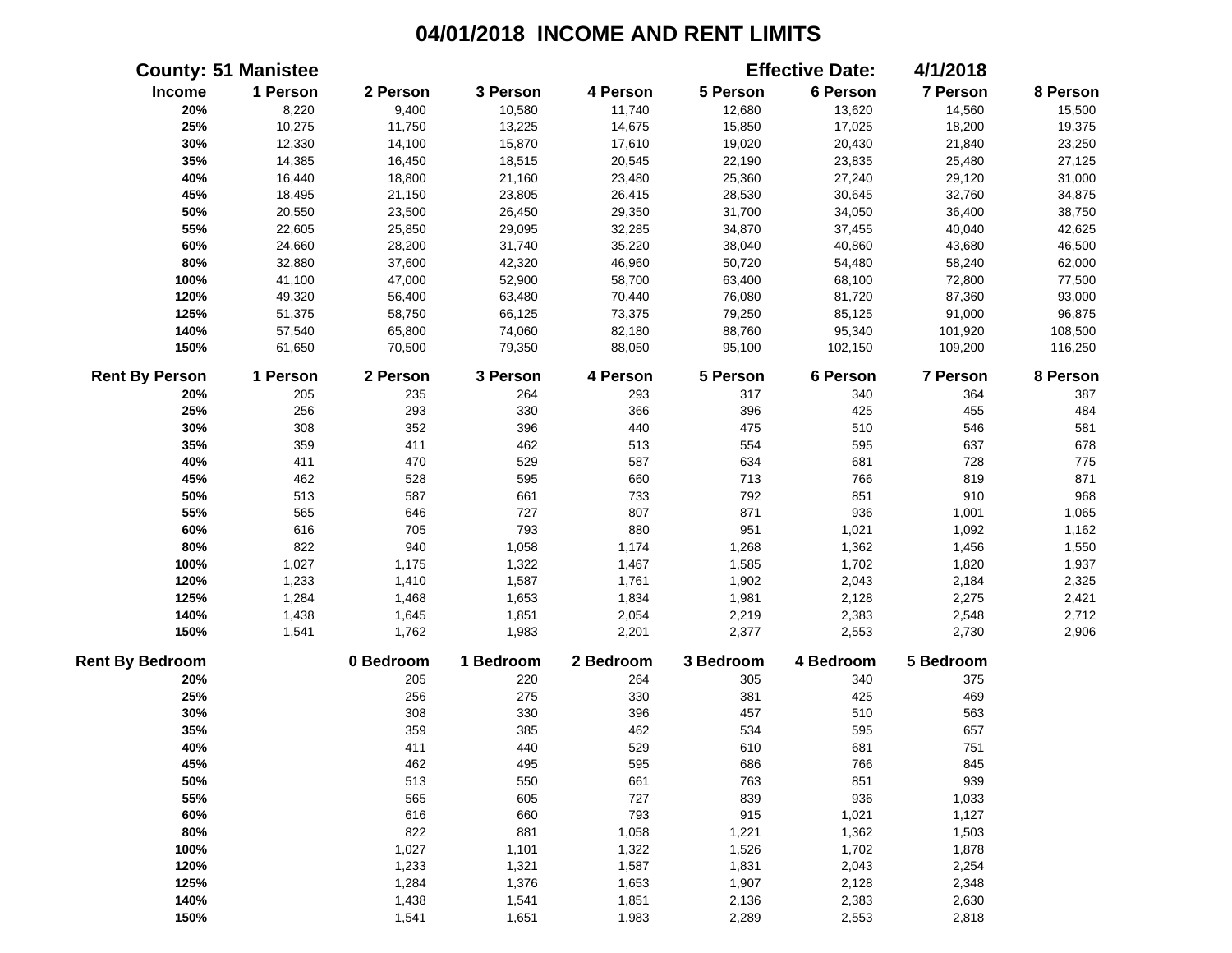# 04/01/2018 INCOME AND RENT LIMITS

**County: 51 Manistee** **Effective Date: 4/1/2018**

| Income | 1 Person | 2 Person | 3 Person | 4 Person | 5 Person | 6 Person | 7 Person | 8 Person |
|---|---|---|---|---|---|---|---|---|
| 20% | 8,220 | 9,400 | 10,580 | 11,740 | 12,680 | 13,620 | 14,560 | 15,500 |
| 25% | 10,275 | 11,750 | 13,225 | 14,675 | 15,850 | 17,025 | 18,200 | 19,375 |
| 30% | 12,330 | 14,100 | 15,870 | 17,610 | 19,020 | 20,430 | 21,840 | 23,250 |
| 35% | 14,385 | 16,450 | 18,515 | 20,545 | 22,190 | 23,835 | 25,480 | 27,125 |
| 40% | 16,440 | 18,800 | 21,160 | 23,480 | 25,360 | 27,240 | 29,120 | 31,000 |
| 45% | 18,495 | 21,150 | 23,805 | 26,415 | 28,530 | 30,645 | 32,760 | 34,875 |
| 50% | 20,550 | 23,500 | 26,450 | 29,350 | 31,700 | 34,050 | 36,400 | 38,750 |
| 55% | 22,605 | 25,850 | 29,095 | 32,285 | 34,870 | 37,455 | 40,040 | 42,625 |
| 60% | 24,660 | 28,200 | 31,740 | 35,220 | 38,040 | 40,860 | 43,680 | 46,500 |
| 80% | 32,880 | 37,600 | 42,320 | 46,960 | 50,720 | 54,480 | 58,240 | 62,000 |
| 100% | 41,100 | 47,000 | 52,900 | 58,700 | 63,400 | 68,100 | 72,800 | 77,500 |
| 120% | 49,320 | 56,400 | 63,480 | 70,440 | 76,080 | 81,720 | 87,360 | 93,000 |
| 125% | 51,375 | 58,750 | 66,125 | 73,375 | 79,250 | 85,125 | 91,000 | 96,875 |
| 140% | 57,540 | 65,800 | 74,060 | 82,180 | 88,760 | 95,340 | 101,920 | 108,500 |
| 150% | 61,650 | 70,500 | 79,350 | 88,050 | 95,100 | 102,150 | 109,200 | 116,250 |

| Rent By Person | 1 Person | 2 Person | 3 Person | 4 Person | 5 Person | 6 Person | 7 Person | 8 Person |
|---|---|---|---|---|---|---|---|---|
| 20% | 205 | 235 | 264 | 293 | 317 | 340 | 364 | 387 |
| 25% | 256 | 293 | 330 | 366 | 396 | 425 | 455 | 484 |
| 30% | 308 | 352 | 396 | 440 | 475 | 510 | 546 | 581 |
| 35% | 359 | 411 | 462 | 513 | 554 | 595 | 637 | 678 |
| 40% | 411 | 470 | 529 | 587 | 634 | 681 | 728 | 775 |
| 45% | 462 | 528 | 595 | 660 | 713 | 766 | 819 | 871 |
| 50% | 513 | 587 | 661 | 733 | 792 | 851 | 910 | 968 |
| 55% | 565 | 646 | 727 | 807 | 871 | 936 | 1,001 | 1,065 |
| 60% | 616 | 705 | 793 | 880 | 951 | 1,021 | 1,092 | 1,162 |
| 80% | 822 | 940 | 1,058 | 1,174 | 1,268 | 1,362 | 1,456 | 1,550 |
| 100% | 1,027 | 1,175 | 1,322 | 1,467 | 1,585 | 1,702 | 1,820 | 1,937 |
| 120% | 1,233 | 1,410 | 1,587 | 1,761 | 1,902 | 2,043 | 2,184 | 2,325 |
| 125% | 1,284 | 1,468 | 1,653 | 1,834 | 1,981 | 2,128 | 2,275 | 2,421 |
| 140% | 1,438 | 1,645 | 1,851 | 2,054 | 2,219 | 2,383 | 2,548 | 2,712 |
| 150% | 1,541 | 1,762 | 1,983 | 2,201 | 2,377 | 2,553 | 2,730 | 2,906 |

| Rent By Bedroom | 0 Bedroom | 1 Bedroom | 2 Bedroom | 3 Bedroom | 4 Bedroom | 5 Bedroom |
|---|---|---|---|---|---|---|
| 20% | 205 | 220 | 264 | 305 | 340 | 375 |
| 25% | 256 | 275 | 330 | 381 | 425 | 469 |
| 30% | 308 | 330 | 396 | 457 | 510 | 563 |
| 35% | 359 | 385 | 462 | 534 | 595 | 657 |
| 40% | 411 | 440 | 529 | 610 | 681 | 751 |
| 45% | 462 | 495 | 595 | 686 | 766 | 845 |
| 50% | 513 | 550 | 661 | 763 | 851 | 939 |
| 55% | 565 | 605 | 727 | 839 | 936 | 1,033 |
| 60% | 616 | 660 | 793 | 915 | 1,021 | 1,127 |
| 80% | 822 | 881 | 1,058 | 1,221 | 1,362 | 1,503 |
| 100% | 1,027 | 1,101 | 1,322 | 1,526 | 1,702 | 1,878 |
| 120% | 1,233 | 1,321 | 1,587 | 1,831 | 2,043 | 2,254 |
| 125% | 1,284 | 1,376 | 1,653 | 1,907 | 2,128 | 2,348 |
| 140% | 1,438 | 1,541 | 1,851 | 2,136 | 2,383 | 2,630 |
| 150% | 1,541 | 1,651 | 1,983 | 2,289 | 2,553 | 2,818 |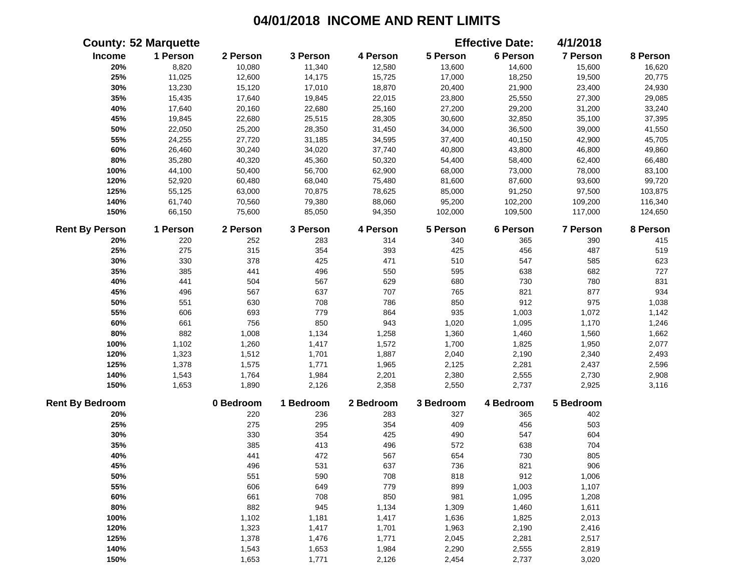# 04/01/2018 INCOME AND RENT LIMITS

**County: 52 Marquette** **Effective Date: 4/1/2018**

| Income | 1 Person | 2 Person | 3 Person | 4 Person | 5 Person | 6 Person | 7 Person | 8 Person |
|---|---|---|---|---|---|---|---|---|
| 20% | 8,820 | 10,080 | 11,340 | 12,580 | 13,600 | 14,600 | 15,600 | 16,620 |
| 25% | 11,025 | 12,600 | 14,175 | 15,725 | 17,000 | 18,250 | 19,500 | 20,775 |
| 30% | 13,230 | 15,120 | 17,010 | 18,870 | 20,400 | 21,900 | 23,400 | 24,930 |
| 35% | 15,435 | 17,640 | 19,845 | 22,015 | 23,800 | 25,550 | 27,300 | 29,085 |
| 40% | 17,640 | 20,160 | 22,680 | 25,160 | 27,200 | 29,200 | 31,200 | 33,240 |
| 45% | 19,845 | 22,680 | 25,515 | 28,305 | 30,600 | 32,850 | 35,100 | 37,395 |
| 50% | 22,050 | 25,200 | 28,350 | 31,450 | 34,000 | 36,500 | 39,000 | 41,550 |
| 55% | 24,255 | 27,720 | 31,185 | 34,595 | 37,400 | 40,150 | 42,900 | 45,705 |
| 60% | 26,460 | 30,240 | 34,020 | 37,740 | 40,800 | 43,800 | 46,800 | 49,860 |
| 80% | 35,280 | 40,320 | 45,360 | 50,320 | 54,400 | 58,400 | 62,400 | 66,480 |
| 100% | 44,100 | 50,400 | 56,700 | 62,900 | 68,000 | 73,000 | 78,000 | 83,100 |
| 120% | 52,920 | 60,480 | 68,040 | 75,480 | 81,600 | 87,600 | 93,600 | 99,720 |
| 125% | 55,125 | 63,000 | 70,875 | 78,625 | 85,000 | 91,250 | 97,500 | 103,875 |
| 140% | 61,740 | 70,560 | 79,380 | 88,060 | 95,200 | 102,200 | 109,200 | 116,340 |
| 150% | 66,150 | 75,600 | 85,050 | 94,350 | 102,000 | 109,500 | 117,000 | 124,650 |

| Rent By Person | 1 Person | 2 Person | 3 Person | 4 Person | 5 Person | 6 Person | 7 Person | 8 Person |
|---|---|---|---|---|---|---|---|---|
| 20% | 220 | 252 | 283 | 314 | 340 | 365 | 390 | 415 |
| 25% | 275 | 315 | 354 | 393 | 425 | 456 | 487 | 519 |
| 30% | 330 | 378 | 425 | 471 | 510 | 547 | 585 | 623 |
| 35% | 385 | 441 | 496 | 550 | 595 | 638 | 682 | 727 |
| 40% | 441 | 504 | 567 | 629 | 680 | 730 | 780 | 831 |
| 45% | 496 | 567 | 637 | 707 | 765 | 821 | 877 | 934 |
| 50% | 551 | 630 | 708 | 786 | 850 | 912 | 975 | 1,038 |
| 55% | 606 | 693 | 779 | 864 | 935 | 1,003 | 1,072 | 1,142 |
| 60% | 661 | 756 | 850 | 943 | 1,020 | 1,095 | 1,170 | 1,246 |
| 80% | 882 | 1,008 | 1,134 | 1,258 | 1,360 | 1,460 | 1,560 | 1,662 |
| 100% | 1,102 | 1,260 | 1,417 | 1,572 | 1,700 | 1,825 | 1,950 | 2,077 |
| 120% | 1,323 | 1,512 | 1,701 | 1,887 | 2,040 | 2,190 | 2,340 | 2,493 |
| 125% | 1,378 | 1,575 | 1,771 | 1,965 | 2,125 | 2,281 | 2,437 | 2,596 |
| 140% | 1,543 | 1,764 | 1,984 | 2,201 | 2,380 | 2,555 | 2,730 | 2,908 |
| 150% | 1,653 | 1,890 | 2,126 | 2,358 | 2,550 | 2,737 | 2,925 | 3,116 |

| Rent By Bedroom | 0 Bedroom | 1 Bedroom | 2 Bedroom | 3 Bedroom | 4 Bedroom | 5 Bedroom |
|---|---|---|---|---|---|---|
| 20% | 220 | 236 | 283 | 327 | 365 | 402 |
| 25% | 275 | 295 | 354 | 409 | 456 | 503 |
| 30% | 330 | 354 | 425 | 490 | 547 | 604 |
| 35% | 385 | 413 | 496 | 572 | 638 | 704 |
| 40% | 441 | 472 | 567 | 654 | 730 | 805 |
| 45% | 496 | 531 | 637 | 736 | 821 | 906 |
| 50% | 551 | 590 | 708 | 818 | 912 | 1,006 |
| 55% | 606 | 649 | 779 | 899 | 1,003 | 1,107 |
| 60% | 661 | 708 | 850 | 981 | 1,095 | 1,208 |
| 80% | 882 | 945 | 1,134 | 1,309 | 1,460 | 1,611 |
| 100% | 1,102 | 1,181 | 1,417 | 1,636 | 1,825 | 2,013 |
| 120% | 1,323 | 1,417 | 1,701 | 1,963 | 2,190 | 2,416 |
| 125% | 1,378 | 1,476 | 1,771 | 2,045 | 2,281 | 2,517 |
| 140% | 1,543 | 1,653 | 1,984 | 2,290 | 2,555 | 2,819 |
| 150% | 1,653 | 1,771 | 2,126 | 2,454 | 2,737 | 3,020 |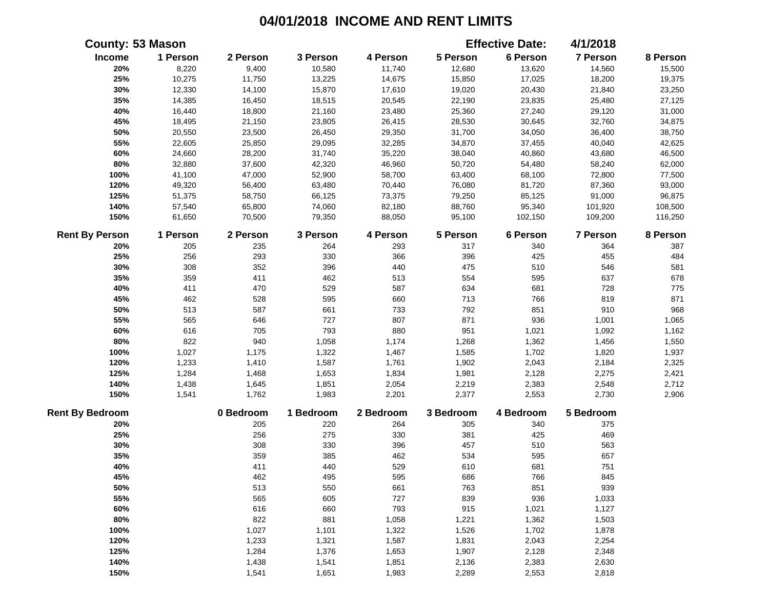# 04/01/2018 INCOME AND RENT LIMITS

**County: 53 Mason** **Effective Date: 4/1/2018**

| Income | 1 Person | 2 Person | 3 Person | 4 Person | 5 Person | 6 Person | 7 Person | 8 Person |
|---|---|---|---|---|---|---|---|---|
| 20% | 8,220 | 9,400 | 10,580 | 11,740 | 12,680 | 13,620 | 14,560 | 15,500 |
| 25% | 10,275 | 11,750 | 13,225 | 14,675 | 15,850 | 17,025 | 18,200 | 19,375 |
| 30% | 12,330 | 14,100 | 15,870 | 17,610 | 19,020 | 20,430 | 21,840 | 23,250 |
| 35% | 14,385 | 16,450 | 18,515 | 20,545 | 22,190 | 23,835 | 25,480 | 27,125 |
| 40% | 16,440 | 18,800 | 21,160 | 23,480 | 25,360 | 27,240 | 29,120 | 31,000 |
| 45% | 18,495 | 21,150 | 23,805 | 26,415 | 28,530 | 30,645 | 32,760 | 34,875 |
| 50% | 20,550 | 23,500 | 26,450 | 29,350 | 31,700 | 34,050 | 36,400 | 38,750 |
| 55% | 22,605 | 25,850 | 29,095 | 32,285 | 34,870 | 37,455 | 40,040 | 42,625 |
| 60% | 24,660 | 28,200 | 31,740 | 35,220 | 38,040 | 40,860 | 43,680 | 46,500 |
| 80% | 32,880 | 37,600 | 42,320 | 46,960 | 50,720 | 54,480 | 58,240 | 62,000 |
| 100% | 41,100 | 47,000 | 52,900 | 58,700 | 63,400 | 68,100 | 72,800 | 77,500 |
| 120% | 49,320 | 56,400 | 63,480 | 70,440 | 76,080 | 81,720 | 87,360 | 93,000 |
| 125% | 51,375 | 58,750 | 66,125 | 73,375 | 79,250 | 85,125 | 91,000 | 96,875 |
| 140% | 57,540 | 65,800 | 74,060 | 82,180 | 88,760 | 95,340 | 101,920 | 108,500 |
| 150% | 61,650 | 70,500 | 79,350 | 88,050 | 95,100 | 102,150 | 109,200 | 116,250 |

| Rent By Person | 1 Person | 2 Person | 3 Person | 4 Person | 5 Person | 6 Person | 7 Person | 8 Person |
|---|---|---|---|---|---|---|---|---|
| 20% | 205 | 235 | 264 | 293 | 317 | 340 | 364 | 387 |
| 25% | 256 | 293 | 330 | 366 | 396 | 425 | 455 | 484 |
| 30% | 308 | 352 | 396 | 440 | 475 | 510 | 546 | 581 |
| 35% | 359 | 411 | 462 | 513 | 554 | 595 | 637 | 678 |
| 40% | 411 | 470 | 529 | 587 | 634 | 681 | 728 | 775 |
| 45% | 462 | 528 | 595 | 660 | 713 | 766 | 819 | 871 |
| 50% | 513 | 587 | 661 | 733 | 792 | 851 | 910 | 968 |
| 55% | 565 | 646 | 727 | 807 | 871 | 936 | 1,001 | 1,065 |
| 60% | 616 | 705 | 793 | 880 | 951 | 1,021 | 1,092 | 1,162 |
| 80% | 822 | 940 | 1,058 | 1,174 | 1,268 | 1,362 | 1,456 | 1,550 |
| 100% | 1,027 | 1,175 | 1,322 | 1,467 | 1,585 | 1,702 | 1,820 | 1,937 |
| 120% | 1,233 | 1,410 | 1,587 | 1,761 | 1,902 | 2,043 | 2,184 | 2,325 |
| 125% | 1,284 | 1,468 | 1,653 | 1,834 | 1,981 | 2,128 | 2,275 | 2,421 |
| 140% | 1,438 | 1,645 | 1,851 | 2,054 | 2,219 | 2,383 | 2,548 | 2,712 |
| 150% | 1,541 | 1,762 | 1,983 | 2,201 | 2,377 | 2,553 | 2,730 | 2,906 |

| Rent By Bedroom | 0 Bedroom | 1 Bedroom | 2 Bedroom | 3 Bedroom | 4 Bedroom | 5 Bedroom |
|---|---|---|---|---|---|---|
| 20% | 205 | 220 | 264 | 305 | 340 | 375 |
| 25% | 256 | 275 | 330 | 381 | 425 | 469 |
| 30% | 308 | 330 | 396 | 457 | 510 | 563 |
| 35% | 359 | 385 | 462 | 534 | 595 | 657 |
| 40% | 411 | 440 | 529 | 610 | 681 | 751 |
| 45% | 462 | 495 | 595 | 686 | 766 | 845 |
| 50% | 513 | 550 | 661 | 763 | 851 | 939 |
| 55% | 565 | 605 | 727 | 839 | 936 | 1,033 |
| 60% | 616 | 660 | 793 | 915 | 1,021 | 1,127 |
| 80% | 822 | 881 | 1,058 | 1,221 | 1,362 | 1,503 |
| 100% | 1,027 | 1,101 | 1,322 | 1,526 | 1,702 | 1,878 |
| 120% | 1,233 | 1,321 | 1,587 | 1,831 | 2,043 | 2,254 |
| 125% | 1,284 | 1,376 | 1,653 | 1,907 | 2,128 | 2,348 |
| 140% | 1,438 | 1,541 | 1,851 | 2,136 | 2,383 | 2,630 |
| 150% | 1,541 | 1,651 | 1,983 | 2,289 | 2,553 | 2,818 |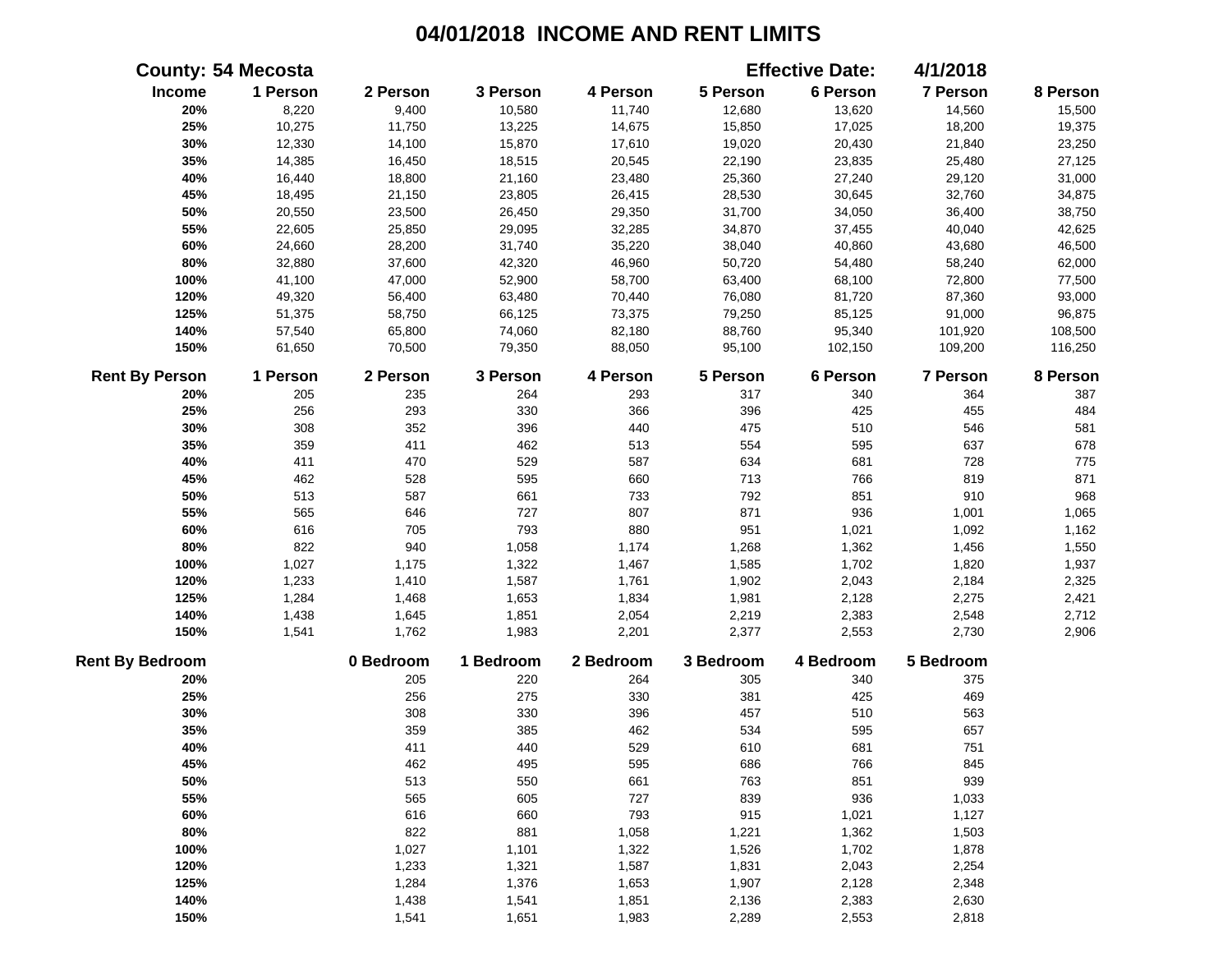# 04/01/2018 INCOME AND RENT LIMITS

**County: 54 Mecosta** **Effective Date: 4/1/2018**

| Income | 1 Person | 2 Person | 3 Person | 4 Person | 5 Person | 6 Person | 7 Person | 8 Person |
|---|---|---|---|---|---|---|---|---|
| 20% | 8,220 | 9,400 | 10,580 | 11,740 | 12,680 | 13,620 | 14,560 | 15,500 |
| 25% | 10,275 | 11,750 | 13,225 | 14,675 | 15,850 | 17,025 | 18,200 | 19,375 |
| 30% | 12,330 | 14,100 | 15,870 | 17,610 | 19,020 | 20,430 | 21,840 | 23,250 |
| 35% | 14,385 | 16,450 | 18,515 | 20,545 | 22,190 | 23,835 | 25,480 | 27,125 |
| 40% | 16,440 | 18,800 | 21,160 | 23,480 | 25,360 | 27,240 | 29,120 | 31,000 |
| 45% | 18,495 | 21,150 | 23,805 | 26,415 | 28,530 | 30,645 | 32,760 | 34,875 |
| 50% | 20,550 | 23,500 | 26,450 | 29,350 | 31,700 | 34,050 | 36,400 | 38,750 |
| 55% | 22,605 | 25,850 | 29,095 | 32,285 | 34,870 | 37,455 | 40,040 | 42,625 |
| 60% | 24,660 | 28,200 | 31,740 | 35,220 | 38,040 | 40,860 | 43,680 | 46,500 |
| 80% | 32,880 | 37,600 | 42,320 | 46,960 | 50,720 | 54,480 | 58,240 | 62,000 |
| 100% | 41,100 | 47,000 | 52,900 | 58,700 | 63,400 | 68,100 | 72,800 | 77,500 |
| 120% | 49,320 | 56,400 | 63,480 | 70,440 | 76,080 | 81,720 | 87,360 | 93,000 |
| 125% | 51,375 | 58,750 | 66,125 | 73,375 | 79,250 | 85,125 | 91,000 | 96,875 |
| 140% | 57,540 | 65,800 | 74,060 | 82,180 | 88,760 | 95,340 | 101,920 | 108,500 |
| 150% | 61,650 | 70,500 | 79,350 | 88,050 | 95,100 | 102,150 | 109,200 | 116,250 |

| Rent By Person | 1 Person | 2 Person | 3 Person | 4 Person | 5 Person | 6 Person | 7 Person | 8 Person |
|---|---|---|---|---|---|---|---|---|
| 20% | 205 | 235 | 264 | 293 | 317 | 340 | 364 | 387 |
| 25% | 256 | 293 | 330 | 366 | 396 | 425 | 455 | 484 |
| 30% | 308 | 352 | 396 | 440 | 475 | 510 | 546 | 581 |
| 35% | 359 | 411 | 462 | 513 | 554 | 595 | 637 | 678 |
| 40% | 411 | 470 | 529 | 587 | 634 | 681 | 728 | 775 |
| 45% | 462 | 528 | 595 | 660 | 713 | 766 | 819 | 871 |
| 50% | 513 | 587 | 661 | 733 | 792 | 851 | 910 | 968 |
| 55% | 565 | 646 | 727 | 807 | 871 | 936 | 1,001 | 1,065 |
| 60% | 616 | 705 | 793 | 880 | 951 | 1,021 | 1,092 | 1,162 |
| 80% | 822 | 940 | 1,058 | 1,174 | 1,268 | 1,362 | 1,456 | 1,550 |
| 100% | 1,027 | 1,175 | 1,322 | 1,467 | 1,585 | 1,702 | 1,820 | 1,937 |
| 120% | 1,233 | 1,410 | 1,587 | 1,761 | 1,902 | 2,043 | 2,184 | 2,325 |
| 125% | 1,284 | 1,468 | 1,653 | 1,834 | 1,981 | 2,128 | 2,275 | 2,421 |
| 140% | 1,438 | 1,645 | 1,851 | 2,054 | 2,219 | 2,383 | 2,548 | 2,712 |
| 150% | 1,541 | 1,762 | 1,983 | 2,201 | 2,377 | 2,553 | 2,730 | 2,906 |

| Rent By Bedroom | 0 Bedroom | 1 Bedroom | 2 Bedroom | 3 Bedroom | 4 Bedroom | 5 Bedroom |
|---|---|---|---|---|---|---|
| 20% | 205 | 220 | 264 | 305 | 340 | 375 |
| 25% | 256 | 275 | 330 | 381 | 425 | 469 |
| 30% | 308 | 330 | 396 | 457 | 510 | 563 |
| 35% | 359 | 385 | 462 | 534 | 595 | 657 |
| 40% | 411 | 440 | 529 | 610 | 681 | 751 |
| 45% | 462 | 495 | 595 | 686 | 766 | 845 |
| 50% | 513 | 550 | 661 | 763 | 851 | 939 |
| 55% | 565 | 605 | 727 | 839 | 936 | 1,033 |
| 60% | 616 | 660 | 793 | 915 | 1,021 | 1,127 |
| 80% | 822 | 881 | 1,058 | 1,221 | 1,362 | 1,503 |
| 100% | 1,027 | 1,101 | 1,322 | 1,526 | 1,702 | 1,878 |
| 120% | 1,233 | 1,321 | 1,587 | 1,831 | 2,043 | 2,254 |
| 125% | 1,284 | 1,376 | 1,653 | 1,907 | 2,128 | 2,348 |
| 140% | 1,438 | 1,541 | 1,851 | 2,136 | 2,383 | 2,630 |
| 150% | 1,541 | 1,651 | 1,983 | 2,289 | 2,553 | 2,818 |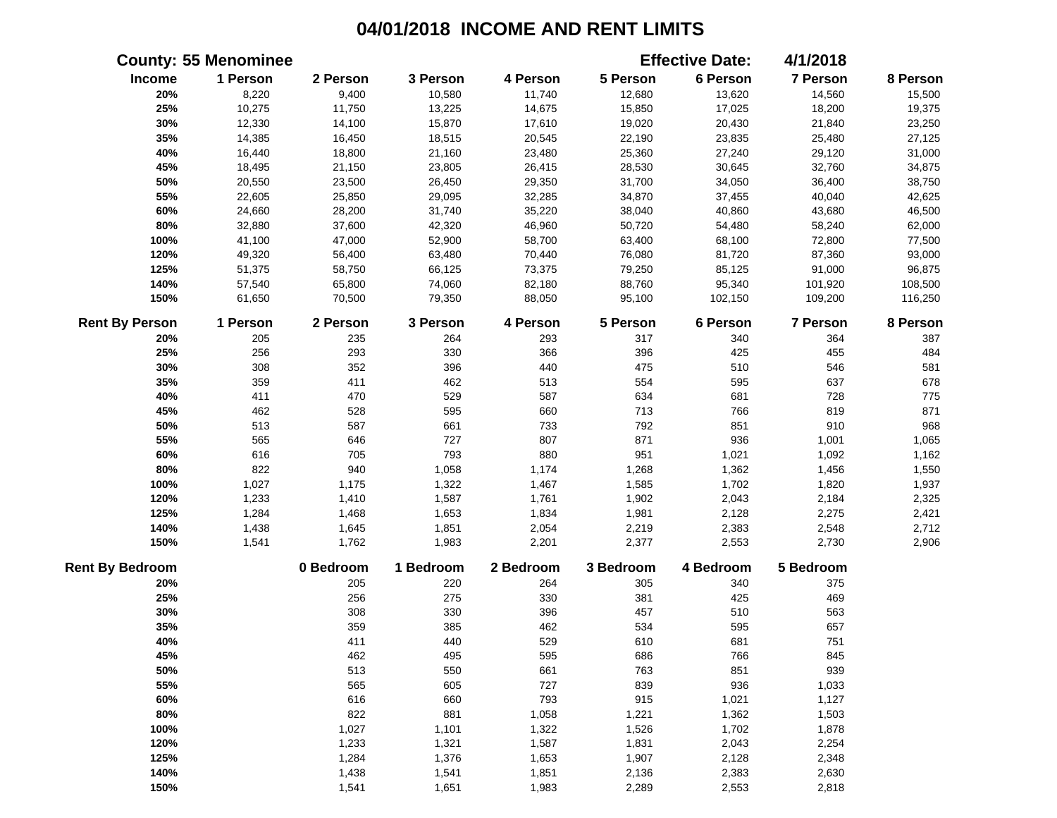# 04/01/2018 INCOME AND RENT LIMITS

**County: 55 Menominee** **Effective Date: 4/1/2018**

| Income | 1 Person | 2 Person | 3 Person | 4 Person | 5 Person | 6 Person | 7 Person | 8 Person |
|---|---|---|---|---|---|---|---|---|
| 20% | 8,220 | 9,400 | 10,580 | 11,740 | 12,680 | 13,620 | 14,560 | 15,500 |
| 25% | 10,275 | 11,750 | 13,225 | 14,675 | 15,850 | 17,025 | 18,200 | 19,375 |
| 30% | 12,330 | 14,100 | 15,870 | 17,610 | 19,020 | 20,430 | 21,840 | 23,250 |
| 35% | 14,385 | 16,450 | 18,515 | 20,545 | 22,190 | 23,835 | 25,480 | 27,125 |
| 40% | 16,440 | 18,800 | 21,160 | 23,480 | 25,360 | 27,240 | 29,120 | 31,000 |
| 45% | 18,495 | 21,150 | 23,805 | 26,415 | 28,530 | 30,645 | 32,760 | 34,875 |
| 50% | 20,550 | 23,500 | 26,450 | 29,350 | 31,700 | 34,050 | 36,400 | 38,750 |
| 55% | 22,605 | 25,850 | 29,095 | 32,285 | 34,870 | 37,455 | 40,040 | 42,625 |
| 60% | 24,660 | 28,200 | 31,740 | 35,220 | 38,040 | 40,860 | 43,680 | 46,500 |
| 80% | 32,880 | 37,600 | 42,320 | 46,960 | 50,720 | 54,480 | 58,240 | 62,000 |
| 100% | 41,100 | 47,000 | 52,900 | 58,700 | 63,400 | 68,100 | 72,800 | 77,500 |
| 120% | 49,320 | 56,400 | 63,480 | 70,440 | 76,080 | 81,720 | 87,360 | 93,000 |
| 125% | 51,375 | 58,750 | 66,125 | 73,375 | 79,250 | 85,125 | 91,000 | 96,875 |
| 140% | 57,540 | 65,800 | 74,060 | 82,180 | 88,760 | 95,340 | 101,920 | 108,500 |
| 150% | 61,650 | 70,500 | 79,350 | 88,050 | 95,100 | 102,150 | 109,200 | 116,250 |

| Rent By Person | 1 Person | 2 Person | 3 Person | 4 Person | 5 Person | 6 Person | 7 Person | 8 Person |
|---|---|---|---|---|---|---|---|---|
| 20% | 205 | 235 | 264 | 293 | 317 | 340 | 364 | 387 |
| 25% | 256 | 293 | 330 | 366 | 396 | 425 | 455 | 484 |
| 30% | 308 | 352 | 396 | 440 | 475 | 510 | 546 | 581 |
| 35% | 359 | 411 | 462 | 513 | 554 | 595 | 637 | 678 |
| 40% | 411 | 470 | 529 | 587 | 634 | 681 | 728 | 775 |
| 45% | 462 | 528 | 595 | 660 | 713 | 766 | 819 | 871 |
| 50% | 513 | 587 | 661 | 733 | 792 | 851 | 910 | 968 |
| 55% | 565 | 646 | 727 | 807 | 871 | 936 | 1,001 | 1,065 |
| 60% | 616 | 705 | 793 | 880 | 951 | 1,021 | 1,092 | 1,162 |
| 80% | 822 | 940 | 1,058 | 1,174 | 1,268 | 1,362 | 1,456 | 1,550 |
| 100% | 1,027 | 1,175 | 1,322 | 1,467 | 1,585 | 1,702 | 1,820 | 1,937 |
| 120% | 1,233 | 1,410 | 1,587 | 1,761 | 1,902 | 2,043 | 2,184 | 2,325 |
| 125% | 1,284 | 1,468 | 1,653 | 1,834 | 1,981 | 2,128 | 2,275 | 2,421 |
| 140% | 1,438 | 1,645 | 1,851 | 2,054 | 2,219 | 2,383 | 2,548 | 2,712 |
| 150% | 1,541 | 1,762 | 1,983 | 2,201 | 2,377 | 2,553 | 2,730 | 2,906 |

| Rent By Bedroom | 0 Bedroom | 1 Bedroom | 2 Bedroom | 3 Bedroom | 4 Bedroom | 5 Bedroom |
|---|---|---|---|---|---|---|
| 20% | 205 | 220 | 264 | 305 | 340 | 375 |
| 25% | 256 | 275 | 330 | 381 | 425 | 469 |
| 30% | 308 | 330 | 396 | 457 | 510 | 563 |
| 35% | 359 | 385 | 462 | 534 | 595 | 657 |
| 40% | 411 | 440 | 529 | 610 | 681 | 751 |
| 45% | 462 | 495 | 595 | 686 | 766 | 845 |
| 50% | 513 | 550 | 661 | 763 | 851 | 939 |
| 55% | 565 | 605 | 727 | 839 | 936 | 1,033 |
| 60% | 616 | 660 | 793 | 915 | 1,021 | 1,127 |
| 80% | 822 | 881 | 1,058 | 1,221 | 1,362 | 1,503 |
| 100% | 1,027 | 1,101 | 1,322 | 1,526 | 1,702 | 1,878 |
| 120% | 1,233 | 1,321 | 1,587 | 1,831 | 2,043 | 2,254 |
| 125% | 1,284 | 1,376 | 1,653 | 1,907 | 2,128 | 2,348 |
| 140% | 1,438 | 1,541 | 1,851 | 2,136 | 2,383 | 2,630 |
| 150% | 1,541 | 1,651 | 1,983 | 2,289 | 2,553 | 2,818 |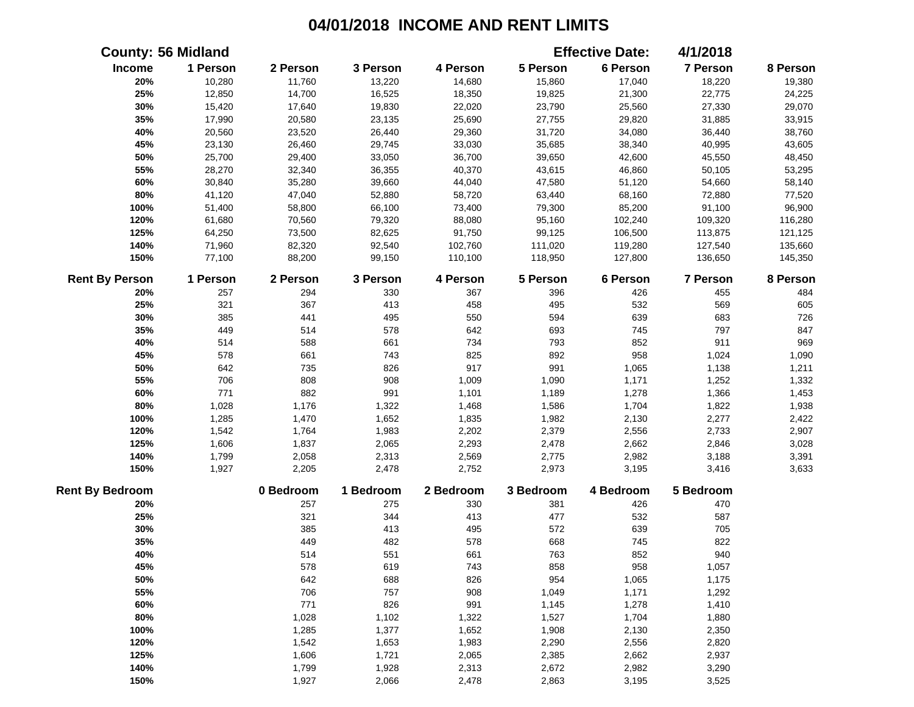# 04/01/2018 INCOME AND RENT LIMITS

**County: 56 Midland** | **Effective Date: 4/1/2018**

| Income | 1 Person | 2 Person | 3 Person | 4 Person | 5 Person | 6 Person | 7 Person | 8 Person |
|---|---|---|---|---|---|---|---|---|
| 20% | 10,280 | 11,760 | 13,220 | 14,680 | 15,860 | 17,040 | 18,220 | 19,380 |
| 25% | 12,850 | 14,700 | 16,525 | 18,350 | 19,825 | 21,300 | 22,775 | 24,225 |
| 30% | 15,420 | 17,640 | 19,830 | 22,020 | 23,790 | 25,560 | 27,330 | 29,070 |
| 35% | 17,990 | 20,580 | 23,135 | 25,690 | 27,755 | 29,820 | 31,885 | 33,915 |
| 40% | 20,560 | 23,520 | 26,440 | 29,360 | 31,720 | 34,080 | 36,440 | 38,760 |
| 45% | 23,130 | 26,460 | 29,745 | 33,030 | 35,685 | 38,340 | 40,995 | 43,605 |
| 50% | 25,700 | 29,400 | 33,050 | 36,700 | 39,650 | 42,600 | 45,550 | 48,450 |
| 55% | 28,270 | 32,340 | 36,355 | 40,370 | 43,615 | 46,860 | 50,105 | 53,295 |
| 60% | 30,840 | 35,280 | 39,660 | 44,040 | 47,580 | 51,120 | 54,660 | 58,140 |
| 80% | 41,120 | 47,040 | 52,880 | 58,720 | 63,440 | 68,160 | 72,880 | 77,520 |
| 100% | 51,400 | 58,800 | 66,100 | 73,400 | 79,300 | 85,200 | 91,100 | 96,900 |
| 120% | 61,680 | 70,560 | 79,320 | 88,080 | 95,160 | 102,240 | 109,320 | 116,280 |
| 125% | 64,250 | 73,500 | 82,625 | 91,750 | 99,125 | 106,500 | 113,875 | 121,125 |
| 140% | 71,960 | 82,320 | 92,540 | 102,760 | 111,020 | 119,280 | 127,540 | 135,660 |
| 150% | 77,100 | 88,200 | 99,150 | 110,100 | 118,950 | 127,800 | 136,650 | 145,350 |

| Rent By Person | 1 Person | 2 Person | 3 Person | 4 Person | 5 Person | 6 Person | 7 Person | 8 Person |
|---|---|---|---|---|---|---|---|---|
| 20% | 257 | 294 | 330 | 367 | 396 | 426 | 455 | 484 |
| 25% | 321 | 367 | 413 | 458 | 495 | 532 | 569 | 605 |
| 30% | 385 | 441 | 495 | 550 | 594 | 639 | 683 | 726 |
| 35% | 449 | 514 | 578 | 642 | 693 | 745 | 797 | 847 |
| 40% | 514 | 588 | 661 | 734 | 793 | 852 | 911 | 969 |
| 45% | 578 | 661 | 743 | 825 | 892 | 958 | 1,024 | 1,090 |
| 50% | 642 | 735 | 826 | 917 | 991 | 1,065 | 1,138 | 1,211 |
| 55% | 706 | 808 | 908 | 1,009 | 1,090 | 1,171 | 1,252 | 1,332 |
| 60% | 771 | 882 | 991 | 1,101 | 1,189 | 1,278 | 1,366 | 1,453 |
| 80% | 1,028 | 1,176 | 1,322 | 1,468 | 1,586 | 1,704 | 1,822 | 1,938 |
| 100% | 1,285 | 1,470 | 1,652 | 1,835 | 1,982 | 2,130 | 2,277 | 2,422 |
| 120% | 1,542 | 1,764 | 1,983 | 2,202 | 2,379 | 2,556 | 2,733 | 2,907 |
| 125% | 1,606 | 1,837 | 2,065 | 2,293 | 2,478 | 2,662 | 2,846 | 3,028 |
| 140% | 1,799 | 2,058 | 2,313 | 2,569 | 2,775 | 2,982 | 3,188 | 3,391 |
| 150% | 1,927 | 2,205 | 2,478 | 2,752 | 2,973 | 3,195 | 3,416 | 3,633 |

| Rent By Bedroom | 0 Bedroom | 1 Bedroom | 2 Bedroom | 3 Bedroom | 4 Bedroom | 5 Bedroom |
|---|---|---|---|---|---|---|
| 20% | 257 | 275 | 330 | 381 | 426 | 470 |
| 25% | 321 | 344 | 413 | 477 | 532 | 587 |
| 30% | 385 | 413 | 495 | 572 | 639 | 705 |
| 35% | 449 | 482 | 578 | 668 | 745 | 822 |
| 40% | 514 | 551 | 661 | 763 | 852 | 940 |
| 45% | 578 | 619 | 743 | 858 | 958 | 1,057 |
| 50% | 642 | 688 | 826 | 954 | 1,065 | 1,175 |
| 55% | 706 | 757 | 908 | 1,049 | 1,171 | 1,292 |
| 60% | 771 | 826 | 991 | 1,145 | 1,278 | 1,410 |
| 80% | 1,028 | 1,102 | 1,322 | 1,527 | 1,704 | 1,880 |
| 100% | 1,285 | 1,377 | 1,652 | 1,908 | 2,130 | 2,350 |
| 120% | 1,542 | 1,653 | 1,983 | 2,290 | 2,556 | 2,820 |
| 125% | 1,606 | 1,721 | 2,065 | 2,385 | 2,662 | 2,937 |
| 140% | 1,799 | 1,928 | 2,313 | 2,672 | 2,982 | 3,290 |
| 150% | 1,927 | 2,066 | 2,478 | 2,863 | 3,195 | 3,525 |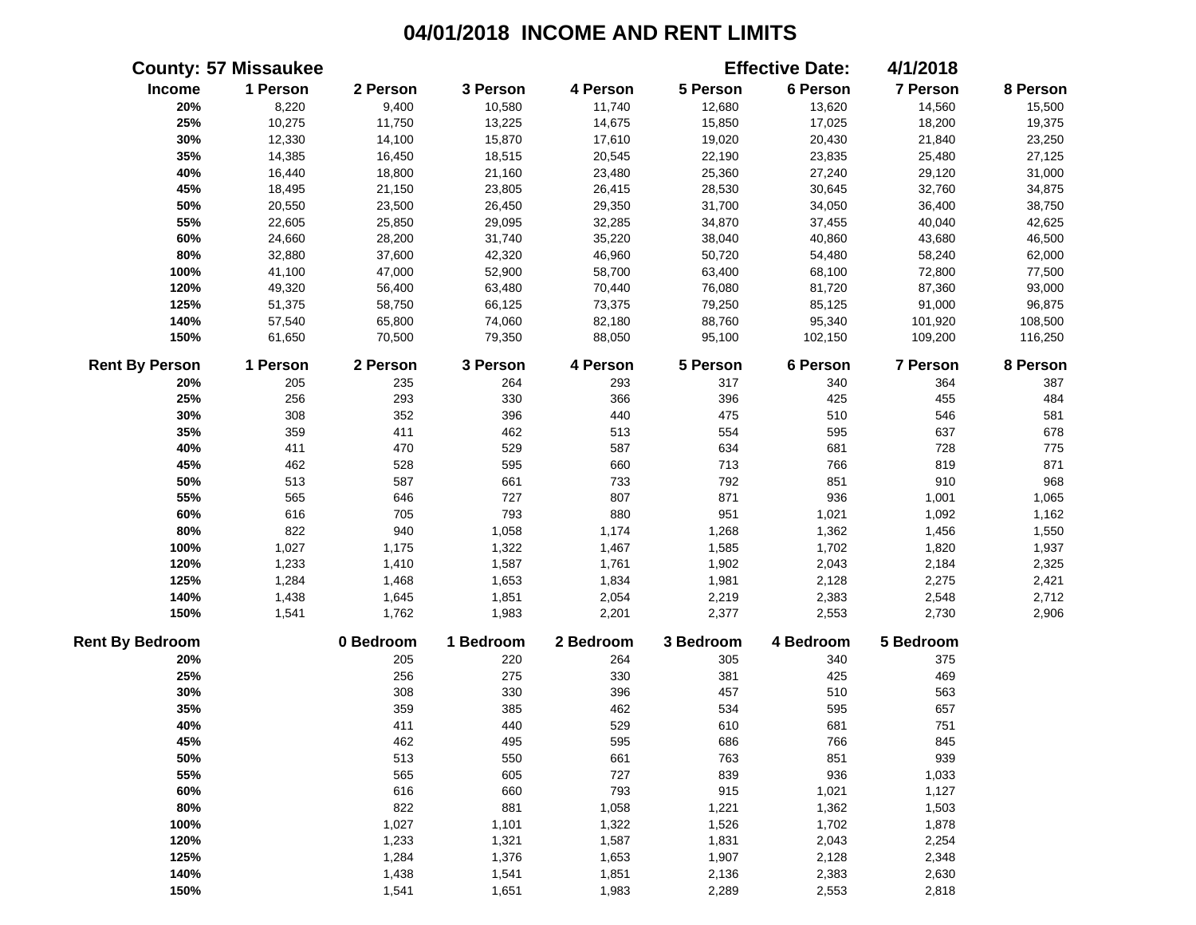# 04/01/2018 INCOME AND RENT LIMITS

**County: 57 Missaukee** | **Effective Date: 4/1/2018**

| Income | 1 Person | 2 Person | 3 Person | 4 Person | 5 Person | 6 Person | 7 Person | 8 Person |
|---|---|---|---|---|---|---|---|---|
| 20% | 8,220 | 9,400 | 10,580 | 11,740 | 12,680 | 13,620 | 14,560 | 15,500 |
| 25% | 10,275 | 11,750 | 13,225 | 14,675 | 15,850 | 17,025 | 18,200 | 19,375 |
| 30% | 12,330 | 14,100 | 15,870 | 17,610 | 19,020 | 20,430 | 21,840 | 23,250 |
| 35% | 14,385 | 16,450 | 18,515 | 20,545 | 22,190 | 23,835 | 25,480 | 27,125 |
| 40% | 16,440 | 18,800 | 21,160 | 23,480 | 25,360 | 27,240 | 29,120 | 31,000 |
| 45% | 18,495 | 21,150 | 23,805 | 26,415 | 28,530 | 30,645 | 32,760 | 34,875 |
| 50% | 20,550 | 23,500 | 26,450 | 29,350 | 31,700 | 34,050 | 36,400 | 38,750 |
| 55% | 22,605 | 25,850 | 29,095 | 32,285 | 34,870 | 37,455 | 40,040 | 42,625 |
| 60% | 24,660 | 28,200 | 31,740 | 35,220 | 38,040 | 40,860 | 43,680 | 46,500 |
| 80% | 32,880 | 37,600 | 42,320 | 46,960 | 50,720 | 54,480 | 58,240 | 62,000 |
| 100% | 41,100 | 47,000 | 52,900 | 58,700 | 63,400 | 68,100 | 72,800 | 77,500 |
| 120% | 49,320 | 56,400 | 63,480 | 70,440 | 76,080 | 81,720 | 87,360 | 93,000 |
| 125% | 51,375 | 58,750 | 66,125 | 73,375 | 79,250 | 85,125 | 91,000 | 96,875 |
| 140% | 57,540 | 65,800 | 74,060 | 82,180 | 88,760 | 95,340 | 101,920 | 108,500 |
| 150% | 61,650 | 70,500 | 79,350 | 88,050 | 95,100 | 102,150 | 109,200 | 116,250 |

| Rent By Person | 1 Person | 2 Person | 3 Person | 4 Person | 5 Person | 6 Person | 7 Person | 8 Person |
|---|---|---|---|---|---|---|---|---|
| 20% | 205 | 235 | 264 | 293 | 317 | 340 | 364 | 387 |
| 25% | 256 | 293 | 330 | 366 | 396 | 425 | 455 | 484 |
| 30% | 308 | 352 | 396 | 440 | 475 | 510 | 546 | 581 |
| 35% | 359 | 411 | 462 | 513 | 554 | 595 | 637 | 678 |
| 40% | 411 | 470 | 529 | 587 | 634 | 681 | 728 | 775 |
| 45% | 462 | 528 | 595 | 660 | 713 | 766 | 819 | 871 |
| 50% | 513 | 587 | 661 | 733 | 792 | 851 | 910 | 968 |
| 55% | 565 | 646 | 727 | 807 | 871 | 936 | 1,001 | 1,065 |
| 60% | 616 | 705 | 793 | 880 | 951 | 1,021 | 1,092 | 1,162 |
| 80% | 822 | 940 | 1,058 | 1,174 | 1,268 | 1,362 | 1,456 | 1,550 |
| 100% | 1,027 | 1,175 | 1,322 | 1,467 | 1,585 | 1,702 | 1,820 | 1,937 |
| 120% | 1,233 | 1,410 | 1,587 | 1,761 | 1,902 | 2,043 | 2,184 | 2,325 |
| 125% | 1,284 | 1,468 | 1,653 | 1,834 | 1,981 | 2,128 | 2,275 | 2,421 |
| 140% | 1,438 | 1,645 | 1,851 | 2,054 | 2,219 | 2,383 | 2,548 | 2,712 |
| 150% | 1,541 | 1,762 | 1,983 | 2,201 | 2,377 | 2,553 | 2,730 | 2,906 |

| Rent By Bedroom | 0 Bedroom | 1 Bedroom | 2 Bedroom | 3 Bedroom | 4 Bedroom | 5 Bedroom |
|---|---|---|---|---|---|---|
| 20% | 205 | 220 | 264 | 305 | 340 | 375 |
| 25% | 256 | 275 | 330 | 381 | 425 | 469 |
| 30% | 308 | 330 | 396 | 457 | 510 | 563 |
| 35% | 359 | 385 | 462 | 534 | 595 | 657 |
| 40% | 411 | 440 | 529 | 610 | 681 | 751 |
| 45% | 462 | 495 | 595 | 686 | 766 | 845 |
| 50% | 513 | 550 | 661 | 763 | 851 | 939 |
| 55% | 565 | 605 | 727 | 839 | 936 | 1,033 |
| 60% | 616 | 660 | 793 | 915 | 1,021 | 1,127 |
| 80% | 822 | 881 | 1,058 | 1,221 | 1,362 | 1,503 |
| 100% | 1,027 | 1,101 | 1,322 | 1,526 | 1,702 | 1,878 |
| 120% | 1,233 | 1,321 | 1,587 | 1,831 | 2,043 | 2,254 |
| 125% | 1,284 | 1,376 | 1,653 | 1,907 | 2,128 | 2,348 |
| 140% | 1,438 | 1,541 | 1,851 | 2,136 | 2,383 | 2,630 |
| 150% | 1,541 | 1,651 | 1,983 | 2,289 | 2,553 | 2,818 |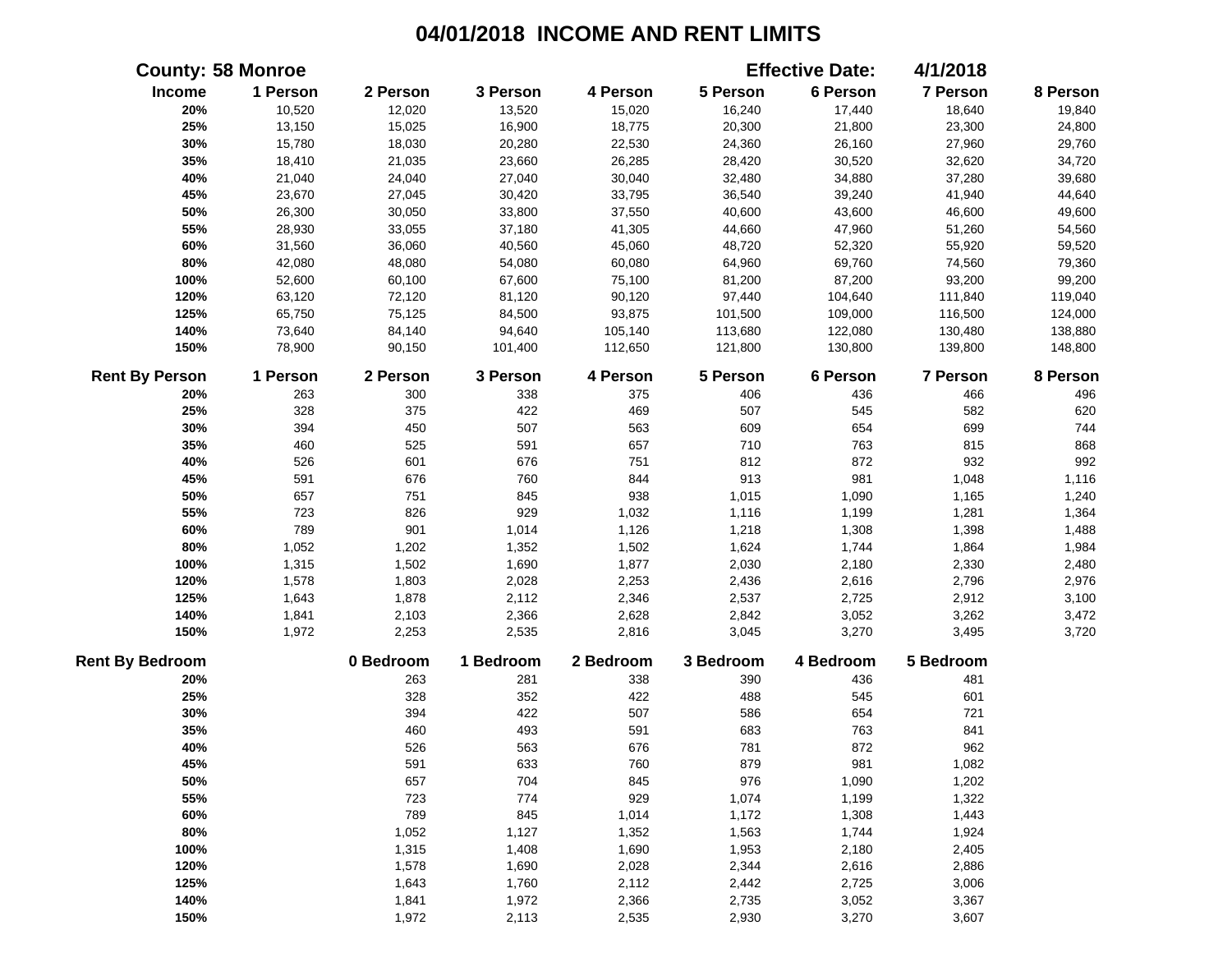# 04/01/2018 INCOME AND RENT LIMITS

**County: 58 Monroe** **Effective Date: 4/1/2018**

| Income | 1 Person | 2 Person | 3 Person | 4 Person | 5 Person | 6 Person | 7 Person | 8 Person |
|---|---|---|---|---|---|---|---|---|
| 20% | 10,520 | 12,020 | 13,520 | 15,020 | 16,240 | 17,440 | 18,640 | 19,840 |
| 25% | 13,150 | 15,025 | 16,900 | 18,775 | 20,300 | 21,800 | 23,300 | 24,800 |
| 30% | 15,780 | 18,030 | 20,280 | 22,530 | 24,360 | 26,160 | 27,960 | 29,760 |
| 35% | 18,410 | 21,035 | 23,660 | 26,285 | 28,420 | 30,520 | 32,620 | 34,720 |
| 40% | 21,040 | 24,040 | 27,040 | 30,040 | 32,480 | 34,880 | 37,280 | 39,680 |
| 45% | 23,670 | 27,045 | 30,420 | 33,795 | 36,540 | 39,240 | 41,940 | 44,640 |
| 50% | 26,300 | 30,050 | 33,800 | 37,550 | 40,600 | 43,600 | 46,600 | 49,600 |
| 55% | 28,930 | 33,055 | 37,180 | 41,305 | 44,660 | 47,960 | 51,260 | 54,560 |
| 60% | 31,560 | 36,060 | 40,560 | 45,060 | 48,720 | 52,320 | 55,920 | 59,520 |
| 80% | 42,080 | 48,080 | 54,080 | 60,080 | 64,960 | 69,760 | 74,560 | 79,360 |
| 100% | 52,600 | 60,100 | 67,600 | 75,100 | 81,200 | 87,200 | 93,200 | 99,200 |
| 120% | 63,120 | 72,120 | 81,120 | 90,120 | 97,440 | 104,640 | 111,840 | 119,040 |
| 125% | 65,750 | 75,125 | 84,500 | 93,875 | 101,500 | 109,000 | 116,500 | 124,000 |
| 140% | 73,640 | 84,140 | 94,640 | 105,140 | 113,680 | 122,080 | 130,480 | 138,880 |
| 150% | 78,900 | 90,150 | 101,400 | 112,650 | 121,800 | 130,800 | 139,800 | 148,800 |

| Rent By Person | 1 Person | 2 Person | 3 Person | 4 Person | 5 Person | 6 Person | 7 Person | 8 Person |
|---|---|---|---|---|---|---|---|---|
| 20% | 263 | 300 | 338 | 375 | 406 | 436 | 466 | 496 |
| 25% | 328 | 375 | 422 | 469 | 507 | 545 | 582 | 620 |
| 30% | 394 | 450 | 507 | 563 | 609 | 654 | 699 | 744 |
| 35% | 460 | 525 | 591 | 657 | 710 | 763 | 815 | 868 |
| 40% | 526 | 601 | 676 | 751 | 812 | 872 | 932 | 992 |
| 45% | 591 | 676 | 760 | 844 | 913 | 981 | 1,048 | 1,116 |
| 50% | 657 | 751 | 845 | 938 | 1,015 | 1,090 | 1,165 | 1,240 |
| 55% | 723 | 826 | 929 | 1,032 | 1,116 | 1,199 | 1,281 | 1,364 |
| 60% | 789 | 901 | 1,014 | 1,126 | 1,218 | 1,308 | 1,398 | 1,488 |
| 80% | 1,052 | 1,202 | 1,352 | 1,502 | 1,624 | 1,744 | 1,864 | 1,984 |
| 100% | 1,315 | 1,502 | 1,690 | 1,877 | 2,030 | 2,180 | 2,330 | 2,480 |
| 120% | 1,578 | 1,803 | 2,028 | 2,253 | 2,436 | 2,616 | 2,796 | 2,976 |
| 125% | 1,643 | 1,878 | 2,112 | 2,346 | 2,537 | 2,725 | 2,912 | 3,100 |
| 140% | 1,841 | 2,103 | 2,366 | 2,628 | 2,842 | 3,052 | 3,262 | 3,472 |
| 150% | 1,972 | 2,253 | 2,535 | 2,816 | 3,045 | 3,270 | 3,495 | 3,720 |

| Rent By Bedroom | 0 Bedroom | 1 Bedroom | 2 Bedroom | 3 Bedroom | 4 Bedroom | 5 Bedroom |
|---|---|---|---|---|---|---|
| 20% | 263 | 281 | 338 | 390 | 436 | 481 |
| 25% | 328 | 352 | 422 | 488 | 545 | 601 |
| 30% | 394 | 422 | 507 | 586 | 654 | 721 |
| 35% | 460 | 493 | 591 | 683 | 763 | 841 |
| 40% | 526 | 563 | 676 | 781 | 872 | 962 |
| 45% | 591 | 633 | 760 | 879 | 981 | 1,082 |
| 50% | 657 | 704 | 845 | 976 | 1,090 | 1,202 |
| 55% | 723 | 774 | 929 | 1,074 | 1,199 | 1,322 |
| 60% | 789 | 845 | 1,014 | 1,172 | 1,308 | 1,443 |
| 80% | 1,052 | 1,127 | 1,352 | 1,563 | 1,744 | 1,924 |
| 100% | 1,315 | 1,408 | 1,690 | 1,953 | 2,180 | 2,405 |
| 120% | 1,578 | 1,690 | 2,028 | 2,344 | 2,616 | 2,886 |
| 125% | 1,643 | 1,760 | 2,112 | 2,442 | 2,725 | 3,006 |
| 140% | 1,841 | 1,972 | 2,366 | 2,735 | 3,052 | 3,367 |
| 150% | 1,972 | 2,113 | 2,535 | 2,930 | 3,270 | 3,607 |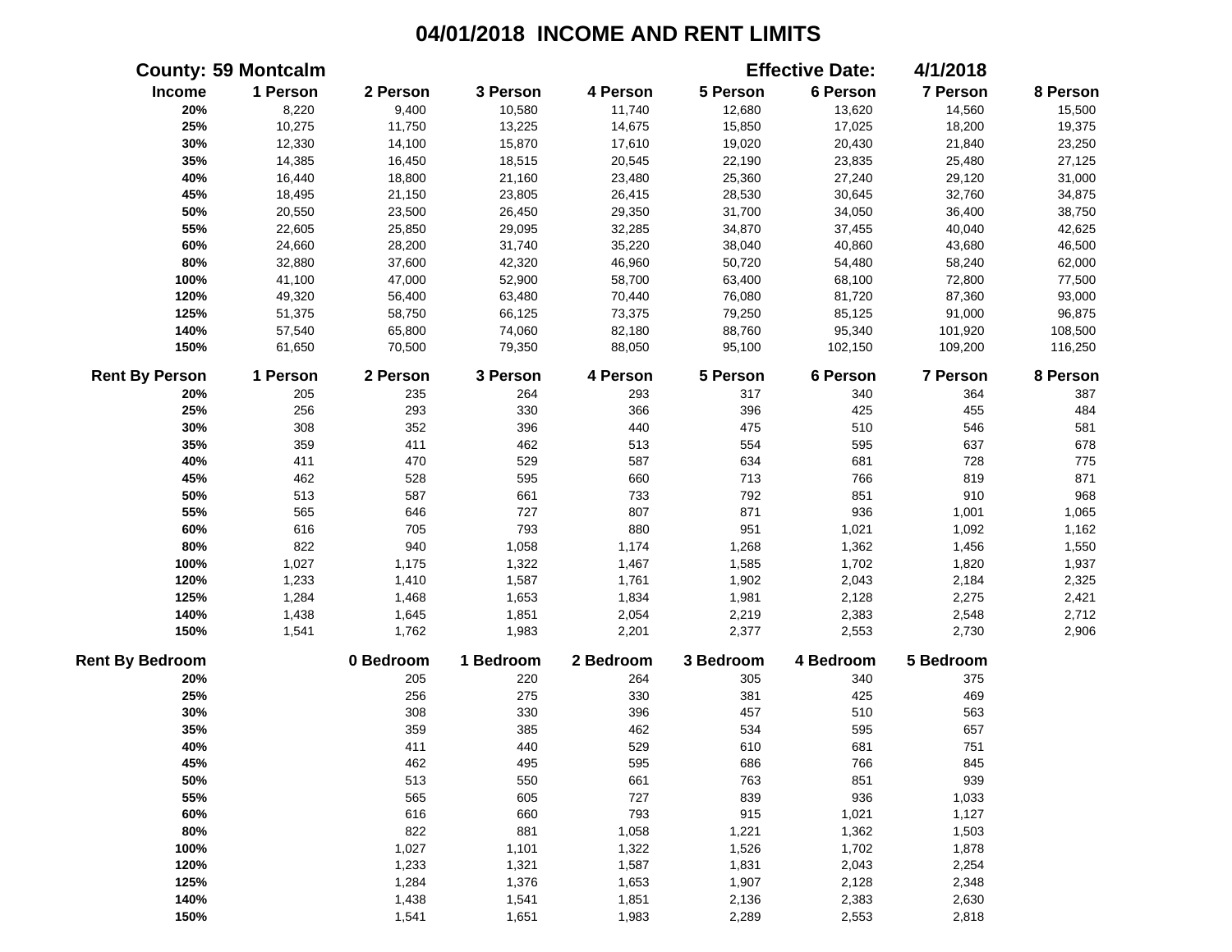# 04/01/2018 INCOME AND RENT LIMITS

**County: 59 Montcalm** | **Effective Date: 4/1/2018**

| Income | 1 Person | 2 Person | 3 Person | 4 Person | 5 Person | 6 Person | 7 Person | 8 Person |
|---|---|---|---|---|---|---|---|---|
| 20% | 8,220 | 9,400 | 10,580 | 11,740 | 12,680 | 13,620 | 14,560 | 15,500 |
| 25% | 10,275 | 11,750 | 13,225 | 14,675 | 15,850 | 17,025 | 18,200 | 19,375 |
| 30% | 12,330 | 14,100 | 15,870 | 17,610 | 19,020 | 20,430 | 21,840 | 23,250 |
| 35% | 14,385 | 16,450 | 18,515 | 20,545 | 22,190 | 23,835 | 25,480 | 27,125 |
| 40% | 16,440 | 18,800 | 21,160 | 23,480 | 25,360 | 27,240 | 29,120 | 31,000 |
| 45% | 18,495 | 21,150 | 23,805 | 26,415 | 28,530 | 30,645 | 32,760 | 34,875 |
| 50% | 20,550 | 23,500 | 26,450 | 29,350 | 31,700 | 34,050 | 36,400 | 38,750 |
| 55% | 22,605 | 25,850 | 29,095 | 32,285 | 34,870 | 37,455 | 40,040 | 42,625 |
| 60% | 24,660 | 28,200 | 31,740 | 35,220 | 38,040 | 40,860 | 43,680 | 46,500 |
| 80% | 32,880 | 37,600 | 42,320 | 46,960 | 50,720 | 54,480 | 58,240 | 62,000 |
| 100% | 41,100 | 47,000 | 52,900 | 58,700 | 63,400 | 68,100 | 72,800 | 77,500 |
| 120% | 49,320 | 56,400 | 63,480 | 70,440 | 76,080 | 81,720 | 87,360 | 93,000 |
| 125% | 51,375 | 58,750 | 66,125 | 73,375 | 79,250 | 85,125 | 91,000 | 96,875 |
| 140% | 57,540 | 65,800 | 74,060 | 82,180 | 88,760 | 95,340 | 101,920 | 108,500 |
| 150% | 61,650 | 70,500 | 79,350 | 88,050 | 95,100 | 102,150 | 109,200 | 116,250 |

| Rent By Person | 1 Person | 2 Person | 3 Person | 4 Person | 5 Person | 6 Person | 7 Person | 8 Person |
|---|---|---|---|---|---|---|---|---|
| 20% | 205 | 235 | 264 | 293 | 317 | 340 | 364 | 387 |
| 25% | 256 | 293 | 330 | 366 | 396 | 425 | 455 | 484 |
| 30% | 308 | 352 | 396 | 440 | 475 | 510 | 546 | 581 |
| 35% | 359 | 411 | 462 | 513 | 554 | 595 | 637 | 678 |
| 40% | 411 | 470 | 529 | 587 | 634 | 681 | 728 | 775 |
| 45% | 462 | 528 | 595 | 660 | 713 | 766 | 819 | 871 |
| 50% | 513 | 587 | 661 | 733 | 792 | 851 | 910 | 968 |
| 55% | 565 | 646 | 727 | 807 | 871 | 936 | 1,001 | 1,065 |
| 60% | 616 | 705 | 793 | 880 | 951 | 1,021 | 1,092 | 1,162 |
| 80% | 822 | 940 | 1,058 | 1,174 | 1,268 | 1,362 | 1,456 | 1,550 |
| 100% | 1,027 | 1,175 | 1,322 | 1,467 | 1,585 | 1,702 | 1,820 | 1,937 |
| 120% | 1,233 | 1,410 | 1,587 | 1,761 | 1,902 | 2,043 | 2,184 | 2,325 |
| 125% | 1,284 | 1,468 | 1,653 | 1,834 | 1,981 | 2,128 | 2,275 | 2,421 |
| 140% | 1,438 | 1,645 | 1,851 | 2,054 | 2,219 | 2,383 | 2,548 | 2,712 |
| 150% | 1,541 | 1,762 | 1,983 | 2,201 | 2,377 | 2,553 | 2,730 | 2,906 |

| Rent By Bedroom | 0 Bedroom | 1 Bedroom | 2 Bedroom | 3 Bedroom | 4 Bedroom | 5 Bedroom |
|---|---|---|---|---|---|---|
| 20% | 205 | 220 | 264 | 305 | 340 | 375 |
| 25% | 256 | 275 | 330 | 381 | 425 | 469 |
| 30% | 308 | 330 | 396 | 457 | 510 | 563 |
| 35% | 359 | 385 | 462 | 534 | 595 | 657 |
| 40% | 411 | 440 | 529 | 610 | 681 | 751 |
| 45% | 462 | 495 | 595 | 686 | 766 | 845 |
| 50% | 513 | 550 | 661 | 763 | 851 | 939 |
| 55% | 565 | 605 | 727 | 839 | 936 | 1,033 |
| 60% | 616 | 660 | 793 | 915 | 1,021 | 1,127 |
| 80% | 822 | 881 | 1,058 | 1,221 | 1,362 | 1,503 |
| 100% | 1,027 | 1,101 | 1,322 | 1,526 | 1,702 | 1,878 |
| 120% | 1,233 | 1,321 | 1,587 | 1,831 | 2,043 | 2,254 |
| 125% | 1,284 | 1,376 | 1,653 | 1,907 | 2,128 | 2,348 |
| 140% | 1,438 | 1,541 | 1,851 | 2,136 | 2,383 | 2,630 |
| 150% | 1,541 | 1,651 | 1,983 | 2,289 | 2,553 | 2,818 |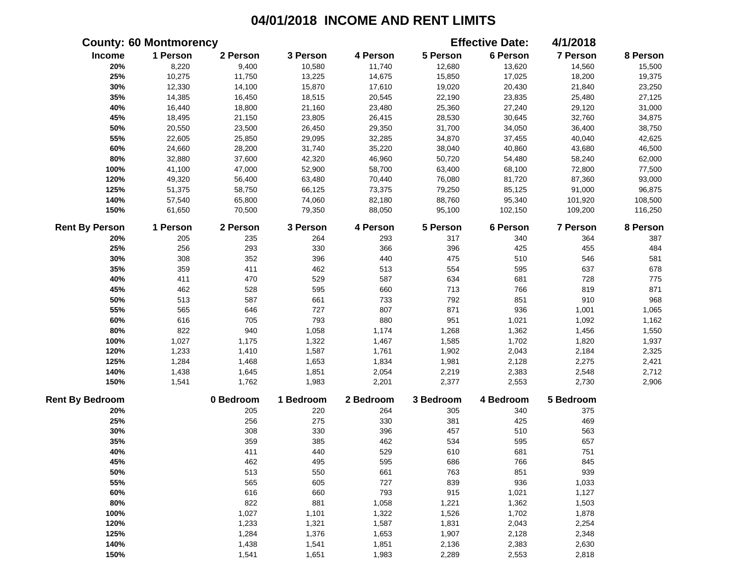# 04/01/2018 INCOME AND RENT LIMITS

**County: 60 Montmorency** **Effective Date: 4/1/2018**

| Income | 1 Person | 2 Person | 3 Person | 4 Person | 5 Person | 6 Person | 7 Person | 8 Person |
|---|---|---|---|---|---|---|---|---|
| 20% | 8,220 | 9,400 | 10,580 | 11,740 | 12,680 | 13,620 | 14,560 | 15,500 |
| 25% | 10,275 | 11,750 | 13,225 | 14,675 | 15,850 | 17,025 | 18,200 | 19,375 |
| 30% | 12,330 | 14,100 | 15,870 | 17,610 | 19,020 | 20,430 | 21,840 | 23,250 |
| 35% | 14,385 | 16,450 | 18,515 | 20,545 | 22,190 | 23,835 | 25,480 | 27,125 |
| 40% | 16,440 | 18,800 | 21,160 | 23,480 | 25,360 | 27,240 | 29,120 | 31,000 |
| 45% | 18,495 | 21,150 | 23,805 | 26,415 | 28,530 | 30,645 | 32,760 | 34,875 |
| 50% | 20,550 | 23,500 | 26,450 | 29,350 | 31,700 | 34,050 | 36,400 | 38,750 |
| 55% | 22,605 | 25,850 | 29,095 | 32,285 | 34,870 | 37,455 | 40,040 | 42,625 |
| 60% | 24,660 | 28,200 | 31,740 | 35,220 | 38,040 | 40,860 | 43,680 | 46,500 |
| 80% | 32,880 | 37,600 | 42,320 | 46,960 | 50,720 | 54,480 | 58,240 | 62,000 |
| 100% | 41,100 | 47,000 | 52,900 | 58,700 | 63,400 | 68,100 | 72,800 | 77,500 |
| 120% | 49,320 | 56,400 | 63,480 | 70,440 | 76,080 | 81,720 | 87,360 | 93,000 |
| 125% | 51,375 | 58,750 | 66,125 | 73,375 | 79,250 | 85,125 | 91,000 | 96,875 |
| 140% | 57,540 | 65,800 | 74,060 | 82,180 | 88,760 | 95,340 | 101,920 | 108,500 |
| 150% | 61,650 | 70,500 | 79,350 | 88,050 | 95,100 | 102,150 | 109,200 | 116,250 |

| Rent By Person | 1 Person | 2 Person | 3 Person | 4 Person | 5 Person | 6 Person | 7 Person | 8 Person |
|---|---|---|---|---|---|---|---|---|
| 20% | 205 | 235 | 264 | 293 | 317 | 340 | 364 | 387 |
| 25% | 256 | 293 | 330 | 366 | 396 | 425 | 455 | 484 |
| 30% | 308 | 352 | 396 | 440 | 475 | 510 | 546 | 581 |
| 35% | 359 | 411 | 462 | 513 | 554 | 595 | 637 | 678 |
| 40% | 411 | 470 | 529 | 587 | 634 | 681 | 728 | 775 |
| 45% | 462 | 528 | 595 | 660 | 713 | 766 | 819 | 871 |
| 50% | 513 | 587 | 661 | 733 | 792 | 851 | 910 | 968 |
| 55% | 565 | 646 | 727 | 807 | 871 | 936 | 1,001 | 1,065 |
| 60% | 616 | 705 | 793 | 880 | 951 | 1,021 | 1,092 | 1,162 |
| 80% | 822 | 940 | 1,058 | 1,174 | 1,268 | 1,362 | 1,456 | 1,550 |
| 100% | 1,027 | 1,175 | 1,322 | 1,467 | 1,585 | 1,702 | 1,820 | 1,937 |
| 120% | 1,233 | 1,410 | 1,587 | 1,761 | 1,902 | 2,043 | 2,184 | 2,325 |
| 125% | 1,284 | 1,468 | 1,653 | 1,834 | 1,981 | 2,128 | 2,275 | 2,421 |
| 140% | 1,438 | 1,645 | 1,851 | 2,054 | 2,219 | 2,383 | 2,548 | 2,712 |
| 150% | 1,541 | 1,762 | 1,983 | 2,201 | 2,377 | 2,553 | 2,730 | 2,906 |

| Rent By Bedroom | 0 Bedroom | 1 Bedroom | 2 Bedroom | 3 Bedroom | 4 Bedroom | 5 Bedroom |
|---|---|---|---|---|---|---|
| 20% | 205 | 220 | 264 | 305 | 340 | 375 |
| 25% | 256 | 275 | 330 | 381 | 425 | 469 |
| 30% | 308 | 330 | 396 | 457 | 510 | 563 |
| 35% | 359 | 385 | 462 | 534 | 595 | 657 |
| 40% | 411 | 440 | 529 | 610 | 681 | 751 |
| 45% | 462 | 495 | 595 | 686 | 766 | 845 |
| 50% | 513 | 550 | 661 | 763 | 851 | 939 |
| 55% | 565 | 605 | 727 | 839 | 936 | 1,033 |
| 60% | 616 | 660 | 793 | 915 | 1,021 | 1,127 |
| 80% | 822 | 881 | 1,058 | 1,221 | 1,362 | 1,503 |
| 100% | 1,027 | 1,101 | 1,322 | 1,526 | 1,702 | 1,878 |
| 120% | 1,233 | 1,321 | 1,587 | 1,831 | 2,043 | 2,254 |
| 125% | 1,284 | 1,376 | 1,653 | 1,907 | 2,128 | 2,348 |
| 140% | 1,438 | 1,541 | 1,851 | 2,136 | 2,383 | 2,630 |
| 150% | 1,541 | 1,651 | 1,983 | 2,289 | 2,553 | 2,818 |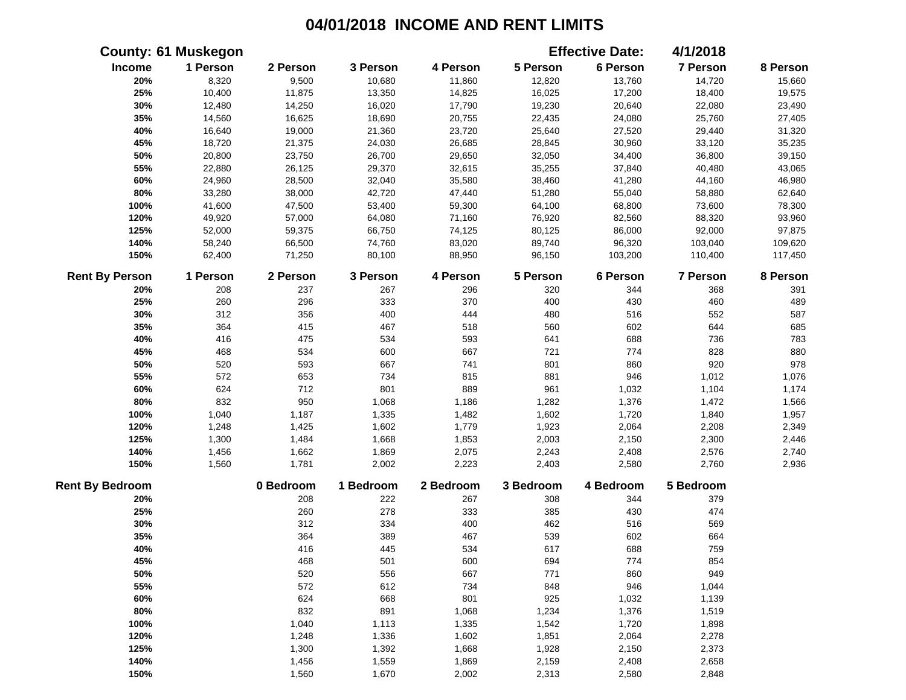# 04/01/2018 INCOME AND RENT LIMITS

**County: 61 Muskegon** **Effective Date: 4/1/2018**

| Income | 1 Person | 2 Person | 3 Person | 4 Person | 5 Person | 6 Person | 7 Person | 8 Person |
|---|---|---|---|---|---|---|---|---|
| 20% | 8,320 | 9,500 | 10,680 | 11,860 | 12,820 | 13,760 | 14,720 | 15,660 |
| 25% | 10,400 | 11,875 | 13,350 | 14,825 | 16,025 | 17,200 | 18,400 | 19,575 |
| 30% | 12,480 | 14,250 | 16,020 | 17,790 | 19,230 | 20,640 | 22,080 | 23,490 |
| 35% | 14,560 | 16,625 | 18,690 | 20,755 | 22,435 | 24,080 | 25,760 | 27,405 |
| 40% | 16,640 | 19,000 | 21,360 | 23,720 | 25,640 | 27,520 | 29,440 | 31,320 |
| 45% | 18,720 | 21,375 | 24,030 | 26,685 | 28,845 | 30,960 | 33,120 | 35,235 |
| 50% | 20,800 | 23,750 | 26,700 | 29,650 | 32,050 | 34,400 | 36,800 | 39,150 |
| 55% | 22,880 | 26,125 | 29,370 | 32,615 | 35,255 | 37,840 | 40,480 | 43,065 |
| 60% | 24,960 | 28,500 | 32,040 | 35,580 | 38,460 | 41,280 | 44,160 | 46,980 |
| 80% | 33,280 | 38,000 | 42,720 | 47,440 | 51,280 | 55,040 | 58,880 | 62,640 |
| 100% | 41,600 | 47,500 | 53,400 | 59,300 | 64,100 | 68,800 | 73,600 | 78,300 |
| 120% | 49,920 | 57,000 | 64,080 | 71,160 | 76,920 | 82,560 | 88,320 | 93,960 |
| 125% | 52,000 | 59,375 | 66,750 | 74,125 | 80,125 | 86,000 | 92,000 | 97,875 |
| 140% | 58,240 | 66,500 | 74,760 | 83,020 | 89,740 | 96,320 | 103,040 | 109,620 |
| 150% | 62,400 | 71,250 | 80,100 | 88,950 | 96,150 | 103,200 | 110,400 | 117,450 |

| Rent By Person | 1 Person | 2 Person | 3 Person | 4 Person | 5 Person | 6 Person | 7 Person | 8 Person |
|---|---|---|---|---|---|---|---|---|
| 20% | 208 | 237 | 267 | 296 | 320 | 344 | 368 | 391 |
| 25% | 260 | 296 | 333 | 370 | 400 | 430 | 460 | 489 |
| 30% | 312 | 356 | 400 | 444 | 480 | 516 | 552 | 587 |
| 35% | 364 | 415 | 467 | 518 | 560 | 602 | 644 | 685 |
| 40% | 416 | 475 | 534 | 593 | 641 | 688 | 736 | 783 |
| 45% | 468 | 534 | 600 | 667 | 721 | 774 | 828 | 880 |
| 50% | 520 | 593 | 667 | 741 | 801 | 860 | 920 | 978 |
| 55% | 572 | 653 | 734 | 815 | 881 | 946 | 1,012 | 1,076 |
| 60% | 624 | 712 | 801 | 889 | 961 | 1,032 | 1,104 | 1,174 |
| 80% | 832 | 950 | 1,068 | 1,186 | 1,282 | 1,376 | 1,472 | 1,566 |
| 100% | 1,040 | 1,187 | 1,335 | 1,482 | 1,602 | 1,720 | 1,840 | 1,957 |
| 120% | 1,248 | 1,425 | 1,602 | 1,779 | 1,923 | 2,064 | 2,208 | 2,349 |
| 125% | 1,300 | 1,484 | 1,668 | 1,853 | 2,003 | 2,150 | 2,300 | 2,446 |
| 140% | 1,456 | 1,662 | 1,869 | 2,075 | 2,243 | 2,408 | 2,576 | 2,740 |
| 150% | 1,560 | 1,781 | 2,002 | 2,223 | 2,403 | 2,580 | 2,760 | 2,936 |

| Rent By Bedroom | 0 Bedroom | 1 Bedroom | 2 Bedroom | 3 Bedroom | 4 Bedroom | 5 Bedroom |
|---|---|---|---|---|---|---|
| 20% | 208 | 222 | 267 | 308 | 344 | 379 |
| 25% | 260 | 278 | 333 | 385 | 430 | 474 |
| 30% | 312 | 334 | 400 | 462 | 516 | 569 |
| 35% | 364 | 389 | 467 | 539 | 602 | 664 |
| 40% | 416 | 445 | 534 | 617 | 688 | 759 |
| 45% | 468 | 501 | 600 | 694 | 774 | 854 |
| 50% | 520 | 556 | 667 | 771 | 860 | 949 |
| 55% | 572 | 612 | 734 | 848 | 946 | 1,044 |
| 60% | 624 | 668 | 801 | 925 | 1,032 | 1,139 |
| 80% | 832 | 891 | 1,068 | 1,234 | 1,376 | 1,519 |
| 100% | 1,040 | 1,113 | 1,335 | 1,542 | 1,720 | 1,898 |
| 120% | 1,248 | 1,336 | 1,602 | 1,851 | 2,064 | 2,278 |
| 125% | 1,300 | 1,392 | 1,668 | 1,928 | 2,150 | 2,373 |
| 140% | 1,456 | 1,559 | 1,869 | 2,159 | 2,408 | 2,658 |
| 150% | 1,560 | 1,670 | 2,002 | 2,313 | 2,580 | 2,848 |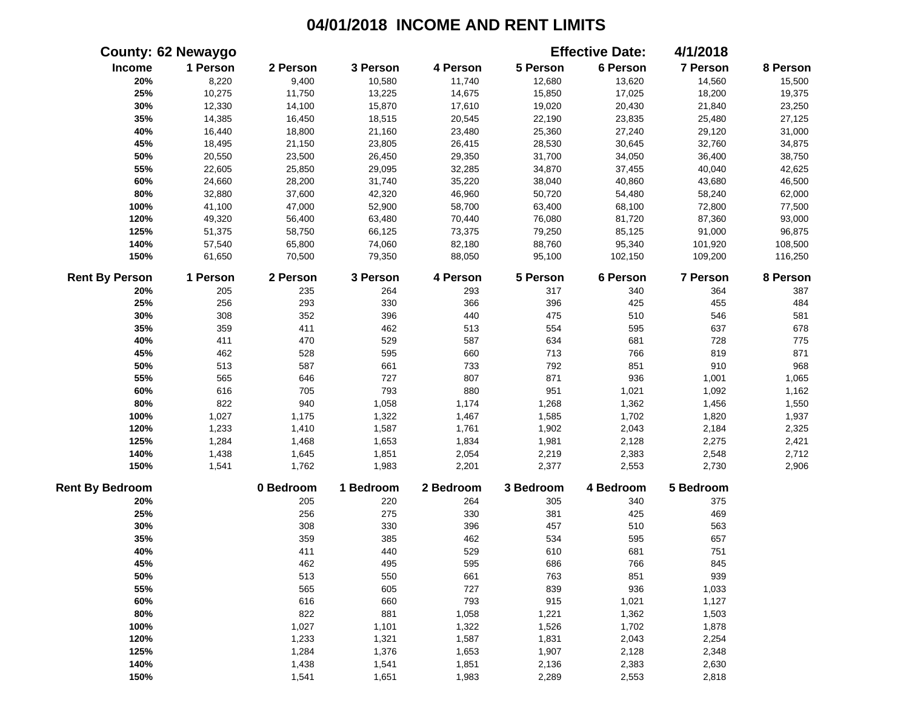# 04/01/2018 INCOME AND RENT LIMITS

**County: 62 Newaygo** **Effective Date: 4/1/2018**

| Income | 1 Person | 2 Person | 3 Person | 4 Person | 5 Person | 6 Person | 7 Person | 8 Person |
|---|---|---|---|---|---|---|---|---|
| 20% | 8,220 | 9,400 | 10,580 | 11,740 | 12,680 | 13,620 | 14,560 | 15,500 |
| 25% | 10,275 | 11,750 | 13,225 | 14,675 | 15,850 | 17,025 | 18,200 | 19,375 |
| 30% | 12,330 | 14,100 | 15,870 | 17,610 | 19,020 | 20,430 | 21,840 | 23,250 |
| 35% | 14,385 | 16,450 | 18,515 | 20,545 | 22,190 | 23,835 | 25,480 | 27,125 |
| 40% | 16,440 | 18,800 | 21,160 | 23,480 | 25,360 | 27,240 | 29,120 | 31,000 |
| 45% | 18,495 | 21,150 | 23,805 | 26,415 | 28,530 | 30,645 | 32,760 | 34,875 |
| 50% | 20,550 | 23,500 | 26,450 | 29,350 | 31,700 | 34,050 | 36,400 | 38,750 |
| 55% | 22,605 | 25,850 | 29,095 | 32,285 | 34,870 | 37,455 | 40,040 | 42,625 |
| 60% | 24,660 | 28,200 | 31,740 | 35,220 | 38,040 | 40,860 | 43,680 | 46,500 |
| 80% | 32,880 | 37,600 | 42,320 | 46,960 | 50,720 | 54,480 | 58,240 | 62,000 |
| 100% | 41,100 | 47,000 | 52,900 | 58,700 | 63,400 | 68,100 | 72,800 | 77,500 |
| 120% | 49,320 | 56,400 | 63,480 | 70,440 | 76,080 | 81,720 | 87,360 | 93,000 |
| 125% | 51,375 | 58,750 | 66,125 | 73,375 | 79,250 | 85,125 | 91,000 | 96,875 |
| 140% | 57,540 | 65,800 | 74,060 | 82,180 | 88,760 | 95,340 | 101,920 | 108,500 |
| 150% | 61,650 | 70,500 | 79,350 | 88,050 | 95,100 | 102,150 | 109,200 | 116,250 |

| Rent By Person | 1 Person | 2 Person | 3 Person | 4 Person | 5 Person | 6 Person | 7 Person | 8 Person |
|---|---|---|---|---|---|---|---|---|
| 20% | 205 | 235 | 264 | 293 | 317 | 340 | 364 | 387 |
| 25% | 256 | 293 | 330 | 366 | 396 | 425 | 455 | 484 |
| 30% | 308 | 352 | 396 | 440 | 475 | 510 | 546 | 581 |
| 35% | 359 | 411 | 462 | 513 | 554 | 595 | 637 | 678 |
| 40% | 411 | 470 | 529 | 587 | 634 | 681 | 728 | 775 |
| 45% | 462 | 528 | 595 | 660 | 713 | 766 | 819 | 871 |
| 50% | 513 | 587 | 661 | 733 | 792 | 851 | 910 | 968 |
| 55% | 565 | 646 | 727 | 807 | 871 | 936 | 1,001 | 1,065 |
| 60% | 616 | 705 | 793 | 880 | 951 | 1,021 | 1,092 | 1,162 |
| 80% | 822 | 940 | 1,058 | 1,174 | 1,268 | 1,362 | 1,456 | 1,550 |
| 100% | 1,027 | 1,175 | 1,322 | 1,467 | 1,585 | 1,702 | 1,820 | 1,937 |
| 120% | 1,233 | 1,410 | 1,587 | 1,761 | 1,902 | 2,043 | 2,184 | 2,325 |
| 125% | 1,284 | 1,468 | 1,653 | 1,834 | 1,981 | 2,128 | 2,275 | 2,421 |
| 140% | 1,438 | 1,645 | 1,851 | 2,054 | 2,219 | 2,383 | 2,548 | 2,712 |
| 150% | 1,541 | 1,762 | 1,983 | 2,201 | 2,377 | 2,553 | 2,730 | 2,906 |

| Rent By Bedroom | 0 Bedroom | 1 Bedroom | 2 Bedroom | 3 Bedroom | 4 Bedroom | 5 Bedroom |
|---|---|---|---|---|---|---|
| 20% | 205 | 220 | 264 | 305 | 340 | 375 |
| 25% | 256 | 275 | 330 | 381 | 425 | 469 |
| 30% | 308 | 330 | 396 | 457 | 510 | 563 |
| 35% | 359 | 385 | 462 | 534 | 595 | 657 |
| 40% | 411 | 440 | 529 | 610 | 681 | 751 |
| 45% | 462 | 495 | 595 | 686 | 766 | 845 |
| 50% | 513 | 550 | 661 | 763 | 851 | 939 |
| 55% | 565 | 605 | 727 | 839 | 936 | 1,033 |
| 60% | 616 | 660 | 793 | 915 | 1,021 | 1,127 |
| 80% | 822 | 881 | 1,058 | 1,221 | 1,362 | 1,503 |
| 100% | 1,027 | 1,101 | 1,322 | 1,526 | 1,702 | 1,878 |
| 120% | 1,233 | 1,321 | 1,587 | 1,831 | 2,043 | 2,254 |
| 125% | 1,284 | 1,376 | 1,653 | 1,907 | 2,128 | 2,348 |
| 140% | 1,438 | 1,541 | 1,851 | 2,136 | 2,383 | 2,630 |
| 150% | 1,541 | 1,651 | 1,983 | 2,289 | 2,553 | 2,818 |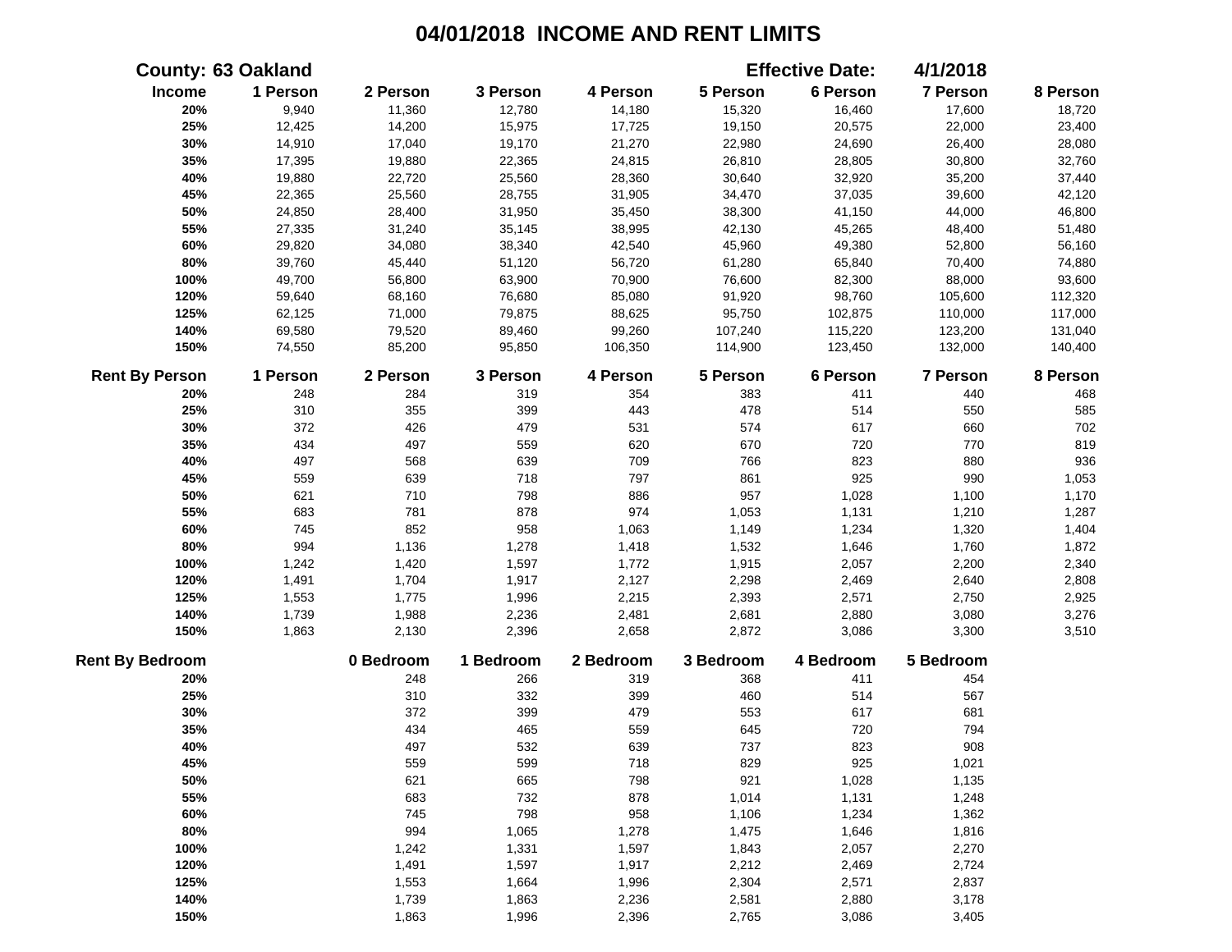# 04/01/2018 INCOME AND RENT LIMITS

**County: 63 Oakland** | **Effective Date: 4/1/2018**

| Income | 1 Person | 2 Person | 3 Person | 4 Person | 5 Person | 6 Person | 7 Person | 8 Person |
|---|---|---|---|---|---|---|---|---|
| 20% | 9,940 | 11,360 | 12,780 | 14,180 | 15,320 | 16,460 | 17,600 | 18,720 |
| 25% | 12,425 | 14,200 | 15,975 | 17,725 | 19,150 | 20,575 | 22,000 | 23,400 |
| 30% | 14,910 | 17,040 | 19,170 | 21,270 | 22,980 | 24,690 | 26,400 | 28,080 |
| 35% | 17,395 | 19,880 | 22,365 | 24,815 | 26,810 | 28,805 | 30,800 | 32,760 |
| 40% | 19,880 | 22,720 | 25,560 | 28,360 | 30,640 | 32,920 | 35,200 | 37,440 |
| 45% | 22,365 | 25,560 | 28,755 | 31,905 | 34,470 | 37,035 | 39,600 | 42,120 |
| 50% | 24,850 | 28,400 | 31,950 | 35,450 | 38,300 | 41,150 | 44,000 | 46,800 |
| 55% | 27,335 | 31,240 | 35,145 | 38,995 | 42,130 | 45,265 | 48,400 | 51,480 |
| 60% | 29,820 | 34,080 | 38,340 | 42,540 | 45,960 | 49,380 | 52,800 | 56,160 |
| 80% | 39,760 | 45,440 | 51,120 | 56,720 | 61,280 | 65,840 | 70,400 | 74,880 |
| 100% | 49,700 | 56,800 | 63,900 | 70,900 | 76,600 | 82,300 | 88,000 | 93,600 |
| 120% | 59,640 | 68,160 | 76,680 | 85,080 | 91,920 | 98,760 | 105,600 | 112,320 |
| 125% | 62,125 | 71,000 | 79,875 | 88,625 | 95,750 | 102,875 | 110,000 | 117,000 |
| 140% | 69,580 | 79,520 | 89,460 | 99,260 | 107,240 | 115,220 | 123,200 | 131,040 |
| 150% | 74,550 | 85,200 | 95,850 | 106,350 | 114,900 | 123,450 | 132,000 | 140,400 |

| Rent By Person | 1 Person | 2 Person | 3 Person | 4 Person | 5 Person | 6 Person | 7 Person | 8 Person |
|---|---|---|---|---|---|---|---|---|
| 20% | 248 | 284 | 319 | 354 | 383 | 411 | 440 | 468 |
| 25% | 310 | 355 | 399 | 443 | 478 | 514 | 550 | 585 |
| 30% | 372 | 426 | 479 | 531 | 574 | 617 | 660 | 702 |
| 35% | 434 | 497 | 559 | 620 | 670 | 720 | 770 | 819 |
| 40% | 497 | 568 | 639 | 709 | 766 | 823 | 880 | 936 |
| 45% | 559 | 639 | 718 | 797 | 861 | 925 | 990 | 1,053 |
| 50% | 621 | 710 | 798 | 886 | 957 | 1,028 | 1,100 | 1,170 |
| 55% | 683 | 781 | 878 | 974 | 1,053 | 1,131 | 1,210 | 1,287 |
| 60% | 745 | 852 | 958 | 1,063 | 1,149 | 1,234 | 1,320 | 1,404 |
| 80% | 994 | 1,136 | 1,278 | 1,418 | 1,532 | 1,646 | 1,760 | 1,872 |
| 100% | 1,242 | 1,420 | 1,597 | 1,772 | 1,915 | 2,057 | 2,200 | 2,340 |
| 120% | 1,491 | 1,704 | 1,917 | 2,127 | 2,298 | 2,469 | 2,640 | 2,808 |
| 125% | 1,553 | 1,775 | 1,996 | 2,215 | 2,393 | 2,571 | 2,750 | 2,925 |
| 140% | 1,739 | 1,988 | 2,236 | 2,481 | 2,681 | 2,880 | 3,080 | 3,276 |
| 150% | 1,863 | 2,130 | 2,396 | 2,658 | 2,872 | 3,086 | 3,300 | 3,510 |

| Rent By Bedroom | 0 Bedroom | 1 Bedroom | 2 Bedroom | 3 Bedroom | 4 Bedroom | 5 Bedroom |
|---|---|---|---|---|---|---|
| 20% | 248 | 266 | 319 | 368 | 411 | 454 |
| 25% | 310 | 332 | 399 | 460 | 514 | 567 |
| 30% | 372 | 399 | 479 | 553 | 617 | 681 |
| 35% | 434 | 465 | 559 | 645 | 720 | 794 |
| 40% | 497 | 532 | 639 | 737 | 823 | 908 |
| 45% | 559 | 599 | 718 | 829 | 925 | 1,021 |
| 50% | 621 | 665 | 798 | 921 | 1,028 | 1,135 |
| 55% | 683 | 732 | 878 | 1,014 | 1,131 | 1,248 |
| 60% | 745 | 798 | 958 | 1,106 | 1,234 | 1,362 |
| 80% | 994 | 1,065 | 1,278 | 1,475 | 1,646 | 1,816 |
| 100% | 1,242 | 1,331 | 1,597 | 1,843 | 2,057 | 2,270 |
| 120% | 1,491 | 1,597 | 1,917 | 2,212 | 2,469 | 2,724 |
| 125% | 1,553 | 1,664 | 1,996 | 2,304 | 2,571 | 2,837 |
| 140% | 1,739 | 1,863 | 2,236 | 2,581 | 2,880 | 3,178 |
| 150% | 1,863 | 1,996 | 2,396 | 2,765 | 3,086 | 3,405 |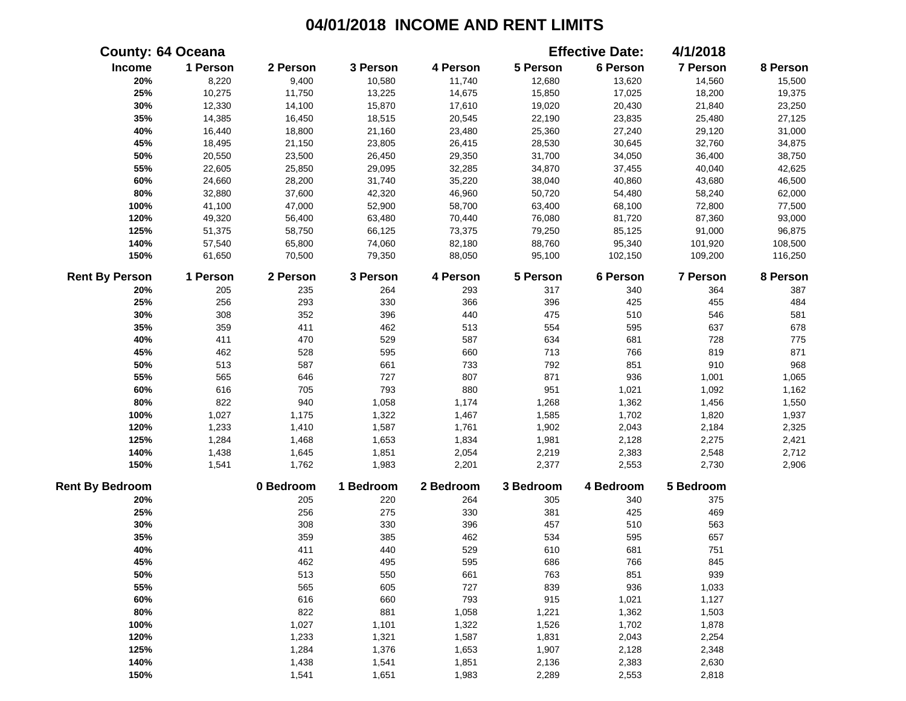# 04/01/2018 INCOME AND RENT LIMITS

**County: 64 Oceana** **Effective Date: 4/1/2018**

| Income | 1 Person | 2 Person | 3 Person | 4 Person | 5 Person | 6 Person | 7 Person | 8 Person |
|---|---|---|---|---|---|---|---|---|
| 20% | 8,220 | 9,400 | 10,580 | 11,740 | 12,680 | 13,620 | 14,560 | 15,500 |
| 25% | 10,275 | 11,750 | 13,225 | 14,675 | 15,850 | 17,025 | 18,200 | 19,375 |
| 30% | 12,330 | 14,100 | 15,870 | 17,610 | 19,020 | 20,430 | 21,840 | 23,250 |
| 35% | 14,385 | 16,450 | 18,515 | 20,545 | 22,190 | 23,835 | 25,480 | 27,125 |
| 40% | 16,440 | 18,800 | 21,160 | 23,480 | 25,360 | 27,240 | 29,120 | 31,000 |
| 45% | 18,495 | 21,150 | 23,805 | 26,415 | 28,530 | 30,645 | 32,760 | 34,875 |
| 50% | 20,550 | 23,500 | 26,450 | 29,350 | 31,700 | 34,050 | 36,400 | 38,750 |
| 55% | 22,605 | 25,850 | 29,095 | 32,285 | 34,870 | 37,455 | 40,040 | 42,625 |
| 60% | 24,660 | 28,200 | 31,740 | 35,220 | 38,040 | 40,860 | 43,680 | 46,500 |
| 80% | 32,880 | 37,600 | 42,320 | 46,960 | 50,720 | 54,480 | 58,240 | 62,000 |
| 100% | 41,100 | 47,000 | 52,900 | 58,700 | 63,400 | 68,100 | 72,800 | 77,500 |
| 120% | 49,320 | 56,400 | 63,480 | 70,440 | 76,080 | 81,720 | 87,360 | 93,000 |
| 125% | 51,375 | 58,750 | 66,125 | 73,375 | 79,250 | 85,125 | 91,000 | 96,875 |
| 140% | 57,540 | 65,800 | 74,060 | 82,180 | 88,760 | 95,340 | 101,920 | 108,500 |
| 150% | 61,650 | 70,500 | 79,350 | 88,050 | 95,100 | 102,150 | 109,200 | 116,250 |

| Rent By Person | 1 Person | 2 Person | 3 Person | 4 Person | 5 Person | 6 Person | 7 Person | 8 Person |
|---|---|---|---|---|---|---|---|---|
| 20% | 205 | 235 | 264 | 293 | 317 | 340 | 364 | 387 |
| 25% | 256 | 293 | 330 | 366 | 396 | 425 | 455 | 484 |
| 30% | 308 | 352 | 396 | 440 | 475 | 510 | 546 | 581 |
| 35% | 359 | 411 | 462 | 513 | 554 | 595 | 637 | 678 |
| 40% | 411 | 470 | 529 | 587 | 634 | 681 | 728 | 775 |
| 45% | 462 | 528 | 595 | 660 | 713 | 766 | 819 | 871 |
| 50% | 513 | 587 | 661 | 733 | 792 | 851 | 910 | 968 |
| 55% | 565 | 646 | 727 | 807 | 871 | 936 | 1,001 | 1,065 |
| 60% | 616 | 705 | 793 | 880 | 951 | 1,021 | 1,092 | 1,162 |
| 80% | 822 | 940 | 1,058 | 1,174 | 1,268 | 1,362 | 1,456 | 1,550 |
| 100% | 1,027 | 1,175 | 1,322 | 1,467 | 1,585 | 1,702 | 1,820 | 1,937 |
| 120% | 1,233 | 1,410 | 1,587 | 1,761 | 1,902 | 2,043 | 2,184 | 2,325 |
| 125% | 1,284 | 1,468 | 1,653 | 1,834 | 1,981 | 2,128 | 2,275 | 2,421 |
| 140% | 1,438 | 1,645 | 1,851 | 2,054 | 2,219 | 2,383 | 2,548 | 2,712 |
| 150% | 1,541 | 1,762 | 1,983 | 2,201 | 2,377 | 2,553 | 2,730 | 2,906 |

| Rent By Bedroom | 0 Bedroom | 1 Bedroom | 2 Bedroom | 3 Bedroom | 4 Bedroom | 5 Bedroom |
|---|---|---|---|---|---|---|
| 20% | 205 | 220 | 264 | 305 | 340 | 375 |
| 25% | 256 | 275 | 330 | 381 | 425 | 469 |
| 30% | 308 | 330 | 396 | 457 | 510 | 563 |
| 35% | 359 | 385 | 462 | 534 | 595 | 657 |
| 40% | 411 | 440 | 529 | 610 | 681 | 751 |
| 45% | 462 | 495 | 595 | 686 | 766 | 845 |
| 50% | 513 | 550 | 661 | 763 | 851 | 939 |
| 55% | 565 | 605 | 727 | 839 | 936 | 1,033 |
| 60% | 616 | 660 | 793 | 915 | 1,021 | 1,127 |
| 80% | 822 | 881 | 1,058 | 1,221 | 1,362 | 1,503 |
| 100% | 1,027 | 1,101 | 1,322 | 1,526 | 1,702 | 1,878 |
| 120% | 1,233 | 1,321 | 1,587 | 1,831 | 2,043 | 2,254 |
| 125% | 1,284 | 1,376 | 1,653 | 1,907 | 2,128 | 2,348 |
| 140% | 1,438 | 1,541 | 1,851 | 2,136 | 2,383 | 2,630 |
| 150% | 1,541 | 1,651 | 1,983 | 2,289 | 2,553 | 2,818 |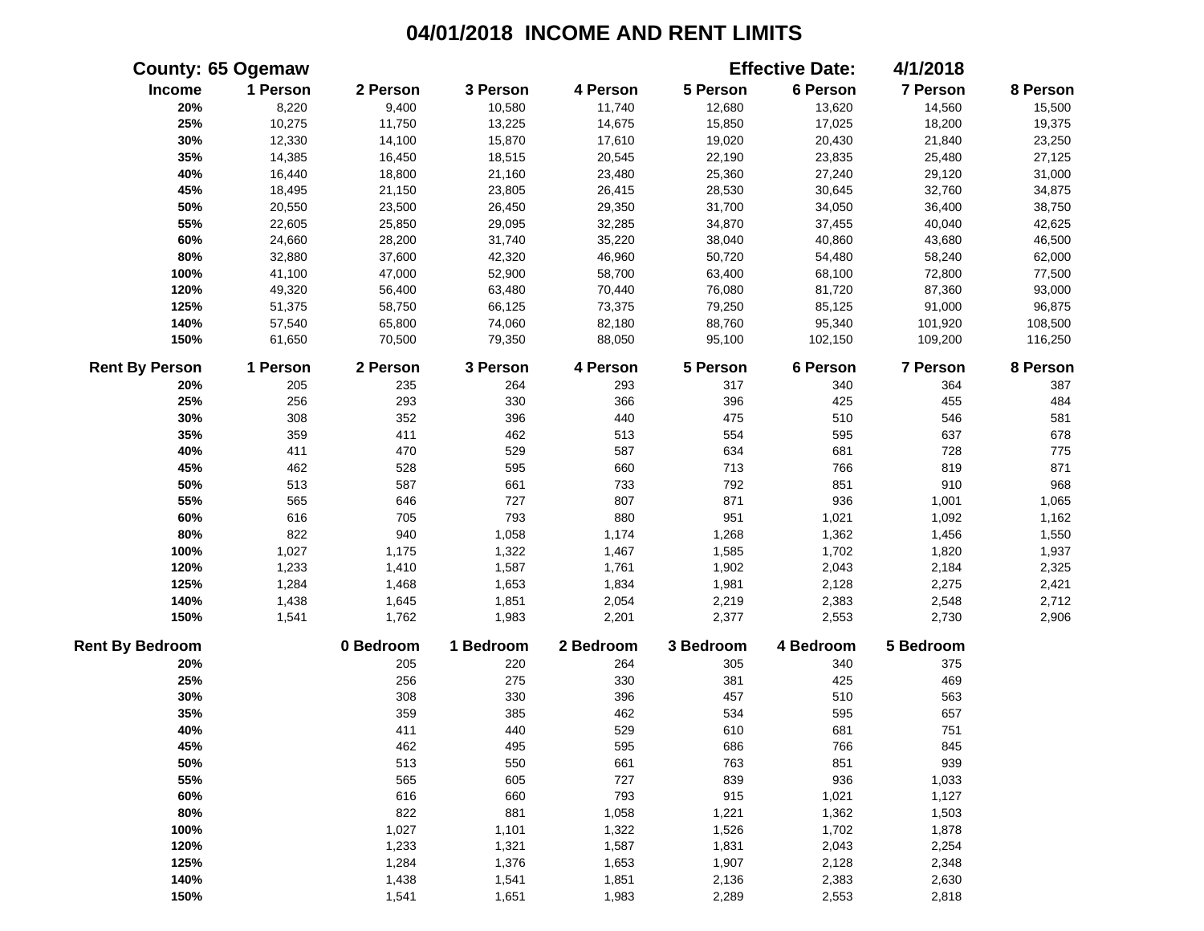# 04/01/2018 INCOME AND RENT LIMITS

**County: 65 Ogemaw** **Effective Date: 4/1/2018**

| Income | 1 Person | 2 Person | 3 Person | 4 Person | 5 Person | 6 Person | 7 Person | 8 Person |
|---|---|---|---|---|---|---|---|---|
| 20% | 8,220 | 9,400 | 10,580 | 11,740 | 12,680 | 13,620 | 14,560 | 15,500 |
| 25% | 10,275 | 11,750 | 13,225 | 14,675 | 15,850 | 17,025 | 18,200 | 19,375 |
| 30% | 12,330 | 14,100 | 15,870 | 17,610 | 19,020 | 20,430 | 21,840 | 23,250 |
| 35% | 14,385 | 16,450 | 18,515 | 20,545 | 22,190 | 23,835 | 25,480 | 27,125 |
| 40% | 16,440 | 18,800 | 21,160 | 23,480 | 25,360 | 27,240 | 29,120 | 31,000 |
| 45% | 18,495 | 21,150 | 23,805 | 26,415 | 28,530 | 30,645 | 32,760 | 34,875 |
| 50% | 20,550 | 23,500 | 26,450 | 29,350 | 31,700 | 34,050 | 36,400 | 38,750 |
| 55% | 22,605 | 25,850 | 29,095 | 32,285 | 34,870 | 37,455 | 40,040 | 42,625 |
| 60% | 24,660 | 28,200 | 31,740 | 35,220 | 38,040 | 40,860 | 43,680 | 46,500 |
| 80% | 32,880 | 37,600 | 42,320 | 46,960 | 50,720 | 54,480 | 58,240 | 62,000 |
| 100% | 41,100 | 47,000 | 52,900 | 58,700 | 63,400 | 68,100 | 72,800 | 77,500 |
| 120% | 49,320 | 56,400 | 63,480 | 70,440 | 76,080 | 81,720 | 87,360 | 93,000 |
| 125% | 51,375 | 58,750 | 66,125 | 73,375 | 79,250 | 85,125 | 91,000 | 96,875 |
| 140% | 57,540 | 65,800 | 74,060 | 82,180 | 88,760 | 95,340 | 101,920 | 108,500 |
| 150% | 61,650 | 70,500 | 79,350 | 88,050 | 95,100 | 102,150 | 109,200 | 116,250 |

| Rent By Person | 1 Person | 2 Person | 3 Person | 4 Person | 5 Person | 6 Person | 7 Person | 8 Person |
|---|---|---|---|---|---|---|---|---|
| 20% | 205 | 235 | 264 | 293 | 317 | 340 | 364 | 387 |
| 25% | 256 | 293 | 330 | 366 | 396 | 425 | 455 | 484 |
| 30% | 308 | 352 | 396 | 440 | 475 | 510 | 546 | 581 |
| 35% | 359 | 411 | 462 | 513 | 554 | 595 | 637 | 678 |
| 40% | 411 | 470 | 529 | 587 | 634 | 681 | 728 | 775 |
| 45% | 462 | 528 | 595 | 660 | 713 | 766 | 819 | 871 |
| 50% | 513 | 587 | 661 | 733 | 792 | 851 | 910 | 968 |
| 55% | 565 | 646 | 727 | 807 | 871 | 936 | 1,001 | 1,065 |
| 60% | 616 | 705 | 793 | 880 | 951 | 1,021 | 1,092 | 1,162 |
| 80% | 822 | 940 | 1,058 | 1,174 | 1,268 | 1,362 | 1,456 | 1,550 |
| 100% | 1,027 | 1,175 | 1,322 | 1,467 | 1,585 | 1,702 | 1,820 | 1,937 |
| 120% | 1,233 | 1,410 | 1,587 | 1,761 | 1,902 | 2,043 | 2,184 | 2,325 |
| 125% | 1,284 | 1,468 | 1,653 | 1,834 | 1,981 | 2,128 | 2,275 | 2,421 |
| 140% | 1,438 | 1,645 | 1,851 | 2,054 | 2,219 | 2,383 | 2,548 | 2,712 |
| 150% | 1,541 | 1,762 | 1,983 | 2,201 | 2,377 | 2,553 | 2,730 | 2,906 |

| Rent By Bedroom | 0 Bedroom | 1 Bedroom | 2 Bedroom | 3 Bedroom | 4 Bedroom | 5 Bedroom |
|---|---|---|---|---|---|---|
| 20% | 205 | 220 | 264 | 305 | 340 | 375 |
| 25% | 256 | 275 | 330 | 381 | 425 | 469 |
| 30% | 308 | 330 | 396 | 457 | 510 | 563 |
| 35% | 359 | 385 | 462 | 534 | 595 | 657 |
| 40% | 411 | 440 | 529 | 610 | 681 | 751 |
| 45% | 462 | 495 | 595 | 686 | 766 | 845 |
| 50% | 513 | 550 | 661 | 763 | 851 | 939 |
| 55% | 565 | 605 | 727 | 839 | 936 | 1,033 |
| 60% | 616 | 660 | 793 | 915 | 1,021 | 1,127 |
| 80% | 822 | 881 | 1,058 | 1,221 | 1,362 | 1,503 |
| 100% | 1,027 | 1,101 | 1,322 | 1,526 | 1,702 | 1,878 |
| 120% | 1,233 | 1,321 | 1,587 | 1,831 | 2,043 | 2,254 |
| 125% | 1,284 | 1,376 | 1,653 | 1,907 | 2,128 | 2,348 |
| 140% | 1,438 | 1,541 | 1,851 | 2,136 | 2,383 | 2,630 |
| 150% | 1,541 | 1,651 | 1,983 | 2,289 | 2,553 | 2,818 |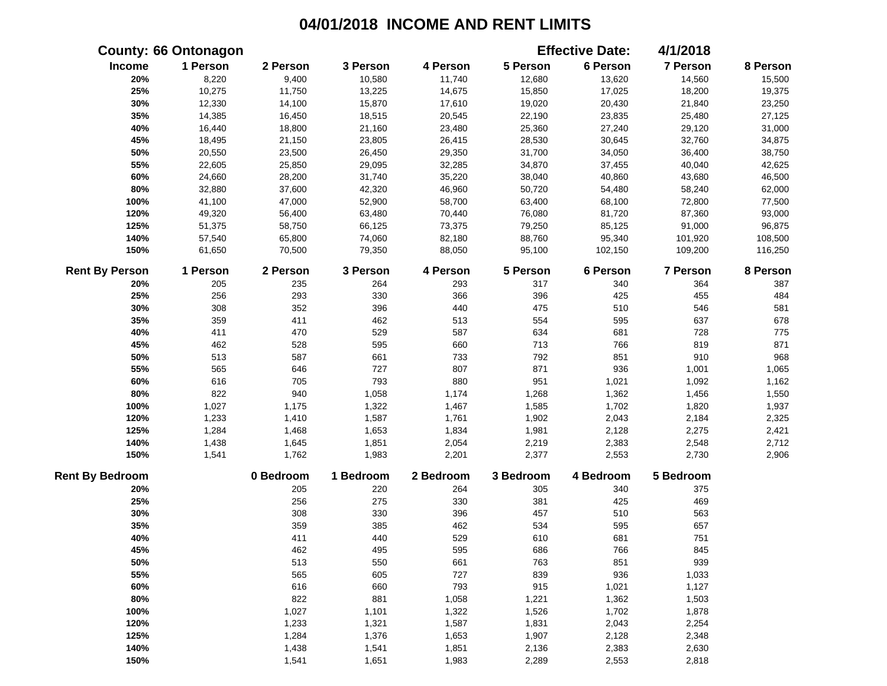# 04/01/2018 INCOME AND RENT LIMITS

**County: 66 Ontonagon** **Effective Date: 4/1/2018**

| Income | 1 Person | 2 Person | 3 Person | 4 Person | 5 Person | 6 Person | 7 Person | 8 Person |
|---|---|---|---|---|---|---|---|---|
| 20% | 8,220 | 9,400 | 10,580 | 11,740 | 12,680 | 13,620 | 14,560 | 15,500 |
| 25% | 10,275 | 11,750 | 13,225 | 14,675 | 15,850 | 17,025 | 18,200 | 19,375 |
| 30% | 12,330 | 14,100 | 15,870 | 17,610 | 19,020 | 20,430 | 21,840 | 23,250 |
| 35% | 14,385 | 16,450 | 18,515 | 20,545 | 22,190 | 23,835 | 25,480 | 27,125 |
| 40% | 16,440 | 18,800 | 21,160 | 23,480 | 25,360 | 27,240 | 29,120 | 31,000 |
| 45% | 18,495 | 21,150 | 23,805 | 26,415 | 28,530 | 30,645 | 32,760 | 34,875 |
| 50% | 20,550 | 23,500 | 26,450 | 29,350 | 31,700 | 34,050 | 36,400 | 38,750 |
| 55% | 22,605 | 25,850 | 29,095 | 32,285 | 34,870 | 37,455 | 40,040 | 42,625 |
| 60% | 24,660 | 28,200 | 31,740 | 35,220 | 38,040 | 40,860 | 43,680 | 46,500 |
| 80% | 32,880 | 37,600 | 42,320 | 46,960 | 50,720 | 54,480 | 58,240 | 62,000 |
| 100% | 41,100 | 47,000 | 52,900 | 58,700 | 63,400 | 68,100 | 72,800 | 77,500 |
| 120% | 49,320 | 56,400 | 63,480 | 70,440 | 76,080 | 81,720 | 87,360 | 93,000 |
| 125% | 51,375 | 58,750 | 66,125 | 73,375 | 79,250 | 85,125 | 91,000 | 96,875 |
| 140% | 57,540 | 65,800 | 74,060 | 82,180 | 88,760 | 95,340 | 101,920 | 108,500 |
| 150% | 61,650 | 70,500 | 79,350 | 88,050 | 95,100 | 102,150 | 109,200 | 116,250 |

| Rent By Person | 1 Person | 2 Person | 3 Person | 4 Person | 5 Person | 6 Person | 7 Person | 8 Person |
|---|---|---|---|---|---|---|---|---|
| 20% | 205 | 235 | 264 | 293 | 317 | 340 | 364 | 387 |
| 25% | 256 | 293 | 330 | 366 | 396 | 425 | 455 | 484 |
| 30% | 308 | 352 | 396 | 440 | 475 | 510 | 546 | 581 |
| 35% | 359 | 411 | 462 | 513 | 554 | 595 | 637 | 678 |
| 40% | 411 | 470 | 529 | 587 | 634 | 681 | 728 | 775 |
| 45% | 462 | 528 | 595 | 660 | 713 | 766 | 819 | 871 |
| 50% | 513 | 587 | 661 | 733 | 792 | 851 | 910 | 968 |
| 55% | 565 | 646 | 727 | 807 | 871 | 936 | 1,001 | 1,065 |
| 60% | 616 | 705 | 793 | 880 | 951 | 1,021 | 1,092 | 1,162 |
| 80% | 822 | 940 | 1,058 | 1,174 | 1,268 | 1,362 | 1,456 | 1,550 |
| 100% | 1,027 | 1,175 | 1,322 | 1,467 | 1,585 | 1,702 | 1,820 | 1,937 |
| 120% | 1,233 | 1,410 | 1,587 | 1,761 | 1,902 | 2,043 | 2,184 | 2,325 |
| 125% | 1,284 | 1,468 | 1,653 | 1,834 | 1,981 | 2,128 | 2,275 | 2,421 |
| 140% | 1,438 | 1,645 | 1,851 | 2,054 | 2,219 | 2,383 | 2,548 | 2,712 |
| 150% | 1,541 | 1,762 | 1,983 | 2,201 | 2,377 | 2,553 | 2,730 | 2,906 |

| Rent By Bedroom | 0 Bedroom | 1 Bedroom | 2 Bedroom | 3 Bedroom | 4 Bedroom | 5 Bedroom |
|---|---|---|---|---|---|---|
| 20% | 205 | 220 | 264 | 305 | 340 | 375 |
| 25% | 256 | 275 | 330 | 381 | 425 | 469 |
| 30% | 308 | 330 | 396 | 457 | 510 | 563 |
| 35% | 359 | 385 | 462 | 534 | 595 | 657 |
| 40% | 411 | 440 | 529 | 610 | 681 | 751 |
| 45% | 462 | 495 | 595 | 686 | 766 | 845 |
| 50% | 513 | 550 | 661 | 763 | 851 | 939 |
| 55% | 565 | 605 | 727 | 839 | 936 | 1,033 |
| 60% | 616 | 660 | 793 | 915 | 1,021 | 1,127 |
| 80% | 822 | 881 | 1,058 | 1,221 | 1,362 | 1,503 |
| 100% | 1,027 | 1,101 | 1,322 | 1,526 | 1,702 | 1,878 |
| 120% | 1,233 | 1,321 | 1,587 | 1,831 | 2,043 | 2,254 |
| 125% | 1,284 | 1,376 | 1,653 | 1,907 | 2,128 | 2,348 |
| 140% | 1,438 | 1,541 | 1,851 | 2,136 | 2,383 | 2,630 |
| 150% | 1,541 | 1,651 | 1,983 | 2,289 | 2,553 | 2,818 |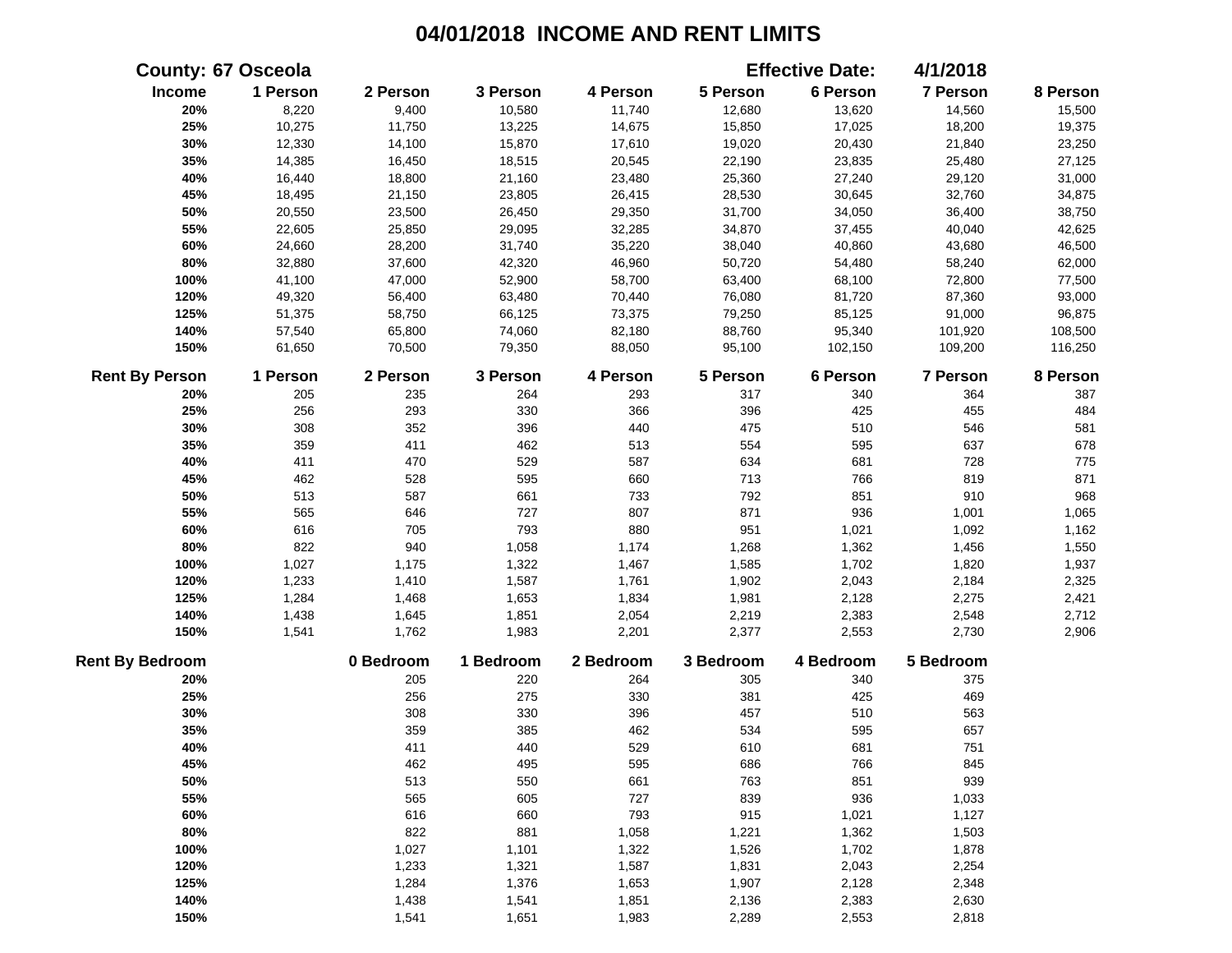# 04/01/2018 INCOME AND RENT LIMITS

**County: 67 Osceola** **Effective Date: 4/1/2018**

| Income | 1 Person | 2 Person | 3 Person | 4 Person | 5 Person | 6 Person | 7 Person | 8 Person |
|---|---|---|---|---|---|---|---|---|
| 20% | 8,220 | 9,400 | 10,580 | 11,740 | 12,680 | 13,620 | 14,560 | 15,500 |
| 25% | 10,275 | 11,750 | 13,225 | 14,675 | 15,850 | 17,025 | 18,200 | 19,375 |
| 30% | 12,330 | 14,100 | 15,870 | 17,610 | 19,020 | 20,430 | 21,840 | 23,250 |
| 35% | 14,385 | 16,450 | 18,515 | 20,545 | 22,190 | 23,835 | 25,480 | 27,125 |
| 40% | 16,440 | 18,800 | 21,160 | 23,480 | 25,360 | 27,240 | 29,120 | 31,000 |
| 45% | 18,495 | 21,150 | 23,805 | 26,415 | 28,530 | 30,645 | 32,760 | 34,875 |
| 50% | 20,550 | 23,500 | 26,450 | 29,350 | 31,700 | 34,050 | 36,400 | 38,750 |
| 55% | 22,605 | 25,850 | 29,095 | 32,285 | 34,870 | 37,455 | 40,040 | 42,625 |
| 60% | 24,660 | 28,200 | 31,740 | 35,220 | 38,040 | 40,860 | 43,680 | 46,500 |
| 80% | 32,880 | 37,600 | 42,320 | 46,960 | 50,720 | 54,480 | 58,240 | 62,000 |
| 100% | 41,100 | 47,000 | 52,900 | 58,700 | 63,400 | 68,100 | 72,800 | 77,500 |
| 120% | 49,320 | 56,400 | 63,480 | 70,440 | 76,080 | 81,720 | 87,360 | 93,000 |
| 125% | 51,375 | 58,750 | 66,125 | 73,375 | 79,250 | 85,125 | 91,000 | 96,875 |
| 140% | 57,540 | 65,800 | 74,060 | 82,180 | 88,760 | 95,340 | 101,920 | 108,500 |
| 150% | 61,650 | 70,500 | 79,350 | 88,050 | 95,100 | 102,150 | 109,200 | 116,250 |

| Rent By Person | 1 Person | 2 Person | 3 Person | 4 Person | 5 Person | 6 Person | 7 Person | 8 Person |
|---|---|---|---|---|---|---|---|---|
| 20% | 205 | 235 | 264 | 293 | 317 | 340 | 364 | 387 |
| 25% | 256 | 293 | 330 | 366 | 396 | 425 | 455 | 484 |
| 30% | 308 | 352 | 396 | 440 | 475 | 510 | 546 | 581 |
| 35% | 359 | 411 | 462 | 513 | 554 | 595 | 637 | 678 |
| 40% | 411 | 470 | 529 | 587 | 634 | 681 | 728 | 775 |
| 45% | 462 | 528 | 595 | 660 | 713 | 766 | 819 | 871 |
| 50% | 513 | 587 | 661 | 733 | 792 | 851 | 910 | 968 |
| 55% | 565 | 646 | 727 | 807 | 871 | 936 | 1,001 | 1,065 |
| 60% | 616 | 705 | 793 | 880 | 951 | 1,021 | 1,092 | 1,162 |
| 80% | 822 | 940 | 1,058 | 1,174 | 1,268 | 1,362 | 1,456 | 1,550 |
| 100% | 1,027 | 1,175 | 1,322 | 1,467 | 1,585 | 1,702 | 1,820 | 1,937 |
| 120% | 1,233 | 1,410 | 1,587 | 1,761 | 1,902 | 2,043 | 2,184 | 2,325 |
| 125% | 1,284 | 1,468 | 1,653 | 1,834 | 1,981 | 2,128 | 2,275 | 2,421 |
| 140% | 1,438 | 1,645 | 1,851 | 2,054 | 2,219 | 2,383 | 2,548 | 2,712 |
| 150% | 1,541 | 1,762 | 1,983 | 2,201 | 2,377 | 2,553 | 2,730 | 2,906 |

| Rent By Bedroom | 0 Bedroom | 1 Bedroom | 2 Bedroom | 3 Bedroom | 4 Bedroom | 5 Bedroom |
|---|---|---|---|---|---|---|
| 20% | 205 | 220 | 264 | 305 | 340 | 375 |
| 25% | 256 | 275 | 330 | 381 | 425 | 469 |
| 30% | 308 | 330 | 396 | 457 | 510 | 563 |
| 35% | 359 | 385 | 462 | 534 | 595 | 657 |
| 40% | 411 | 440 | 529 | 610 | 681 | 751 |
| 45% | 462 | 495 | 595 | 686 | 766 | 845 |
| 50% | 513 | 550 | 661 | 763 | 851 | 939 |
| 55% | 565 | 605 | 727 | 839 | 936 | 1,033 |
| 60% | 616 | 660 | 793 | 915 | 1,021 | 1,127 |
| 80% | 822 | 881 | 1,058 | 1,221 | 1,362 | 1,503 |
| 100% | 1,027 | 1,101 | 1,322 | 1,526 | 1,702 | 1,878 |
| 120% | 1,233 | 1,321 | 1,587 | 1,831 | 2,043 | 2,254 |
| 125% | 1,284 | 1,376 | 1,653 | 1,907 | 2,128 | 2,348 |
| 140% | 1,438 | 1,541 | 1,851 | 2,136 | 2,383 | 2,630 |
| 150% | 1,541 | 1,651 | 1,983 | 2,289 | 2,553 | 2,818 |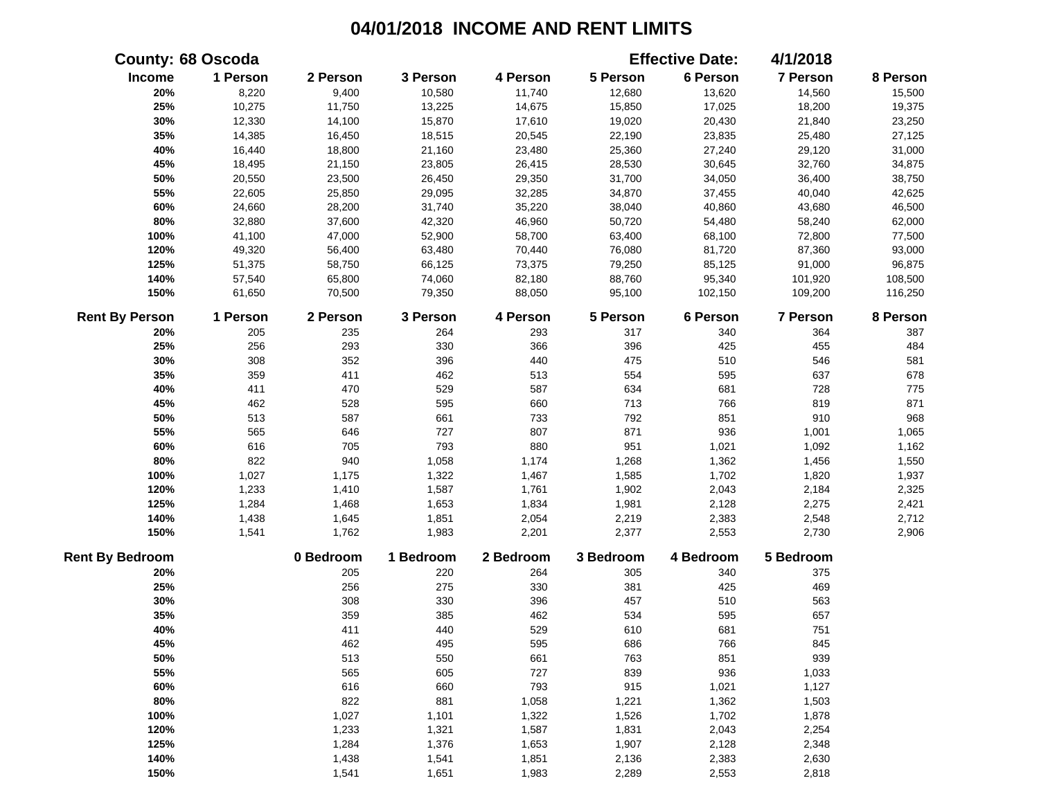# 04/01/2018 INCOME AND RENT LIMITS

**County: 68 Oscoda** | **Effective Date: 4/1/2018**

| Income | 1 Person | 2 Person | 3 Person | 4 Person | 5 Person | 6 Person | 7 Person | 8 Person |
|---|---|---|---|---|---|---|---|---|
| 20% | 8,220 | 9,400 | 10,580 | 11,740 | 12,680 | 13,620 | 14,560 | 15,500 |
| 25% | 10,275 | 11,750 | 13,225 | 14,675 | 15,850 | 17,025 | 18,200 | 19,375 |
| 30% | 12,330 | 14,100 | 15,870 | 17,610 | 19,020 | 20,430 | 21,840 | 23,250 |
| 35% | 14,385 | 16,450 | 18,515 | 20,545 | 22,190 | 23,835 | 25,480 | 27,125 |
| 40% | 16,440 | 18,800 | 21,160 | 23,480 | 25,360 | 27,240 | 29,120 | 31,000 |
| 45% | 18,495 | 21,150 | 23,805 | 26,415 | 28,530 | 30,645 | 32,760 | 34,875 |
| 50% | 20,550 | 23,500 | 26,450 | 29,350 | 31,700 | 34,050 | 36,400 | 38,750 |
| 55% | 22,605 | 25,850 | 29,095 | 32,285 | 34,870 | 37,455 | 40,040 | 42,625 |
| 60% | 24,660 | 28,200 | 31,740 | 35,220 | 38,040 | 40,860 | 43,680 | 46,500 |
| 80% | 32,880 | 37,600 | 42,320 | 46,960 | 50,720 | 54,480 | 58,240 | 62,000 |
| 100% | 41,100 | 47,000 | 52,900 | 58,700 | 63,400 | 68,100 | 72,800 | 77,500 |
| 120% | 49,320 | 56,400 | 63,480 | 70,440 | 76,080 | 81,720 | 87,360 | 93,000 |
| 125% | 51,375 | 58,750 | 66,125 | 73,375 | 79,250 | 85,125 | 91,000 | 96,875 |
| 140% | 57,540 | 65,800 | 74,060 | 82,180 | 88,760 | 95,340 | 101,920 | 108,500 |
| 150% | 61,650 | 70,500 | 79,350 | 88,050 | 95,100 | 102,150 | 109,200 | 116,250 |

| Rent By Person | 1 Person | 2 Person | 3 Person | 4 Person | 5 Person | 6 Person | 7 Person | 8 Person |
|---|---|---|---|---|---|---|---|---|
| 20% | 205 | 235 | 264 | 293 | 317 | 340 | 364 | 387 |
| 25% | 256 | 293 | 330 | 366 | 396 | 425 | 455 | 484 |
| 30% | 308 | 352 | 396 | 440 | 475 | 510 | 546 | 581 |
| 35% | 359 | 411 | 462 | 513 | 554 | 595 | 637 | 678 |
| 40% | 411 | 470 | 529 | 587 | 634 | 681 | 728 | 775 |
| 45% | 462 | 528 | 595 | 660 | 713 | 766 | 819 | 871 |
| 50% | 513 | 587 | 661 | 733 | 792 | 851 | 910 | 968 |
| 55% | 565 | 646 | 727 | 807 | 871 | 936 | 1,001 | 1,065 |
| 60% | 616 | 705 | 793 | 880 | 951 | 1,021 | 1,092 | 1,162 |
| 80% | 822 | 940 | 1,058 | 1,174 | 1,268 | 1,362 | 1,456 | 1,550 |
| 100% | 1,027 | 1,175 | 1,322 | 1,467 | 1,585 | 1,702 | 1,820 | 1,937 |
| 120% | 1,233 | 1,410 | 1,587 | 1,761 | 1,902 | 2,043 | 2,184 | 2,325 |
| 125% | 1,284 | 1,468 | 1,653 | 1,834 | 1,981 | 2,128 | 2,275 | 2,421 |
| 140% | 1,438 | 1,645 | 1,851 | 2,054 | 2,219 | 2,383 | 2,548 | 2,712 |
| 150% | 1,541 | 1,762 | 1,983 | 2,201 | 2,377 | 2,553 | 2,730 | 2,906 |

| Rent By Bedroom | 0 Bedroom | 1 Bedroom | 2 Bedroom | 3 Bedroom | 4 Bedroom | 5 Bedroom |
|---|---|---|---|---|---|---|
| 20% | 205 | 220 | 264 | 305 | 340 | 375 |
| 25% | 256 | 275 | 330 | 381 | 425 | 469 |
| 30% | 308 | 330 | 396 | 457 | 510 | 563 |
| 35% | 359 | 385 | 462 | 534 | 595 | 657 |
| 40% | 411 | 440 | 529 | 610 | 681 | 751 |
| 45% | 462 | 495 | 595 | 686 | 766 | 845 |
| 50% | 513 | 550 | 661 | 763 | 851 | 939 |
| 55% | 565 | 605 | 727 | 839 | 936 | 1,033 |
| 60% | 616 | 660 | 793 | 915 | 1,021 | 1,127 |
| 80% | 822 | 881 | 1,058 | 1,221 | 1,362 | 1,503 |
| 100% | 1,027 | 1,101 | 1,322 | 1,526 | 1,702 | 1,878 |
| 120% | 1,233 | 1,321 | 1,587 | 1,831 | 2,043 | 2,254 |
| 125% | 1,284 | 1,376 | 1,653 | 1,907 | 2,128 | 2,348 |
| 140% | 1,438 | 1,541 | 1,851 | 2,136 | 2,383 | 2,630 |
| 150% | 1,541 | 1,651 | 1,983 | 2,289 | 2,553 | 2,818 |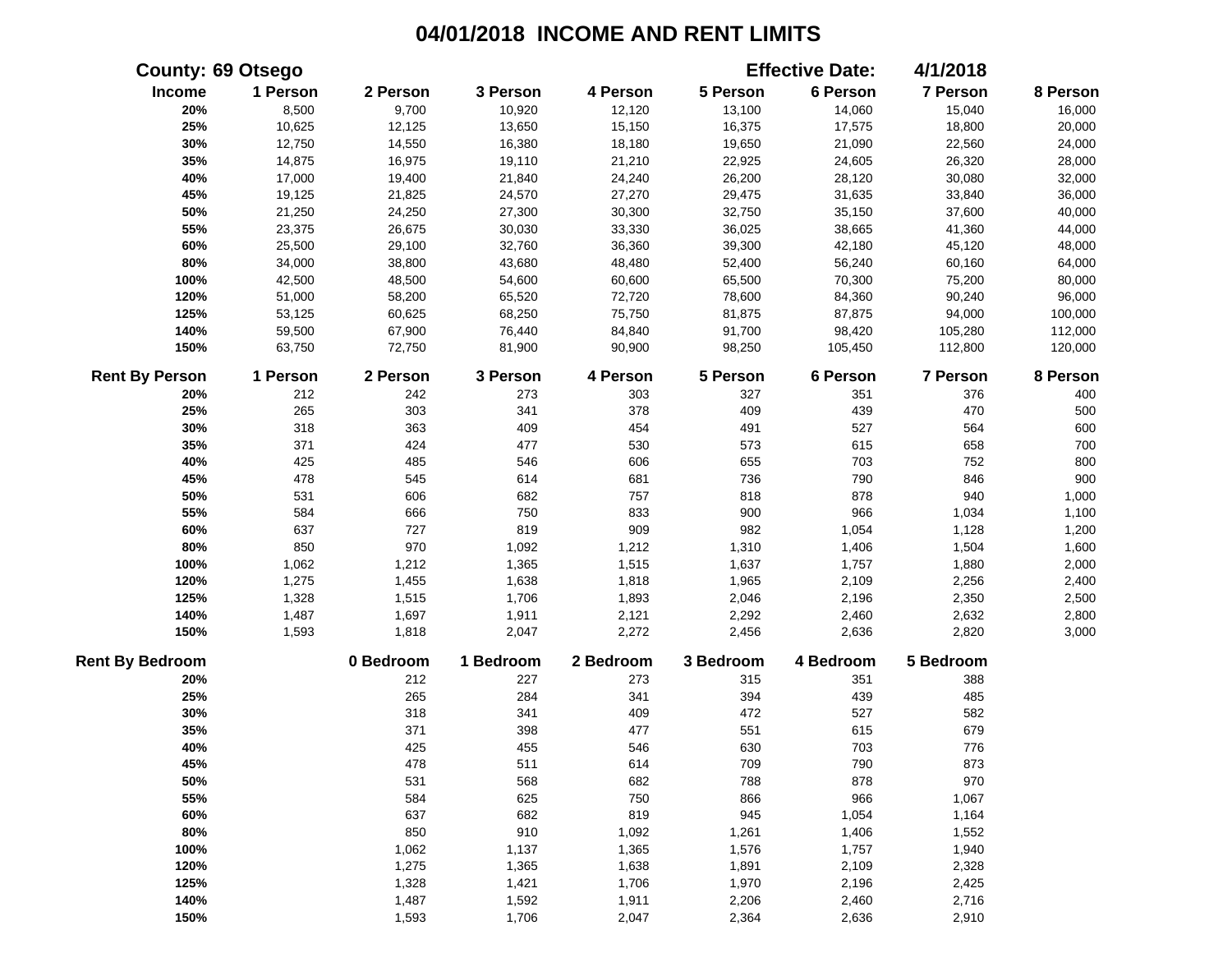# 04/01/2018 INCOME AND RENT LIMITS

**County: 69 Otsego** **Effective Date: 4/1/2018**

| Income | 1 Person | 2 Person | 3 Person | 4 Person | 5 Person | 6 Person | 7 Person | 8 Person |
|---|---|---|---|---|---|---|---|---|
| 20% | 8,500 | 9,700 | 10,920 | 12,120 | 13,100 | 14,060 | 15,040 | 16,000 |
| 25% | 10,625 | 12,125 | 13,650 | 15,150 | 16,375 | 17,575 | 18,800 | 20,000 |
| 30% | 12,750 | 14,550 | 16,380 | 18,180 | 19,650 | 21,090 | 22,560 | 24,000 |
| 35% | 14,875 | 16,975 | 19,110 | 21,210 | 22,925 | 24,605 | 26,320 | 28,000 |
| 40% | 17,000 | 19,400 | 21,840 | 24,240 | 26,200 | 28,120 | 30,080 | 32,000 |
| 45% | 19,125 | 21,825 | 24,570 | 27,270 | 29,475 | 31,635 | 33,840 | 36,000 |
| 50% | 21,250 | 24,250 | 27,300 | 30,300 | 32,750 | 35,150 | 37,600 | 40,000 |
| 55% | 23,375 | 26,675 | 30,030 | 33,330 | 36,025 | 38,665 | 41,360 | 44,000 |
| 60% | 25,500 | 29,100 | 32,760 | 36,360 | 39,300 | 42,180 | 45,120 | 48,000 |
| 80% | 34,000 | 38,800 | 43,680 | 48,480 | 52,400 | 56,240 | 60,160 | 64,000 |
| 100% | 42,500 | 48,500 | 54,600 | 60,600 | 65,500 | 70,300 | 75,200 | 80,000 |
| 120% | 51,000 | 58,200 | 65,520 | 72,720 | 78,600 | 84,360 | 90,240 | 96,000 |
| 125% | 53,125 | 60,625 | 68,250 | 75,750 | 81,875 | 87,875 | 94,000 | 100,000 |
| 140% | 59,500 | 67,900 | 76,440 | 84,840 | 91,700 | 98,420 | 105,280 | 112,000 |
| 150% | 63,750 | 72,750 | 81,900 | 90,900 | 98,250 | 105,450 | 112,800 | 120,000 |

| Rent By Person | 1 Person | 2 Person | 3 Person | 4 Person | 5 Person | 6 Person | 7 Person | 8 Person |
|---|---|---|---|---|---|---|---|---|
| 20% | 212 | 242 | 273 | 303 | 327 | 351 | 376 | 400 |
| 25% | 265 | 303 | 341 | 378 | 409 | 439 | 470 | 500 |
| 30% | 318 | 363 | 409 | 454 | 491 | 527 | 564 | 600 |
| 35% | 371 | 424 | 477 | 530 | 573 | 615 | 658 | 700 |
| 40% | 425 | 485 | 546 | 606 | 655 | 703 | 752 | 800 |
| 45% | 478 | 545 | 614 | 681 | 736 | 790 | 846 | 900 |
| 50% | 531 | 606 | 682 | 757 | 818 | 878 | 940 | 1,000 |
| 55% | 584 | 666 | 750 | 833 | 900 | 966 | 1,034 | 1,100 |
| 60% | 637 | 727 | 819 | 909 | 982 | 1,054 | 1,128 | 1,200 |
| 80% | 850 | 970 | 1,092 | 1,212 | 1,310 | 1,406 | 1,504 | 1,600 |
| 100% | 1,062 | 1,212 | 1,365 | 1,515 | 1,637 | 1,757 | 1,880 | 2,000 |
| 120% | 1,275 | 1,455 | 1,638 | 1,818 | 1,965 | 2,109 | 2,256 | 2,400 |
| 125% | 1,328 | 1,515 | 1,706 | 1,893 | 2,046 | 2,196 | 2,350 | 2,500 |
| 140% | 1,487 | 1,697 | 1,911 | 2,121 | 2,292 | 2,460 | 2,632 | 2,800 |
| 150% | 1,593 | 1,818 | 2,047 | 2,272 | 2,456 | 2,636 | 2,820 | 3,000 |

| Rent By Bedroom | 0 Bedroom | 1 Bedroom | 2 Bedroom | 3 Bedroom | 4 Bedroom | 5 Bedroom |
|---|---|---|---|---|---|---|
| 20% | 212 | 227 | 273 | 315 | 351 | 388 |
| 25% | 265 | 284 | 341 | 394 | 439 | 485 |
| 30% | 318 | 341 | 409 | 472 | 527 | 582 |
| 35% | 371 | 398 | 477 | 551 | 615 | 679 |
| 40% | 425 | 455 | 546 | 630 | 703 | 776 |
| 45% | 478 | 511 | 614 | 709 | 790 | 873 |
| 50% | 531 | 568 | 682 | 788 | 878 | 970 |
| 55% | 584 | 625 | 750 | 866 | 966 | 1,067 |
| 60% | 637 | 682 | 819 | 945 | 1,054 | 1,164 |
| 80% | 850 | 910 | 1,092 | 1,261 | 1,406 | 1,552 |
| 100% | 1,062 | 1,137 | 1,365 | 1,576 | 1,757 | 1,940 |
| 120% | 1,275 | 1,365 | 1,638 | 1,891 | 2,109 | 2,328 |
| 125% | 1,328 | 1,421 | 1,706 | 1,970 | 2,196 | 2,425 |
| 140% | 1,487 | 1,592 | 1,911 | 2,206 | 2,460 | 2,716 |
| 150% | 1,593 | 1,706 | 2,047 | 2,364 | 2,636 | 2,910 |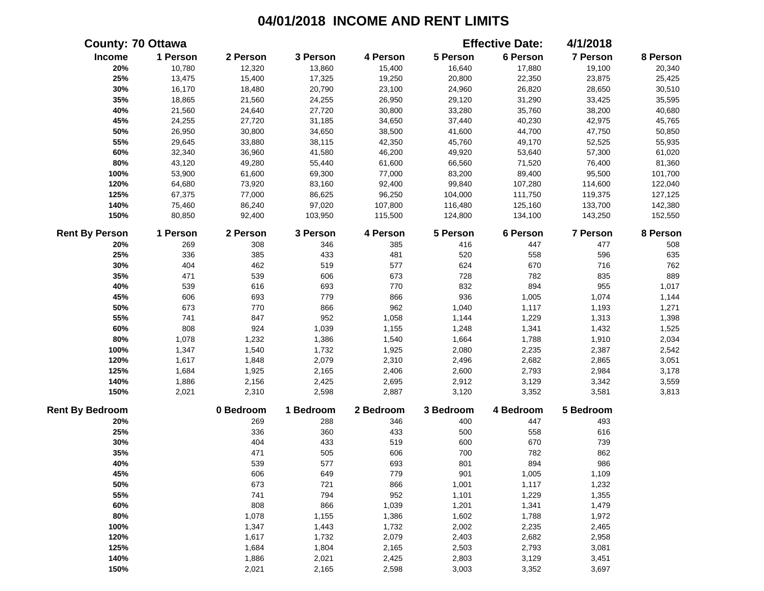# 04/01/2018 INCOME AND RENT LIMITS

**County: 70 Ottawa** **Effective Date: 4/1/2018**

| Income | 1 Person | 2 Person | 3 Person | 4 Person | 5 Person | 6 Person | 7 Person | 8 Person |
|---|---|---|---|---|---|---|---|---|
| 20% | 10,780 | 12,320 | 13,860 | 15,400 | 16,640 | 17,880 | 19,100 | 20,340 |
| 25% | 13,475 | 15,400 | 17,325 | 19,250 | 20,800 | 22,350 | 23,875 | 25,425 |
| 30% | 16,170 | 18,480 | 20,790 | 23,100 | 24,960 | 26,820 | 28,650 | 30,510 |
| 35% | 18,865 | 21,560 | 24,255 | 26,950 | 29,120 | 31,290 | 33,425 | 35,595 |
| 40% | 21,560 | 24,640 | 27,720 | 30,800 | 33,280 | 35,760 | 38,200 | 40,680 |
| 45% | 24,255 | 27,720 | 31,185 | 34,650 | 37,440 | 40,230 | 42,975 | 45,765 |
| 50% | 26,950 | 30,800 | 34,650 | 38,500 | 41,600 | 44,700 | 47,750 | 50,850 |
| 55% | 29,645 | 33,880 | 38,115 | 42,350 | 45,760 | 49,170 | 52,525 | 55,935 |
| 60% | 32,340 | 36,960 | 41,580 | 46,200 | 49,920 | 53,640 | 57,300 | 61,020 |
| 80% | 43,120 | 49,280 | 55,440 | 61,600 | 66,560 | 71,520 | 76,400 | 81,360 |
| 100% | 53,900 | 61,600 | 69,300 | 77,000 | 83,200 | 89,400 | 95,500 | 101,700 |
| 120% | 64,680 | 73,920 | 83,160 | 92,400 | 99,840 | 107,280 | 114,600 | 122,040 |
| 125% | 67,375 | 77,000 | 86,625 | 96,250 | 104,000 | 111,750 | 119,375 | 127,125 |
| 140% | 75,460 | 86,240 | 97,020 | 107,800 | 116,480 | 125,160 | 133,700 | 142,380 |
| 150% | 80,850 | 92,400 | 103,950 | 115,500 | 124,800 | 134,100 | 143,250 | 152,550 |

| Rent By Person | 1 Person | 2 Person | 3 Person | 4 Person | 5 Person | 6 Person | 7 Person | 8 Person |
|---|---|---|---|---|---|---|---|---|
| 20% | 269 | 308 | 346 | 385 | 416 | 447 | 477 | 508 |
| 25% | 336 | 385 | 433 | 481 | 520 | 558 | 596 | 635 |
| 30% | 404 | 462 | 519 | 577 | 624 | 670 | 716 | 762 |
| 35% | 471 | 539 | 606 | 673 | 728 | 782 | 835 | 889 |
| 40% | 539 | 616 | 693 | 770 | 832 | 894 | 955 | 1,017 |
| 45% | 606 | 693 | 779 | 866 | 936 | 1,005 | 1,074 | 1,144 |
| 50% | 673 | 770 | 866 | 962 | 1,040 | 1,117 | 1,193 | 1,271 |
| 55% | 741 | 847 | 952 | 1,058 | 1,144 | 1,229 | 1,313 | 1,398 |
| 60% | 808 | 924 | 1,039 | 1,155 | 1,248 | 1,341 | 1,432 | 1,525 |
| 80% | 1,078 | 1,232 | 1,386 | 1,540 | 1,664 | 1,788 | 1,910 | 2,034 |
| 100% | 1,347 | 1,540 | 1,732 | 1,925 | 2,080 | 2,235 | 2,387 | 2,542 |
| 120% | 1,617 | 1,848 | 2,079 | 2,310 | 2,496 | 2,682 | 2,865 | 3,051 |
| 125% | 1,684 | 1,925 | 2,165 | 2,406 | 2,600 | 2,793 | 2,984 | 3,178 |
| 140% | 1,886 | 2,156 | 2,425 | 2,695 | 2,912 | 3,129 | 3,342 | 3,559 |
| 150% | 2,021 | 2,310 | 2,598 | 2,887 | 3,120 | 3,352 | 3,581 | 3,813 |

| Rent By Bedroom | 0 Bedroom | 1 Bedroom | 2 Bedroom | 3 Bedroom | 4 Bedroom | 5 Bedroom |
|---|---|---|---|---|---|---|
| 20% | 269 | 288 | 346 | 400 | 447 | 493 |
| 25% | 336 | 360 | 433 | 500 | 558 | 616 |
| 30% | 404 | 433 | 519 | 600 | 670 | 739 |
| 35% | 471 | 505 | 606 | 700 | 782 | 862 |
| 40% | 539 | 577 | 693 | 801 | 894 | 986 |
| 45% | 606 | 649 | 779 | 901 | 1,005 | 1,109 |
| 50% | 673 | 721 | 866 | 1,001 | 1,117 | 1,232 |
| 55% | 741 | 794 | 952 | 1,101 | 1,229 | 1,355 |
| 60% | 808 | 866 | 1,039 | 1,201 | 1,341 | 1,479 |
| 80% | 1,078 | 1,155 | 1,386 | 1,602 | 1,788 | 1,972 |
| 100% | 1,347 | 1,443 | 1,732 | 2,002 | 2,235 | 2,465 |
| 120% | 1,617 | 1,732 | 2,079 | 2,403 | 2,682 | 2,958 |
| 125% | 1,684 | 1,804 | 2,165 | 2,503 | 2,793 | 3,081 |
| 140% | 1,886 | 2,021 | 2,425 | 2,803 | 3,129 | 3,451 |
| 150% | 2,021 | 2,165 | 2,598 | 3,003 | 3,352 | 3,697 |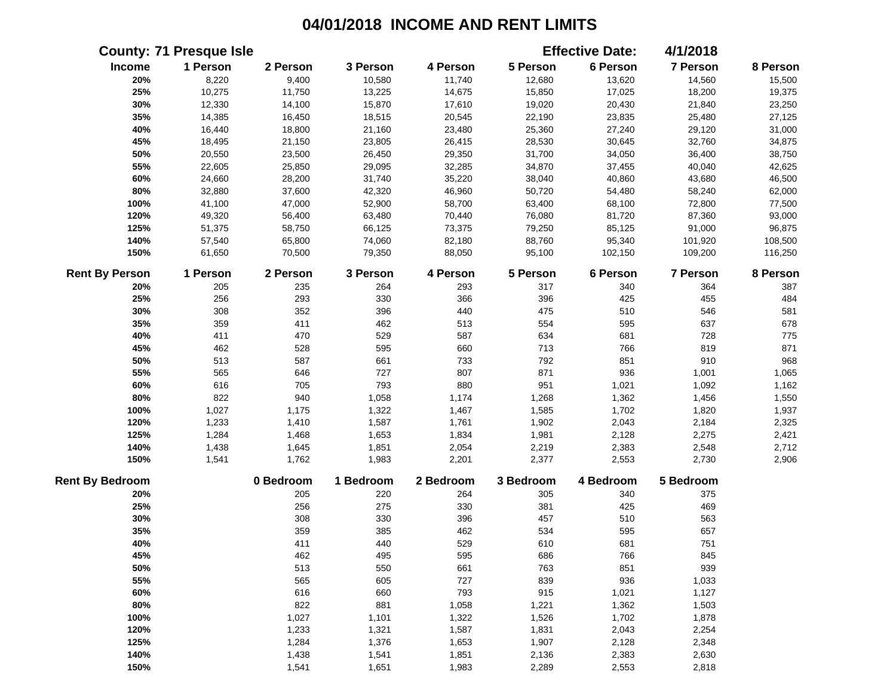# 04/01/2018 INCOME AND RENT LIMITS

**County: 71 Presque Isle** **Effective Date: 4/1/2018**

| Income | 1 Person | 2 Person | 3 Person | 4 Person | 5 Person | 6 Person | 7 Person | 8 Person |
|---|---|---|---|---|---|---|---|---|
| 20% | 8,220 | 9,400 | 10,580 | 11,740 | 12,680 | 13,620 | 14,560 | 15,500 |
| 25% | 10,275 | 11,750 | 13,225 | 14,675 | 15,850 | 17,025 | 18,200 | 19,375 |
| 30% | 12,330 | 14,100 | 15,870 | 17,610 | 19,020 | 20,430 | 21,840 | 23,250 |
| 35% | 14,385 | 16,450 | 18,515 | 20,545 | 22,190 | 23,835 | 25,480 | 27,125 |
| 40% | 16,440 | 18,800 | 21,160 | 23,480 | 25,360 | 27,240 | 29,120 | 31,000 |
| 45% | 18,495 | 21,150 | 23,805 | 26,415 | 28,530 | 30,645 | 32,760 | 34,875 |
| 50% | 20,550 | 23,500 | 26,450 | 29,350 | 31,700 | 34,050 | 36,400 | 38,750 |
| 55% | 22,605 | 25,850 | 29,095 | 32,285 | 34,870 | 37,455 | 40,040 | 42,625 |
| 60% | 24,660 | 28,200 | 31,740 | 35,220 | 38,040 | 40,860 | 43,680 | 46,500 |
| 80% | 32,880 | 37,600 | 42,320 | 46,960 | 50,720 | 54,480 | 58,240 | 62,000 |
| 100% | 41,100 | 47,000 | 52,900 | 58,700 | 63,400 | 68,100 | 72,800 | 77,500 |
| 120% | 49,320 | 56,400 | 63,480 | 70,440 | 76,080 | 81,720 | 87,360 | 93,000 |
| 125% | 51,375 | 58,750 | 66,125 | 73,375 | 79,250 | 85,125 | 91,000 | 96,875 |
| 140% | 57,540 | 65,800 | 74,060 | 82,180 | 88,760 | 95,340 | 101,920 | 108,500 |
| 150% | 61,650 | 70,500 | 79,350 | 88,050 | 95,100 | 102,150 | 109,200 | 116,250 |

| Rent By Person | 1 Person | 2 Person | 3 Person | 4 Person | 5 Person | 6 Person | 7 Person | 8 Person |
|---|---|---|---|---|---|---|---|---|
| 20% | 205 | 235 | 264 | 293 | 317 | 340 | 364 | 387 |
| 25% | 256 | 293 | 330 | 366 | 396 | 425 | 455 | 484 |
| 30% | 308 | 352 | 396 | 440 | 475 | 510 | 546 | 581 |
| 35% | 359 | 411 | 462 | 513 | 554 | 595 | 637 | 678 |
| 40% | 411 | 470 | 529 | 587 | 634 | 681 | 728 | 775 |
| 45% | 462 | 528 | 595 | 660 | 713 | 766 | 819 | 871 |
| 50% | 513 | 587 | 661 | 733 | 792 | 851 | 910 | 968 |
| 55% | 565 | 646 | 727 | 807 | 871 | 936 | 1,001 | 1,065 |
| 60% | 616 | 705 | 793 | 880 | 951 | 1,021 | 1,092 | 1,162 |
| 80% | 822 | 940 | 1,058 | 1,174 | 1,268 | 1,362 | 1,456 | 1,550 |
| 100% | 1,027 | 1,175 | 1,322 | 1,467 | 1,585 | 1,702 | 1,820 | 1,937 |
| 120% | 1,233 | 1,410 | 1,587 | 1,761 | 1,902 | 2,043 | 2,184 | 2,325 |
| 125% | 1,284 | 1,468 | 1,653 | 1,834 | 1,981 | 2,128 | 2,275 | 2,421 |
| 140% | 1,438 | 1,645 | 1,851 | 2,054 | 2,219 | 2,383 | 2,548 | 2,712 |
| 150% | 1,541 | 1,762 | 1,983 | 2,201 | 2,377 | 2,553 | 2,730 | 2,906 |

| Rent By Bedroom | 0 Bedroom | 1 Bedroom | 2 Bedroom | 3 Bedroom | 4 Bedroom | 5 Bedroom |
|---|---|---|---|---|---|---|
| 20% | 205 | 220 | 264 | 305 | 340 | 375 |
| 25% | 256 | 275 | 330 | 381 | 425 | 469 |
| 30% | 308 | 330 | 396 | 457 | 510 | 563 |
| 35% | 359 | 385 | 462 | 534 | 595 | 657 |
| 40% | 411 | 440 | 529 | 610 | 681 | 751 |
| 45% | 462 | 495 | 595 | 686 | 766 | 845 |
| 50% | 513 | 550 | 661 | 763 | 851 | 939 |
| 55% | 565 | 605 | 727 | 839 | 936 | 1,033 |
| 60% | 616 | 660 | 793 | 915 | 1,021 | 1,127 |
| 80% | 822 | 881 | 1,058 | 1,221 | 1,362 | 1,503 |
| 100% | 1,027 | 1,101 | 1,322 | 1,526 | 1,702 | 1,878 |
| 120% | 1,233 | 1,321 | 1,587 | 1,831 | 2,043 | 2,254 |
| 125% | 1,284 | 1,376 | 1,653 | 1,907 | 2,128 | 2,348 |
| 140% | 1,438 | 1,541 | 1,851 | 2,136 | 2,383 | 2,630 |
| 150% | 1,541 | 1,651 | 1,983 | 2,289 | 2,553 | 2,818 |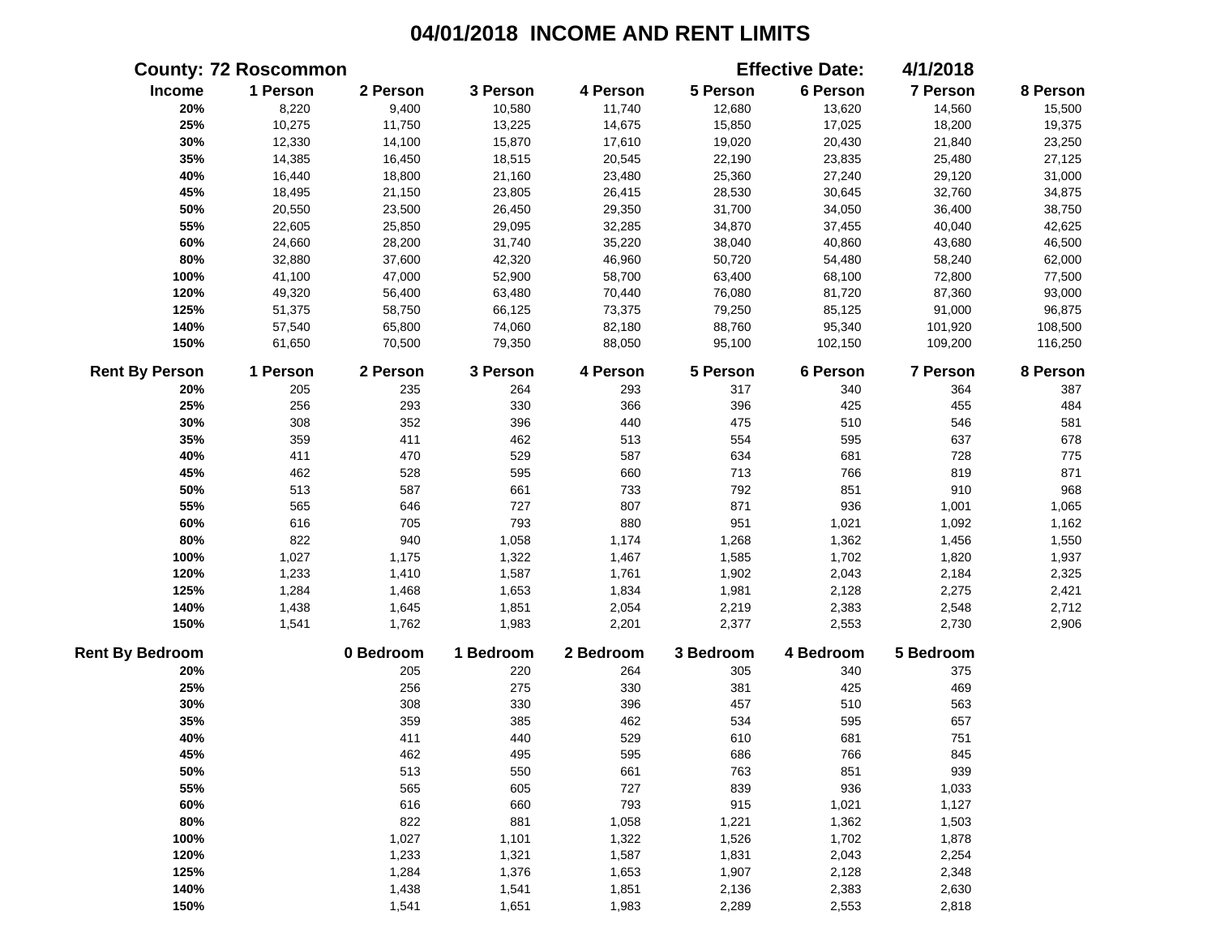# 04/01/2018 INCOME AND RENT LIMITS

**County: 72 Roscommon** | **Effective Date: 4/1/2018**

| Income | 1 Person | 2 Person | 3 Person | 4 Person | 5 Person | 6 Person | 7 Person | 8 Person |
|---|---|---|---|---|---|---|---|---|
| 20% | 8,220 | 9,400 | 10,580 | 11,740 | 12,680 | 13,620 | 14,560 | 15,500 |
| 25% | 10,275 | 11,750 | 13,225 | 14,675 | 15,850 | 17,025 | 18,200 | 19,375 |
| 30% | 12,330 | 14,100 | 15,870 | 17,610 | 19,020 | 20,430 | 21,840 | 23,250 |
| 35% | 14,385 | 16,450 | 18,515 | 20,545 | 22,190 | 23,835 | 25,480 | 27,125 |
| 40% | 16,440 | 18,800 | 21,160 | 23,480 | 25,360 | 27,240 | 29,120 | 31,000 |
| 45% | 18,495 | 21,150 | 23,805 | 26,415 | 28,530 | 30,645 | 32,760 | 34,875 |
| 50% | 20,550 | 23,500 | 26,450 | 29,350 | 31,700 | 34,050 | 36,400 | 38,750 |
| 55% | 22,605 | 25,850 | 29,095 | 32,285 | 34,870 | 37,455 | 40,040 | 42,625 |
| 60% | 24,660 | 28,200 | 31,740 | 35,220 | 38,040 | 40,860 | 43,680 | 46,500 |
| 80% | 32,880 | 37,600 | 42,320 | 46,960 | 50,720 | 54,480 | 58,240 | 62,000 |
| 100% | 41,100 | 47,000 | 52,900 | 58,700 | 63,400 | 68,100 | 72,800 | 77,500 |
| 120% | 49,320 | 56,400 | 63,480 | 70,440 | 76,080 | 81,720 | 87,360 | 93,000 |
| 125% | 51,375 | 58,750 | 66,125 | 73,375 | 79,250 | 85,125 | 91,000 | 96,875 |
| 140% | 57,540 | 65,800 | 74,060 | 82,180 | 88,760 | 95,340 | 101,920 | 108,500 |
| 150% | 61,650 | 70,500 | 79,350 | 88,050 | 95,100 | 102,150 | 109,200 | 116,250 |

| Rent By Person | 1 Person | 2 Person | 3 Person | 4 Person | 5 Person | 6 Person | 7 Person | 8 Person |
|---|---|---|---|---|---|---|---|---|
| 20% | 205 | 235 | 264 | 293 | 317 | 340 | 364 | 387 |
| 25% | 256 | 293 | 330 | 366 | 396 | 425 | 455 | 484 |
| 30% | 308 | 352 | 396 | 440 | 475 | 510 | 546 | 581 |
| 35% | 359 | 411 | 462 | 513 | 554 | 595 | 637 | 678 |
| 40% | 411 | 470 | 529 | 587 | 634 | 681 | 728 | 775 |
| 45% | 462 | 528 | 595 | 660 | 713 | 766 | 819 | 871 |
| 50% | 513 | 587 | 661 | 733 | 792 | 851 | 910 | 968 |
| 55% | 565 | 646 | 727 | 807 | 871 | 936 | 1,001 | 1,065 |
| 60% | 616 | 705 | 793 | 880 | 951 | 1,021 | 1,092 | 1,162 |
| 80% | 822 | 940 | 1,058 | 1,174 | 1,268 | 1,362 | 1,456 | 1,550 |
| 100% | 1,027 | 1,175 | 1,322 | 1,467 | 1,585 | 1,702 | 1,820 | 1,937 |
| 120% | 1,233 | 1,410 | 1,587 | 1,761 | 1,902 | 2,043 | 2,184 | 2,325 |
| 125% | 1,284 | 1,468 | 1,653 | 1,834 | 1,981 | 2,128 | 2,275 | 2,421 |
| 140% | 1,438 | 1,645 | 1,851 | 2,054 | 2,219 | 2,383 | 2,548 | 2,712 |
| 150% | 1,541 | 1,762 | 1,983 | 2,201 | 2,377 | 2,553 | 2,730 | 2,906 |

| Rent By Bedroom | 0 Bedroom | 1 Bedroom | 2 Bedroom | 3 Bedroom | 4 Bedroom | 5 Bedroom |
|---|---|---|---|---|---|---|
| 20% | 205 | 220 | 264 | 305 | 340 | 375 |
| 25% | 256 | 275 | 330 | 381 | 425 | 469 |
| 30% | 308 | 330 | 396 | 457 | 510 | 563 |
| 35% | 359 | 385 | 462 | 534 | 595 | 657 |
| 40% | 411 | 440 | 529 | 610 | 681 | 751 |
| 45% | 462 | 495 | 595 | 686 | 766 | 845 |
| 50% | 513 | 550 | 661 | 763 | 851 | 939 |
| 55% | 565 | 605 | 727 | 839 | 936 | 1,033 |
| 60% | 616 | 660 | 793 | 915 | 1,021 | 1,127 |
| 80% | 822 | 881 | 1,058 | 1,221 | 1,362 | 1,503 |
| 100% | 1,027 | 1,101 | 1,322 | 1,526 | 1,702 | 1,878 |
| 120% | 1,233 | 1,321 | 1,587 | 1,831 | 2,043 | 2,254 |
| 125% | 1,284 | 1,376 | 1,653 | 1,907 | 2,128 | 2,348 |
| 140% | 1,438 | 1,541 | 1,851 | 2,136 | 2,383 | 2,630 |
| 150% | 1,541 | 1,651 | 1,983 | 2,289 | 2,553 | 2,818 |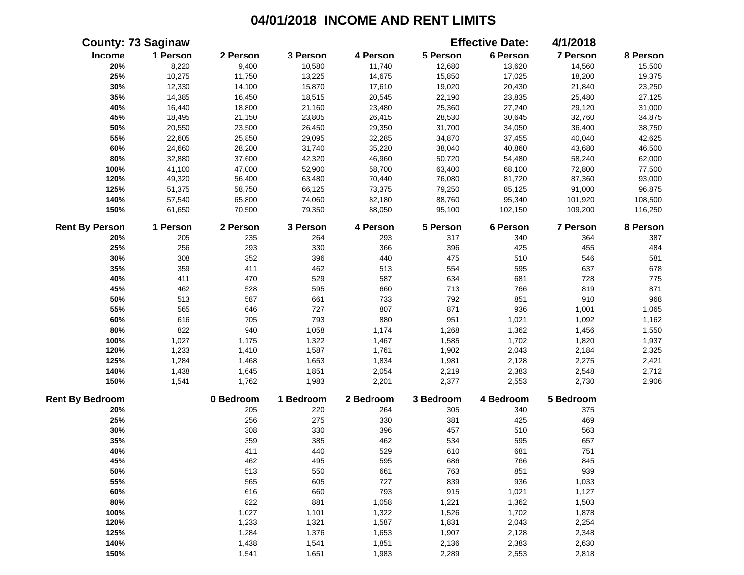# 04/01/2018 INCOME AND RENT LIMITS

**County: 73 Saginaw** **Effective Date: 4/1/2018**

| Income | 1 Person | 2 Person | 3 Person | 4 Person | 5 Person | 6 Person | 7 Person | 8 Person |
|---|---|---|---|---|---|---|---|---|
| 20% | 8,220 | 9,400 | 10,580 | 11,740 | 12,680 | 13,620 | 14,560 | 15,500 |
| 25% | 10,275 | 11,750 | 13,225 | 14,675 | 15,850 | 17,025 | 18,200 | 19,375 |
| 30% | 12,330 | 14,100 | 15,870 | 17,610 | 19,020 | 20,430 | 21,840 | 23,250 |
| 35% | 14,385 | 16,450 | 18,515 | 20,545 | 22,190 | 23,835 | 25,480 | 27,125 |
| 40% | 16,440 | 18,800 | 21,160 | 23,480 | 25,360 | 27,240 | 29,120 | 31,000 |
| 45% | 18,495 | 21,150 | 23,805 | 26,415 | 28,530 | 30,645 | 32,760 | 34,875 |
| 50% | 20,550 | 23,500 | 26,450 | 29,350 | 31,700 | 34,050 | 36,400 | 38,750 |
| 55% | 22,605 | 25,850 | 29,095 | 32,285 | 34,870 | 37,455 | 40,040 | 42,625 |
| 60% | 24,660 | 28,200 | 31,740 | 35,220 | 38,040 | 40,860 | 43,680 | 46,500 |
| 80% | 32,880 | 37,600 | 42,320 | 46,960 | 50,720 | 54,480 | 58,240 | 62,000 |
| 100% | 41,100 | 47,000 | 52,900 | 58,700 | 63,400 | 68,100 | 72,800 | 77,500 |
| 120% | 49,320 | 56,400 | 63,480 | 70,440 | 76,080 | 81,720 | 87,360 | 93,000 |
| 125% | 51,375 | 58,750 | 66,125 | 73,375 | 79,250 | 85,125 | 91,000 | 96,875 |
| 140% | 57,540 | 65,800 | 74,060 | 82,180 | 88,760 | 95,340 | 101,920 | 108,500 |
| 150% | 61,650 | 70,500 | 79,350 | 88,050 | 95,100 | 102,150 | 109,200 | 116,250 |

| Rent By Person | 1 Person | 2 Person | 3 Person | 4 Person | 5 Person | 6 Person | 7 Person | 8 Person |
|---|---|---|---|---|---|---|---|---|
| 20% | 205 | 235 | 264 | 293 | 317 | 340 | 364 | 387 |
| 25% | 256 | 293 | 330 | 366 | 396 | 425 | 455 | 484 |
| 30% | 308 | 352 | 396 | 440 | 475 | 510 | 546 | 581 |
| 35% | 359 | 411 | 462 | 513 | 554 | 595 | 637 | 678 |
| 40% | 411 | 470 | 529 | 587 | 634 | 681 | 728 | 775 |
| 45% | 462 | 528 | 595 | 660 | 713 | 766 | 819 | 871 |
| 50% | 513 | 587 | 661 | 733 | 792 | 851 | 910 | 968 |
| 55% | 565 | 646 | 727 | 807 | 871 | 936 | 1,001 | 1,065 |
| 60% | 616 | 705 | 793 | 880 | 951 | 1,021 | 1,092 | 1,162 |
| 80% | 822 | 940 | 1,058 | 1,174 | 1,268 | 1,362 | 1,456 | 1,550 |
| 100% | 1,027 | 1,175 | 1,322 | 1,467 | 1,585 | 1,702 | 1,820 | 1,937 |
| 120% | 1,233 | 1,410 | 1,587 | 1,761 | 1,902 | 2,043 | 2,184 | 2,325 |
| 125% | 1,284 | 1,468 | 1,653 | 1,834 | 1,981 | 2,128 | 2,275 | 2,421 |
| 140% | 1,438 | 1,645 | 1,851 | 2,054 | 2,219 | 2,383 | 2,548 | 2,712 |
| 150% | 1,541 | 1,762 | 1,983 | 2,201 | 2,377 | 2,553 | 2,730 | 2,906 |

| Rent By Bedroom | 0 Bedroom | 1 Bedroom | 2 Bedroom | 3 Bedroom | 4 Bedroom | 5 Bedroom |
|---|---|---|---|---|---|---|
| 20% | 205 | 220 | 264 | 305 | 340 | 375 |
| 25% | 256 | 275 | 330 | 381 | 425 | 469 |
| 30% | 308 | 330 | 396 | 457 | 510 | 563 |
| 35% | 359 | 385 | 462 | 534 | 595 | 657 |
| 40% | 411 | 440 | 529 | 610 | 681 | 751 |
| 45% | 462 | 495 | 595 | 686 | 766 | 845 |
| 50% | 513 | 550 | 661 | 763 | 851 | 939 |
| 55% | 565 | 605 | 727 | 839 | 936 | 1,033 |
| 60% | 616 | 660 | 793 | 915 | 1,021 | 1,127 |
| 80% | 822 | 881 | 1,058 | 1,221 | 1,362 | 1,503 |
| 100% | 1,027 | 1,101 | 1,322 | 1,526 | 1,702 | 1,878 |
| 120% | 1,233 | 1,321 | 1,587 | 1,831 | 2,043 | 2,254 |
| 125% | 1,284 | 1,376 | 1,653 | 1,907 | 2,128 | 2,348 |
| 140% | 1,438 | 1,541 | 1,851 | 2,136 | 2,383 | 2,630 |
| 150% | 1,541 | 1,651 | 1,983 | 2,289 | 2,553 | 2,818 |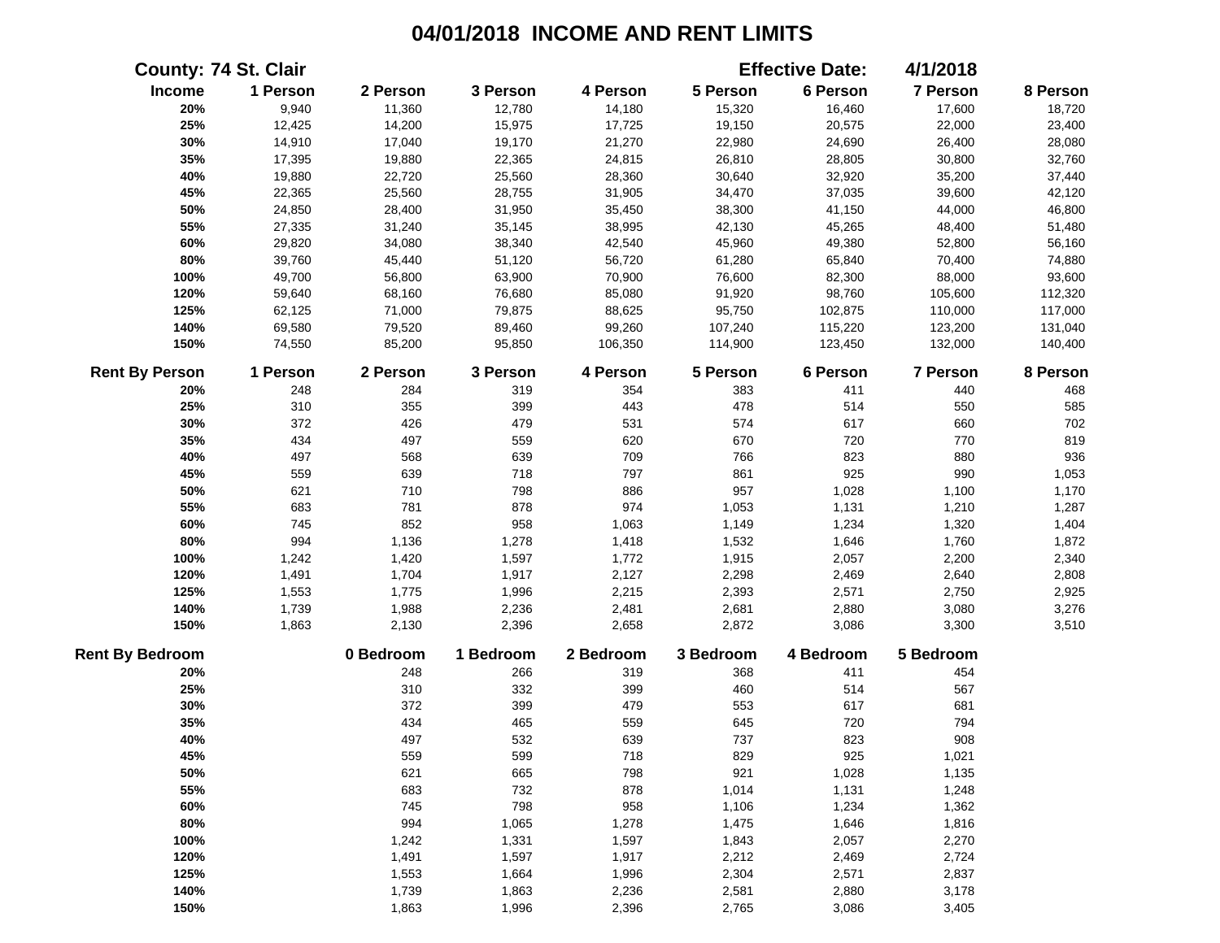# 04/01/2018 INCOME AND RENT LIMITS

**County: 74 St. Clair** **Effective Date: 4/1/2018**

| Income | 1 Person | 2 Person | 3 Person | 4 Person | 5 Person | 6 Person | 7 Person | 8 Person |
|---|---|---|---|---|---|---|---|---|
| 20% | 9,940 | 11,360 | 12,780 | 14,180 | 15,320 | 16,460 | 17,600 | 18,720 |
| 25% | 12,425 | 14,200 | 15,975 | 17,725 | 19,150 | 20,575 | 22,000 | 23,400 |
| 30% | 14,910 | 17,040 | 19,170 | 21,270 | 22,980 | 24,690 | 26,400 | 28,080 |
| 35% | 17,395 | 19,880 | 22,365 | 24,815 | 26,810 | 28,805 | 30,800 | 32,760 |
| 40% | 19,880 | 22,720 | 25,560 | 28,360 | 30,640 | 32,920 | 35,200 | 37,440 |
| 45% | 22,365 | 25,560 | 28,755 | 31,905 | 34,470 | 37,035 | 39,600 | 42,120 |
| 50% | 24,850 | 28,400 | 31,950 | 35,450 | 38,300 | 41,150 | 44,000 | 46,800 |
| 55% | 27,335 | 31,240 | 35,145 | 38,995 | 42,130 | 45,265 | 48,400 | 51,480 |
| 60% | 29,820 | 34,080 | 38,340 | 42,540 | 45,960 | 49,380 | 52,800 | 56,160 |
| 80% | 39,760 | 45,440 | 51,120 | 56,720 | 61,280 | 65,840 | 70,400 | 74,880 |
| 100% | 49,700 | 56,800 | 63,900 | 70,900 | 76,600 | 82,300 | 88,000 | 93,600 |
| 120% | 59,640 | 68,160 | 76,680 | 85,080 | 91,920 | 98,760 | 105,600 | 112,320 |
| 125% | 62,125 | 71,000 | 79,875 | 88,625 | 95,750 | 102,875 | 110,000 | 117,000 |
| 140% | 69,580 | 79,520 | 89,460 | 99,260 | 107,240 | 115,220 | 123,200 | 131,040 |
| 150% | 74,550 | 85,200 | 95,850 | 106,350 | 114,900 | 123,450 | 132,000 | 140,400 |

| Rent By Person | 1 Person | 2 Person | 3 Person | 4 Person | 5 Person | 6 Person | 7 Person | 8 Person |
|---|---|---|---|---|---|---|---|---|
| 20% | 248 | 284 | 319 | 354 | 383 | 411 | 440 | 468 |
| 25% | 310 | 355 | 399 | 443 | 478 | 514 | 550 | 585 |
| 30% | 372 | 426 | 479 | 531 | 574 | 617 | 660 | 702 |
| 35% | 434 | 497 | 559 | 620 | 670 | 720 | 770 | 819 |
| 40% | 497 | 568 | 639 | 709 | 766 | 823 | 880 | 936 |
| 45% | 559 | 639 | 718 | 797 | 861 | 925 | 990 | 1,053 |
| 50% | 621 | 710 | 798 | 886 | 957 | 1,028 | 1,100 | 1,170 |
| 55% | 683 | 781 | 878 | 974 | 1,053 | 1,131 | 1,210 | 1,287 |
| 60% | 745 | 852 | 958 | 1,063 | 1,149 | 1,234 | 1,320 | 1,404 |
| 80% | 994 | 1,136 | 1,278 | 1,418 | 1,532 | 1,646 | 1,760 | 1,872 |
| 100% | 1,242 | 1,420 | 1,597 | 1,772 | 1,915 | 2,057 | 2,200 | 2,340 |
| 120% | 1,491 | 1,704 | 1,917 | 2,127 | 2,298 | 2,469 | 2,640 | 2,808 |
| 125% | 1,553 | 1,775 | 1,996 | 2,215 | 2,393 | 2,571 | 2,750 | 2,925 |
| 140% | 1,739 | 1,988 | 2,236 | 2,481 | 2,681 | 2,880 | 3,080 | 3,276 |
| 150% | 1,863 | 2,130 | 2,396 | 2,658 | 2,872 | 3,086 | 3,300 | 3,510 |

| Rent By Bedroom | 0 Bedroom | 1 Bedroom | 2 Bedroom | 3 Bedroom | 4 Bedroom | 5 Bedroom |
|---|---|---|---|---|---|---|
| 20% | 248 | 266 | 319 | 368 | 411 | 454 |
| 25% | 310 | 332 | 399 | 460 | 514 | 567 |
| 30% | 372 | 399 | 479 | 553 | 617 | 681 |
| 35% | 434 | 465 | 559 | 645 | 720 | 794 |
| 40% | 497 | 532 | 639 | 737 | 823 | 908 |
| 45% | 559 | 599 | 718 | 829 | 925 | 1,021 |
| 50% | 621 | 665 | 798 | 921 | 1,028 | 1,135 |
| 55% | 683 | 732 | 878 | 1,014 | 1,131 | 1,248 |
| 60% | 745 | 798 | 958 | 1,106 | 1,234 | 1,362 |
| 80% | 994 | 1,065 | 1,278 | 1,475 | 1,646 | 1,816 |
| 100% | 1,242 | 1,331 | 1,597 | 1,843 | 2,057 | 2,270 |
| 120% | 1,491 | 1,597 | 1,917 | 2,212 | 2,469 | 2,724 |
| 125% | 1,553 | 1,664 | 1,996 | 2,304 | 2,571 | 2,837 |
| 140% | 1,739 | 1,863 | 2,236 | 2,581 | 2,880 | 3,178 |
| 150% | 1,863 | 1,996 | 2,396 | 2,765 | 3,086 | 3,405 |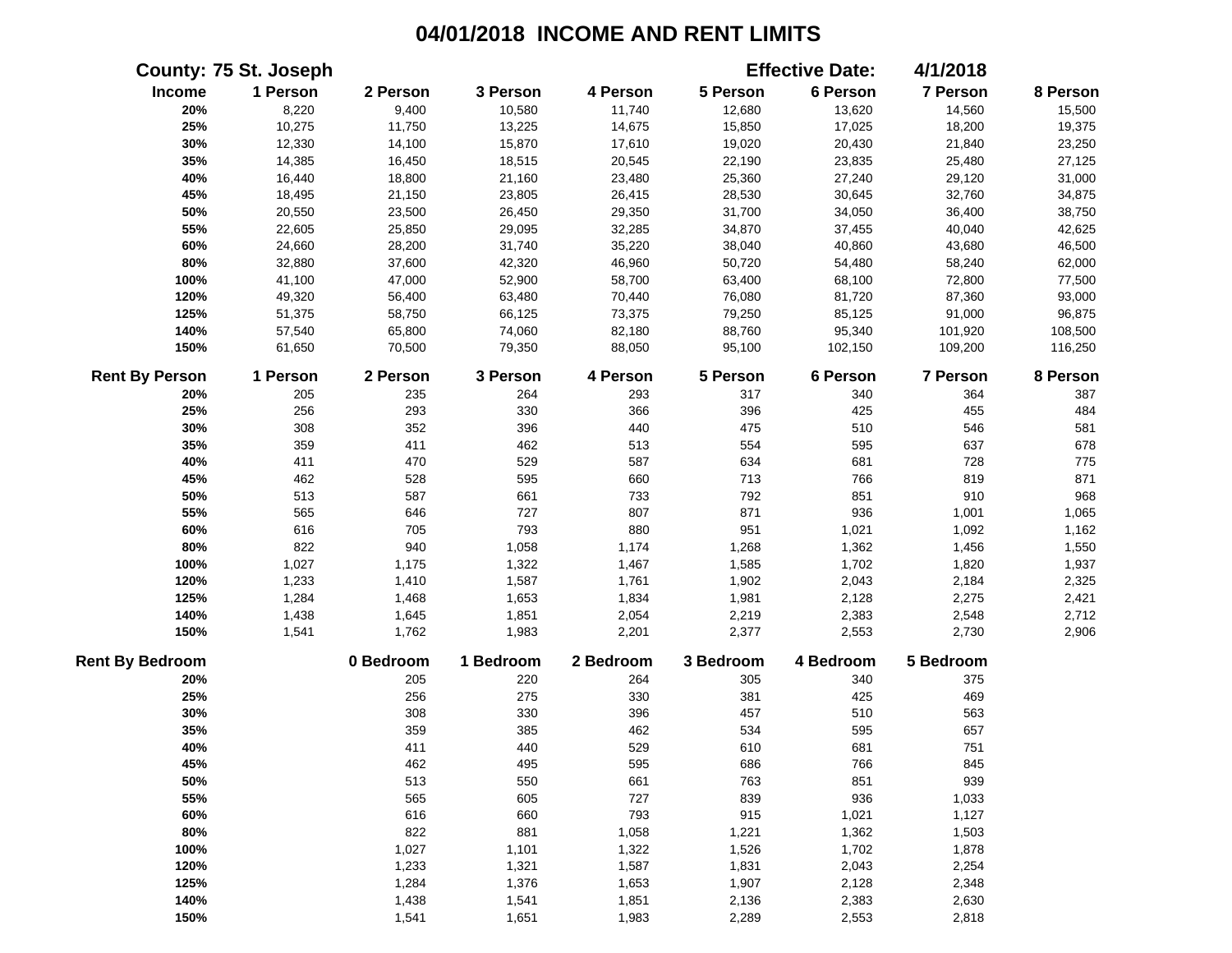# 04/01/2018 INCOME AND RENT LIMITS

**County: 75 St. Joseph** **Effective Date: 4/1/2018**

| Income | 1 Person | 2 Person | 3 Person | 4 Person | 5 Person | 6 Person | 7 Person | 8 Person |
|---|---|---|---|---|---|---|---|---|
| 20% | 8,220 | 9,400 | 10,580 | 11,740 | 12,680 | 13,620 | 14,560 | 15,500 |
| 25% | 10,275 | 11,750 | 13,225 | 14,675 | 15,850 | 17,025 | 18,200 | 19,375 |
| 30% | 12,330 | 14,100 | 15,870 | 17,610 | 19,020 | 20,430 | 21,840 | 23,250 |
| 35% | 14,385 | 16,450 | 18,515 | 20,545 | 22,190 | 23,835 | 25,480 | 27,125 |
| 40% | 16,440 | 18,800 | 21,160 | 23,480 | 25,360 | 27,240 | 29,120 | 31,000 |
| 45% | 18,495 | 21,150 | 23,805 | 26,415 | 28,530 | 30,645 | 32,760 | 34,875 |
| 50% | 20,550 | 23,500 | 26,450 | 29,350 | 31,700 | 34,050 | 36,400 | 38,750 |
| 55% | 22,605 | 25,850 | 29,095 | 32,285 | 34,870 | 37,455 | 40,040 | 42,625 |
| 60% | 24,660 | 28,200 | 31,740 | 35,220 | 38,040 | 40,860 | 43,680 | 46,500 |
| 80% | 32,880 | 37,600 | 42,320 | 46,960 | 50,720 | 54,480 | 58,240 | 62,000 |
| 100% | 41,100 | 47,000 | 52,900 | 58,700 | 63,400 | 68,100 | 72,800 | 77,500 |
| 120% | 49,320 | 56,400 | 63,480 | 70,440 | 76,080 | 81,720 | 87,360 | 93,000 |
| 125% | 51,375 | 58,750 | 66,125 | 73,375 | 79,250 | 85,125 | 91,000 | 96,875 |
| 140% | 57,540 | 65,800 | 74,060 | 82,180 | 88,760 | 95,340 | 101,920 | 108,500 |
| 150% | 61,650 | 70,500 | 79,350 | 88,050 | 95,100 | 102,150 | 109,200 | 116,250 |

| Rent By Person | 1 Person | 2 Person | 3 Person | 4 Person | 5 Person | 6 Person | 7 Person | 8 Person |
|---|---|---|---|---|---|---|---|---|
| 20% | 205 | 235 | 264 | 293 | 317 | 340 | 364 | 387 |
| 25% | 256 | 293 | 330 | 366 | 396 | 425 | 455 | 484 |
| 30% | 308 | 352 | 396 | 440 | 475 | 510 | 546 | 581 |
| 35% | 359 | 411 | 462 | 513 | 554 | 595 | 637 | 678 |
| 40% | 411 | 470 | 529 | 587 | 634 | 681 | 728 | 775 |
| 45% | 462 | 528 | 595 | 660 | 713 | 766 | 819 | 871 |
| 50% | 513 | 587 | 661 | 733 | 792 | 851 | 910 | 968 |
| 55% | 565 | 646 | 727 | 807 | 871 | 936 | 1,001 | 1,065 |
| 60% | 616 | 705 | 793 | 880 | 951 | 1,021 | 1,092 | 1,162 |
| 80% | 822 | 940 | 1,058 | 1,174 | 1,268 | 1,362 | 1,456 | 1,550 |
| 100% | 1,027 | 1,175 | 1,322 | 1,467 | 1,585 | 1,702 | 1,820 | 1,937 |
| 120% | 1,233 | 1,410 | 1,587 | 1,761 | 1,902 | 2,043 | 2,184 | 2,325 |
| 125% | 1,284 | 1,468 | 1,653 | 1,834 | 1,981 | 2,128 | 2,275 | 2,421 |
| 140% | 1,438 | 1,645 | 1,851 | 2,054 | 2,219 | 2,383 | 2,548 | 2,712 |
| 150% | 1,541 | 1,762 | 1,983 | 2,201 | 2,377 | 2,553 | 2,730 | 2,906 |

| Rent By Bedroom | 0 Bedroom | 1 Bedroom | 2 Bedroom | 3 Bedroom | 4 Bedroom | 5 Bedroom |
|---|---|---|---|---|---|---|
| 20% | 205 | 220 | 264 | 305 | 340 | 375 |
| 25% | 256 | 275 | 330 | 381 | 425 | 469 |
| 30% | 308 | 330 | 396 | 457 | 510 | 563 |
| 35% | 359 | 385 | 462 | 534 | 595 | 657 |
| 40% | 411 | 440 | 529 | 610 | 681 | 751 |
| 45% | 462 | 495 | 595 | 686 | 766 | 845 |
| 50% | 513 | 550 | 661 | 763 | 851 | 939 |
| 55% | 565 | 605 | 727 | 839 | 936 | 1,033 |
| 60% | 616 | 660 | 793 | 915 | 1,021 | 1,127 |
| 80% | 822 | 881 | 1,058 | 1,221 | 1,362 | 1,503 |
| 100% | 1,027 | 1,101 | 1,322 | 1,526 | 1,702 | 1,878 |
| 120% | 1,233 | 1,321 | 1,587 | 1,831 | 2,043 | 2,254 |
| 125% | 1,284 | 1,376 | 1,653 | 1,907 | 2,128 | 2,348 |
| 140% | 1,438 | 1,541 | 1,851 | 2,136 | 2,383 | 2,630 |
| 150% | 1,541 | 1,651 | 1,983 | 2,289 | 2,553 | 2,818 |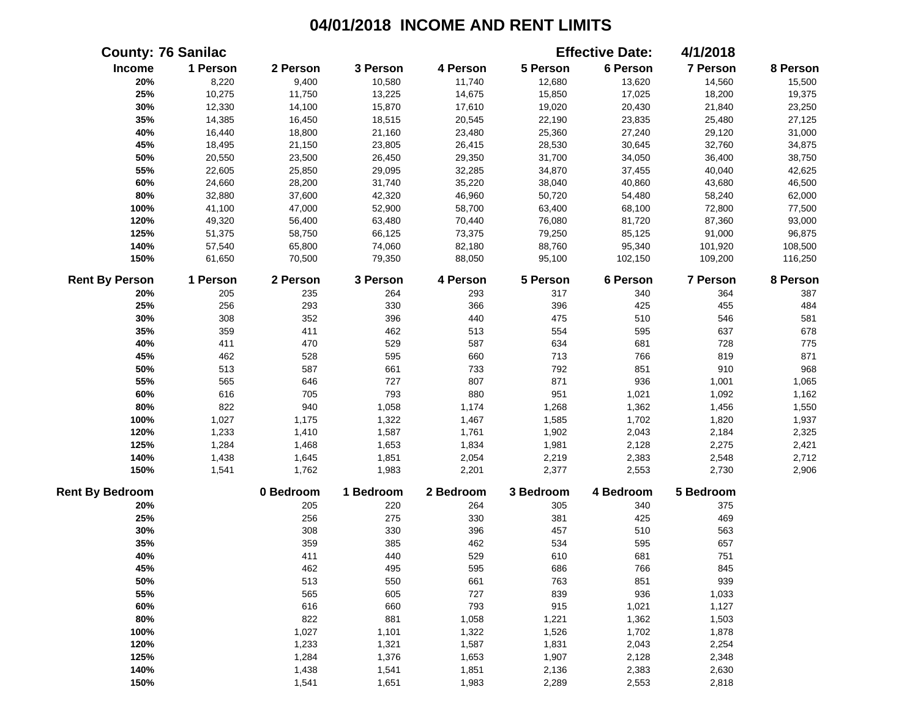# 04/01/2018 INCOME AND RENT LIMITS

**County: 76 Sanilac** **Effective Date: 4/1/2018**

| Income | 1 Person | 2 Person | 3 Person | 4 Person | 5 Person | 6 Person | 7 Person | 8 Person |
|---|---|---|---|---|---|---|---|---|
| 20% | 8,220 | 9,400 | 10,580 | 11,740 | 12,680 | 13,620 | 14,560 | 15,500 |
| 25% | 10,275 | 11,750 | 13,225 | 14,675 | 15,850 | 17,025 | 18,200 | 19,375 |
| 30% | 12,330 | 14,100 | 15,870 | 17,610 | 19,020 | 20,430 | 21,840 | 23,250 |
| 35% | 14,385 | 16,450 | 18,515 | 20,545 | 22,190 | 23,835 | 25,480 | 27,125 |
| 40% | 16,440 | 18,800 | 21,160 | 23,480 | 25,360 | 27,240 | 29,120 | 31,000 |
| 45% | 18,495 | 21,150 | 23,805 | 26,415 | 28,530 | 30,645 | 32,760 | 34,875 |
| 50% | 20,550 | 23,500 | 26,450 | 29,350 | 31,700 | 34,050 | 36,400 | 38,750 |
| 55% | 22,605 | 25,850 | 29,095 | 32,285 | 34,870 | 37,455 | 40,040 | 42,625 |
| 60% | 24,660 | 28,200 | 31,740 | 35,220 | 38,040 | 40,860 | 43,680 | 46,500 |
| 80% | 32,880 | 37,600 | 42,320 | 46,960 | 50,720 | 54,480 | 58,240 | 62,000 |
| 100% | 41,100 | 47,000 | 52,900 | 58,700 | 63,400 | 68,100 | 72,800 | 77,500 |
| 120% | 49,320 | 56,400 | 63,480 | 70,440 | 76,080 | 81,720 | 87,360 | 93,000 |
| 125% | 51,375 | 58,750 | 66,125 | 73,375 | 79,250 | 85,125 | 91,000 | 96,875 |
| 140% | 57,540 | 65,800 | 74,060 | 82,180 | 88,760 | 95,340 | 101,920 | 108,500 |
| 150% | 61,650 | 70,500 | 79,350 | 88,050 | 95,100 | 102,150 | 109,200 | 116,250 |

| Rent By Person | 1 Person | 2 Person | 3 Person | 4 Person | 5 Person | 6 Person | 7 Person | 8 Person |
|---|---|---|---|---|---|---|---|---|
| 20% | 205 | 235 | 264 | 293 | 317 | 340 | 364 | 387 |
| 25% | 256 | 293 | 330 | 366 | 396 | 425 | 455 | 484 |
| 30% | 308 | 352 | 396 | 440 | 475 | 510 | 546 | 581 |
| 35% | 359 | 411 | 462 | 513 | 554 | 595 | 637 | 678 |
| 40% | 411 | 470 | 529 | 587 | 634 | 681 | 728 | 775 |
| 45% | 462 | 528 | 595 | 660 | 713 | 766 | 819 | 871 |
| 50% | 513 | 587 | 661 | 733 | 792 | 851 | 910 | 968 |
| 55% | 565 | 646 | 727 | 807 | 871 | 936 | 1,001 | 1,065 |
| 60% | 616 | 705 | 793 | 880 | 951 | 1,021 | 1,092 | 1,162 |
| 80% | 822 | 940 | 1,058 | 1,174 | 1,268 | 1,362 | 1,456 | 1,550 |
| 100% | 1,027 | 1,175 | 1,322 | 1,467 | 1,585 | 1,702 | 1,820 | 1,937 |
| 120% | 1,233 | 1,410 | 1,587 | 1,761 | 1,902 | 2,043 | 2,184 | 2,325 |
| 125% | 1,284 | 1,468 | 1,653 | 1,834 | 1,981 | 2,128 | 2,275 | 2,421 |
| 140% | 1,438 | 1,645 | 1,851 | 2,054 | 2,219 | 2,383 | 2,548 | 2,712 |
| 150% | 1,541 | 1,762 | 1,983 | 2,201 | 2,377 | 2,553 | 2,730 | 2,906 |

| Rent By Bedroom | 0 Bedroom | 1 Bedroom | 2 Bedroom | 3 Bedroom | 4 Bedroom | 5 Bedroom |
|---|---|---|---|---|---|---|
| 20% | 205 | 220 | 264 | 305 | 340 | 375 |
| 25% | 256 | 275 | 330 | 381 | 425 | 469 |
| 30% | 308 | 330 | 396 | 457 | 510 | 563 |
| 35% | 359 | 385 | 462 | 534 | 595 | 657 |
| 40% | 411 | 440 | 529 | 610 | 681 | 751 |
| 45% | 462 | 495 | 595 | 686 | 766 | 845 |
| 50% | 513 | 550 | 661 | 763 | 851 | 939 |
| 55% | 565 | 605 | 727 | 839 | 936 | 1,033 |
| 60% | 616 | 660 | 793 | 915 | 1,021 | 1,127 |
| 80% | 822 | 881 | 1,058 | 1,221 | 1,362 | 1,503 |
| 100% | 1,027 | 1,101 | 1,322 | 1,526 | 1,702 | 1,878 |
| 120% | 1,233 | 1,321 | 1,587 | 1,831 | 2,043 | 2,254 |
| 125% | 1,284 | 1,376 | 1,653 | 1,907 | 2,128 | 2,348 |
| 140% | 1,438 | 1,541 | 1,851 | 2,136 | 2,383 | 2,630 |
| 150% | 1,541 | 1,651 | 1,983 | 2,289 | 2,553 | 2,818 |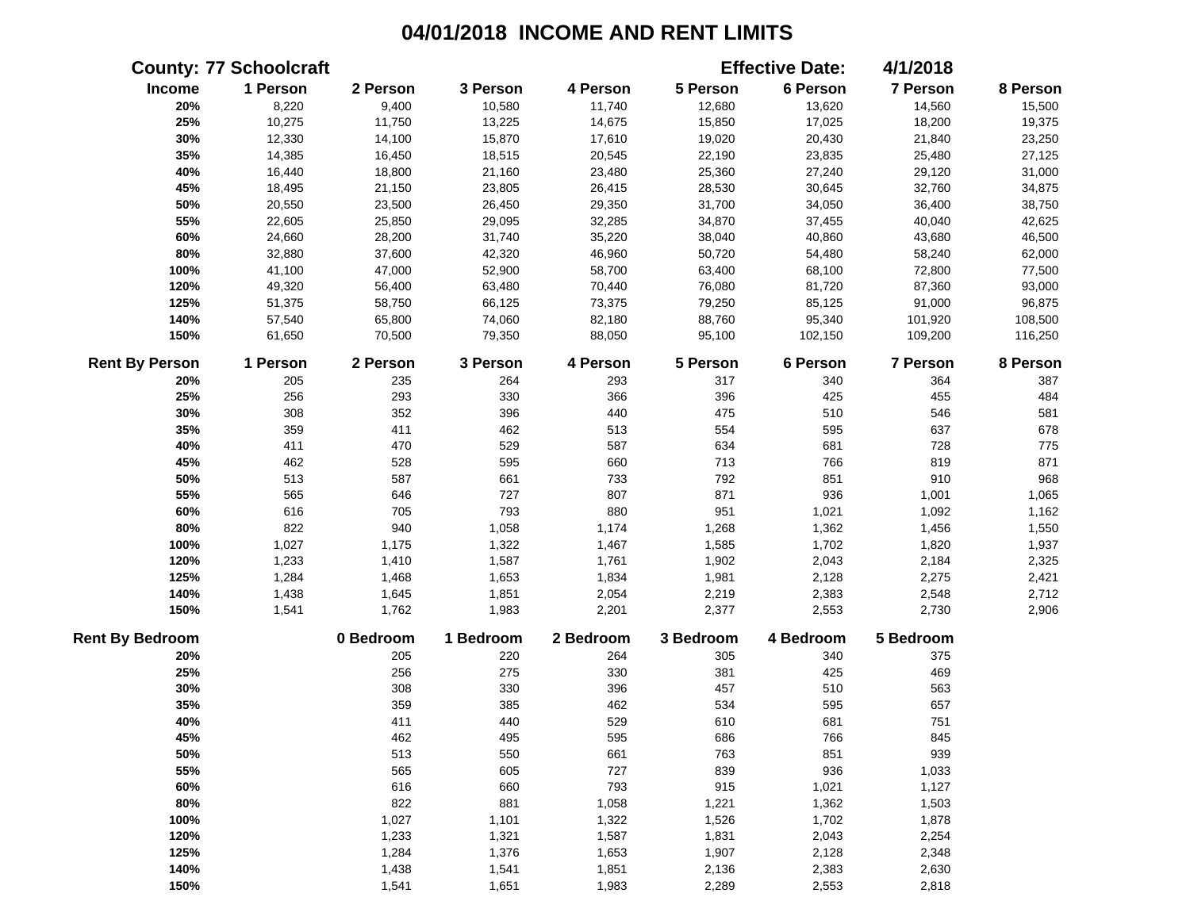# 04/01/2018 INCOME AND RENT LIMITS

**County: 77 Schoolcraft** **Effective Date: 4/1/2018**

| Income | 1 Person | 2 Person | 3 Person | 4 Person | 5 Person | 6 Person | 7 Person | 8 Person |
|---|---|---|---|---|---|---|---|---|
| 20% | 8,220 | 9,400 | 10,580 | 11,740 | 12,680 | 13,620 | 14,560 | 15,500 |
| 25% | 10,275 | 11,750 | 13,225 | 14,675 | 15,850 | 17,025 | 18,200 | 19,375 |
| 30% | 12,330 | 14,100 | 15,870 | 17,610 | 19,020 | 20,430 | 21,840 | 23,250 |
| 35% | 14,385 | 16,450 | 18,515 | 20,545 | 22,190 | 23,835 | 25,480 | 27,125 |
| 40% | 16,440 | 18,800 | 21,160 | 23,480 | 25,360 | 27,240 | 29,120 | 31,000 |
| 45% | 18,495 | 21,150 | 23,805 | 26,415 | 28,530 | 30,645 | 32,760 | 34,875 |
| 50% | 20,550 | 23,500 | 26,450 | 29,350 | 31,700 | 34,050 | 36,400 | 38,750 |
| 55% | 22,605 | 25,850 | 29,095 | 32,285 | 34,870 | 37,455 | 40,040 | 42,625 |
| 60% | 24,660 | 28,200 | 31,740 | 35,220 | 38,040 | 40,860 | 43,680 | 46,500 |
| 80% | 32,880 | 37,600 | 42,320 | 46,960 | 50,720 | 54,480 | 58,240 | 62,000 |
| 100% | 41,100 | 47,000 | 52,900 | 58,700 | 63,400 | 68,100 | 72,800 | 77,500 |
| 120% | 49,320 | 56,400 | 63,480 | 70,440 | 76,080 | 81,720 | 87,360 | 93,000 |
| 125% | 51,375 | 58,750 | 66,125 | 73,375 | 79,250 | 85,125 | 91,000 | 96,875 |
| 140% | 57,540 | 65,800 | 74,060 | 82,180 | 88,760 | 95,340 | 101,920 | 108,500 |
| 150% | 61,650 | 70,500 | 79,350 | 88,050 | 95,100 | 102,150 | 109,200 | 116,250 |

| Rent By Person | 1 Person | 2 Person | 3 Person | 4 Person | 5 Person | 6 Person | 7 Person | 8 Person |
|---|---|---|---|---|---|---|---|---|
| 20% | 205 | 235 | 264 | 293 | 317 | 340 | 364 | 387 |
| 25% | 256 | 293 | 330 | 366 | 396 | 425 | 455 | 484 |
| 30% | 308 | 352 | 396 | 440 | 475 | 510 | 546 | 581 |
| 35% | 359 | 411 | 462 | 513 | 554 | 595 | 637 | 678 |
| 40% | 411 | 470 | 529 | 587 | 634 | 681 | 728 | 775 |
| 45% | 462 | 528 | 595 | 660 | 713 | 766 | 819 | 871 |
| 50% | 513 | 587 | 661 | 733 | 792 | 851 | 910 | 968 |
| 55% | 565 | 646 | 727 | 807 | 871 | 936 | 1,001 | 1,065 |
| 60% | 616 | 705 | 793 | 880 | 951 | 1,021 | 1,092 | 1,162 |
| 80% | 822 | 940 | 1,058 | 1,174 | 1,268 | 1,362 | 1,456 | 1,550 |
| 100% | 1,027 | 1,175 | 1,322 | 1,467 | 1,585 | 1,702 | 1,820 | 1,937 |
| 120% | 1,233 | 1,410 | 1,587 | 1,761 | 1,902 | 2,043 | 2,184 | 2,325 |
| 125% | 1,284 | 1,468 | 1,653 | 1,834 | 1,981 | 2,128 | 2,275 | 2,421 |
| 140% | 1,438 | 1,645 | 1,851 | 2,054 | 2,219 | 2,383 | 2,548 | 2,712 |
| 150% | 1,541 | 1,762 | 1,983 | 2,201 | 2,377 | 2,553 | 2,730 | 2,906 |

| Rent By Bedroom | 0 Bedroom | 1 Bedroom | 2 Bedroom | 3 Bedroom | 4 Bedroom | 5 Bedroom |
|---|---|---|---|---|---|---|
| 20% | 205 | 220 | 264 | 305 | 340 | 375 |
| 25% | 256 | 275 | 330 | 381 | 425 | 469 |
| 30% | 308 | 330 | 396 | 457 | 510 | 563 |
| 35% | 359 | 385 | 462 | 534 | 595 | 657 |
| 40% | 411 | 440 | 529 | 610 | 681 | 751 |
| 45% | 462 | 495 | 595 | 686 | 766 | 845 |
| 50% | 513 | 550 | 661 | 763 | 851 | 939 |
| 55% | 565 | 605 | 727 | 839 | 936 | 1,033 |
| 60% | 616 | 660 | 793 | 915 | 1,021 | 1,127 |
| 80% | 822 | 881 | 1,058 | 1,221 | 1,362 | 1,503 |
| 100% | 1,027 | 1,101 | 1,322 | 1,526 | 1,702 | 1,878 |
| 120% | 1,233 | 1,321 | 1,587 | 1,831 | 2,043 | 2,254 |
| 125% | 1,284 | 1,376 | 1,653 | 1,907 | 2,128 | 2,348 |
| 140% | 1,438 | 1,541 | 1,851 | 2,136 | 2,383 | 2,630 |
| 150% | 1,541 | 1,651 | 1,983 | 2,289 | 2,553 | 2,818 |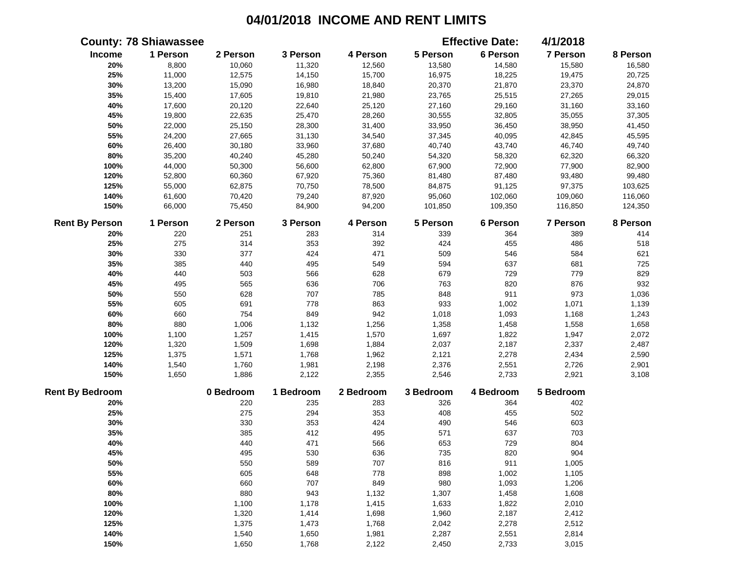# 04/01/2018 INCOME AND RENT LIMITS

**County: 78 Shiawassee** **Effective Date: 4/1/2018**

| Income | 1 Person | 2 Person | 3 Person | 4 Person | 5 Person | 6 Person | 7 Person | 8 Person |
|---|---|---|---|---|---|---|---|---|
| 20% | 8,800 | 10,060 | 11,320 | 12,560 | 13,580 | 14,580 | 15,580 | 16,580 |
| 25% | 11,000 | 12,575 | 14,150 | 15,700 | 16,975 | 18,225 | 19,475 | 20,725 |
| 30% | 13,200 | 15,090 | 16,980 | 18,840 | 20,370 | 21,870 | 23,370 | 24,870 |
| 35% | 15,400 | 17,605 | 19,810 | 21,980 | 23,765 | 25,515 | 27,265 | 29,015 |
| 40% | 17,600 | 20,120 | 22,640 | 25,120 | 27,160 | 29,160 | 31,160 | 33,160 |
| 45% | 19,800 | 22,635 | 25,470 | 28,260 | 30,555 | 32,805 | 35,055 | 37,305 |
| 50% | 22,000 | 25,150 | 28,300 | 31,400 | 33,950 | 36,450 | 38,950 | 41,450 |
| 55% | 24,200 | 27,665 | 31,130 | 34,540 | 37,345 | 40,095 | 42,845 | 45,595 |
| 60% | 26,400 | 30,180 | 33,960 | 37,680 | 40,740 | 43,740 | 46,740 | 49,740 |
| 80% | 35,200 | 40,240 | 45,280 | 50,240 | 54,320 | 58,320 | 62,320 | 66,320 |
| 100% | 44,000 | 50,300 | 56,600 | 62,800 | 67,900 | 72,900 | 77,900 | 82,900 |
| 120% | 52,800 | 60,360 | 67,920 | 75,360 | 81,480 | 87,480 | 93,480 | 99,480 |
| 125% | 55,000 | 62,875 | 70,750 | 78,500 | 84,875 | 91,125 | 97,375 | 103,625 |
| 140% | 61,600 | 70,420 | 79,240 | 87,920 | 95,060 | 102,060 | 109,060 | 116,060 |
| 150% | 66,000 | 75,450 | 84,900 | 94,200 | 101,850 | 109,350 | 116,850 | 124,350 |

| Rent By Person | 1 Person | 2 Person | 3 Person | 4 Person | 5 Person | 6 Person | 7 Person | 8 Person |
|---|---|---|---|---|---|---|---|---|
| 20% | 220 | 251 | 283 | 314 | 339 | 364 | 389 | 414 |
| 25% | 275 | 314 | 353 | 392 | 424 | 455 | 486 | 518 |
| 30% | 330 | 377 | 424 | 471 | 509 | 546 | 584 | 621 |
| 35% | 385 | 440 | 495 | 549 | 594 | 637 | 681 | 725 |
| 40% | 440 | 503 | 566 | 628 | 679 | 729 | 779 | 829 |
| 45% | 495 | 565 | 636 | 706 | 763 | 820 | 876 | 932 |
| 50% | 550 | 628 | 707 | 785 | 848 | 911 | 973 | 1,036 |
| 55% | 605 | 691 | 778 | 863 | 933 | 1,002 | 1,071 | 1,139 |
| 60% | 660 | 754 | 849 | 942 | 1,018 | 1,093 | 1,168 | 1,243 |
| 80% | 880 | 1,006 | 1,132 | 1,256 | 1,358 | 1,458 | 1,558 | 1,658 |
| 100% | 1,100 | 1,257 | 1,415 | 1,570 | 1,697 | 1,822 | 1,947 | 2,072 |
| 120% | 1,320 | 1,509 | 1,698 | 1,884 | 2,037 | 2,187 | 2,337 | 2,487 |
| 125% | 1,375 | 1,571 | 1,768 | 1,962 | 2,121 | 2,278 | 2,434 | 2,590 |
| 140% | 1,540 | 1,760 | 1,981 | 2,198 | 2,376 | 2,551 | 2,726 | 2,901 |
| 150% | 1,650 | 1,886 | 2,122 | 2,355 | 2,546 | 2,733 | 2,921 | 3,108 |

| Rent By Bedroom | 0 Bedroom | 1 Bedroom | 2 Bedroom | 3 Bedroom | 4 Bedroom | 5 Bedroom |
|---|---|---|---|---|---|---|
| 20% | 220 | 235 | 283 | 326 | 364 | 402 |
| 25% | 275 | 294 | 353 | 408 | 455 | 502 |
| 30% | 330 | 353 | 424 | 490 | 546 | 603 |
| 35% | 385 | 412 | 495 | 571 | 637 | 703 |
| 40% | 440 | 471 | 566 | 653 | 729 | 804 |
| 45% | 495 | 530 | 636 | 735 | 820 | 904 |
| 50% | 550 | 589 | 707 | 816 | 911 | 1,005 |
| 55% | 605 | 648 | 778 | 898 | 1,002 | 1,105 |
| 60% | 660 | 707 | 849 | 980 | 1,093 | 1,206 |
| 80% | 880 | 943 | 1,132 | 1,307 | 1,458 | 1,608 |
| 100% | 1,100 | 1,178 | 1,415 | 1,633 | 1,822 | 2,010 |
| 120% | 1,320 | 1,414 | 1,698 | 1,960 | 2,187 | 2,412 |
| 125% | 1,375 | 1,473 | 1,768 | 2,042 | 2,278 | 2,512 |
| 140% | 1,540 | 1,650 | 1,981 | 2,287 | 2,551 | 2,814 |
| 150% | 1,650 | 1,768 | 2,122 | 2,450 | 2,733 | 3,015 |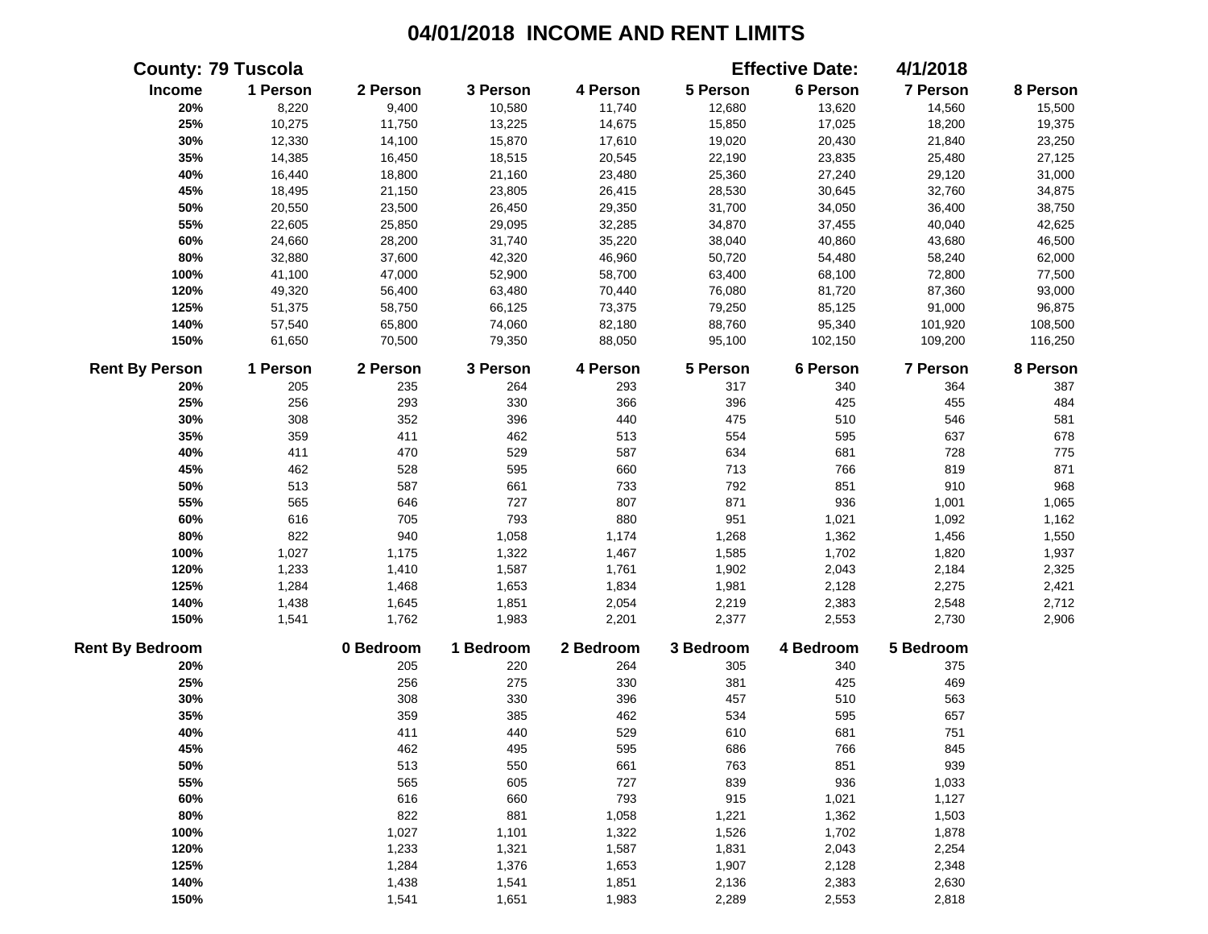# 04/01/2018 INCOME AND RENT LIMITS

**County: 79 Tuscola** **Effective Date: 4/1/2018**

| Income | 1 Person | 2 Person | 3 Person | 4 Person | 5 Person | 6 Person | 7 Person | 8 Person |
|---|---|---|---|---|---|---|---|---|
| 20% | 8,220 | 9,400 | 10,580 | 11,740 | 12,680 | 13,620 | 14,560 | 15,500 |
| 25% | 10,275 | 11,750 | 13,225 | 14,675 | 15,850 | 17,025 | 18,200 | 19,375 |
| 30% | 12,330 | 14,100 | 15,870 | 17,610 | 19,020 | 20,430 | 21,840 | 23,250 |
| 35% | 14,385 | 16,450 | 18,515 | 20,545 | 22,190 | 23,835 | 25,480 | 27,125 |
| 40% | 16,440 | 18,800 | 21,160 | 23,480 | 25,360 | 27,240 | 29,120 | 31,000 |
| 45% | 18,495 | 21,150 | 23,805 | 26,415 | 28,530 | 30,645 | 32,760 | 34,875 |
| 50% | 20,550 | 23,500 | 26,450 | 29,350 | 31,700 | 34,050 | 36,400 | 38,750 |
| 55% | 22,605 | 25,850 | 29,095 | 32,285 | 34,870 | 37,455 | 40,040 | 42,625 |
| 60% | 24,660 | 28,200 | 31,740 | 35,220 | 38,040 | 40,860 | 43,680 | 46,500 |
| 80% | 32,880 | 37,600 | 42,320 | 46,960 | 50,720 | 54,480 | 58,240 | 62,000 |
| 100% | 41,100 | 47,000 | 52,900 | 58,700 | 63,400 | 68,100 | 72,800 | 77,500 |
| 120% | 49,320 | 56,400 | 63,480 | 70,440 | 76,080 | 81,720 | 87,360 | 93,000 |
| 125% | 51,375 | 58,750 | 66,125 | 73,375 | 79,250 | 85,125 | 91,000 | 96,875 |
| 140% | 57,540 | 65,800 | 74,060 | 82,180 | 88,760 | 95,340 | 101,920 | 108,500 |
| 150% | 61,650 | 70,500 | 79,350 | 88,050 | 95,100 | 102,150 | 109,200 | 116,250 |

| Rent By Person | 1 Person | 2 Person | 3 Person | 4 Person | 5 Person | 6 Person | 7 Person | 8 Person |
|---|---|---|---|---|---|---|---|---|
| 20% | 205 | 235 | 264 | 293 | 317 | 340 | 364 | 387 |
| 25% | 256 | 293 | 330 | 366 | 396 | 425 | 455 | 484 |
| 30% | 308 | 352 | 396 | 440 | 475 | 510 | 546 | 581 |
| 35% | 359 | 411 | 462 | 513 | 554 | 595 | 637 | 678 |
| 40% | 411 | 470 | 529 | 587 | 634 | 681 | 728 | 775 |
| 45% | 462 | 528 | 595 | 660 | 713 | 766 | 819 | 871 |
| 50% | 513 | 587 | 661 | 733 | 792 | 851 | 910 | 968 |
| 55% | 565 | 646 | 727 | 807 | 871 | 936 | 1,001 | 1,065 |
| 60% | 616 | 705 | 793 | 880 | 951 | 1,021 | 1,092 | 1,162 |
| 80% | 822 | 940 | 1,058 | 1,174 | 1,268 | 1,362 | 1,456 | 1,550 |
| 100% | 1,027 | 1,175 | 1,322 | 1,467 | 1,585 | 1,702 | 1,820 | 1,937 |
| 120% | 1,233 | 1,410 | 1,587 | 1,761 | 1,902 | 2,043 | 2,184 | 2,325 |
| 125% | 1,284 | 1,468 | 1,653 | 1,834 | 1,981 | 2,128 | 2,275 | 2,421 |
| 140% | 1,438 | 1,645 | 1,851 | 2,054 | 2,219 | 2,383 | 2,548 | 2,712 |
| 150% | 1,541 | 1,762 | 1,983 | 2,201 | 2,377 | 2,553 | 2,730 | 2,906 |

| Rent By Bedroom | 0 Bedroom | 1 Bedroom | 2 Bedroom | 3 Bedroom | 4 Bedroom | 5 Bedroom |
|---|---|---|---|---|---|---|
| 20% | 205 | 220 | 264 | 305 | 340 | 375 |
| 25% | 256 | 275 | 330 | 381 | 425 | 469 |
| 30% | 308 | 330 | 396 | 457 | 510 | 563 |
| 35% | 359 | 385 | 462 | 534 | 595 | 657 |
| 40% | 411 | 440 | 529 | 610 | 681 | 751 |
| 45% | 462 | 495 | 595 | 686 | 766 | 845 |
| 50% | 513 | 550 | 661 | 763 | 851 | 939 |
| 55% | 565 | 605 | 727 | 839 | 936 | 1,033 |
| 60% | 616 | 660 | 793 | 915 | 1,021 | 1,127 |
| 80% | 822 | 881 | 1,058 | 1,221 | 1,362 | 1,503 |
| 100% | 1,027 | 1,101 | 1,322 | 1,526 | 1,702 | 1,878 |
| 120% | 1,233 | 1,321 | 1,587 | 1,831 | 2,043 | 2,254 |
| 125% | 1,284 | 1,376 | 1,653 | 1,907 | 2,128 | 2,348 |
| 140% | 1,438 | 1,541 | 1,851 | 2,136 | 2,383 | 2,630 |
| 150% | 1,541 | 1,651 | 1,983 | 2,289 | 2,553 | 2,818 |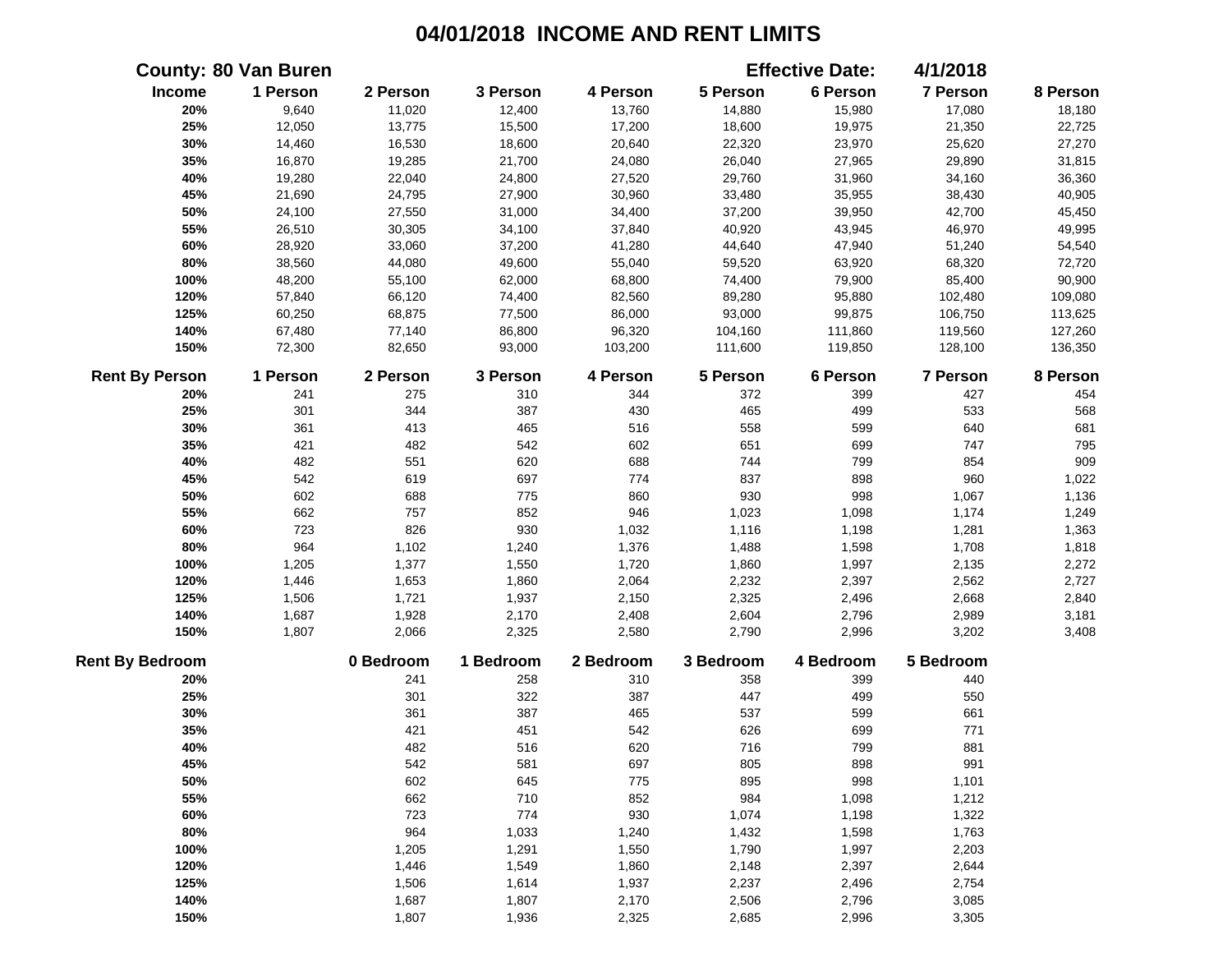# 04/01/2018 INCOME AND RENT LIMITS

**County: 80 Van Buren** **Effective Date: 4/1/2018**

| Income | 1 Person | 2 Person | 3 Person | 4 Person | 5 Person | 6 Person | 7 Person | 8 Person |
|---|---|---|---|---|---|---|---|---|
| 20% | 9,640 | 11,020 | 12,400 | 13,760 | 14,880 | 15,980 | 17,080 | 18,180 |
| 25% | 12,050 | 13,775 | 15,500 | 17,200 | 18,600 | 19,975 | 21,350 | 22,725 |
| 30% | 14,460 | 16,530 | 18,600 | 20,640 | 22,320 | 23,970 | 25,620 | 27,270 |
| 35% | 16,870 | 19,285 | 21,700 | 24,080 | 26,040 | 27,965 | 29,890 | 31,815 |
| 40% | 19,280 | 22,040 | 24,800 | 27,520 | 29,760 | 31,960 | 34,160 | 36,360 |
| 45% | 21,690 | 24,795 | 27,900 | 30,960 | 33,480 | 35,955 | 38,430 | 40,905 |
| 50% | 24,100 | 27,550 | 31,000 | 34,400 | 37,200 | 39,950 | 42,700 | 45,450 |
| 55% | 26,510 | 30,305 | 34,100 | 37,840 | 40,920 | 43,945 | 46,970 | 49,995 |
| 60% | 28,920 | 33,060 | 37,200 | 41,280 | 44,640 | 47,940 | 51,240 | 54,540 |
| 80% | 38,560 | 44,080 | 49,600 | 55,040 | 59,520 | 63,920 | 68,320 | 72,720 |
| 100% | 48,200 | 55,100 | 62,000 | 68,800 | 74,400 | 79,900 | 85,400 | 90,900 |
| 120% | 57,840 | 66,120 | 74,400 | 82,560 | 89,280 | 95,880 | 102,480 | 109,080 |
| 125% | 60,250 | 68,875 | 77,500 | 86,000 | 93,000 | 99,875 | 106,750 | 113,625 |
| 140% | 67,480 | 77,140 | 86,800 | 96,320 | 104,160 | 111,860 | 119,560 | 127,260 |
| 150% | 72,300 | 82,650 | 93,000 | 103,200 | 111,600 | 119,850 | 128,100 | 136,350 |

| Rent By Person | 1 Person | 2 Person | 3 Person | 4 Person | 5 Person | 6 Person | 7 Person | 8 Person |
|---|---|---|---|---|---|---|---|---|
| 20% | 241 | 275 | 310 | 344 | 372 | 399 | 427 | 454 |
| 25% | 301 | 344 | 387 | 430 | 465 | 499 | 533 | 568 |
| 30% | 361 | 413 | 465 | 516 | 558 | 599 | 640 | 681 |
| 35% | 421 | 482 | 542 | 602 | 651 | 699 | 747 | 795 |
| 40% | 482 | 551 | 620 | 688 | 744 | 799 | 854 | 909 |
| 45% | 542 | 619 | 697 | 774 | 837 | 898 | 960 | 1,022 |
| 50% | 602 | 688 | 775 | 860 | 930 | 998 | 1,067 | 1,136 |
| 55% | 662 | 757 | 852 | 946 | 1,023 | 1,098 | 1,174 | 1,249 |
| 60% | 723 | 826 | 930 | 1,032 | 1,116 | 1,198 | 1,281 | 1,363 |
| 80% | 964 | 1,102 | 1,240 | 1,376 | 1,488 | 1,598 | 1,708 | 1,818 |
| 100% | 1,205 | 1,377 | 1,550 | 1,720 | 1,860 | 1,997 | 2,135 | 2,272 |
| 120% | 1,446 | 1,653 | 1,860 | 2,064 | 2,232 | 2,397 | 2,562 | 2,727 |
| 125% | 1,506 | 1,721 | 1,937 | 2,150 | 2,325 | 2,496 | 2,668 | 2,840 |
| 140% | 1,687 | 1,928 | 2,170 | 2,408 | 2,604 | 2,796 | 2,989 | 3,181 |
| 150% | 1,807 | 2,066 | 2,325 | 2,580 | 2,790 | 2,996 | 3,202 | 3,408 |

| Rent By Bedroom | 0 Bedroom | 1 Bedroom | 2 Bedroom | 3 Bedroom | 4 Bedroom | 5 Bedroom |
|---|---|---|---|---|---|---|
| 20% | 241 | 258 | 310 | 358 | 399 | 440 |
| 25% | 301 | 322 | 387 | 447 | 499 | 550 |
| 30% | 361 | 387 | 465 | 537 | 599 | 661 |
| 35% | 421 | 451 | 542 | 626 | 699 | 771 |
| 40% | 482 | 516 | 620 | 716 | 799 | 881 |
| 45% | 542 | 581 | 697 | 805 | 898 | 991 |
| 50% | 602 | 645 | 775 | 895 | 998 | 1,101 |
| 55% | 662 | 710 | 852 | 984 | 1,098 | 1,212 |
| 60% | 723 | 774 | 930 | 1,074 | 1,198 | 1,322 |
| 80% | 964 | 1,033 | 1,240 | 1,432 | 1,598 | 1,763 |
| 100% | 1,205 | 1,291 | 1,550 | 1,790 | 1,997 | 2,203 |
| 120% | 1,446 | 1,549 | 1,860 | 2,148 | 2,397 | 2,644 |
| 125% | 1,506 | 1,614 | 1,937 | 2,237 | 2,496 | 2,754 |
| 140% | 1,687 | 1,807 | 2,170 | 2,506 | 2,796 | 3,085 |
| 150% | 1,807 | 1,936 | 2,325 | 2,685 | 2,996 | 3,305 |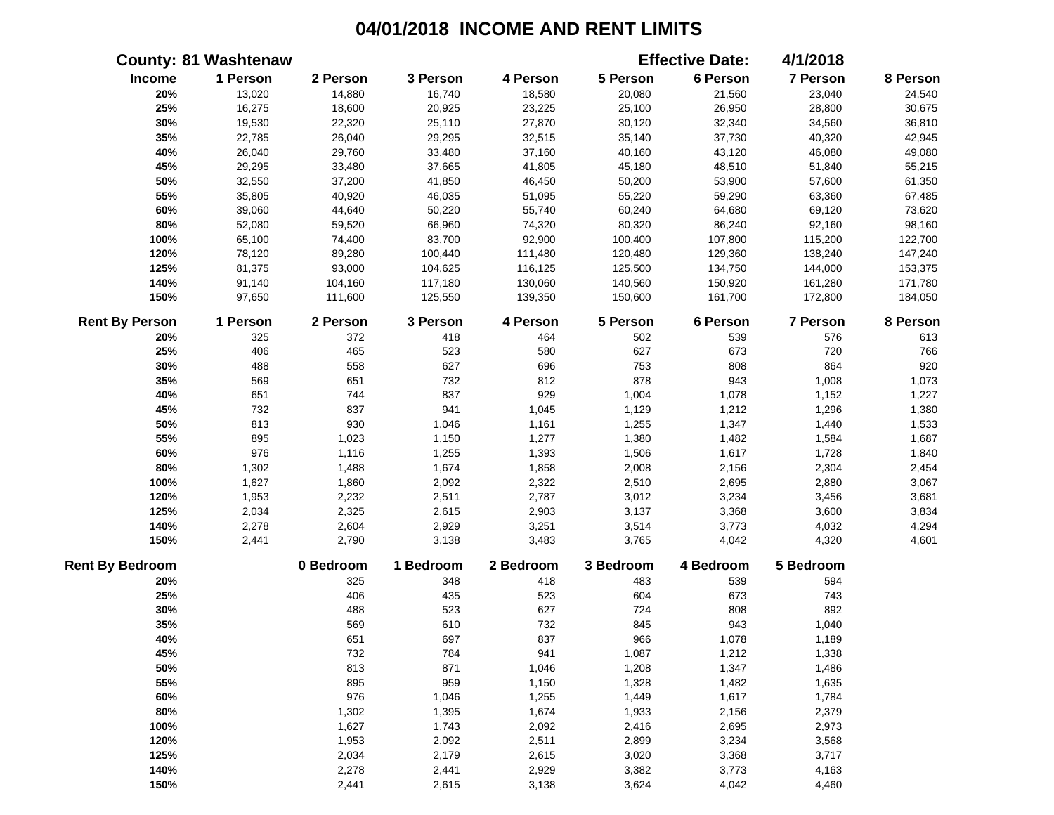# 04/01/2018 INCOME AND RENT LIMITS

**County: 81 Washtenaw** **Effective Date: 4/1/2018**

| Income | 1 Person | 2 Person | 3 Person | 4 Person | 5 Person | 6 Person | 7 Person | 8 Person |
|---|---|---|---|---|---|---|---|---|
| 20% | 13,020 | 14,880 | 16,740 | 18,580 | 20,080 | 21,560 | 23,040 | 24,540 |
| 25% | 16,275 | 18,600 | 20,925 | 23,225 | 25,100 | 26,950 | 28,800 | 30,675 |
| 30% | 19,530 | 22,320 | 25,110 | 27,870 | 30,120 | 32,340 | 34,560 | 36,810 |
| 35% | 22,785 | 26,040 | 29,295 | 32,515 | 35,140 | 37,730 | 40,320 | 42,945 |
| 40% | 26,040 | 29,760 | 33,480 | 37,160 | 40,160 | 43,120 | 46,080 | 49,080 |
| 45% | 29,295 | 33,480 | 37,665 | 41,805 | 45,180 | 48,510 | 51,840 | 55,215 |
| 50% | 32,550 | 37,200 | 41,850 | 46,450 | 50,200 | 53,900 | 57,600 | 61,350 |
| 55% | 35,805 | 40,920 | 46,035 | 51,095 | 55,220 | 59,290 | 63,360 | 67,485 |
| 60% | 39,060 | 44,640 | 50,220 | 55,740 | 60,240 | 64,680 | 69,120 | 73,620 |
| 80% | 52,080 | 59,520 | 66,960 | 74,320 | 80,320 | 86,240 | 92,160 | 98,160 |
| 100% | 65,100 | 74,400 | 83,700 | 92,900 | 100,400 | 107,800 | 115,200 | 122,700 |
| 120% | 78,120 | 89,280 | 100,440 | 111,480 | 120,480 | 129,360 | 138,240 | 147,240 |
| 125% | 81,375 | 93,000 | 104,625 | 116,125 | 125,500 | 134,750 | 144,000 | 153,375 |
| 140% | 91,140 | 104,160 | 117,180 | 130,060 | 140,560 | 150,920 | 161,280 | 171,780 |
| 150% | 97,650 | 111,600 | 125,550 | 139,350 | 150,600 | 161,700 | 172,800 | 184,050 |

| Rent By Person | 1 Person | 2 Person | 3 Person | 4 Person | 5 Person | 6 Person | 7 Person | 8 Person |
|---|---|---|---|---|---|---|---|---|
| 20% | 325 | 372 | 418 | 464 | 502 | 539 | 576 | 613 |
| 25% | 406 | 465 | 523 | 580 | 627 | 673 | 720 | 766 |
| 30% | 488 | 558 | 627 | 696 | 753 | 808 | 864 | 920 |
| 35% | 569 | 651 | 732 | 812 | 878 | 943 | 1,008 | 1,073 |
| 40% | 651 | 744 | 837 | 929 | 1,004 | 1,078 | 1,152 | 1,227 |
| 45% | 732 | 837 | 941 | 1,045 | 1,129 | 1,212 | 1,296 | 1,380 |
| 50% | 813 | 930 | 1,046 | 1,161 | 1,255 | 1,347 | 1,440 | 1,533 |
| 55% | 895 | 1,023 | 1,150 | 1,277 | 1,380 | 1,482 | 1,584 | 1,687 |
| 60% | 976 | 1,116 | 1,255 | 1,393 | 1,506 | 1,617 | 1,728 | 1,840 |
| 80% | 1,302 | 1,488 | 1,674 | 1,858 | 2,008 | 2,156 | 2,304 | 2,454 |
| 100% | 1,627 | 1,860 | 2,092 | 2,322 | 2,510 | 2,695 | 2,880 | 3,067 |
| 120% | 1,953 | 2,232 | 2,511 | 2,787 | 3,012 | 3,234 | 3,456 | 3,681 |
| 125% | 2,034 | 2,325 | 2,615 | 2,903 | 3,137 | 3,368 | 3,600 | 3,834 |
| 140% | 2,278 | 2,604 | 2,929 | 3,251 | 3,514 | 3,773 | 4,032 | 4,294 |
| 150% | 2,441 | 2,790 | 3,138 | 3,483 | 3,765 | 4,042 | 4,320 | 4,601 |

| Rent By Bedroom | 0 Bedroom | 1 Bedroom | 2 Bedroom | 3 Bedroom | 4 Bedroom | 5 Bedroom |
|---|---|---|---|---|---|---|
| 20% | 325 | 348 | 418 | 483 | 539 | 594 |
| 25% | 406 | 435 | 523 | 604 | 673 | 743 |
| 30% | 488 | 523 | 627 | 724 | 808 | 892 |
| 35% | 569 | 610 | 732 | 845 | 943 | 1,040 |
| 40% | 651 | 697 | 837 | 966 | 1,078 | 1,189 |
| 45% | 732 | 784 | 941 | 1,087 | 1,212 | 1,338 |
| 50% | 813 | 871 | 1,046 | 1,208 | 1,347 | 1,486 |
| 55% | 895 | 959 | 1,150 | 1,328 | 1,482 | 1,635 |
| 60% | 976 | 1,046 | 1,255 | 1,449 | 1,617 | 1,784 |
| 80% | 1,302 | 1,395 | 1,674 | 1,933 | 2,156 | 2,379 |
| 100% | 1,627 | 1,743 | 2,092 | 2,416 | 2,695 | 2,973 |
| 120% | 1,953 | 2,092 | 2,511 | 2,899 | 3,234 | 3,568 |
| 125% | 2,034 | 2,179 | 2,615 | 3,020 | 3,368 | 3,717 |
| 140% | 2,278 | 2,441 | 2,929 | 3,382 | 3,773 | 4,163 |
| 150% | 2,441 | 2,615 | 3,138 | 3,624 | 4,042 | 4,460 |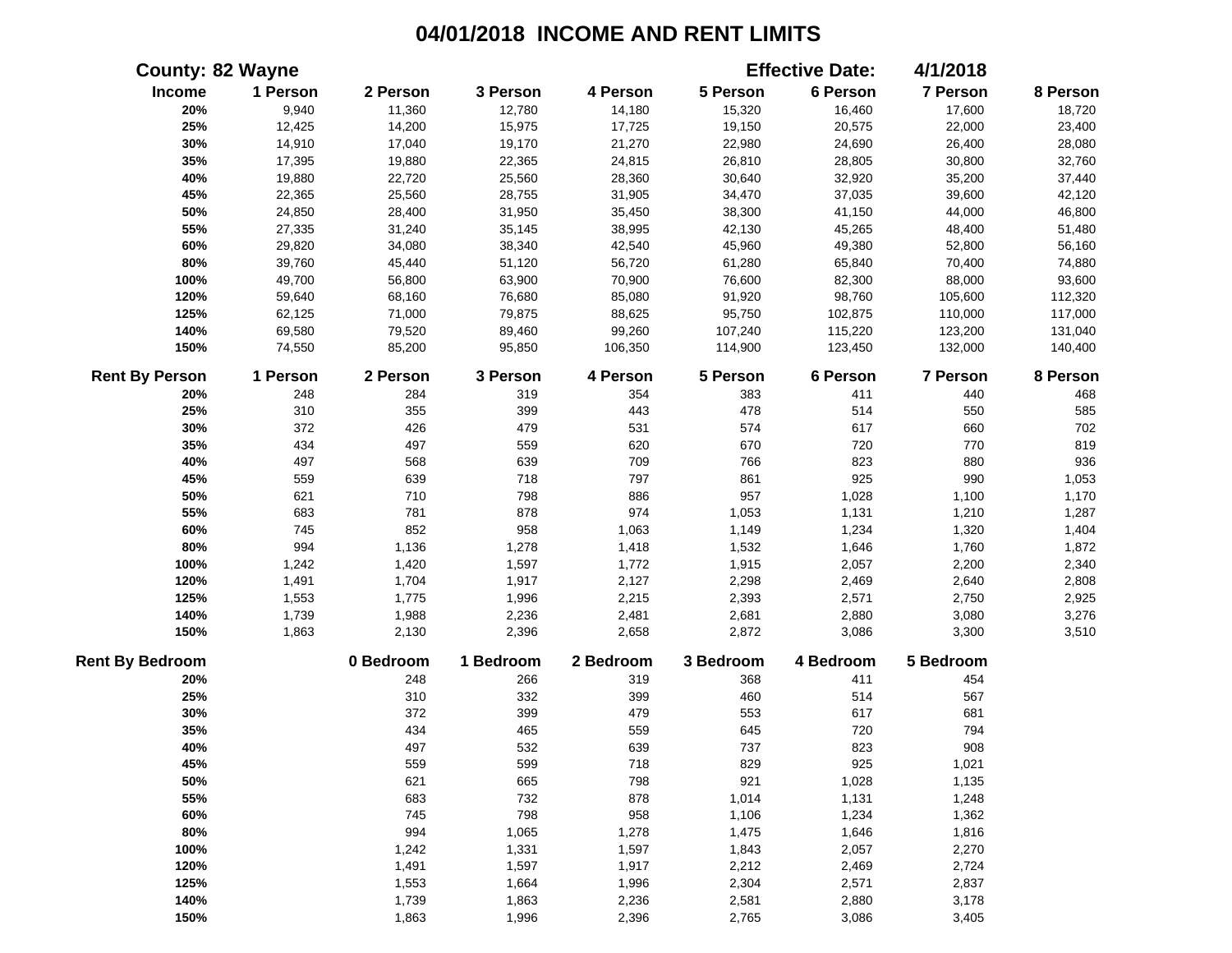# 04/01/2018 INCOME AND RENT LIMITS

**County: 82 Wayne** **Effective Date: 4/1/2018**

| Income | 1 Person | 2 Person | 3 Person | 4 Person | 5 Person | 6 Person | 7 Person | 8 Person |
|---|---|---|---|---|---|---|---|---|
| 20% | 9,940 | 11,360 | 12,780 | 14,180 | 15,320 | 16,460 | 17,600 | 18,720 |
| 25% | 12,425 | 14,200 | 15,975 | 17,725 | 19,150 | 20,575 | 22,000 | 23,400 |
| 30% | 14,910 | 17,040 | 19,170 | 21,270 | 22,980 | 24,690 | 26,400 | 28,080 |
| 35% | 17,395 | 19,880 | 22,365 | 24,815 | 26,810 | 28,805 | 30,800 | 32,760 |
| 40% | 19,880 | 22,720 | 25,560 | 28,360 | 30,640 | 32,920 | 35,200 | 37,440 |
| 45% | 22,365 | 25,560 | 28,755 | 31,905 | 34,470 | 37,035 | 39,600 | 42,120 |
| 50% | 24,850 | 28,400 | 31,950 | 35,450 | 38,300 | 41,150 | 44,000 | 46,800 |
| 55% | 27,335 | 31,240 | 35,145 | 38,995 | 42,130 | 45,265 | 48,400 | 51,480 |
| 60% | 29,820 | 34,080 | 38,340 | 42,540 | 45,960 | 49,380 | 52,800 | 56,160 |
| 80% | 39,760 | 45,440 | 51,120 | 56,720 | 61,280 | 65,840 | 70,400 | 74,880 |
| 100% | 49,700 | 56,800 | 63,900 | 70,900 | 76,600 | 82,300 | 88,000 | 93,600 |
| 120% | 59,640 | 68,160 | 76,680 | 85,080 | 91,920 | 98,760 | 105,600 | 112,320 |
| 125% | 62,125 | 71,000 | 79,875 | 88,625 | 95,750 | 102,875 | 110,000 | 117,000 |
| 140% | 69,580 | 79,520 | 89,460 | 99,260 | 107,240 | 115,220 | 123,200 | 131,040 |
| 150% | 74,550 | 85,200 | 95,850 | 106,350 | 114,900 | 123,450 | 132,000 | 140,400 |

| Rent By Person | 1 Person | 2 Person | 3 Person | 4 Person | 5 Person | 6 Person | 7 Person | 8 Person |
|---|---|---|---|---|---|---|---|---|
| 20% | 248 | 284 | 319 | 354 | 383 | 411 | 440 | 468 |
| 25% | 310 | 355 | 399 | 443 | 478 | 514 | 550 | 585 |
| 30% | 372 | 426 | 479 | 531 | 574 | 617 | 660 | 702 |
| 35% | 434 | 497 | 559 | 620 | 670 | 720 | 770 | 819 |
| 40% | 497 | 568 | 639 | 709 | 766 | 823 | 880 | 936 |
| 45% | 559 | 639 | 718 | 797 | 861 | 925 | 990 | 1,053 |
| 50% | 621 | 710 | 798 | 886 | 957 | 1,028 | 1,100 | 1,170 |
| 55% | 683 | 781 | 878 | 974 | 1,053 | 1,131 | 1,210 | 1,287 |
| 60% | 745 | 852 | 958 | 1,063 | 1,149 | 1,234 | 1,320 | 1,404 |
| 80% | 994 | 1,136 | 1,278 | 1,418 | 1,532 | 1,646 | 1,760 | 1,872 |
| 100% | 1,242 | 1,420 | 1,597 | 1,772 | 1,915 | 2,057 | 2,200 | 2,340 |
| 120% | 1,491 | 1,704 | 1,917 | 2,127 | 2,298 | 2,469 | 2,640 | 2,808 |
| 125% | 1,553 | 1,775 | 1,996 | 2,215 | 2,393 | 2,571 | 2,750 | 2,925 |
| 140% | 1,739 | 1,988 | 2,236 | 2,481 | 2,681 | 2,880 | 3,080 | 3,276 |
| 150% | 1,863 | 2,130 | 2,396 | 2,658 | 2,872 | 3,086 | 3,300 | 3,510 |

| Rent By Bedroom | 0 Bedroom | 1 Bedroom | 2 Bedroom | 3 Bedroom | 4 Bedroom | 5 Bedroom |
|---|---|---|---|---|---|---|
| 20% | 248 | 266 | 319 | 368 | 411 | 454 |
| 25% | 310 | 332 | 399 | 460 | 514 | 567 |
| 30% | 372 | 399 | 479 | 553 | 617 | 681 |
| 35% | 434 | 465 | 559 | 645 | 720 | 794 |
| 40% | 497 | 532 | 639 | 737 | 823 | 908 |
| 45% | 559 | 599 | 718 | 829 | 925 | 1,021 |
| 50% | 621 | 665 | 798 | 921 | 1,028 | 1,135 |
| 55% | 683 | 732 | 878 | 1,014 | 1,131 | 1,248 |
| 60% | 745 | 798 | 958 | 1,106 | 1,234 | 1,362 |
| 80% | 994 | 1,065 | 1,278 | 1,475 | 1,646 | 1,816 |
| 100% | 1,242 | 1,331 | 1,597 | 1,843 | 2,057 | 2,270 |
| 120% | 1,491 | 1,597 | 1,917 | 2,212 | 2,469 | 2,724 |
| 125% | 1,553 | 1,664 | 1,996 | 2,304 | 2,571 | 2,837 |
| 140% | 1,739 | 1,863 | 2,236 | 2,581 | 2,880 | 3,178 |
| 150% | 1,863 | 1,996 | 2,396 | 2,765 | 3,086 | 3,405 |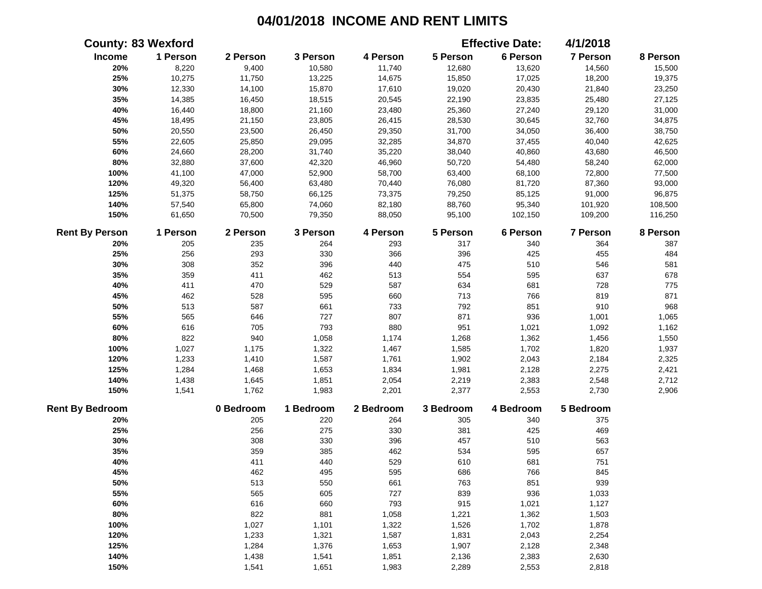# 04/01/2018 INCOME AND RENT LIMITS

**County: 83 Wexford** **Effective Date: 4/1/2018**

| Income | 1 Person | 2 Person | 3 Person | 4 Person | 5 Person | 6 Person | 7 Person | 8 Person |
|---|---|---|---|---|---|---|---|---|
| 20% | 8,220 | 9,400 | 10,580 | 11,740 | 12,680 | 13,620 | 14,560 | 15,500 |
| 25% | 10,275 | 11,750 | 13,225 | 14,675 | 15,850 | 17,025 | 18,200 | 19,375 |
| 30% | 12,330 | 14,100 | 15,870 | 17,610 | 19,020 | 20,430 | 21,840 | 23,250 |
| 35% | 14,385 | 16,450 | 18,515 | 20,545 | 22,190 | 23,835 | 25,480 | 27,125 |
| 40% | 16,440 | 18,800 | 21,160 | 23,480 | 25,360 | 27,240 | 29,120 | 31,000 |
| 45% | 18,495 | 21,150 | 23,805 | 26,415 | 28,530 | 30,645 | 32,760 | 34,875 |
| 50% | 20,550 | 23,500 | 26,450 | 29,350 | 31,700 | 34,050 | 36,400 | 38,750 |
| 55% | 22,605 | 25,850 | 29,095 | 32,285 | 34,870 | 37,455 | 40,040 | 42,625 |
| 60% | 24,660 | 28,200 | 31,740 | 35,220 | 38,040 | 40,860 | 43,680 | 46,500 |
| 80% | 32,880 | 37,600 | 42,320 | 46,960 | 50,720 | 54,480 | 58,240 | 62,000 |
| 100% | 41,100 | 47,000 | 52,900 | 58,700 | 63,400 | 68,100 | 72,800 | 77,500 |
| 120% | 49,320 | 56,400 | 63,480 | 70,440 | 76,080 | 81,720 | 87,360 | 93,000 |
| 125% | 51,375 | 58,750 | 66,125 | 73,375 | 79,250 | 85,125 | 91,000 | 96,875 |
| 140% | 57,540 | 65,800 | 74,060 | 82,180 | 88,760 | 95,340 | 101,920 | 108,500 |
| 150% | 61,650 | 70,500 | 79,350 | 88,050 | 95,100 | 102,150 | 109,200 | 116,250 |

| Rent By Person | 1 Person | 2 Person | 3 Person | 4 Person | 5 Person | 6 Person | 7 Person | 8 Person |
|---|---|---|---|---|---|---|---|---|
| 20% | 205 | 235 | 264 | 293 | 317 | 340 | 364 | 387 |
| 25% | 256 | 293 | 330 | 366 | 396 | 425 | 455 | 484 |
| 30% | 308 | 352 | 396 | 440 | 475 | 510 | 546 | 581 |
| 35% | 359 | 411 | 462 | 513 | 554 | 595 | 637 | 678 |
| 40% | 411 | 470 | 529 | 587 | 634 | 681 | 728 | 775 |
| 45% | 462 | 528 | 595 | 660 | 713 | 766 | 819 | 871 |
| 50% | 513 | 587 | 661 | 733 | 792 | 851 | 910 | 968 |
| 55% | 565 | 646 | 727 | 807 | 871 | 936 | 1,001 | 1,065 |
| 60% | 616 | 705 | 793 | 880 | 951 | 1,021 | 1,092 | 1,162 |
| 80% | 822 | 940 | 1,058 | 1,174 | 1,268 | 1,362 | 1,456 | 1,550 |
| 100% | 1,027 | 1,175 | 1,322 | 1,467 | 1,585 | 1,702 | 1,820 | 1,937 |
| 120% | 1,233 | 1,410 | 1,587 | 1,761 | 1,902 | 2,043 | 2,184 | 2,325 |
| 125% | 1,284 | 1,468 | 1,653 | 1,834 | 1,981 | 2,128 | 2,275 | 2,421 |
| 140% | 1,438 | 1,645 | 1,851 | 2,054 | 2,219 | 2,383 | 2,548 | 2,712 |
| 150% | 1,541 | 1,762 | 1,983 | 2,201 | 2,377 | 2,553 | 2,730 | 2,906 |

| Rent By Bedroom | 0 Bedroom | 1 Bedroom | 2 Bedroom | 3 Bedroom | 4 Bedroom | 5 Bedroom |
|---|---|---|---|---|---|---|
| 20% | 205 | 220 | 264 | 305 | 340 | 375 |
| 25% | 256 | 275 | 330 | 381 | 425 | 469 |
| 30% | 308 | 330 | 396 | 457 | 510 | 563 |
| 35% | 359 | 385 | 462 | 534 | 595 | 657 |
| 40% | 411 | 440 | 529 | 610 | 681 | 751 |
| 45% | 462 | 495 | 595 | 686 | 766 | 845 |
| 50% | 513 | 550 | 661 | 763 | 851 | 939 |
| 55% | 565 | 605 | 727 | 839 | 936 | 1,033 |
| 60% | 616 | 660 | 793 | 915 | 1,021 | 1,127 |
| 80% | 822 | 881 | 1,058 | 1,221 | 1,362 | 1,503 |
| 100% | 1,027 | 1,101 | 1,322 | 1,526 | 1,702 | 1,878 |
| 120% | 1,233 | 1,321 | 1,587 | 1,831 | 2,043 | 2,254 |
| 125% | 1,284 | 1,376 | 1,653 | 1,907 | 2,128 | 2,348 |
| 140% | 1,438 | 1,541 | 1,851 | 2,136 | 2,383 | 2,630 |
| 150% | 1,541 | 1,651 | 1,983 | 2,289 | 2,553 | 2,818 |